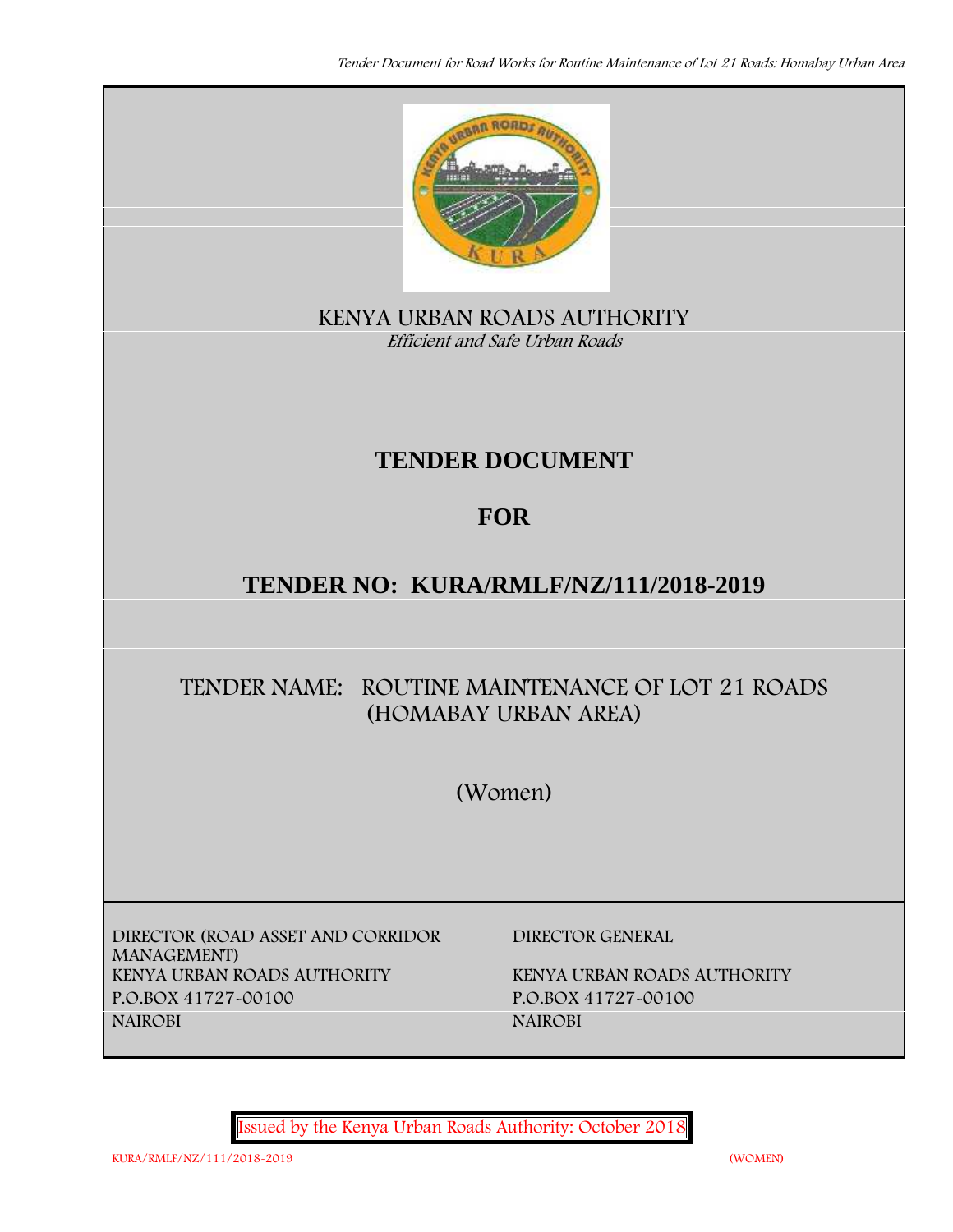KENYA URBAN ROADS AUTHORITY

*Efficient and Safe Urban Roads*

# TENDER DOCUMENT

# FOR

# TENDER NO: KURA/RMLF/NZ/111/2018-2019

## TENDER NAME: ROUTINE MAINTENANCE OF LOT 21 ROADS (HOMABAY URBAN AREA)

(Women)

| DIRECTOR (ROAD ASSET AND CORRIDOR MANAGEMENT) | DIRECTOR GENERAL |
|---|---|
| KENYA URBAN ROADS AUTHORITY | KENYA URBAN ROADS AUTHORITY |
| P.O.BOX 41727-00100 | P.O.BOX 41727-00100 |
| NAIROBI | NAIROBI |

Issued by the Kenya Urban Roads Authority: October 2018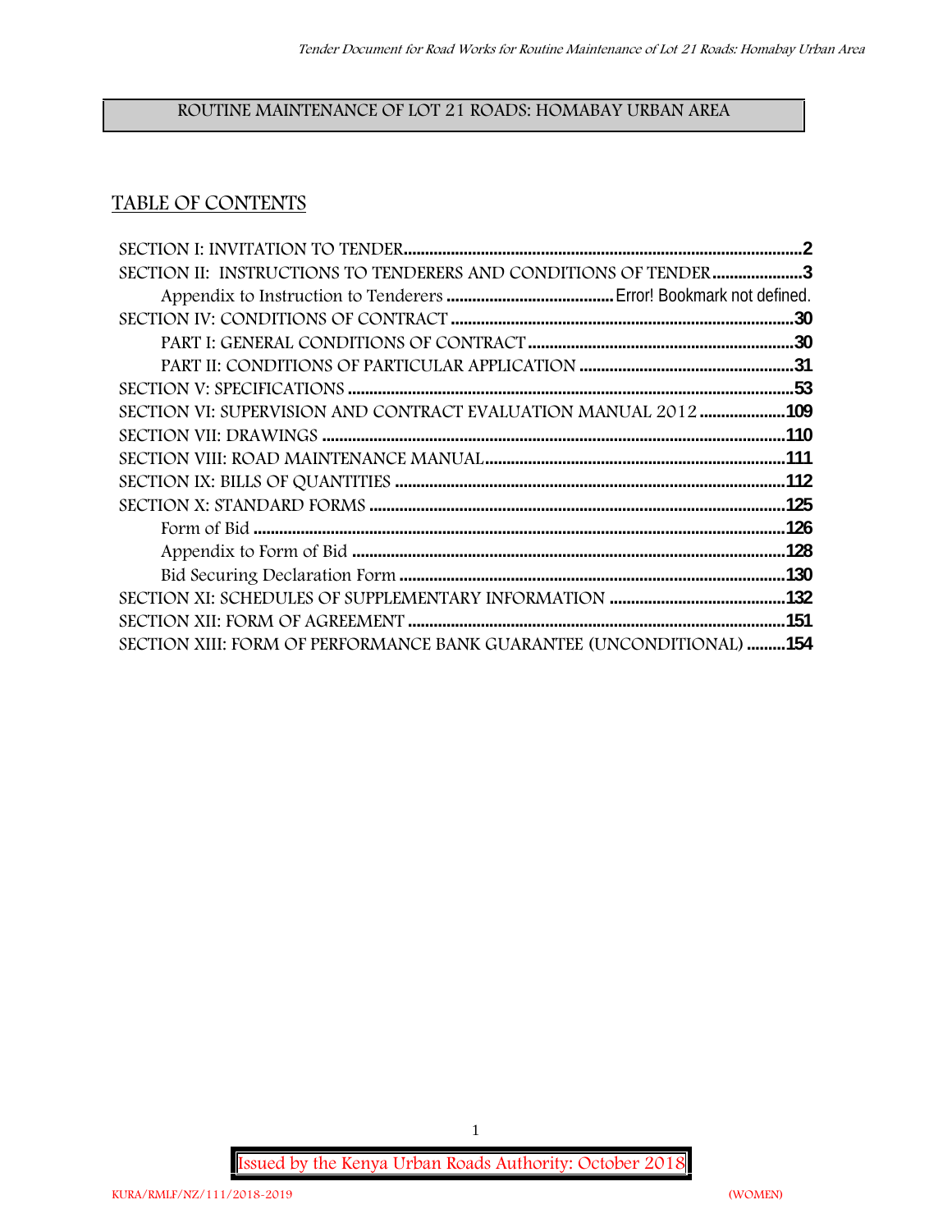ROUTINE MAINTENANCE OF LOT 21 ROADS: HOMABAY URBAN AREA

## TABLE OF CONTENTS

SECTION I: INVITATION TO TENDER ....................................................................................2
SECTION II: INSTRUCTIONS TO TENDERERS AND CONDITIONS OF TENDER .....................3
    Appendix to Instruction to Tenderers ....................................... Error! Bookmark not defined.
SECTION IV: CONDITIONS OF CONTRACT ............................................................................30
    PART I: GENERAL CONDITIONS OF CONTRACT .............................................................30
    PART II: CONDITIONS OF PARTICULAR APPLICATION .................................................31
SECTION V: SPECIFICATIONS ......................................................................................................53
SECTION VI: SUPERVISION AND CONTRACT EVALUATION MANUAL 2012 ....................109
SECTION VII: DRAWINGS ..........................................................................................................110
SECTION VIII: ROAD MAINTENANCE MANUAL....................................................................111
SECTION IX: BILLS OF QUANTITIES .........................................................................................112
SECTION X: STANDARD FORMS ................................................................................................125
    Form of Bid ..........................................................................................................................126
    Appendix to Form of Bid ....................................................................................................128
    Bid Securing Declaration Form ........................................................................................130
SECTION XI: SCHEDULES OF SUPPLEMENTARY INFORMATION .........................................132
SECTION XII: FORM OF AGREEMENT .......................................................................................151
SECTION XIII: FORM OF PERFORMANCE BANK GUARANTEE (UNCONDITIONAL) .........154

Issued by the Kenya Urban Roads Authority: October 2018

KURA/RMLF/NZ/111/2018-2019 (WOMEN)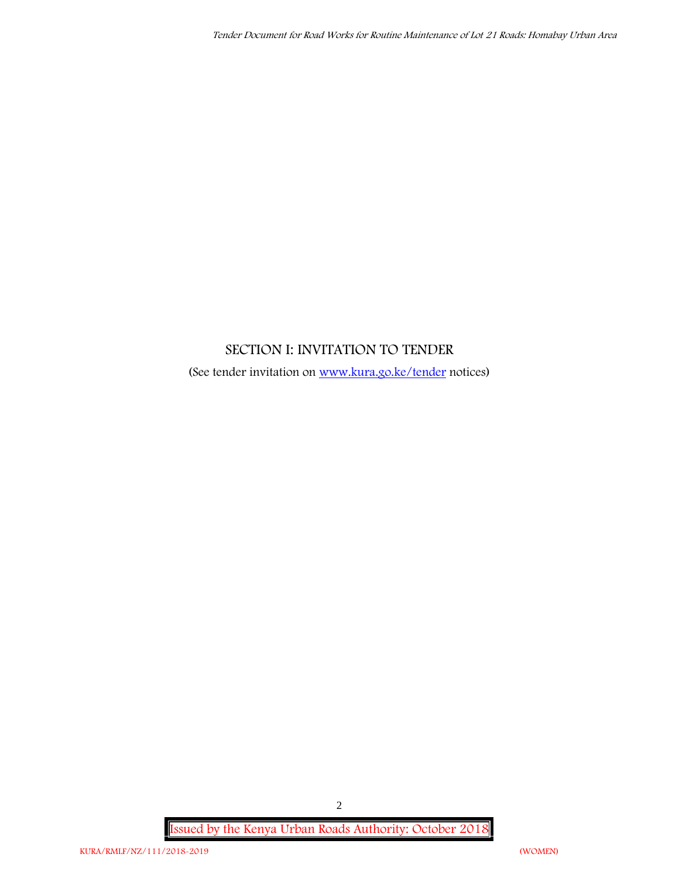# SECTION I: INVITATION TO TENDER

(See tender invitation on [www.kura.go.ke/tender](http://www.kura.go.ke/tender) notices)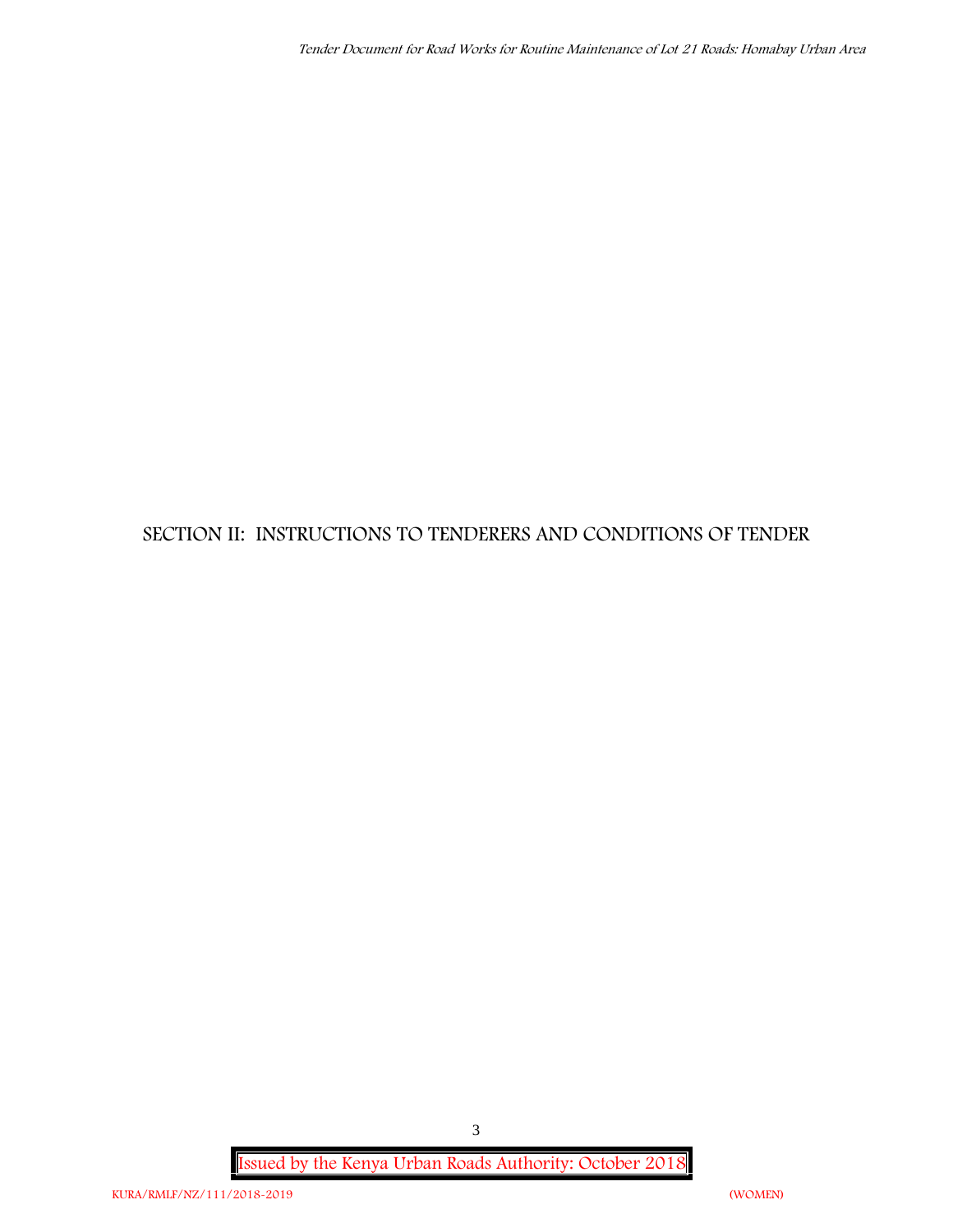# SECTION II: INSTRUCTIONS TO TENDERERS AND CONDITIONS OF TENDER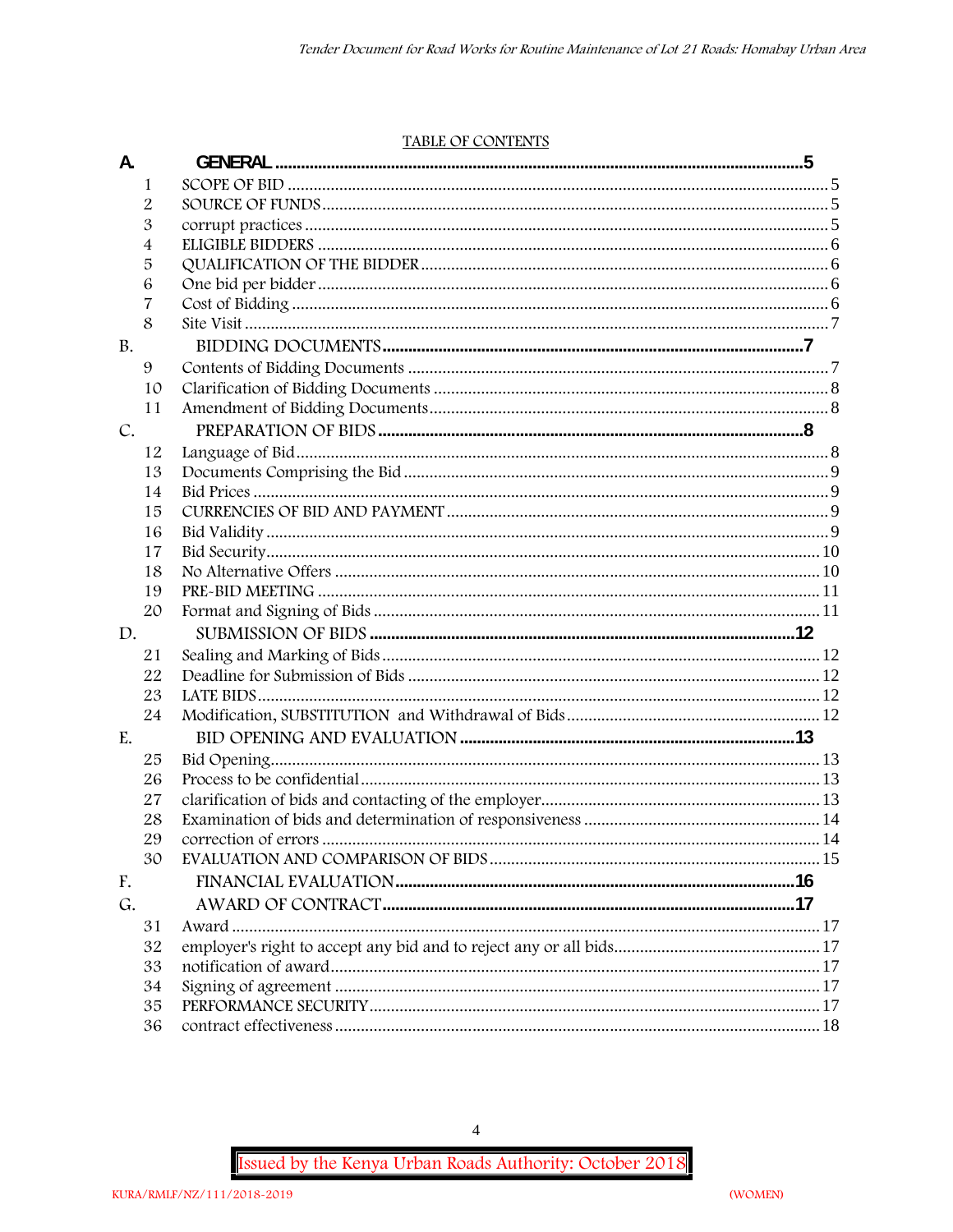TABLE OF CONTENTS

| | | | |
|---|---|---|---|
| **A.** | **GENERAL** | | **5** |
| | 1 | SCOPE OF BID | 5 |
| | 2 | SOURCE OF FUNDS | 5 |
| | 3 | corrupt practices | 5 |
| | 4 | ELIGIBLE BIDDERS | 6 |
| | 5 | QUALIFICATION OF THE BIDDER | 6 |
| | 6 | One bid per bidder | 6 |
| | 7 | Cost of Bidding | 6 |
| | 8 | Site Visit | 7 |
| B. | BIDDING DOCUMENTS | | **7** |
| | 9 | Contents of Bidding Documents | 7 |
| | 10 | Clarification of Bidding Documents | 8 |
| | 11 | Amendment of Bidding Documents | 8 |
| C. | PREPARATION OF BIDS | | **8** |
| | 12 | Language of Bid | 8 |
| | 13 | Documents Comprising the Bid | 9 |
| | 14 | Bid Prices | 9 |
| | 15 | CURRENCIES OF BID AND PAYMENT | 9 |
| | 16 | Bid Validity | 9 |
| | 17 | Bid Security | 10 |
| | 18 | No Alternative Offers | 10 |
| | 19 | PRE-BID MEETING | 11 |
| | 20 | Format and Signing of Bids | 11 |
| D. | SUBMISSION OF BIDS | | **12** |
| | 21 | Sealing and Marking of Bids | 12 |
| | 22 | Deadline for Submission of Bids | 12 |
| | 23 | LATE BIDS | 12 |
| | 24 | Modification, SUBSTITUTION and Withdrawal of Bids | 12 |
| E. | BID OPENING AND EVALUATION | | **13** |
| | 25 | Bid Opening | 13 |
| | 26 | Process to be confidential | 13 |
| | 27 | clarification of bids and contacting of the employer | 13 |
| | 28 | Examination of bids and determination of responsiveness | 14 |
| | 29 | correction of errors | 14 |
| | 30 | EVALUATION AND COMPARISON OF BIDS | 15 |
| F. | FINANCIAL EVALUATION | | **16** |
| G. | AWARD OF CONTRACT | | **17** |
| | 31 | Award | 17 |
| | 32 | employer's right to accept any bid and to reject any or all bids | 17 |
| | 33 | notification of award | 17 |
| | 34 | Signing of agreement | 17 |
| | 35 | PERFORMANCE SECURITY | 17 |
| | 36 | contract effectiveness | 18 |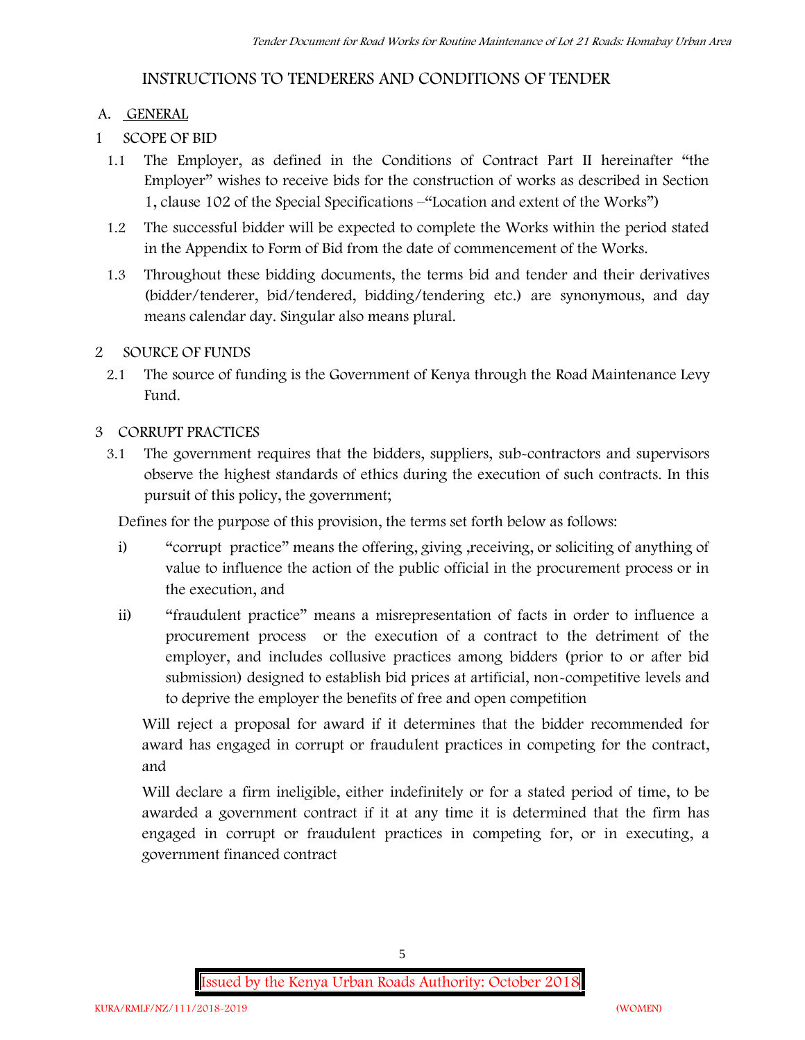# INSTRUCTIONS TO TENDERERS AND CONDITIONS OF TENDER

## A. GENERAL

### 1 SCOPE OF BID

1.1 The Employer, as defined in the Conditions of Contract Part II hereinafter "the Employer" wishes to receive bids for the construction of works as described in Section 1, clause 102 of the Special Specifications –"Location and extent of the Works")

1.2 The successful bidder will be expected to complete the Works within the period stated in the Appendix to Form of Bid from the date of commencement of the Works.

1.3 Throughout these bidding documents, the terms bid and tender and their derivatives (bidder/tenderer, bid/tendered, bidding/tendering etc.) are synonymous, and day means calendar day. Singular also means plural.

### 2 SOURCE OF FUNDS

2.1 The source of funding is the Government of Kenya through the Road Maintenance Levy Fund.

### 3 CORRUPT PRACTICES

3.1 The government requires that the bidders, suppliers, sub-contractors and supervisors observe the highest standards of ethics during the execution of such contracts. In this pursuit of this policy, the government;

Defines for the purpose of this provision, the terms set forth below as follows:

i) "corrupt practice" means the offering, giving ,receiving, or soliciting of anything of value to influence the action of the public official in the procurement process or in the execution, and

ii) "fraudulent practice" means a misrepresentation of facts in order to influence a procurement process or the execution of a contract to the detriment of the employer, and includes collusive practices among bidders (prior to or after bid submission) designed to establish bid prices at artificial, non-competitive levels and to deprive the employer the benefits of free and open competition

Will reject a proposal for award if it determines that the bidder recommended for award has engaged in corrupt or fraudulent practices in competing for the contract, and

Will declare a firm ineligible, either indefinitely or for a stated period of time, to be awarded a government contract if it at any time it is determined that the firm has engaged in corrupt or fraudulent practices in competing for, or in executing, a government financed contract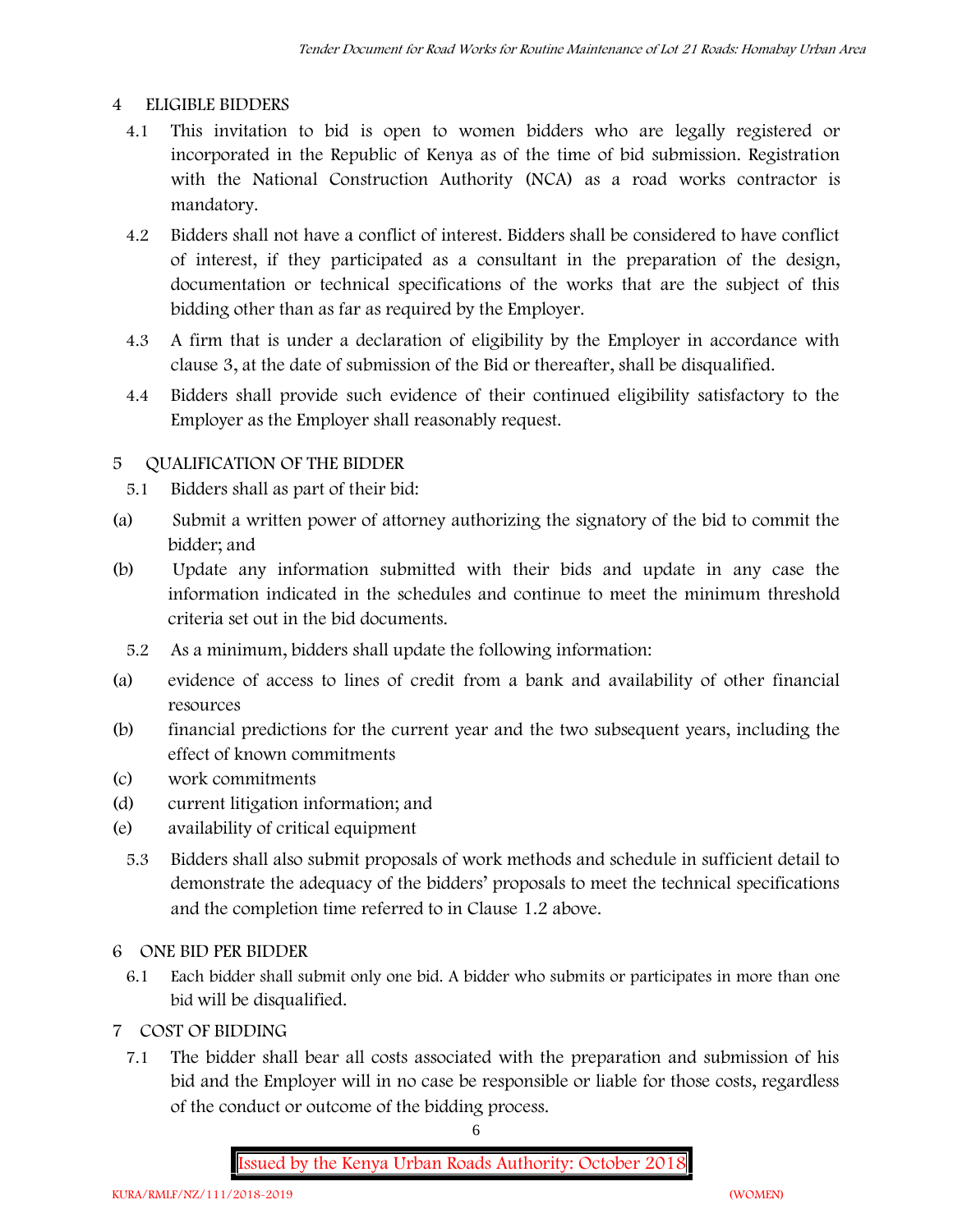## 4 ELIGIBLE BIDDERS

4.1 This invitation to bid is open to women bidders who are legally registered or incorporated in the Republic of Kenya as of the time of bid submission. Registration with the National Construction Authority (NCA) as a road works contractor is mandatory.

4.2 Bidders shall not have a conflict of interest. Bidders shall be considered to have conflict of interest, if they participated as a consultant in the preparation of the design, documentation or technical specifications of the works that are the subject of this bidding other than as far as required by the Employer.

4.3 A firm that is under a declaration of eligibility by the Employer in accordance with clause 3, at the date of submission of the Bid or thereafter, shall be disqualified.

4.4 Bidders shall provide such evidence of their continued eligibility satisfactory to the Employer as the Employer shall reasonably request.

## 5 QUALIFICATION OF THE BIDDER

5.1 Bidders shall as part of their bid:

(a) Submit a written power of attorney authorizing the signatory of the bid to commit the bidder; and

(b) Update any information submitted with their bids and update in any case the information indicated in the schedules and continue to meet the minimum threshold criteria set out in the bid documents.

5.2 As a minimum, bidders shall update the following information:

(a) evidence of access to lines of credit from a bank and availability of other financial resources

(b) financial predictions for the current year and the two subsequent years, including the effect of known commitments

(c) work commitments

(d) current litigation information; and

(e) availability of critical equipment

5.3 Bidders shall also submit proposals of work methods and schedule in sufficient detail to demonstrate the adequacy of the bidders' proposals to meet the technical specifications and the completion time referred to in Clause 1.2 above.

## 6 ONE BID PER BIDDER

6.1 Each bidder shall submit only one bid. A bidder who submits or participates in more than one bid will be disqualified.

## 7 COST OF BIDDING

7.1 The bidder shall bear all costs associated with the preparation and submission of his bid and the Employer will in no case be responsible or liable for those costs, regardless of the conduct or outcome of the bidding process.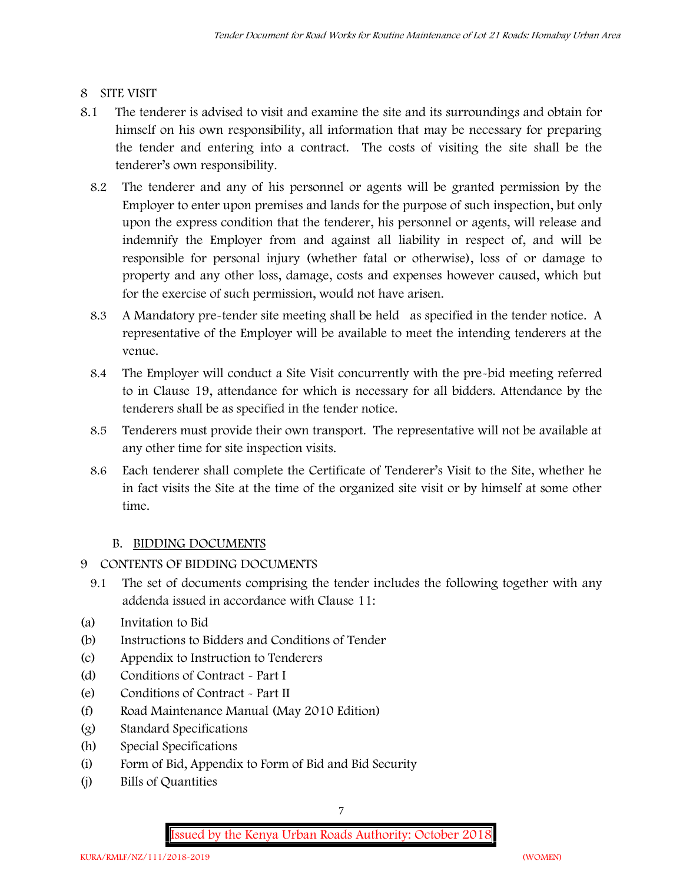## 8 SITE VISIT

8.1 The tenderer is advised to visit and examine the site and its surroundings and obtain for himself on his own responsibility, all information that may be necessary for preparing the tender and entering into a contract. The costs of visiting the site shall be the tenderer's own responsibility.

8.2 The tenderer and any of his personnel or agents will be granted permission by the Employer to enter upon premises and lands for the purpose of such inspection, but only upon the express condition that the tenderer, his personnel or agents, will release and indemnify the Employer from and against all liability in respect of, and will be responsible for personal injury (whether fatal or otherwise), loss of or damage to property and any other loss, damage, costs and expenses however caused, which but for the exercise of such permission, would not have arisen.

8.3 A Mandatory pre-tender site meeting shall be held as specified in the tender notice. A representative of the Employer will be available to meet the intending tenderers at the venue.

8.4 The Employer will conduct a Site Visit concurrently with the pre-bid meeting referred to in Clause 19, attendance for which is necessary for all bidders. Attendance by the tenderers shall be as specified in the tender notice.

8.5 Tenderers must provide their own transport. The representative will not be available at any other time for site inspection visits.

8.6 Each tenderer shall complete the Certificate of Tenderer's Visit to the Site, whether he in fact visits the Site at the time of the organized site visit or by himself at some other time.

### B. BIDDING DOCUMENTS

## 9 CONTENTS OF BIDDING DOCUMENTS

9.1 The set of documents comprising the tender includes the following together with any addenda issued in accordance with Clause 11:

(a) Invitation to Bid
(b) Instructions to Bidders and Conditions of Tender
(c) Appendix to Instruction to Tenderers
(d) Conditions of Contract - Part I
(e) Conditions of Contract - Part II
(f) Road Maintenance Manual (May 2010 Edition)
(g) Standard Specifications
(h) Special Specifications
(i) Form of Bid, Appendix to Form of Bid and Bid Security
(j) Bills of Quantities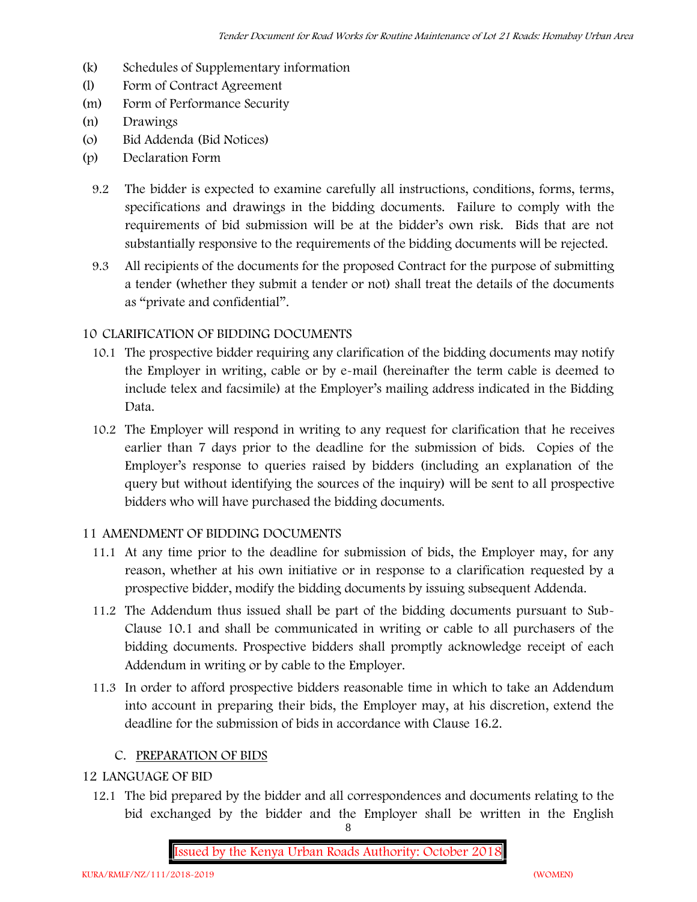- (k) Schedules of Supplementary information
- (l) Form of Contract Agreement
- (m) Form of Performance Security
- (n) Drawings
- (o) Bid Addenda (Bid Notices)
- (p) Declaration Form

9.2 The bidder is expected to examine carefully all instructions, conditions, forms, terms, specifications and drawings in the bidding documents. Failure to comply with the requirements of bid submission will be at the bidder's own risk. Bids that are not substantially responsive to the requirements of the bidding documents will be rejected.

9.3 All recipients of the documents for the proposed Contract for the purpose of submitting a tender (whether they submit a tender or not) shall treat the details of the documents as "private and confidential".

## 10 CLARIFICATION OF BIDDING DOCUMENTS

10.1 The prospective bidder requiring any clarification of the bidding documents may notify the Employer in writing, cable or by e-mail (hereinafter the term cable is deemed to include telex and facsimile) at the Employer's mailing address indicated in the Bidding Data.

10.2 The Employer will respond in writing to any request for clarification that he receives earlier than 7 days prior to the deadline for the submission of bids. Copies of the Employer's response to queries raised by bidders (including an explanation of the query but without identifying the sources of the inquiry) will be sent to all prospective bidders who will have purchased the bidding documents.

## 11 AMENDMENT OF BIDDING DOCUMENTS

11.1 At any time prior to the deadline for submission of bids, the Employer may, for any reason, whether at his own initiative or in response to a clarification requested by a prospective bidder, modify the bidding documents by issuing subsequent Addenda.

11.2 The Addendum thus issued shall be part of the bidding documents pursuant to Sub-Clause 10.1 and shall be communicated in writing or cable to all purchasers of the bidding documents. Prospective bidders shall promptly acknowledge receipt of each Addendum in writing or by cable to the Employer.

11.3 In order to afford prospective bidders reasonable time in which to take an Addendum into account in preparing their bids, the Employer may, at his discretion, extend the deadline for the submission of bids in accordance with Clause 16.2.

## C. PREPARATION OF BIDS

## 12 LANGUAGE OF BID

12.1 The bid prepared by the bidder and all correspondences and documents relating to the bid exchanged by the bidder and the Employer shall be written in the English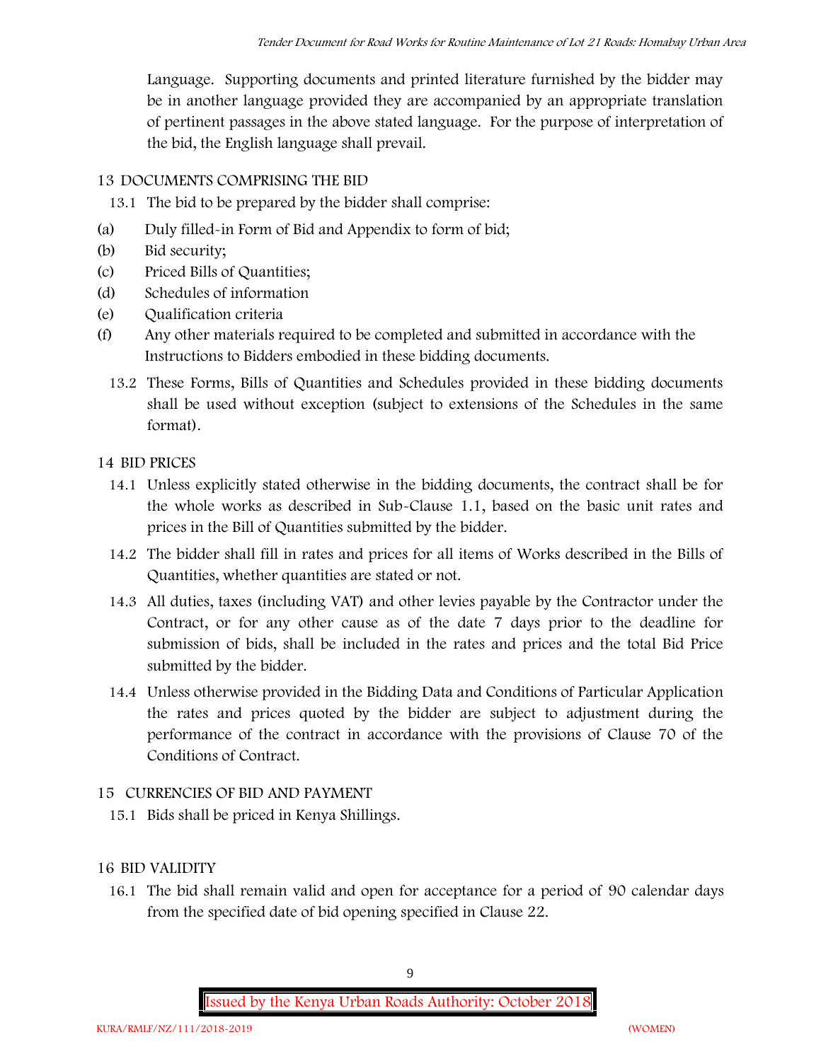Language. Supporting documents and printed literature furnished by the bidder may be in another language provided they are accompanied by an appropriate translation of pertinent passages in the above stated language. For the purpose of interpretation of the bid, the English language shall prevail.

## 13 DOCUMENTS COMPRISING THE BID

13.1 The bid to be prepared by the bidder shall comprise:

(a) Duly filled-in Form of Bid and Appendix to form of bid;

(b) Bid security;

(c) Priced Bills of Quantities;

(d) Schedules of information

(e) Qualification criteria

(f) Any other materials required to be completed and submitted in accordance with the Instructions to Bidders embodied in these bidding documents.

13.2 These Forms, Bills of Quantities and Schedules provided in these bidding documents shall be used without exception (subject to extensions of the Schedules in the same format).

## 14 BID PRICES

14.1 Unless explicitly stated otherwise in the bidding documents, the contract shall be for the whole works as described in Sub-Clause 1.1, based on the basic unit rates and prices in the Bill of Quantities submitted by the bidder.

14.2 The bidder shall fill in rates and prices for all items of Works described in the Bills of Quantities, whether quantities are stated or not.

14.3 All duties, taxes (including VAT) and other levies payable by the Contractor under the Contract, or for any other cause as of the date 7 days prior to the deadline for submission of bids, shall be included in the rates and prices and the total Bid Price submitted by the bidder.

14.4 Unless otherwise provided in the Bidding Data and Conditions of Particular Application the rates and prices quoted by the bidder are subject to adjustment during the performance of the contract in accordance with the provisions of Clause 70 of the Conditions of Contract.

## 15 CURRENCIES OF BID AND PAYMENT

15.1 Bids shall be priced in Kenya Shillings.

## 16 BID VALIDITY

16.1 The bid shall remain valid and open for acceptance for a period of 90 calendar days from the specified date of bid opening specified in Clause 22.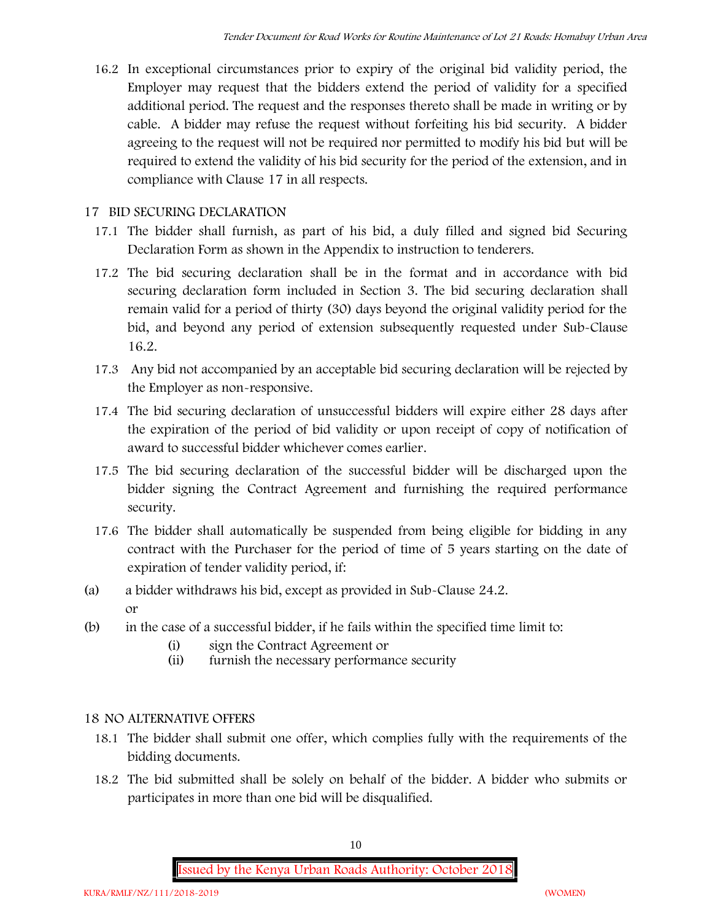16.2 In exceptional circumstances prior to expiry of the original bid validity period, the Employer may request that the bidders extend the period of validity for a specified additional period. The request and the responses thereto shall be made in writing or by cable. A bidder may refuse the request without forfeiting his bid security. A bidder agreeing to the request will not be required nor permitted to modify his bid but will be required to extend the validity of his bid security for the period of the extension, and in compliance with Clause 17 in all respects.

## 17 BID SECURING DECLARATION

17.1 The bidder shall furnish, as part of his bid, a duly filled and signed bid Securing Declaration Form as shown in the Appendix to instruction to tenderers.

17.2 The bid securing declaration shall be in the format and in accordance with bid securing declaration form included in Section 3. The bid securing declaration shall remain valid for a period of thirty (30) days beyond the original validity period for the bid, and beyond any period of extension subsequently requested under Sub-Clause 16.2.

17.3 Any bid not accompanied by an acceptable bid securing declaration will be rejected by the Employer as non-responsive.

17.4 The bid securing declaration of unsuccessful bidders will expire either 28 days after the expiration of the period of bid validity or upon receipt of copy of notification of award to successful bidder whichever comes earlier.

17.5 The bid securing declaration of the successful bidder will be discharged upon the bidder signing the Contract Agreement and furnishing the required performance security.

17.6 The bidder shall automatically be suspended from being eligible for bidding in any contract with the Purchaser for the period of time of 5 years starting on the date of expiration of tender validity period, if:

(a) a bidder withdraws his bid, except as provided in Sub-Clause 24.2.
or

(b) in the case of a successful bidder, if he fails within the specified time limit to:
   (i) sign the Contract Agreement or
   (ii) furnish the necessary performance security

## 18 NO ALTERNATIVE OFFERS

18.1 The bidder shall submit one offer, which complies fully with the requirements of the bidding documents.

18.2 The bid submitted shall be solely on behalf of the bidder. A bidder who submits or participates in more than one bid will be disqualified.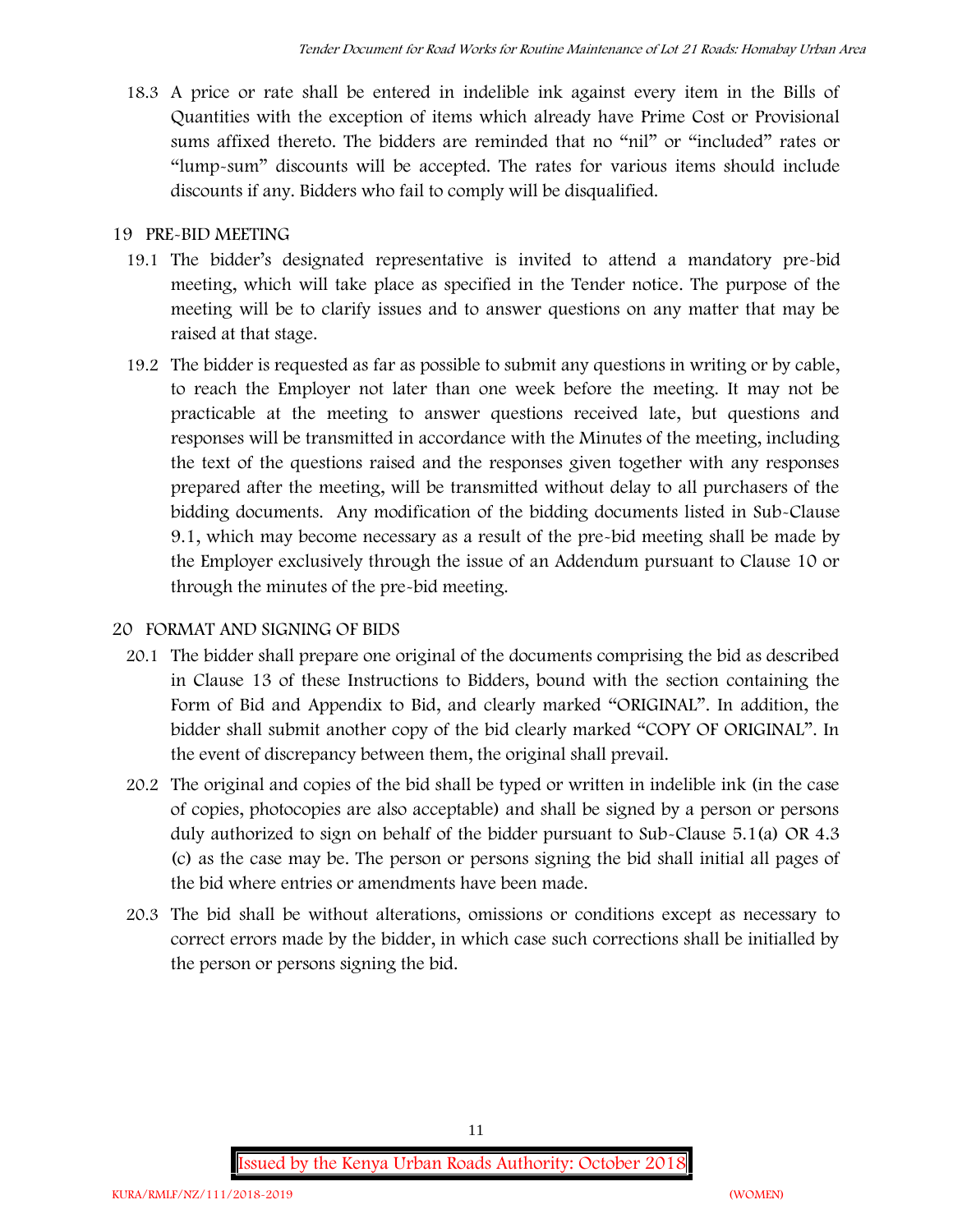18.3 A price or rate shall be entered in indelible ink against every item in the Bills of Quantities with the exception of items which already have Prime Cost or Provisional sums affixed thereto. The bidders are reminded that no "nil" or "included" rates or "lump-sum" discounts will be accepted. The rates for various items should include discounts if any. Bidders who fail to comply will be disqualified.

## 19 PRE-BID MEETING

19.1 The bidder's designated representative is invited to attend a mandatory pre-bid meeting, which will take place as specified in the Tender notice. The purpose of the meeting will be to clarify issues and to answer questions on any matter that may be raised at that stage.

19.2 The bidder is requested as far as possible to submit any questions in writing or by cable, to reach the Employer not later than one week before the meeting. It may not be practicable at the meeting to answer questions received late, but questions and responses will be transmitted in accordance with the Minutes of the meeting, including the text of the questions raised and the responses given together with any responses prepared after the meeting, will be transmitted without delay to all purchasers of the bidding documents. Any modification of the bidding documents listed in Sub-Clause 9.1, which may become necessary as a result of the pre-bid meeting shall be made by the Employer exclusively through the issue of an Addendum pursuant to Clause 10 or through the minutes of the pre-bid meeting.

## 20 FORMAT AND SIGNING OF BIDS

20.1 The bidder shall prepare one original of the documents comprising the bid as described in Clause 13 of these Instructions to Bidders, bound with the section containing the Form of Bid and Appendix to Bid, and clearly marked "ORIGINAL". In addition, the bidder shall submit another copy of the bid clearly marked "COPY OF ORIGINAL". In the event of discrepancy between them, the original shall prevail.

20.2 The original and copies of the bid shall be typed or written in indelible ink (in the case of copies, photocopies are also acceptable) and shall be signed by a person or persons duly authorized to sign on behalf of the bidder pursuant to Sub-Clause 5.1(a) OR 4.3 (c) as the case may be. The person or persons signing the bid shall initial all pages of the bid where entries or amendments have been made.

20.3 The bid shall be without alterations, omissions or conditions except as necessary to correct errors made by the bidder, in which case such corrections shall be initialled by the person or persons signing the bid.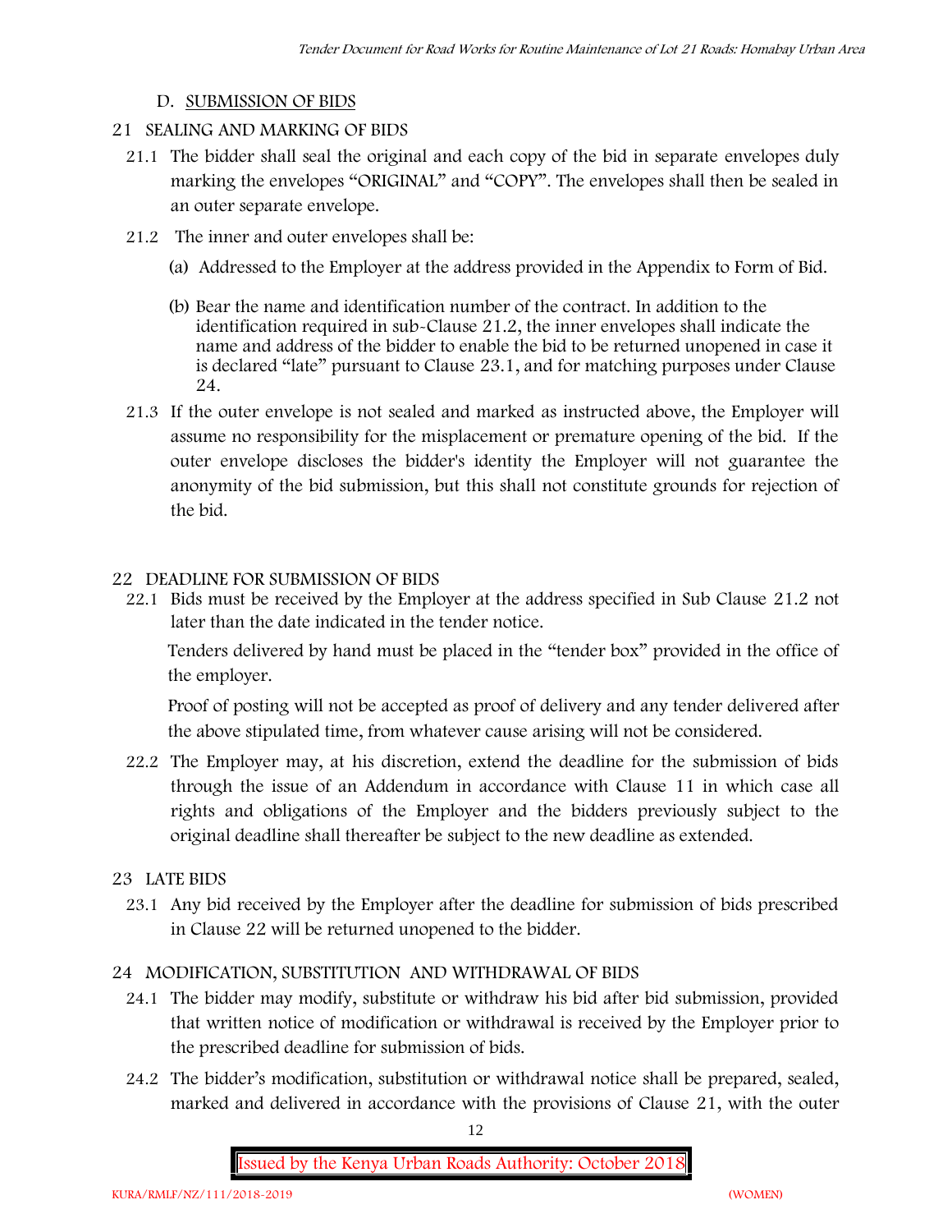## D. SUBMISSION OF BIDS

### 21 SEALING AND MARKING OF BIDS

21.1 The bidder shall seal the original and each copy of the bid in separate envelopes duly marking the envelopes "ORIGINAL" and "COPY". The envelopes shall then be sealed in an outer separate envelope.

21.2 The inner and outer envelopes shall be:

(a) Addressed to the Employer at the address provided in the Appendix to Form of Bid.

(b) Bear the name and identification number of the contract. In addition to the identification required in sub-Clause 21.2, the inner envelopes shall indicate the name and address of the bidder to enable the bid to be returned unopened in case it is declared "late" pursuant to Clause 23.1, and for matching purposes under Clause 24.

21.3 If the outer envelope is not sealed and marked as instructed above, the Employer will assume no responsibility for the misplacement or premature opening of the bid. If the outer envelope discloses the bidder's identity the Employer will not guarantee the anonymity of the bid submission, but this shall not constitute grounds for rejection of the bid.

### 22 DEADLINE FOR SUBMISSION OF BIDS

22.1 Bids must be received by the Employer at the address specified in Sub Clause 21.2 not later than the date indicated in the tender notice.

Tenders delivered by hand must be placed in the "tender box" provided in the office of the employer.

Proof of posting will not be accepted as proof of delivery and any tender delivered after the above stipulated time, from whatever cause arising will not be considered.

22.2 The Employer may, at his discretion, extend the deadline for the submission of bids through the issue of an Addendum in accordance with Clause 11 in which case all rights and obligations of the Employer and the bidders previously subject to the original deadline shall thereafter be subject to the new deadline as extended.

### 23 LATE BIDS

23.1 Any bid received by the Employer after the deadline for submission of bids prescribed in Clause 22 will be returned unopened to the bidder.

### 24 MODIFICATION, SUBSTITUTION AND WITHDRAWAL OF BIDS

24.1 The bidder may modify, substitute or withdraw his bid after bid submission, provided that written notice of modification or withdrawal is received by the Employer prior to the prescribed deadline for submission of bids.

24.2 The bidder's modification, substitution or withdrawal notice shall be prepared, sealed, marked and delivered in accordance with the provisions of Clause 21, with the outer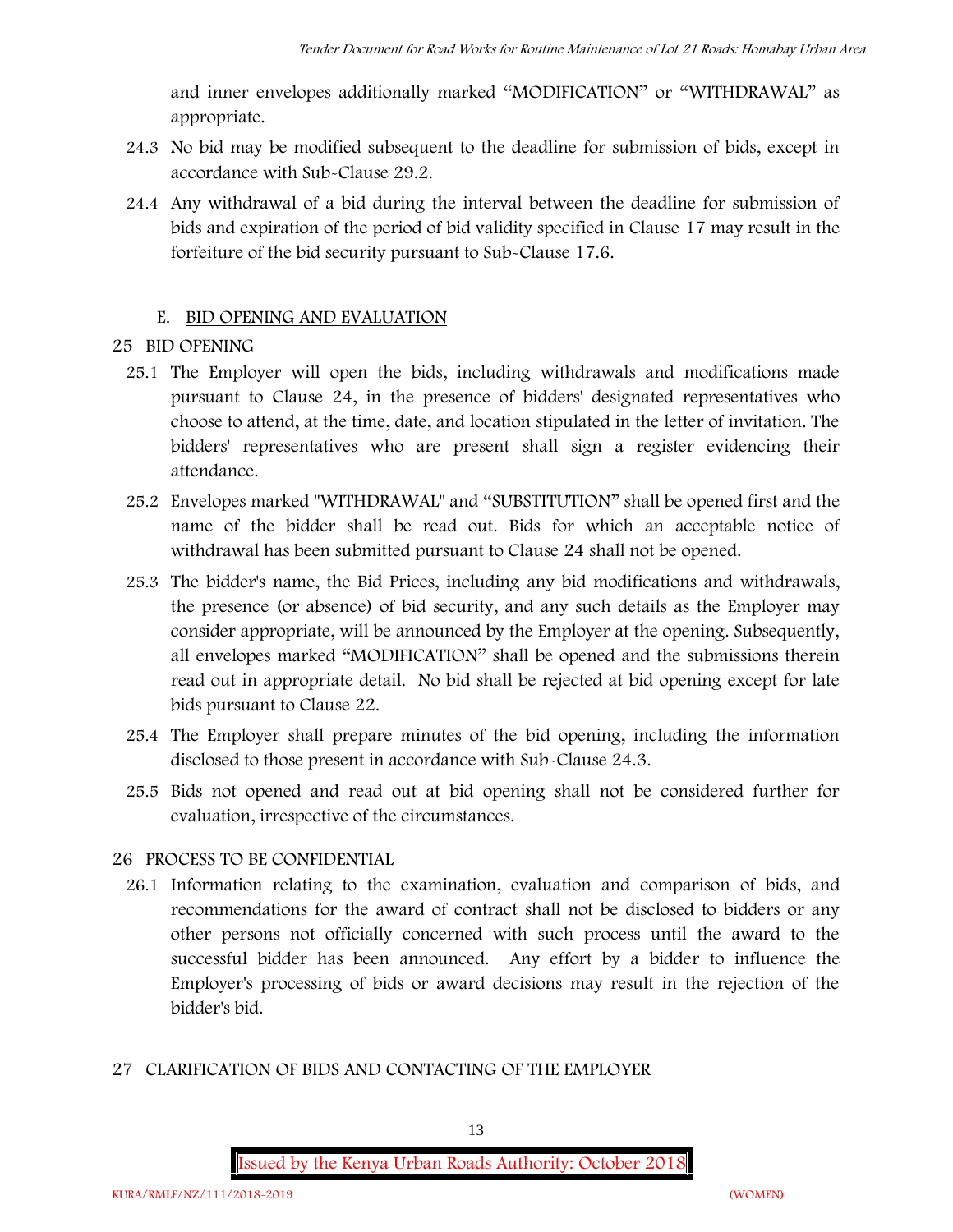and inner envelopes additionally marked "MODIFICATION" or "WITHDRAWAL" as appropriate.

24.3 No bid may be modified subsequent to the deadline for submission of bids, except in accordance with Sub-Clause 29.2.

24.4 Any withdrawal of a bid during the interval between the deadline for submission of bids and expiration of the period of bid validity specified in Clause 17 may result in the forfeiture of the bid security pursuant to Sub-Clause 17.6.

## E. BID OPENING AND EVALUATION

### 25 BID OPENING

25.1 The Employer will open the bids, including withdrawals and modifications made pursuant to Clause 24, in the presence of bidders' designated representatives who choose to attend, at the time, date, and location stipulated in the letter of invitation. The bidders' representatives who are present shall sign a register evidencing their attendance.

25.2 Envelopes marked "WITHDRAWAL" and "SUBSTITUTION" shall be opened first and the name of the bidder shall be read out. Bids for which an acceptable notice of withdrawal has been submitted pursuant to Clause 24 shall not be opened.

25.3 The bidder's name, the Bid Prices, including any bid modifications and withdrawals, the presence (or absence) of bid security, and any such details as the Employer may consider appropriate, will be announced by the Employer at the opening. Subsequently, all envelopes marked "MODIFICATION" shall be opened and the submissions therein read out in appropriate detail. No bid shall be rejected at bid opening except for late bids pursuant to Clause 22.

25.4 The Employer shall prepare minutes of the bid opening, including the information disclosed to those present in accordance with Sub-Clause 24.3.

25.5 Bids not opened and read out at bid opening shall not be considered further for evaluation, irrespective of the circumstances.

### 26 PROCESS TO BE CONFIDENTIAL

26.1 Information relating to the examination, evaluation and comparison of bids, and recommendations for the award of contract shall not be disclosed to bidders or any other persons not officially concerned with such process until the award to the successful bidder has been announced. Any effort by a bidder to influence the Employer's processing of bids or award decisions may result in the rejection of the bidder's bid.

### 27 CLARIFICATION OF BIDS AND CONTACTING OF THE EMPLOYER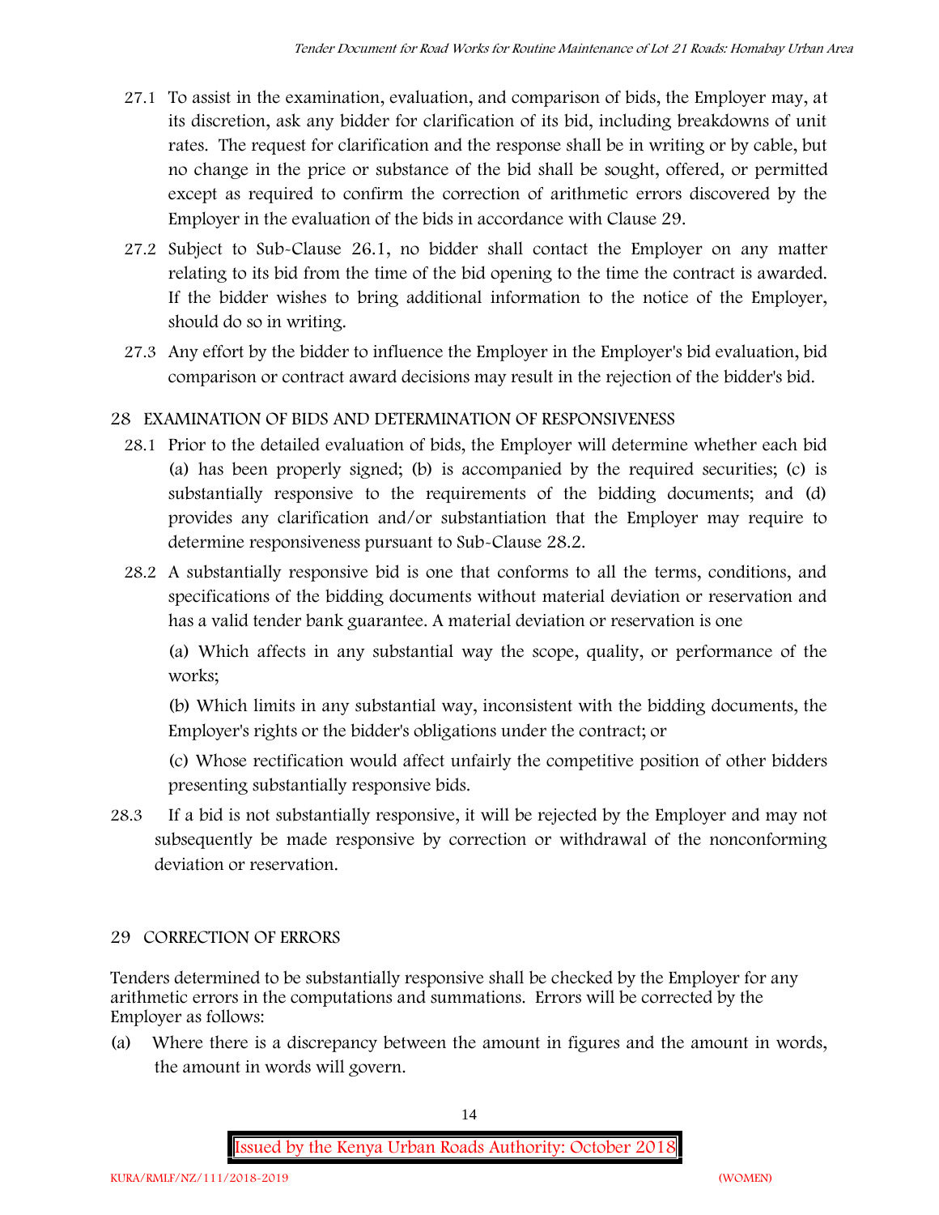27.1 To assist in the examination, evaluation, and comparison of bids, the Employer may, at its discretion, ask any bidder for clarification of its bid, including breakdowns of unit rates. The request for clarification and the response shall be in writing or by cable, but no change in the price or substance of the bid shall be sought, offered, or permitted except as required to confirm the correction of arithmetic errors discovered by the Employer in the evaluation of the bids in accordance with Clause 29.

27.2 Subject to Sub-Clause 26.1, no bidder shall contact the Employer on any matter relating to its bid from the time of the bid opening to the time the contract is awarded. If the bidder wishes to bring additional information to the notice of the Employer, should do so in writing.

27.3 Any effort by the bidder to influence the Employer in the Employer's bid evaluation, bid comparison or contract award decisions may result in the rejection of the bidder's bid.

## 28 EXAMINATION OF BIDS AND DETERMINATION OF RESPONSIVENESS

28.1 Prior to the detailed evaluation of bids, the Employer will determine whether each bid (a) has been properly signed; (b) is accompanied by the required securities; (c) is substantially responsive to the requirements of the bidding documents; and (d) provides any clarification and/or substantiation that the Employer may require to determine responsiveness pursuant to Sub-Clause 28.2.

28.2 A substantially responsive bid is one that conforms to all the terms, conditions, and specifications of the bidding documents without material deviation or reservation and has a valid tender bank guarantee. A material deviation or reservation is one

(a) Which affects in any substantial way the scope, quality, or performance of the works;

(b) Which limits in any substantial way, inconsistent with the bidding documents, the Employer's rights or the bidder's obligations under the contract; or

(c) Whose rectification would affect unfairly the competitive position of other bidders presenting substantially responsive bids.

28.3 If a bid is not substantially responsive, it will be rejected by the Employer and may not subsequently be made responsive by correction or withdrawal of the nonconforming deviation or reservation.

## 29 CORRECTION OF ERRORS

Tenders determined to be substantially responsive shall be checked by the Employer for any arithmetic errors in the computations and summations. Errors will be corrected by the Employer as follows:

(a) Where there is a discrepancy between the amount in figures and the amount in words, the amount in words will govern.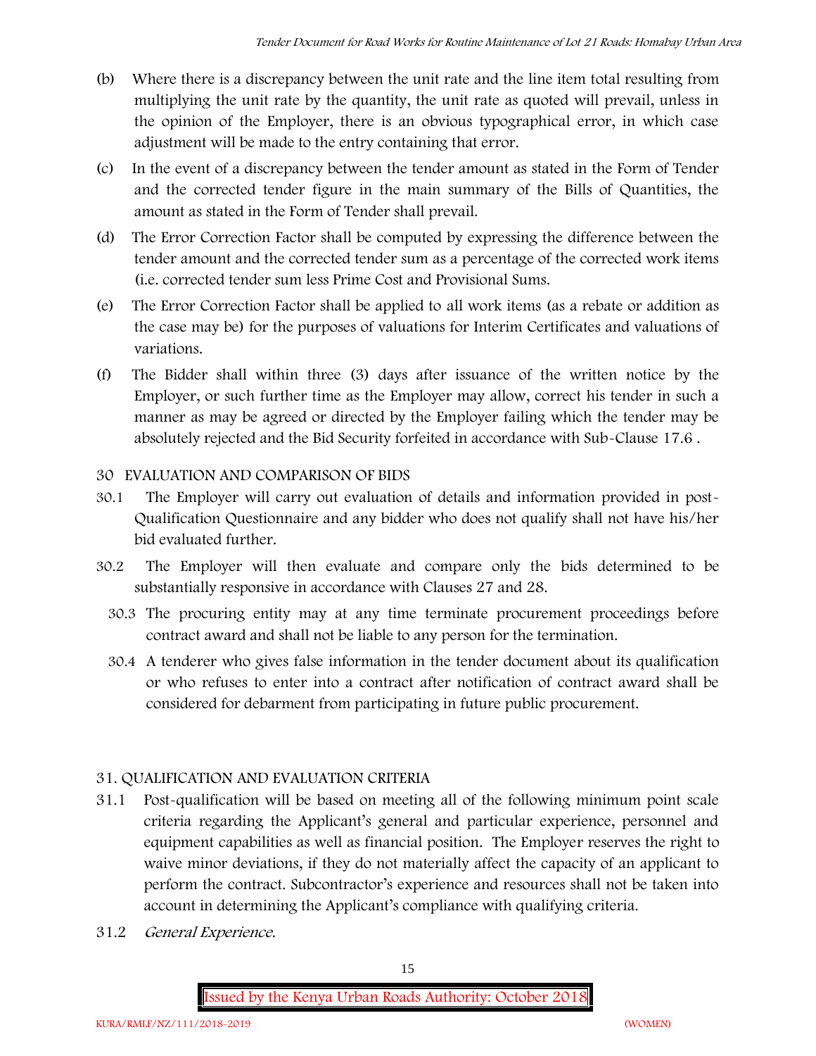(b) Where there is a discrepancy between the unit rate and the line item total resulting from multiplying the unit rate by the quantity, the unit rate as quoted will prevail, unless in the opinion of the Employer, there is an obvious typographical error, in which case adjustment will be made to the entry containing that error.

(c) In the event of a discrepancy between the tender amount as stated in the Form of Tender and the corrected tender figure in the main summary of the Bills of Quantities, the amount as stated in the Form of Tender shall prevail.

(d) The Error Correction Factor shall be computed by expressing the difference between the tender amount and the corrected tender sum as a percentage of the corrected work items (i.e. corrected tender sum less Prime Cost and Provisional Sums.

(e) The Error Correction Factor shall be applied to all work items (as a rebate or addition as the case may be) for the purposes of valuations for Interim Certificates and valuations of variations.

(f) The Bidder shall within three (3) days after issuance of the written notice by the Employer, or such further time as the Employer may allow, correct his tender in such a manner as may be agreed or directed by the Employer failing which the tender may be absolutely rejected and the Bid Security forfeited in accordance with Sub-Clause 17.6 .

30 EVALUATION AND COMPARISON OF BIDS

30.1 The Employer will carry out evaluation of details and information provided in post-Qualification Questionnaire and any bidder who does not qualify shall not have his/her bid evaluated further.

30.2 The Employer will then evaluate and compare only the bids determined to be substantially responsive in accordance with Clauses 27 and 28.

30.3 The procuring entity may at any time terminate procurement proceedings before contract award and shall not be liable to any person for the termination.

30.4 A tenderer who gives false information in the tender document about its qualification or who refuses to enter into a contract after notification of contract award shall be considered for debarment from participating in future public procurement.

31. QUALIFICATION AND EVALUATION CRITERIA

31.1 Post-qualification will be based on meeting all of the following minimum point scale criteria regarding the Applicant's general and particular experience, personnel and equipment capabilities as well as financial position. The Employer reserves the right to waive minor deviations, if they do not materially affect the capacity of an applicant to perform the contract. Subcontractor's experience and resources shall not be taken into account in determining the Applicant's compliance with qualifying criteria.

31.2 *General Experience.*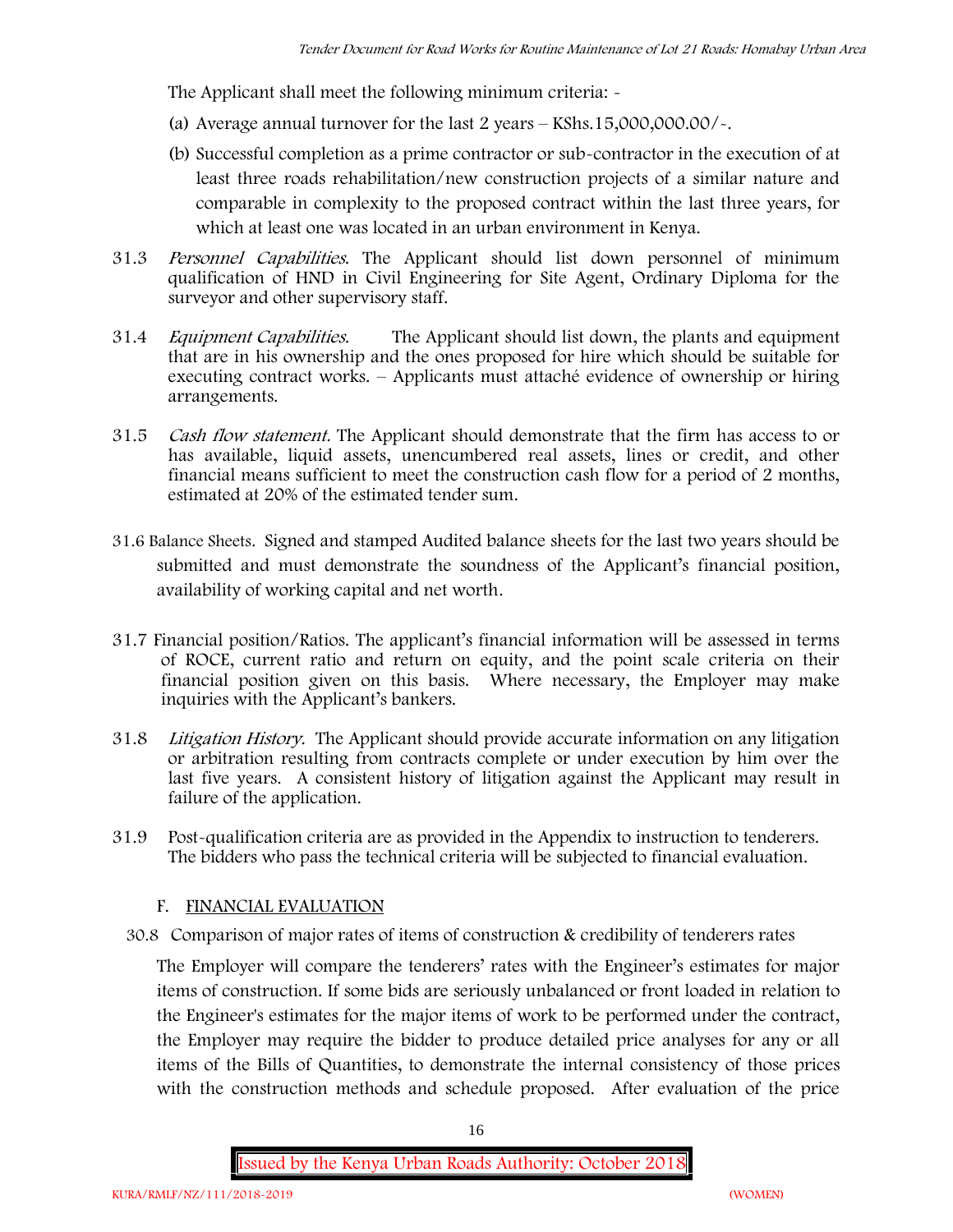The Applicant shall meet the following minimum criteria: -

(a) Average annual turnover for the last 2 years – KShs.15,000,000.00/-.

(b) Successful completion as a prime contractor or sub-contractor in the execution of at least three roads rehabilitation/new construction projects of a similar nature and comparable in complexity to the proposed contract within the last three years, for which at least one was located in an urban environment in Kenya.

31.3 *Personnel Capabilities*. The Applicant should list down personnel of minimum qualification of HND in Civil Engineering for Site Agent, Ordinary Diploma for the surveyor and other supervisory staff.

31.4 *Equipment Capabilities.* The Applicant should list down, the plants and equipment that are in his ownership and the ones proposed for hire which should be suitable for executing contract works. – Applicants must attaché evidence of ownership or hiring arrangements.

31.5 *Cash flow statement.* The Applicant should demonstrate that the firm has access to or has available, liquid assets, unencumbered real assets, lines or credit, and other financial means sufficient to meet the construction cash flow for a period of 2 months, estimated at 20% of the estimated tender sum.

31.6 Balance Sheets. Signed and stamped Audited balance sheets for the last two years should be submitted and must demonstrate the soundness of the Applicant's financial position, availability of working capital and net worth.

31.7 Financial position/Ratios. The applicant's financial information will be assessed in terms of ROCE, current ratio and return on equity, and the point scale criteria on their financial position given on this basis. Where necessary, the Employer may make inquiries with the Applicant's bankers.

31.8 *Litigation History.* The Applicant should provide accurate information on any litigation or arbitration resulting from contracts complete or under execution by him over the last five years. A consistent history of litigation against the Applicant may result in failure of the application.

31.9 Post-qualification criteria are as provided in the Appendix to instruction to tenderers. The bidders who pass the technical criteria will be subjected to financial evaluation.

## F. FINANCIAL EVALUATION

30.8 Comparison of major rates of items of construction & credibility of tenderers rates

The Employer will compare the tenderers' rates with the Engineer's estimates for major items of construction. If some bids are seriously unbalanced or front loaded in relation to the Engineer's estimates for the major items of work to be performed under the contract, the Employer may require the bidder to produce detailed price analyses for any or all items of the Bills of Quantities, to demonstrate the internal consistency of those prices with the construction methods and schedule proposed. After evaluation of the price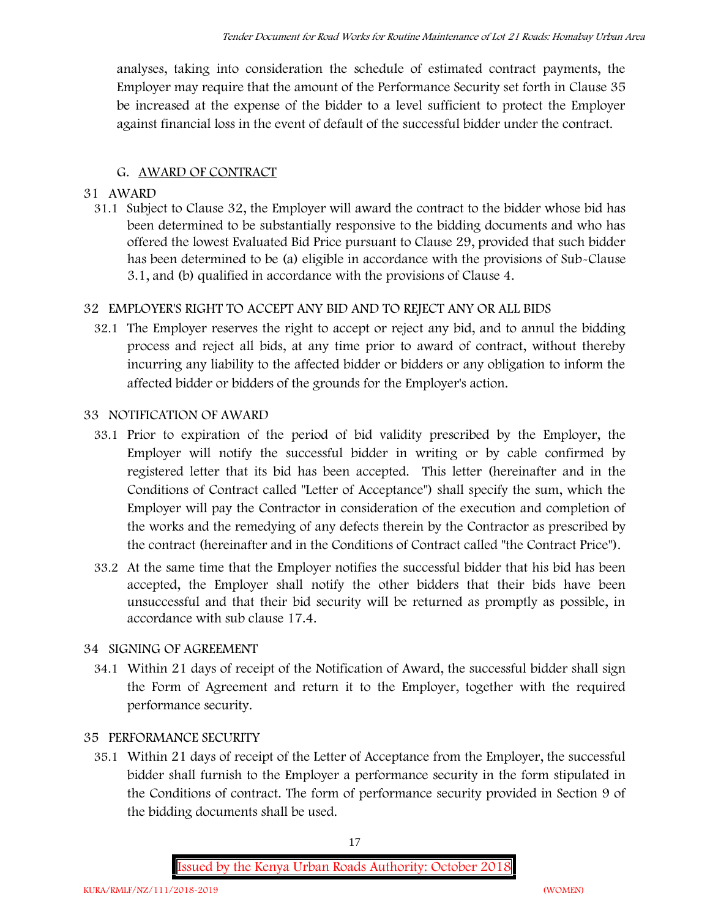analyses, taking into consideration the schedule of estimated contract payments, the Employer may require that the amount of the Performance Security set forth in Clause 35 be increased at the expense of the bidder to a level sufficient to protect the Employer against financial loss in the event of default of the successful bidder under the contract.

## G. AWARD OF CONTRACT

### 31 AWARD

31.1 Subject to Clause 32, the Employer will award the contract to the bidder whose bid has been determined to be substantially responsive to the bidding documents and who has offered the lowest Evaluated Bid Price pursuant to Clause 29, provided that such bidder has been determined to be (a) eligible in accordance with the provisions of Sub-Clause 3.1, and (b) qualified in accordance with the provisions of Clause 4.

### 32 EMPLOYER'S RIGHT TO ACCEPT ANY BID AND TO REJECT ANY OR ALL BIDS

32.1 The Employer reserves the right to accept or reject any bid, and to annul the bidding process and reject all bids, at any time prior to award of contract, without thereby incurring any liability to the affected bidder or bidders or any obligation to inform the affected bidder or bidders of the grounds for the Employer's action.

### 33 NOTIFICATION OF AWARD

33.1 Prior to expiration of the period of bid validity prescribed by the Employer, the Employer will notify the successful bidder in writing or by cable confirmed by registered letter that its bid has been accepted. This letter (hereinafter and in the Conditions of Contract called "Letter of Acceptance") shall specify the sum, which the Employer will pay the Contractor in consideration of the execution and completion of the works and the remedying of any defects therein by the Contractor as prescribed by the contract (hereinafter and in the Conditions of Contract called "the Contract Price").

33.2 At the same time that the Employer notifies the successful bidder that his bid has been accepted, the Employer shall notify the other bidders that their bids have been unsuccessful and that their bid security will be returned as promptly as possible, in accordance with sub clause 17.4.

### 34 SIGNING OF AGREEMENT

34.1 Within 21 days of receipt of the Notification of Award, the successful bidder shall sign the Form of Agreement and return it to the Employer, together with the required performance security.

### 35 PERFORMANCE SECURITY

35.1 Within 21 days of receipt of the Letter of Acceptance from the Employer, the successful bidder shall furnish to the Employer a performance security in the form stipulated in the Conditions of contract. The form of performance security provided in Section 9 of the bidding documents shall be used.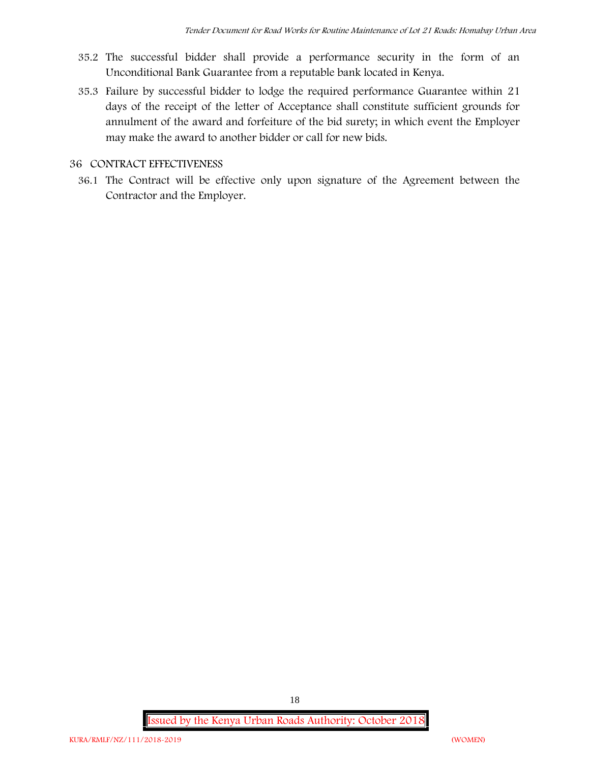35.2 The successful bidder shall provide a performance security in the form of an Unconditional Bank Guarantee from a reputable bank located in Kenya.

35.3 Failure by successful bidder to lodge the required performance Guarantee within 21 days of the receipt of the letter of Acceptance shall constitute sufficient grounds for annulment of the award and forfeiture of the bid surety; in which event the Employer may make the award to another bidder or call for new bids.

## 36 CONTRACT EFFECTIVENESS

36.1 The Contract will be effective only upon signature of the Agreement between the Contractor and the Employer.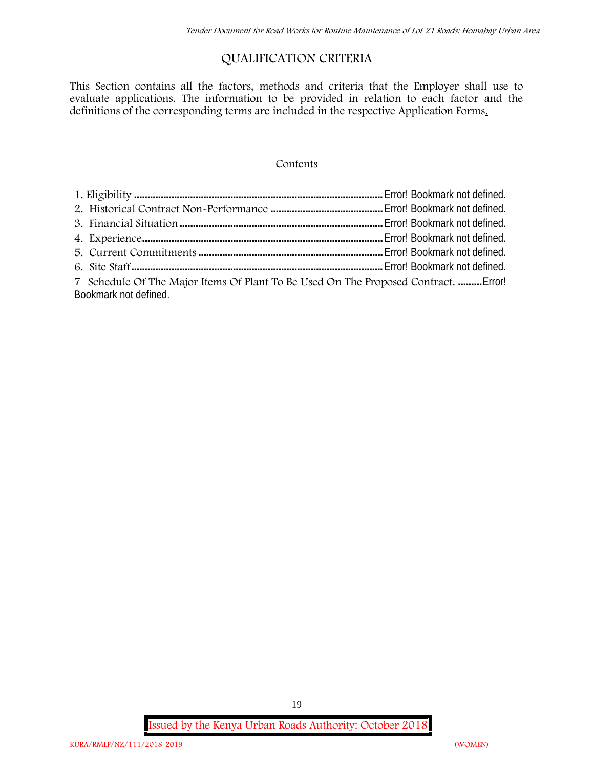# QUALIFICATION CRITERIA

This Section contains all the factors, methods and criteria that the Employer shall use to evaluate applications. The information to be provided in relation to each factor and the definitions of the corresponding terms are included in the respective Application Forms.

Contents

1. Eligibility ............................................................................................ Error! Bookmark not defined.
2. Historical Contract Non-Performance .......................................... Error! Bookmark not defined.
3. Financial Situation ............................................................................ Error! Bookmark not defined.
4. Experience.......................................................................................... Error! Bookmark not defined.
5. Current Commitments ...................................................................... Error! Bookmark not defined.
6. Site Staff.............................................................................................. Error! Bookmark not defined.
7. Schedule Of The Major Items Of Plant To Be Used On The Proposed Contract. .........Error! Bookmark not defined.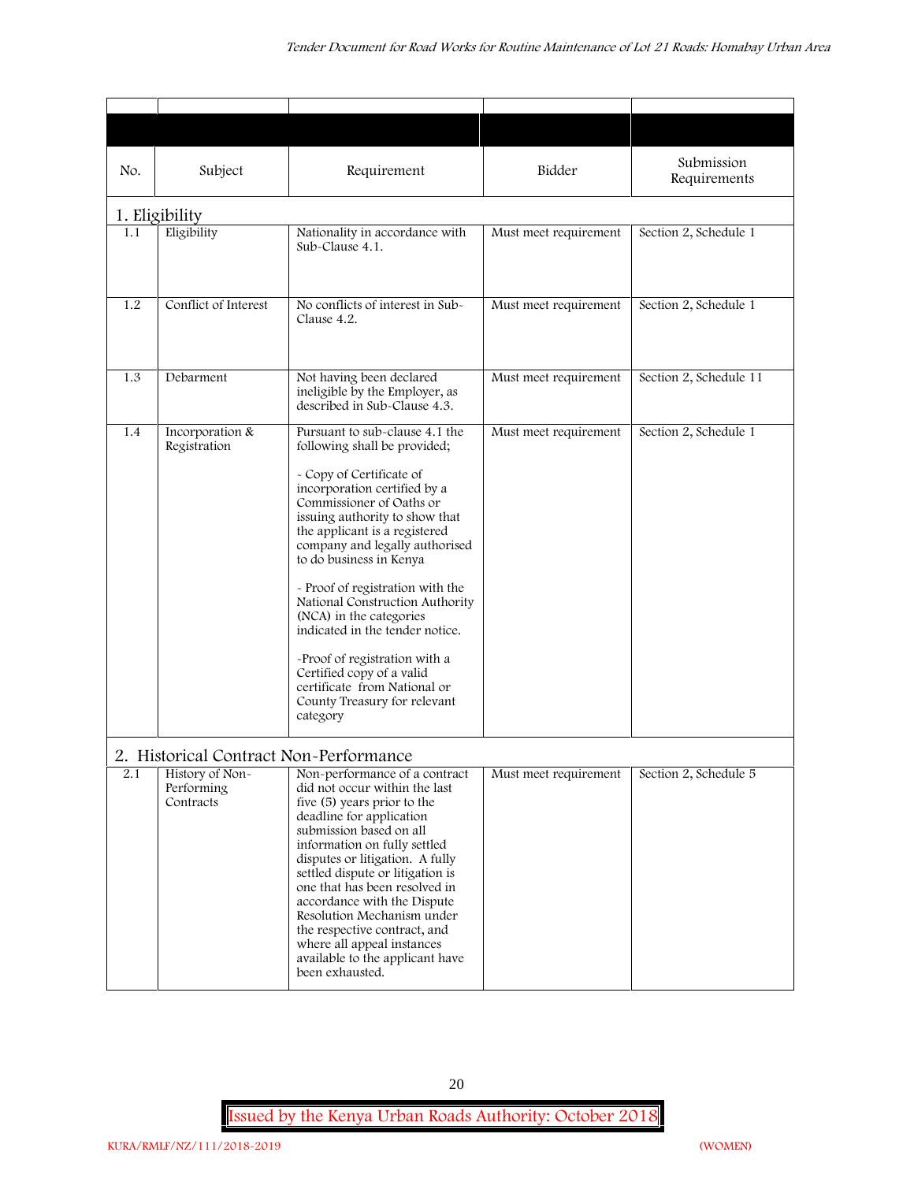| No. | Subject | Requirement | Bidder | Submission Requirements |
|---|---|---|---|---|
| **1. Eligibility** | | | | |
| 1.1 | Eligibility | Nationality in accordance with Sub-Clause 4.1. | Must meet requirement | Section 2, Schedule 1 |
| 1.2 | Conflict of Interest | No conflicts of interest in Sub-Clause 4.2. | Must meet requirement | Section 2, Schedule 1 |
| 1.3 | Debarment | Not having been declared ineligible by the Employer, as described in Sub-Clause 4.3. | Must meet requirement | Section 2, Schedule 11 |
| 1.4 | Incorporation & Registration | Pursuant to sub-clause 4.1 the following shall be provided;<br><br>- Copy of Certificate of incorporation certified by a Commissioner of Oaths or issuing authority to show that the applicant is a registered company and legally authorised to do business in Kenya<br><br>- Proof of registration with the National Construction Authority (NCA) in the categories indicated in the tender notice.<br><br>-Proof of registration with a Certified copy of a valid certificate from National or County Treasury for relevant category | Must meet requirement | Section 2, Schedule 1 |
| **2. Historical Contract Non-Performance** | | | | |
| 2.1 | History of Non-Performing Contracts | Non-performance of a contract did not occur within the last five (5) years prior to the deadline for application submission based on all information on fully settled disputes or litigation. A fully settled dispute or litigation is one that has been resolved in accordance with the Dispute Resolution Mechanism under the respective contract, and where all appeal instances available to the applicant have been exhausted. | Must meet requirement | Section 2, Schedule 5 |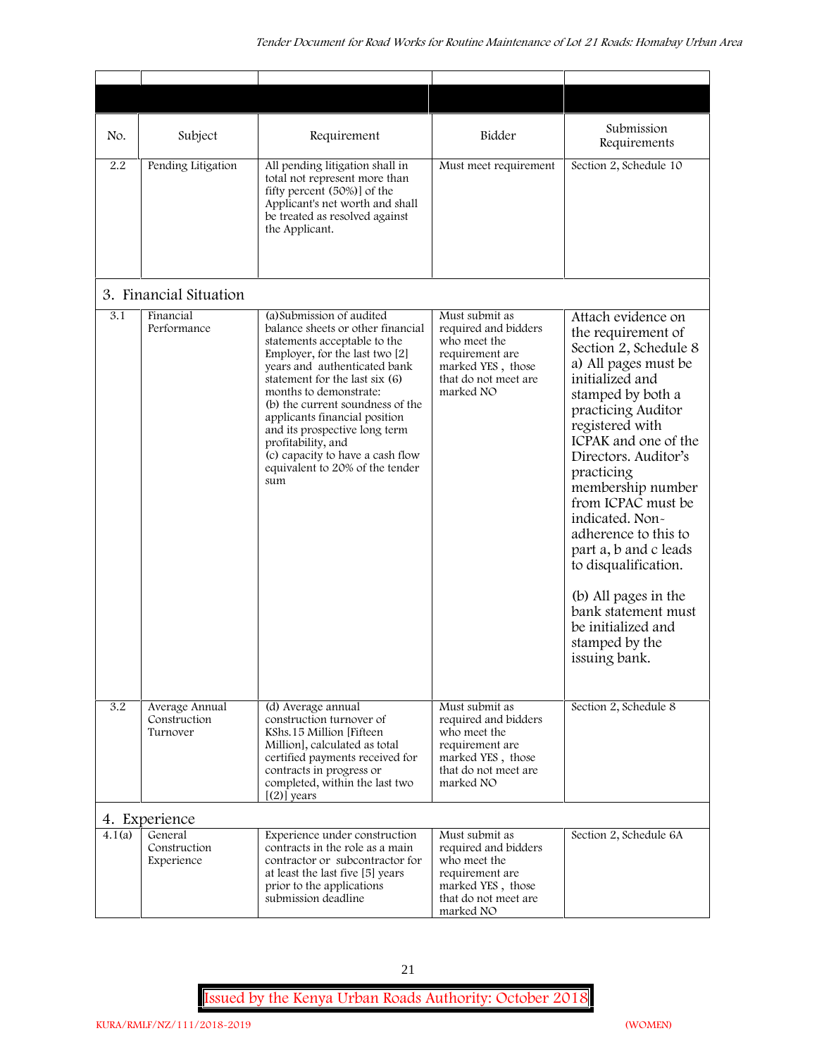| No. | Subject | Requirement | Bidder | Submission Requirements |
|---|---|---|---|---|
| 2.2 | Pending Litigation | All pending litigation shall in total not represent more than fifty percent (50%)] of the Applicant's net worth and shall be treated as resolved against the Applicant. | Must meet requirement | Section 2, Schedule 10 |
| 3. Financial Situation | | | | |
| 3.1 | Financial Performance | (a)Submission of audited balance sheets or other financial statements acceptable to the Employer, for the last two [2] years and authenticated bank statement for the last six (6) months to demonstrate: (b) the current soundness of the applicants financial position and its prospective long term profitability, and (c) capacity to have a cash flow equivalent to 20% of the tender sum | Must submit as required and bidders who meet the requirement are marked YES , those that do not meet are marked NO | Attach evidence on the requirement of Section 2, Schedule 8 a) All pages must be initialized and stamped by both a practicing Auditor registered with ICPAK and one of the Directors. Auditor's practicing membership number from ICPAC must be indicated. Non-adherence to this to part a, b and c leads to disqualification. (b) All pages in the bank statement must be initialized and stamped by the issuing bank. |
| 3.2 | Average Annual Construction Turnover | (d) Average annual construction turnover of KShs.15 Million [Fifteen Million], calculated as total certified payments received for contracts in progress or completed, within the last two [(2)] years | Must submit as required and bidders who meet the requirement are marked YES , those that do not meet are marked NO | Section 2, Schedule 8 |
| 4. Experience | | | | |
| 4.1(a) | General Construction Experience | Experience under construction contracts in the role as a main contractor or subcontractor for at least the last five [5] years prior to the applications submission deadline | Must submit as required and bidders who meet the requirement are marked YES , those that do not meet are marked NO | Section 2, Schedule 6A |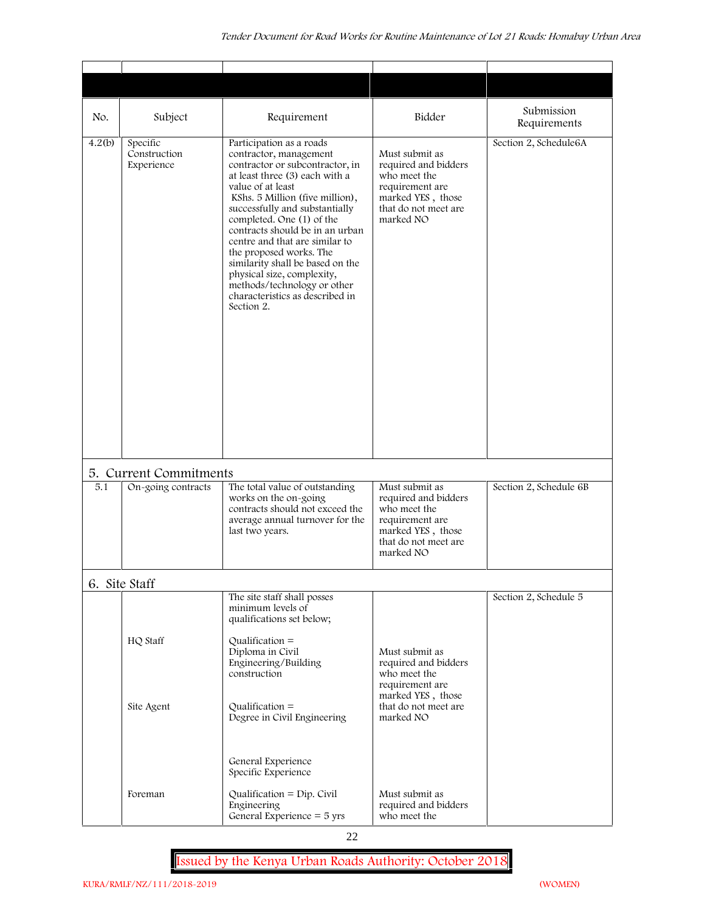| No. | Subject | Requirement | Bidder | Submission Requirements |
|---|---|---|---|---|
| 4.2(b) | Specific Construction Experience | Participation as a roads contractor, management contractor or subcontractor, in at least three (3) each with a value of at least KShs. 5 Million (five million), successfully and substantially completed. One (1) of the contracts should be in an urban centre and that are similar to the proposed works. The similarity shall be based on the physical size, complexity, methods/technology or other characteristics as described in Section 2. | Must submit as required and bidders who meet the requirement are marked YES , those that do not meet are marked NO | Section 2, Schedule6A |
| **5. Current Commitments** | | | | |
| 5.1 | On-going contracts | The total value of outstanding works on the on-going contracts should not exceed the average annual turnover for the last two years. | Must submit as required and bidders who meet the requirement are marked YES , those that do not meet are marked NO | Section 2, Schedule 6B |
| **6. Site Staff** | | | | |
| | | The site staff shall posses minimum levels of qualifications set below; | | Section 2, Schedule 5 |
| | HQ Staff | Qualification = Diploma in Civil Engineering/Building construction | Must submit as required and bidders who meet the requirement are marked YES , those that do not meet are marked NO | |
| | Site Agent | Qualification = Degree in Civil Engineering<br><br>General Experience<br>Specific Experience | | |
| | Foreman | Qualification = Dip. Civil Engineering<br>General Experience = 5 yrs | Must submit as required and bidders who meet the | |

Issued by the Kenya Urban Roads Authority: October 2018

KURA/RMLF/NZ/111/2018-2019 (WOMEN)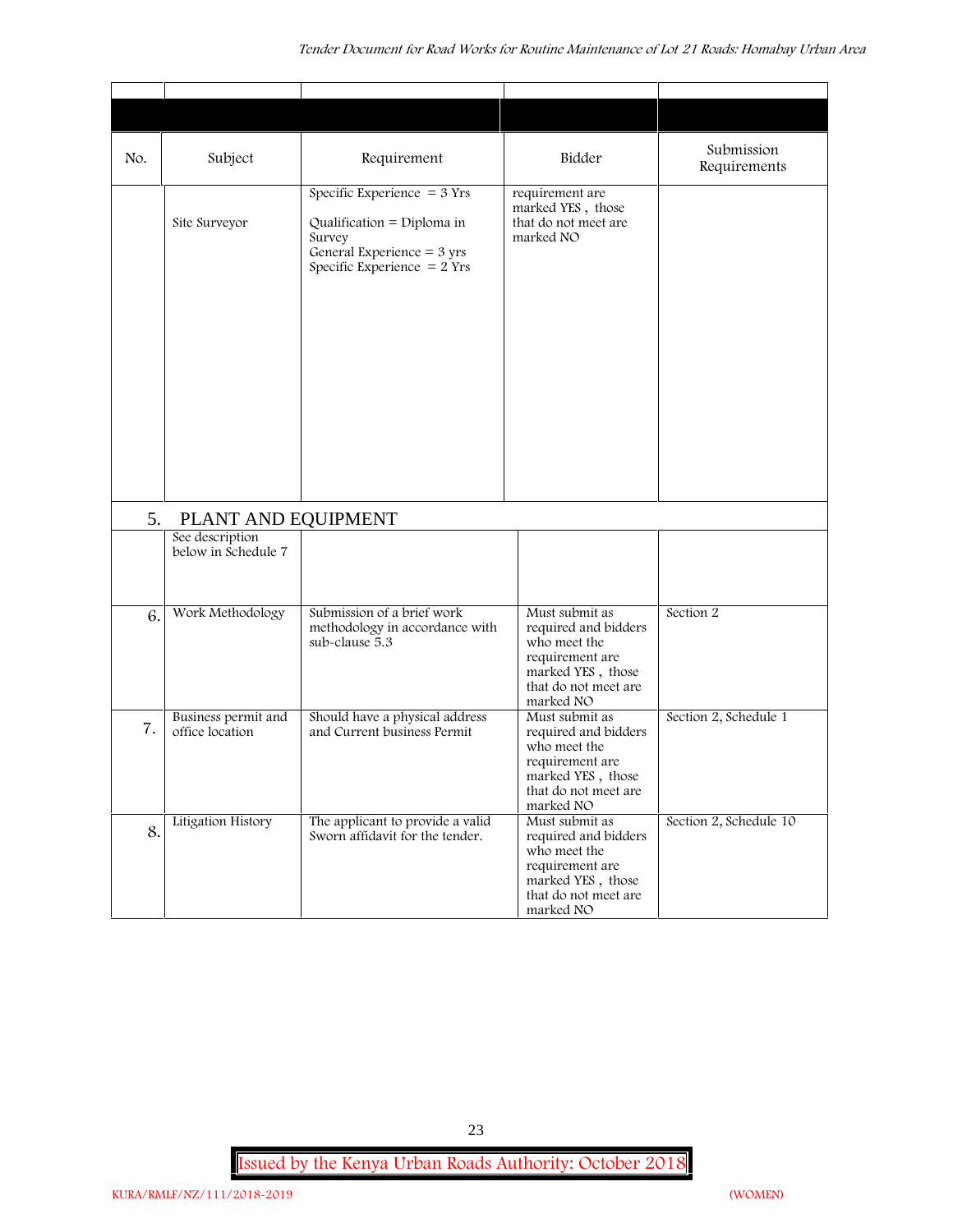| No. | Subject | Requirement | Bidder | Submission Requirements |
|---|---|---|---|---|
| | Site Surveyor | Specific Experience = 3 Yrs<br><br>Qualification = Diploma in Survey<br>General Experience = 3 yrs<br>Specific Experience = 2 Yrs | requirement are marked YES , those that do not meet are marked NO | |
| 5. | PLANT AND EQUIPMENT | | | |
| | See description below in Schedule 7 | | | |
| 6. | Work Methodology | Submission of a brief work methodology in accordance with sub-clause 5.3 | Must submit as required and bidders who meet the requirement are marked YES , those that do not meet are marked NO | Section 2 |
| 7. | Business permit and office location | Should have a physical address and Current business Permit | Must submit as required and bidders who meet the requirement are marked YES , those that do not meet are marked NO | Section 2, Schedule 1 |
| 8. | Litigation History | The applicant to provide a valid Sworn affidavit for the tender. | Must submit as required and bidders who meet the requirement are marked YES , those that do not meet are marked NO | Section 2, Schedule 10 |

Issued by the Kenya Urban Roads Authority: October 2018

KURA/RMLF/NZ/111/2018-2019 (WOMEN)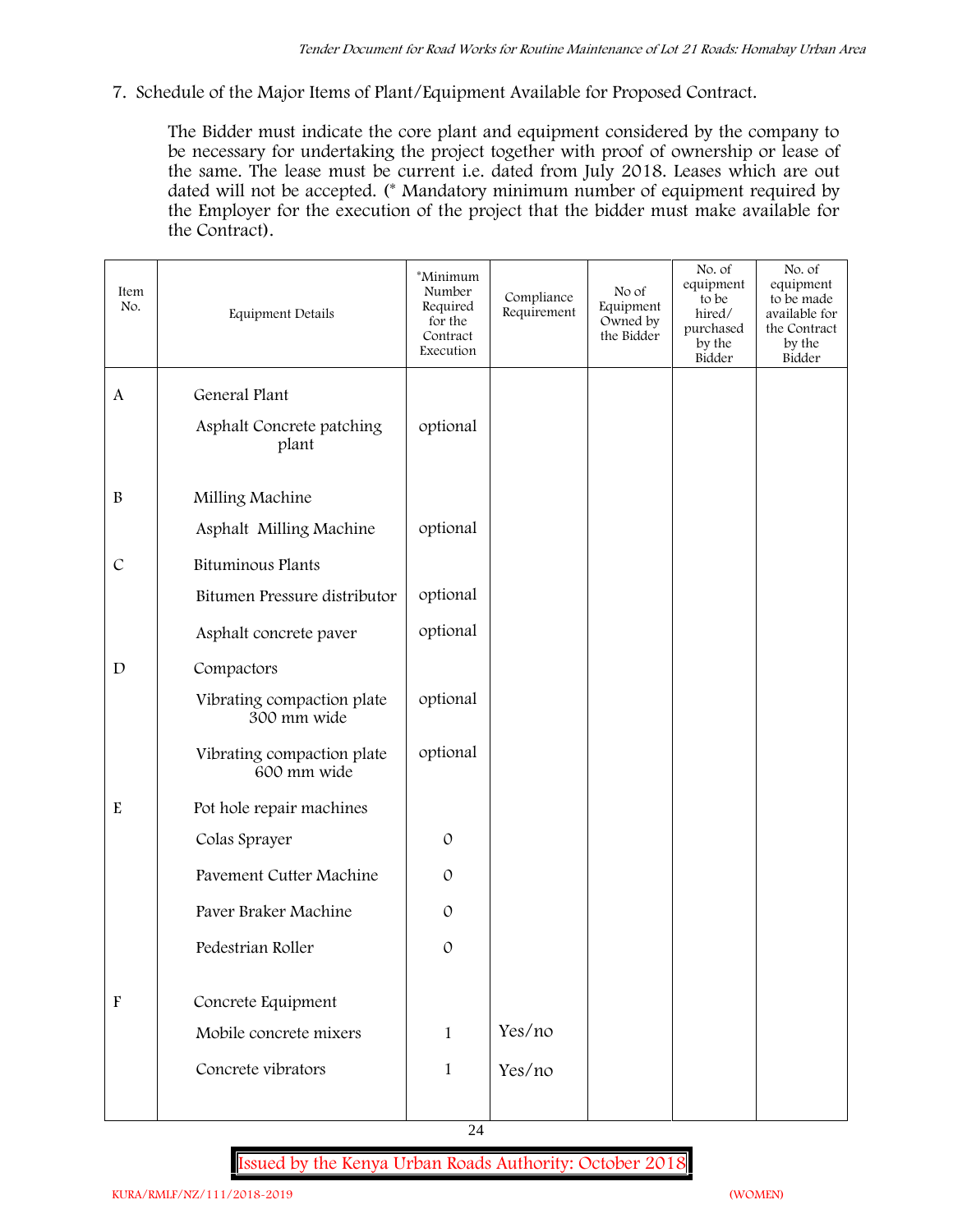7. Schedule of the Major Items of Plant/Equipment Available for Proposed Contract.

The Bidder must indicate the core plant and equipment considered by the company to be necessary for undertaking the project together with proof of ownership or lease of the same. The lease must be current i.e. dated from July 2018. Leases which are out dated will not be accepted. (* Mandatory minimum number of equipment required by the Employer for the execution of the project that the bidder must make available for the Contract).

| Item No. | Equipment Details | *Minimum Number Required for the Contract Execution | Compliance Requirement | No of Equipment Owned by the Bidder | No. of equipment to be hired/ purchased by the Bidder | No. of equipment to be made available for the Contract by the Bidder |
|---|---|---|---|---|---|---|
| A | General Plant | | | | | |
| | Asphalt Concrete patching plant | optional | | | | |
| B | Milling Machine | | | | | |
| | Asphalt Milling Machine | optional | | | | |
| C | Bituminous Plants | | | | | |
| | Bitumen Pressure distributor | optional | | | | |
| | Asphalt concrete paver | optional | | | | |
| D | Compactors | | | | | |
| | Vibrating compaction plate 300 mm wide | optional | | | | |
| | Vibrating compaction plate 600 mm wide | optional | | | | |
| E | Pot hole repair machines | | | | | |
| | Colas Sprayer | 0 | | | | |
| | Pavement Cutter Machine | 0 | | | | |
| | Paver Braker Machine | 0 | | | | |
| | Pedestrian Roller | 0 | | | | |
| F | Concrete Equipment | | | | | |
| | Mobile concrete mixers | 1 | Yes/no | | | |
| | Concrete vibrators | 1 | Yes/no | | | |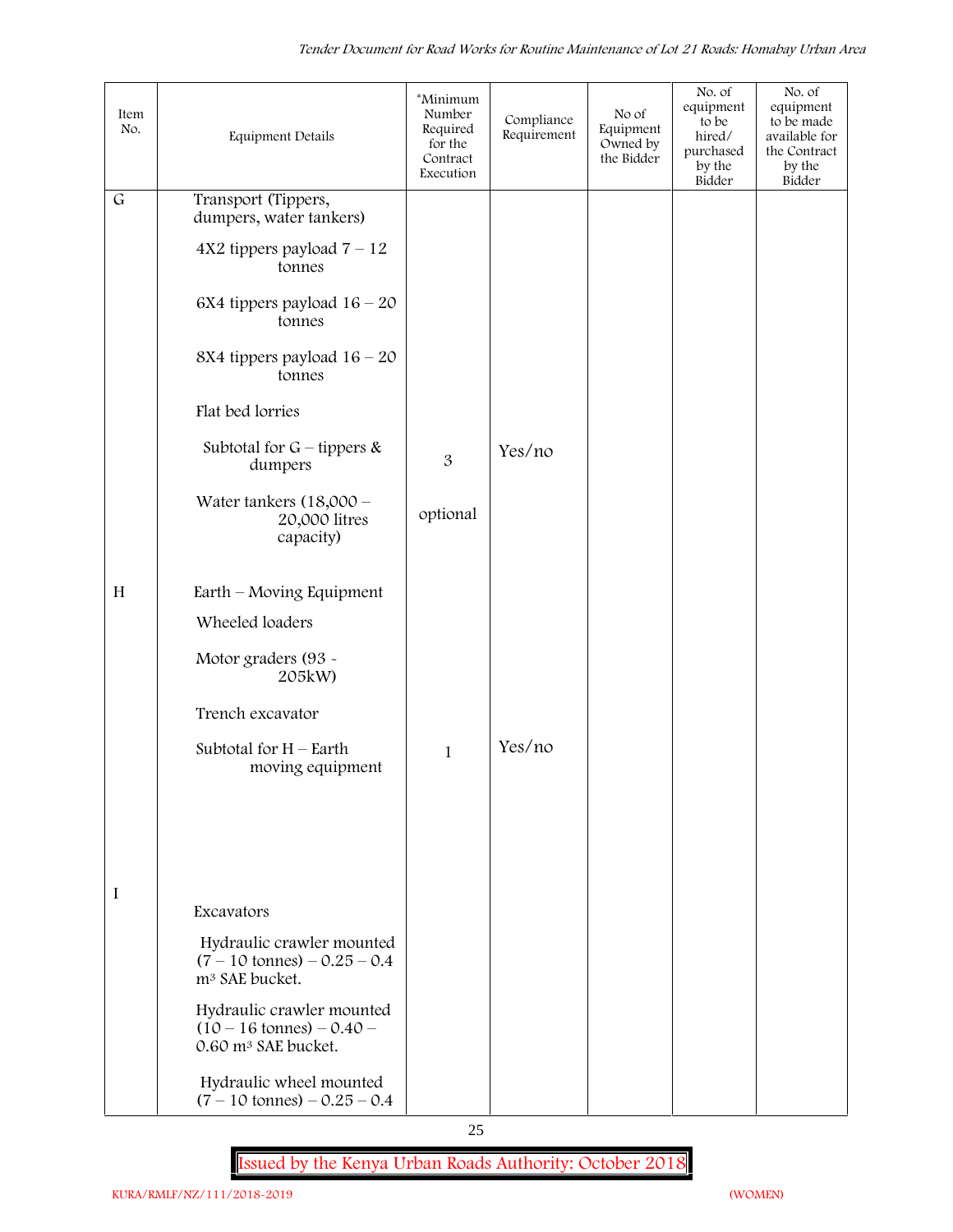| Item No. | Equipment Details | *Minimum Number Required for the Contract Execution | Compliance Requirement | No of Equipment Owned by the Bidder | No. of equipment to be hired/ purchased by the Bidder | No. of equipment to be made available for the Contract by the Bidder |
|---|---|---|---|---|---|---|
| G | Transport (Tippers, dumpers, water tankers) | | | | | |
| | 4X2 tippers payload 7 – 12 tonnes | | | | | |
| | 6X4 tippers payload 16 – 20 tonnes | | | | | |
| | 8X4 tippers payload 16 – 20 tonnes | | | | | |
| | Flat bed lorries | | | | | |
| | Subtotal for G – tippers & dumpers | 3 | Yes/no | | | |
| | Water tankers (18,000 – 20,000 litres capacity) | optional | | | | |
| H | Earth – Moving Equipment | | | | | |
| | Wheeled loaders | | | | | |
| | Motor graders (93 - 205kW) | | | | | |
| | Trench excavator | | | | | |
| | Subtotal for H – Earth moving equipment | 1 | Yes/no | | | |
| I | Excavators | | | | | |
| | Hydraulic crawler mounted (7 – 10 tonnes) – 0.25 – 0.4 m³ SAE bucket. | | | | | |
| | Hydraulic crawler mounted (10 – 16 tonnes) – 0.40 – 0.60 m³ SAE bucket. | | | | | |
| | Hydraulic wheel mounted (7 – 10 tonnes) – 0.25 – 0.4 | | | | | |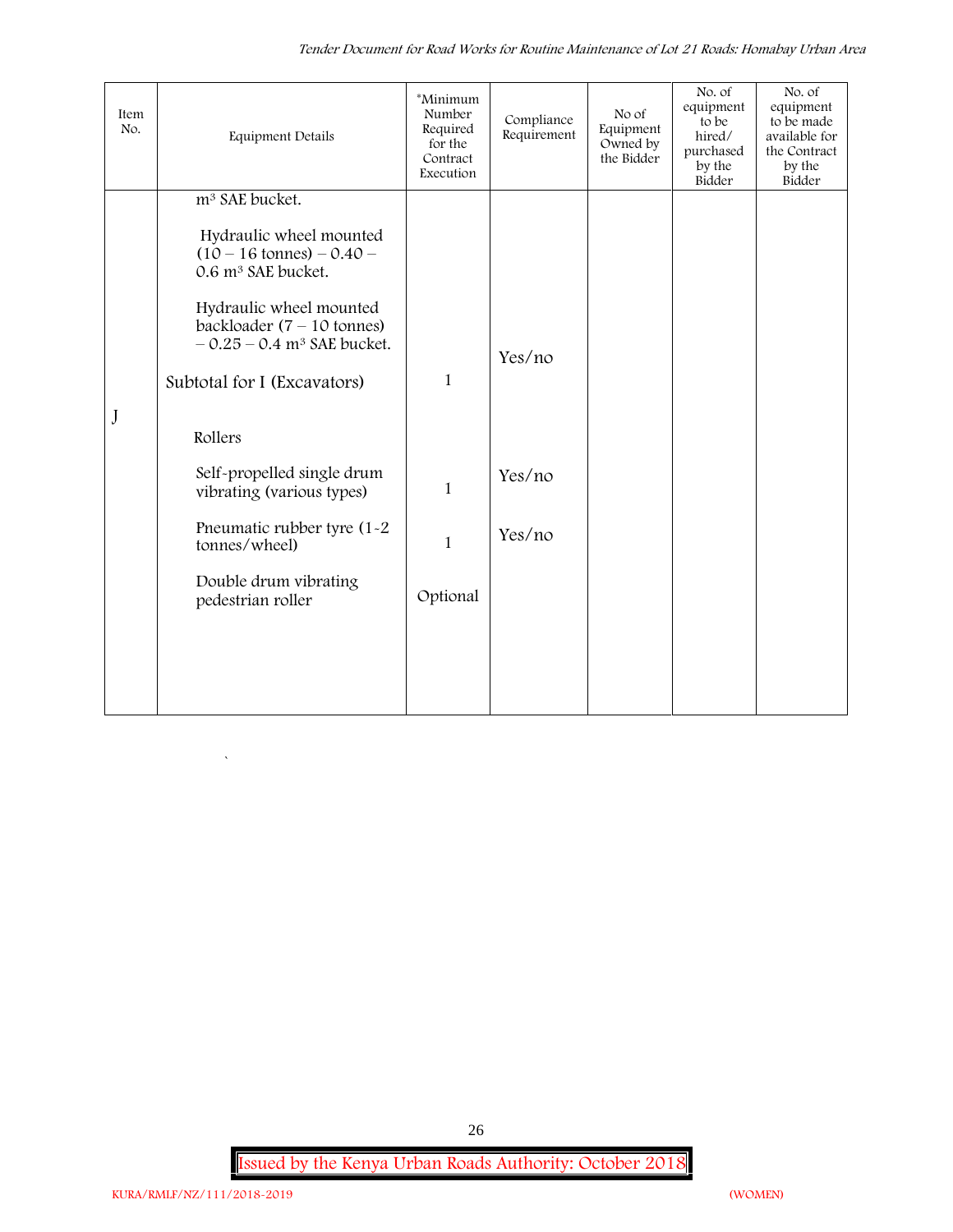| Item No. | Equipment Details | *Minimum Number Required for the Contract Execution | Compliance Requirement | No of Equipment Owned by the Bidder | No. of equipment to be hired/ purchased by the Bidder | No. of equipment to be made available for the Contract by the Bidder |
|---|---|---|---|---|---|---|
| | m³ SAE bucket. | | | | | |
| | Hydraulic wheel mounted (10 – 16 tonnes) – 0.40 – 0.6 m³ SAE bucket. | | | | | |
| | Hydraulic wheel mounted backloader (7 – 10 tonnes) – 0.25 – 0.4 m³ SAE bucket. | | Yes/no | | | |
| | Subtotal for I (Excavators) | 1 | | | | |
| J | Rollers | | | | | |
| | Self-propelled single drum vibrating (various types) | 1 | Yes/no | | | |
| | Pneumatic rubber tyre (1-2 tonnes/wheel) | 1 | Yes/no | | | |
| | Double drum vibrating pedestrian roller | Optional | | | | |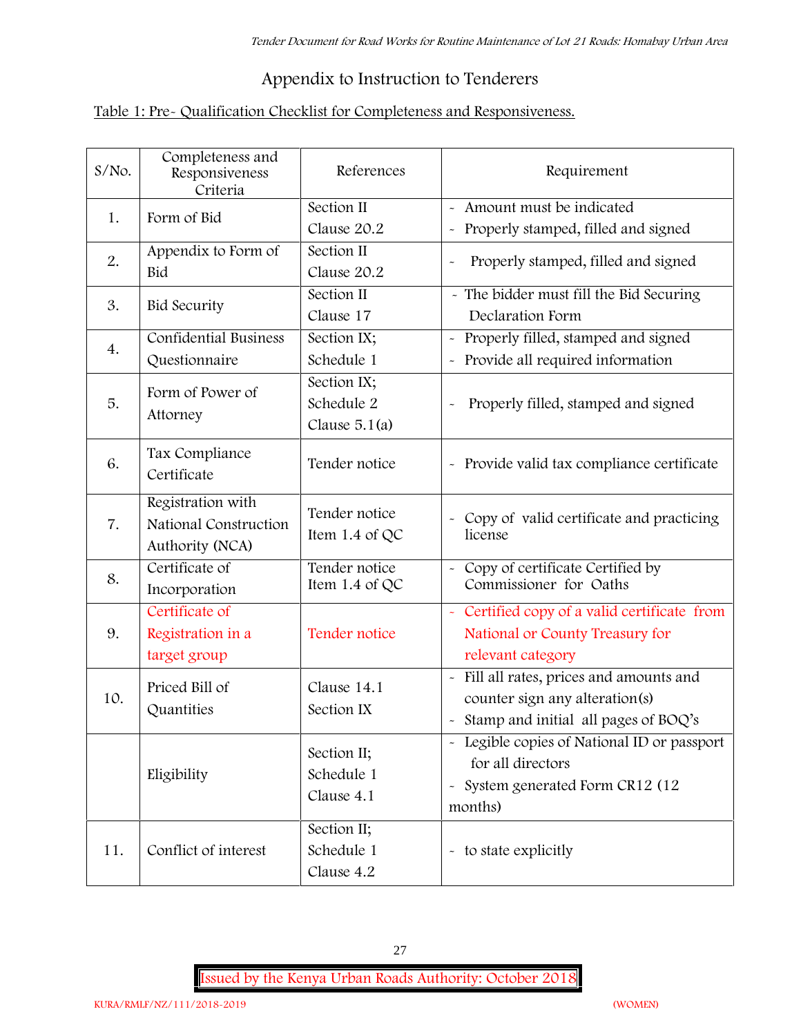# Appendix to Instruction to Tenderers

Table 1: Pre- Qualification Checklist for Completeness and Responsiveness.

| S/No. | Completeness and Responsiveness Criteria | References | Requirement |
|---|---|---|---|
| 1. | Form of Bid | Section II Clause 20.2 | - Amount must be indicated<br>- Properly stamped, filled and signed |
| 2. | Appendix to Form of Bid | Section II Clause 20.2 | - Properly stamped, filled and signed |
| 3. | Bid Security | Section II Clause 17 | - The bidder must fill the Bid Securing Declaration Form |
| 4. | Confidential Business Questionnaire | Section IX; Schedule 1 | - Properly filled, stamped and signed<br>- Provide all required information |
| 5. | Form of Power of Attorney | Section IX; Schedule 2 Clause 5.1(a) | - Properly filled, stamped and signed |
| 6. | Tax Compliance Certificate | Tender notice | - Provide valid tax compliance certificate |
| 7. | Registration with National Construction Authority (NCA) | Tender notice Item 1.4 of QC | - Copy of valid certificate and practicing license |
| 8. | Certificate of Incorporation | Tender notice Item 1.4 of QC | - Copy of certificate Certified by Commissioner for Oaths |
| 9. | Certificate of Registration in a target group | Tender notice | - Certified copy of a valid certificate from National or County Treasury for relevant category |
| 10. | Priced Bill of Quantities | Clause 14.1 Section IX | - Fill all rates, prices and amounts and counter sign any alteration(s)<br>- Stamp and initial all pages of BOQ's |
| | Eligibility | Section II; Schedule 1 Clause 4.1 | - Legible copies of National ID or passport for all directors<br>- System generated Form CR12 (12 months) |
| 11. | Conflict of interest | Section II; Schedule 1 Clause 4.2 | - to state explicitly |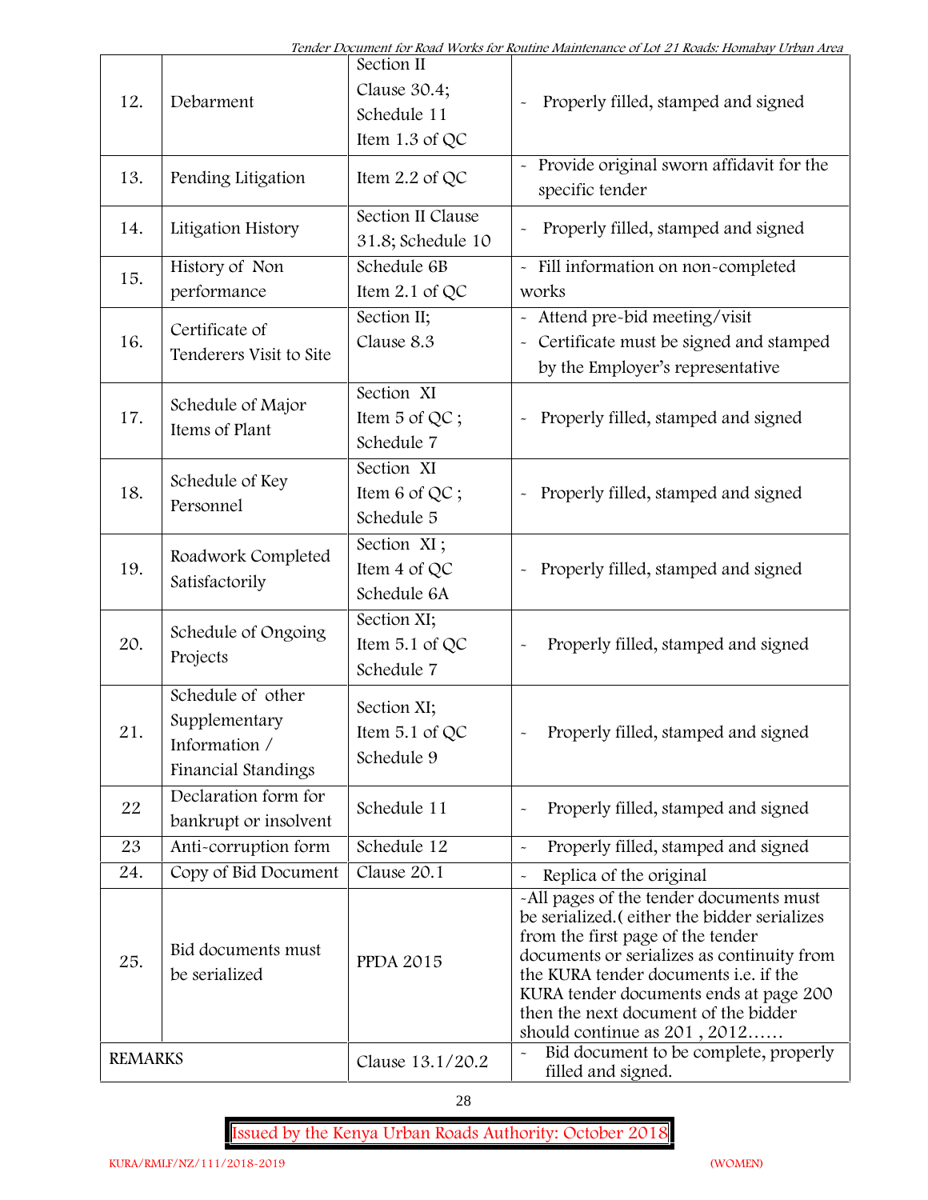| 12. | Debarment | Section II Clause 30.4; Schedule 11 Item 1.3 of QC | - Properly filled, stamped and signed |
|---|---|---|---|
| 13. | Pending Litigation | Item 2.2 of QC | - Provide original sworn affidavit for the specific tender |
| 14. | Litigation History | Section II Clause 31.8; Schedule 10 | - Properly filled, stamped and signed |
| 15. | History of Non performance | Schedule 6B Item 2.1 of QC | - Fill information on non-completed works |
| 16. | Certificate of Tenderers Visit to Site | Section II; Clause 8.3 | - Attend pre-bid meeting/visit<br>- Certificate must be signed and stamped by the Employer's representative |
| 17. | Schedule of Major Items of Plant | Section XI Item 5 of QC ; Schedule 7 | - Properly filled, stamped and signed |
| 18. | Schedule of Key Personnel | Section XI Item 6 of QC ; Schedule 5 | - Properly filled, stamped and signed |
| 19. | Roadwork Completed Satisfactorily | Section XI ; Item 4 of QC Schedule 6A | - Properly filled, stamped and signed |
| 20. | Schedule of Ongoing Projects | Section XI; Item 5.1 of QC Schedule 7 | - Properly filled, stamped and signed |
| 21. | Schedule of other Supplementary Information / Financial Standings | Section XI; Item 5.1 of QC Schedule 9 | - Properly filled, stamped and signed |
| 22 | Declaration form for bankrupt or insolvent | Schedule 11 | - Properly filled, stamped and signed |
| 23 | Anti-corruption form | Schedule 12 | - Properly filled, stamped and signed |
| 24. | Copy of Bid Document | Clause 20.1 | - Replica of the original |
| 25. | Bid documents must be serialized | PPDA 2015 | -All pages of the tender documents must be serialized.( either the bidder serializes from the first page of the tender documents or serializes as continuity from the KURA tender documents i.e. if the KURA tender documents ends at page 200 then the next document of the bidder should continue as 201 , 2012…… |
| REMARKS | | Clause 13.1/20.2 | - Bid document to be complete, properly filled and signed. |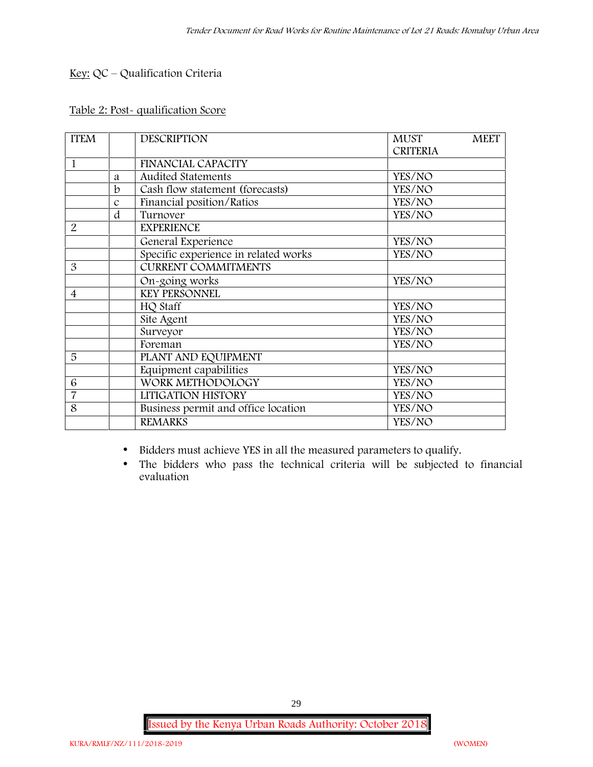Key: QC – Qualification Criteria

Table 2: Post- qualification Score

| ITEM | | DESCRIPTION | MUST MEET CRITERIA |
|---|---|---|---|
| 1 | | FINANCIAL CAPACITY | |
| | a | Audited Statements | YES/NO |
| | b | Cash flow statement (forecasts) | YES/NO |
| | c | Financial position/Ratios | YES/NO |
| | d | Turnover | YES/NO |
| 2 | | EXPERIENCE | |
| | | General Experience | YES/NO |
| | | Specific experience in related works | YES/NO |
| 3 | | CURRENT COMMITMENTS | |
| | | On-going works | YES/NO |
| 4 | | KEY PERSONNEL | |
| | | HQ Staff | YES/NO |
| | | Site Agent | YES/NO |
| | | Surveyor | YES/NO |
| | | Foreman | YES/NO |
| 5 | | PLANT AND EQUIPMENT | |
| | | Equipment capabilities | YES/NO |
| 6 | | WORK METHODOLOGY | YES/NO |
| 7 | | LITIGATION HISTORY | YES/NO |
| 8 | | Business permit and office location | YES/NO |
| | | REMARKS | YES/NO |

- Bidders must achieve YES in all the measured parameters to qualify.
- The bidders who pass the technical criteria will be subjected to financial evaluation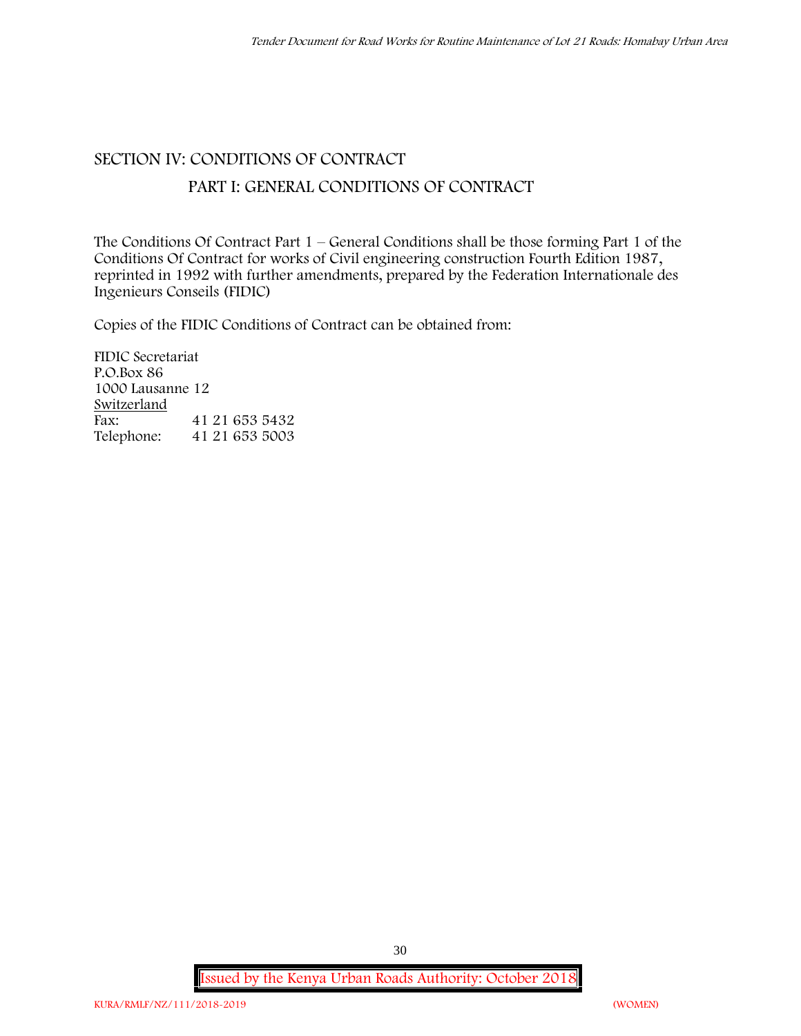# SECTION IV: CONDITIONS OF CONTRACT

## PART I: GENERAL CONDITIONS OF CONTRACT

The Conditions Of Contract Part 1 – General Conditions shall be those forming Part 1 of the Conditions Of Contract for works of Civil engineering construction Fourth Edition 1987, reprinted in 1992 with further amendments, prepared by the Federation Internationale des Ingenieurs Conseils (FIDIC)

Copies of the FIDIC Conditions of Contract can be obtained from:

FIDIC Secretariat
P.O.Box 86
1000 Lausanne 12
Switzerland
Fax: 41 21 653 5432
Telephone: 41 21 653 5003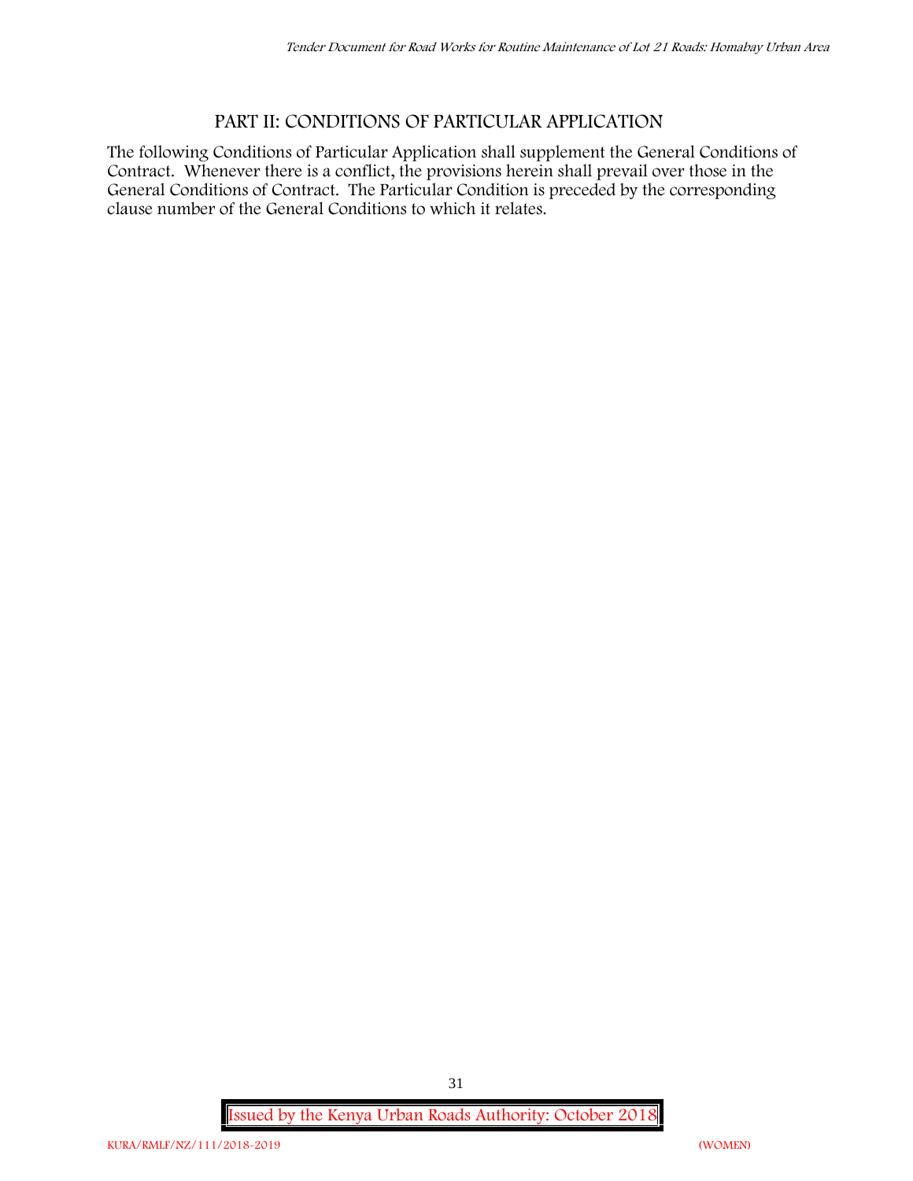## PART II: CONDITIONS OF PARTICULAR APPLICATION

The following Conditions of Particular Application shall supplement the General Conditions of Contract. Whenever there is a conflict, the provisions herein shall prevail over those in the General Conditions of Contract. The Particular Condition is preceded by the corresponding clause number of the General Conditions to which it relates.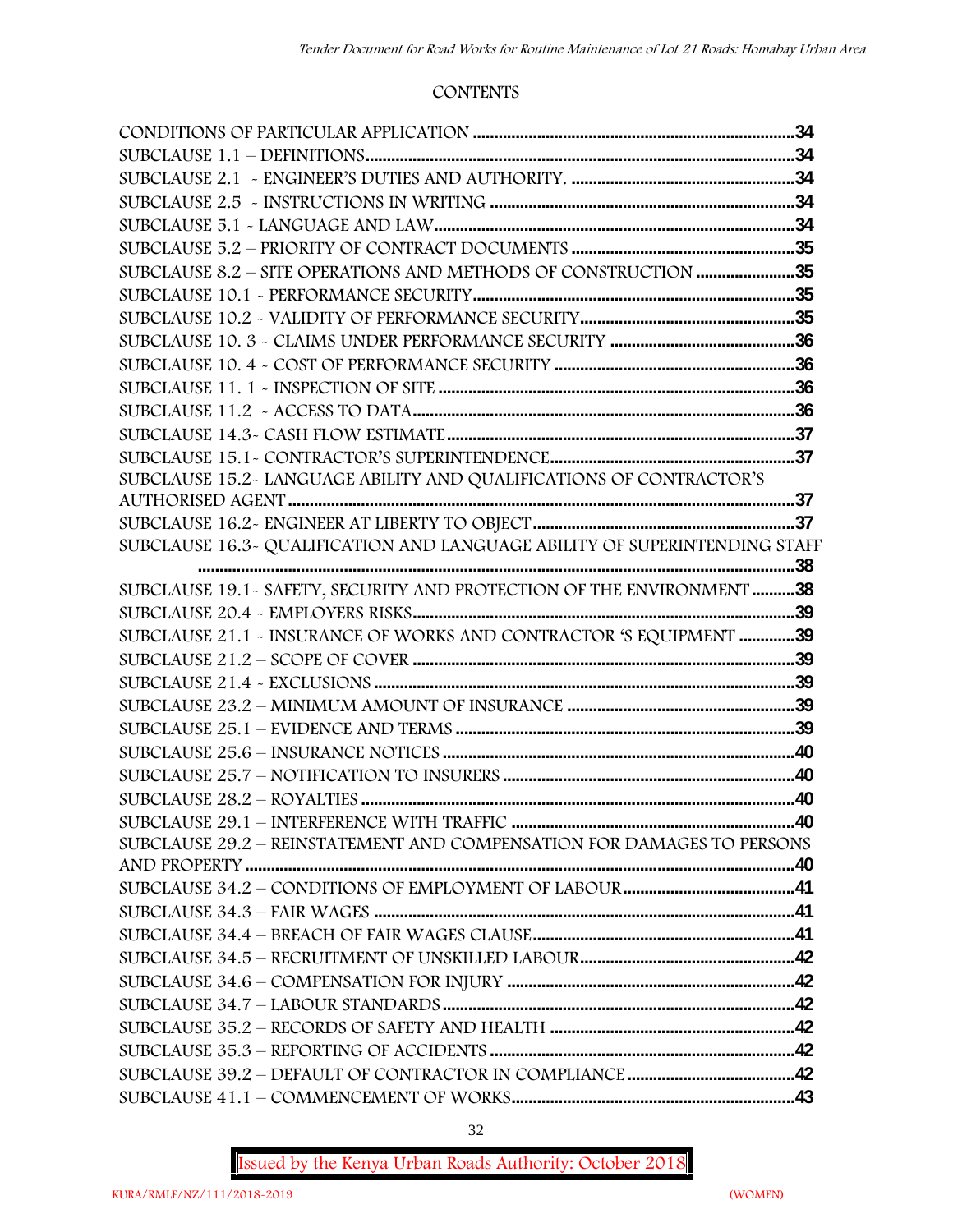# CONTENTS

CONDITIONS OF PARTICULAR APPLICATION ....................................................................34
SUBCLAUSE 1.1 – DEFINITIONS....................................................................................34
SUBCLAUSE 2.1 - ENGINEER'S DUTIES AND AUTHORITY. ...........................................34
SUBCLAUSE 2.5 - INSTRUCTIONS IN WRITING ............................................................34
SUBCLAUSE 5.1 - LANGUAGE AND LAW.......................................................................34
SUBCLAUSE 5.2 – PRIORITY OF CONTRACT DOCUMENTS ..........................................35
SUBCLAUSE 8.2 – SITE OPERATIONS AND METHODS OF CONSTRUCTION .....................35
SUBCLAUSE 10.1 - PERFORMANCE SECURITY..............................................................35
SUBCLAUSE 10.2 - VALIDITY OF PERFORMANCE SECURITY.........................................35
SUBCLAUSE 10. 3 - CLAIMS UNDER PERFORMANCE SECURITY ..................................36
SUBCLAUSE 10. 4 - COST OF PERFORMANCE SECURITY ..............................................36
SUBCLAUSE 11. 1 - INSPECTION OF SITE ....................................................................36
SUBCLAUSE 11.2 - ACCESS TO DATA...........................................................................36
SUBCLAUSE 14.3- CASH FLOW ESTIMATE....................................................................37
SUBCLAUSE 15.1- CONTRACTOR'S SUPERINTENDENCE................................................37
SUBCLAUSE 15.2- LANGUAGE ABILITY AND QUALIFICATIONS OF CONTRACTOR'S AUTHORISED AGENT ......................................................................................................37
SUBCLAUSE 16.2- ENGINEER AT LIBERTY TO OBJECT...................................................37
SUBCLAUSE 16.3- QUALIFICATION AND LANGUAGE ABILITY OF SUPERINTENDING STAFF ..........................................................................................................................38
SUBCLAUSE 19.1- SAFETY, SECURITY AND PROTECTION OF THE ENVIRONMENT ..........38
SUBCLAUSE 20.4 - EMPLOYERS RISKS..........................................................................39
SUBCLAUSE 21.1 - INSURANCE OF WORKS AND CONTRACTOR 'S EQUIPMENT .............39
SUBCLAUSE 21.2 – SCOPE OF COVER ..........................................................................39
SUBCLAUSE 21.4 - EXCLUSIONS ..................................................................................39
SUBCLAUSE 23.2 – MINIMUM AMOUNT OF INSURANCE ..............................................39
SUBCLAUSE 25.1 – EVIDENCE AND TERMS .................................................................39
SUBCLAUSE 25.6 – INSURANCE NOTICES ....................................................................40
SUBCLAUSE 25.7 – NOTIFICATION TO INSURERS .........................................................40
SUBCLAUSE 28.2 – ROYALTIES .....................................................................................40
SUBCLAUSE 29.1 – INTERFERENCE WITH TRAFFIC .......................................................40
SUBCLAUSE 29.2 – REINSTATEMENT AND COMPENSATION FOR DAMAGES TO PERSONS AND PROPERTY ............................................................................................................40
SUBCLAUSE 34.2 – CONDITIONS OF EMPLOYMENT OF LABOUR..................................41
SUBCLAUSE 34.3 – FAIR WAGES ..................................................................................41
SUBCLAUSE 34.4 – BREACH OF FAIR WAGES CLAUSE...................................................41
SUBCLAUSE 34.5 – RECRUITMENT OF UNSKILLED LABOUR..........................................42
SUBCLAUSE 34.6 – COMPENSATION FOR INJURY .........................................................42
SUBCLAUSE 34.7 – LABOUR STANDARDS .....................................................................42
SUBCLAUSE 35.2 – RECORDS OF SAFETY AND HEALTH ...............................................42
SUBCLAUSE 35.3 – REPORTING OF ACCIDENTS ............................................................42
SUBCLAUSE 39.2 – DEFAULT OF CONTRACTOR IN COMPLIANCE ..................................42
SUBCLAUSE 41.1 – COMMENCEMENT OF WORKS.........................................................43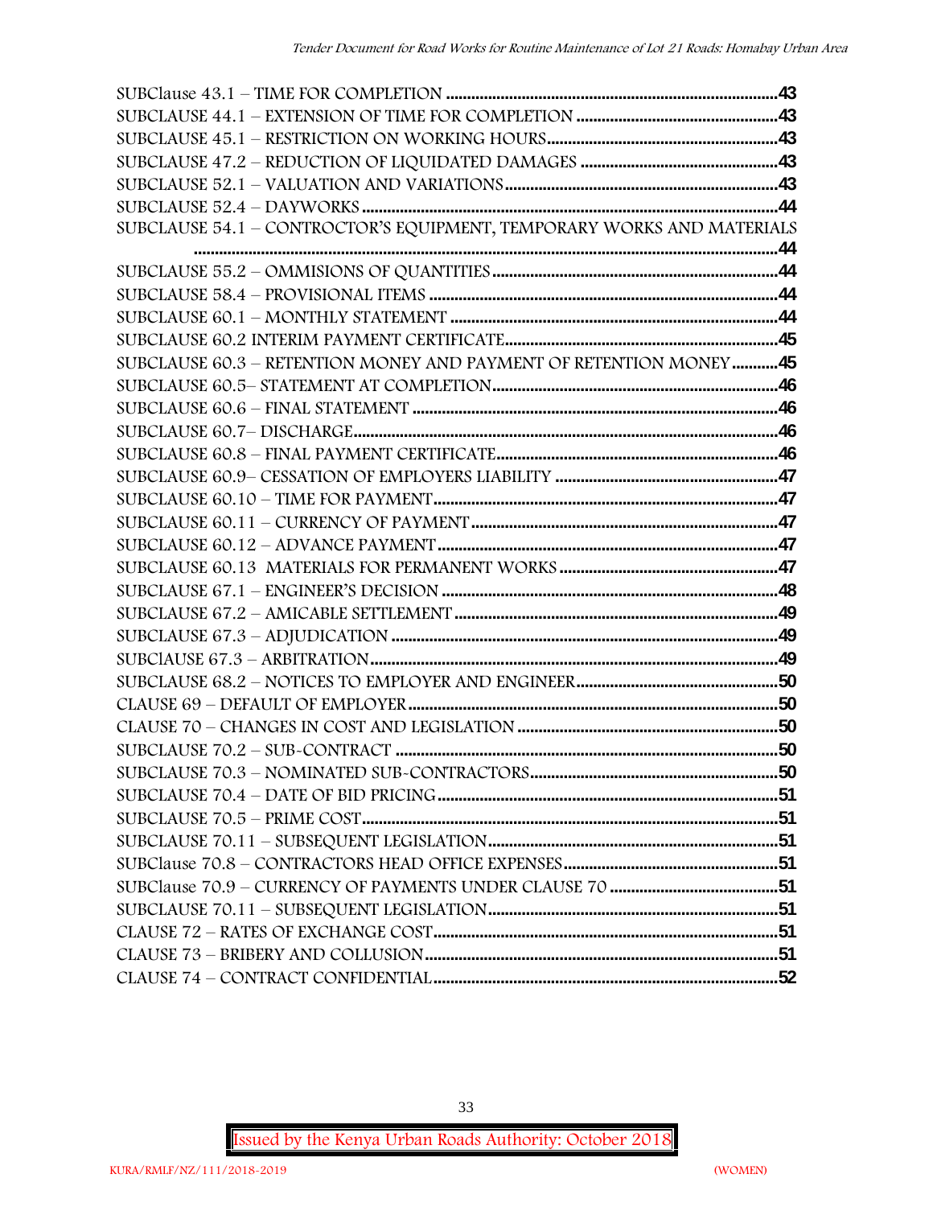SUBClause 43.1 – TIME FOR COMPLETION ....................................................................43
SUBCLAUSE 44.1 – EXTENSION OF TIME FOR COMPLETION ..........................................43
SUBCLAUSE 45.1 – RESTRICTION ON WORKING HOURS.................................................43
SUBCLAUSE 47.2 – REDUCTION OF LIQUIDATED DAMAGES .........................................43
SUBCLAUSE 52.1 – VALUATION AND VARIATIONS.........................................................43
SUBCLAUSE 52.4 – DAYWORKS.........................................................................................44
SUBCLAUSE 54.1 – CONTRCTOR'S EQUIPMENT, TEMPORARY WORKS AND MATERIALS ..........................................................................................................................................44
SUBCLAUSE 55.2 – OMMISIONS OF QUANTITIES...........................................................44
SUBCLAUSE 58.4 – PROVISIONAL ITEMS ........................................................................44
SUBCLAUSE 60.1 – MONTHLY STATEMENT ....................................................................44
SUBCLAUSE 60.2 INTERIM PAYMENT CERTIFICATE.......................................................45
SUBCLAUSE 60.3 – RETENTION MONEY AND PAYMENT OF RETENTION MONEY...........45
SUBCLAUSE 60.5– STATEMENT AT COMPLETION............................................................46
SUBCLAUSE 60.6 – FINAL STATEMENT ............................................................................46
SUBCLAUSE 60.7– DISCHARGE...........................................................................................46
SUBCLAUSE 60.8 – FINAL PAYMENT CERTIFICATE..........................................................46
SUBCLAUSE 60.9– CESSATION OF EMPLOYERS LIABILITY ............................................47
SUBCLAUSE 60.10 – TIME FOR PAYMENT.........................................................................47
SUBCLAUSE 60.11 – CURRENCY OF PAYMENT.................................................................47
SUBCLAUSE 60.12 – ADVANCE PAYMENT.........................................................................47
SUBCLAUSE 60.13 MATERIALS FOR PERMANENT WORKS ............................................47
SUBCLAUSE 67.1 – ENGINEER'S DECISION ......................................................................48
SUBCLAUSE 67.2 – AMICABLE SETTLEMENT....................................................................49
SUBCLAUSE 67.3 – ADJUDICATION ...................................................................................49
SUBClAUSE 67.3 – ARBITRATION........................................................................................49
SUBCLAUSE 68.2 – NOTICES TO EMPLOYER AND ENGINEER........................................50
CLAUSE 69 – DEFAULT OF EMPLOYER...............................................................................50
CLAUSE 70 – CHANGES IN COST AND LEGISLATION .....................................................50
SUBCLAUSE 70.2 – SUB-CONTRACT ..................................................................................50
SUBCLAUSE 70.3 – NOMINATED SUB-CONTRACTORS...................................................50
SUBCLAUSE 70.4 – DATE OF BID PRICING........................................................................51
SUBCLAUSE 70.5 – PRIME COST..........................................................................................51
SUBCLAUSE 70.11 – SUBSEQUENT LEGISLATION............................................................51
SUBClause 70.8 – CONTRACTORS HEAD OFFICE EXPENSES...........................................51
SUBClause 70.9 – CURRENCY OF PAYMENTS UNDER CLAUSE 70 ................................51
SUBCLAUSE 70.11 – SUBSEQUENT LEGISLATION............................................................51
CLAUSE 72 – RATES OF EXCHANGE COST.........................................................................51
CLAUSE 73 – BRIBERY AND COLLUSION...........................................................................51
CLAUSE 74 – CONTRACT CONFIDENTIAL.........................................................................52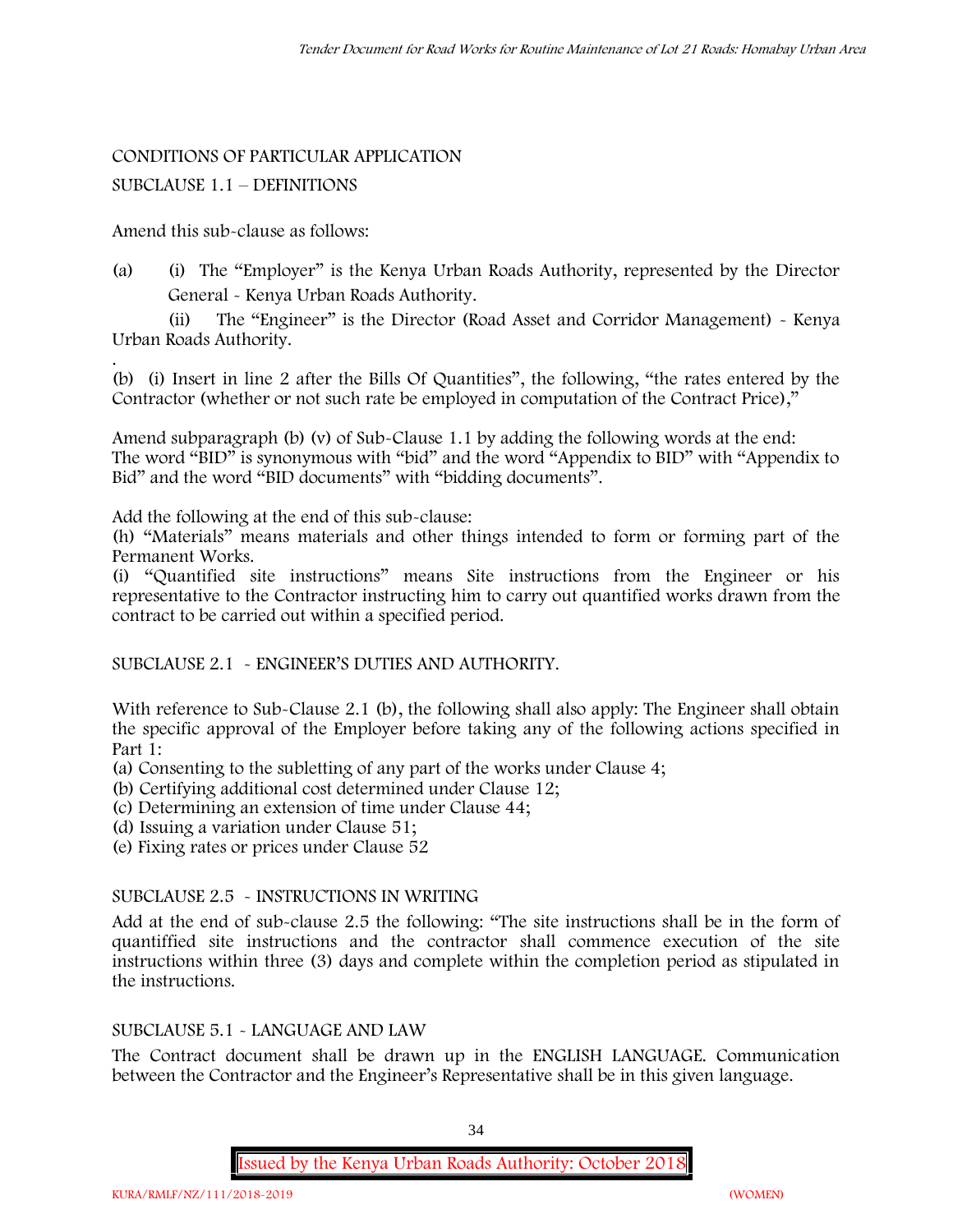CONDITIONS OF PARTICULAR APPLICATION

SUBCLAUSE 1.1 – DEFINITIONS

Amend this sub-clause as follows:

(a) (i) The "Employer" is the Kenya Urban Roads Authority, represented by the Director General - Kenya Urban Roads Authority.

(ii) The "Engineer" is the Director (Road Asset and Corridor Management) - Kenya Urban Roads Authority.

.

(b) (i) Insert in line 2 after the Bills Of Quantities", the following, "the rates entered by the Contractor (whether or not such rate be employed in computation of the Contract Price),"

Amend subparagraph (b) (v) of Sub-Clause 1.1 by adding the following words at the end: The word "BID" is synonymous with "bid" and the word "Appendix to BID" with "Appendix to Bid" and the word "BID documents" with "bidding documents".

Add the following at the end of this sub-clause:

(h) "Materials" means materials and other things intended to form or forming part of the Permanent Works.

(i) "Quantified site instructions" means Site instructions from the Engineer or his representative to the Contractor instructing him to carry out quantified works drawn from the contract to be carried out within a specified period.

SUBCLAUSE 2.1 - ENGINEER'S DUTIES AND AUTHORITY.

With reference to Sub-Clause 2.1 (b), the following shall also apply: The Engineer shall obtain the specific approval of the Employer before taking any of the following actions specified in Part 1:

(a) Consenting to the subletting of any part of the works under Clause 4;

(b) Certifying additional cost determined under Clause 12;

(c) Determining an extension of time under Clause 44;

(d) Issuing a variation under Clause 51;

(e) Fixing rates or prices under Clause 52

SUBCLAUSE 2.5 - INSTRUCTIONS IN WRITING

Add at the end of sub-clause 2.5 the following: "The site instructions shall be in the form of quantiffied site instructions and the contractor shall commence execution of the site instructions within three (3) days and complete within the completion period as stipulated in the instructions.

SUBCLAUSE 5.1 - LANGUAGE AND LAW

The Contract document shall be drawn up in the ENGLISH LANGUAGE. Communication between the Contractor and the Engineer's Representative shall be in this given language.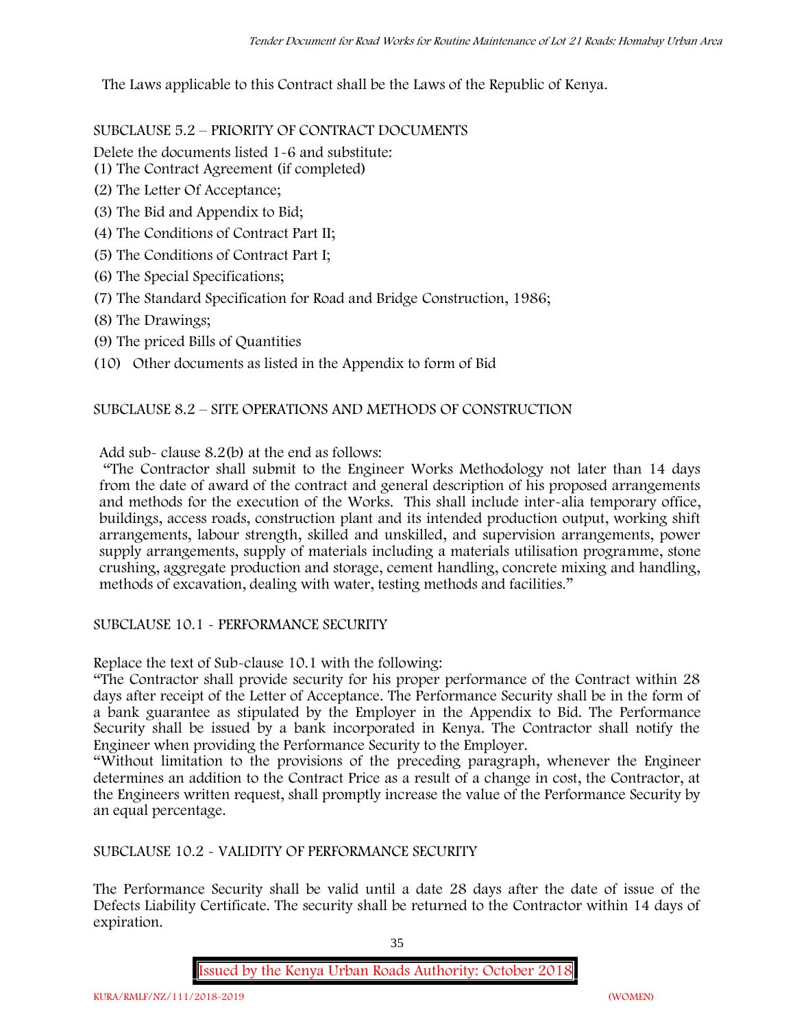The Laws applicable to this Contract shall be the Laws of the Republic of Kenya.

SUBCLAUSE 5.2 – PRIORITY OF CONTRACT DOCUMENTS

Delete the documents listed 1-6 and substitute:

(1) The Contract Agreement (if completed)

(2) The Letter Of Acceptance;

(3) The Bid and Appendix to Bid;

(4) The Conditions of Contract Part II;

(5) The Conditions of Contract Part I;

(6) The Special Specifications;

(7) The Standard Specification for Road and Bridge Construction, 1986;

(8) The Drawings;

(9) The priced Bills of Quantities

(10) Other documents as listed in the Appendix to form of Bid

SUBCLAUSE 8.2 – SITE OPERATIONS AND METHODS OF CONSTRUCTION

Add sub- clause 8.2(b) at the end as follows:

"The Contractor shall submit to the Engineer Works Methodology not later than 14 days from the date of award of the contract and general description of his proposed arrangements and methods for the execution of the Works. This shall include inter-alia temporary office, buildings, access roads, construction plant and its intended production output, working shift arrangements, labour strength, skilled and unskilled, and supervision arrangements, power supply arrangements, supply of materials including a materials utilisation programme, stone crushing, aggregate production and storage, cement handling, concrete mixing and handling, methods of excavation, dealing with water, testing methods and facilities."

SUBCLAUSE 10.1 - PERFORMANCE SECURITY

Replace the text of Sub-clause 10.1 with the following:

"The Contractor shall provide security for his proper performance of the Contract within 28 days after receipt of the Letter of Acceptance. The Performance Security shall be in the form of a bank guarantee as stipulated by the Employer in the Appendix to Bid. The Performance Security shall be issued by a bank incorporated in Kenya. The Contractor shall notify the Engineer when providing the Performance Security to the Employer.

"Without limitation to the provisions of the preceding paragraph, whenever the Engineer determines an addition to the Contract Price as a result of a change in cost, the Contractor, at the Engineers written request, shall promptly increase the value of the Performance Security by an equal percentage.

SUBCLAUSE 10.2 - VALIDITY OF PERFORMANCE SECURITY

The Performance Security shall be valid until a date 28 days after the date of issue of the Defects Liability Certificate. The security shall be returned to the Contractor within 14 days of expiration.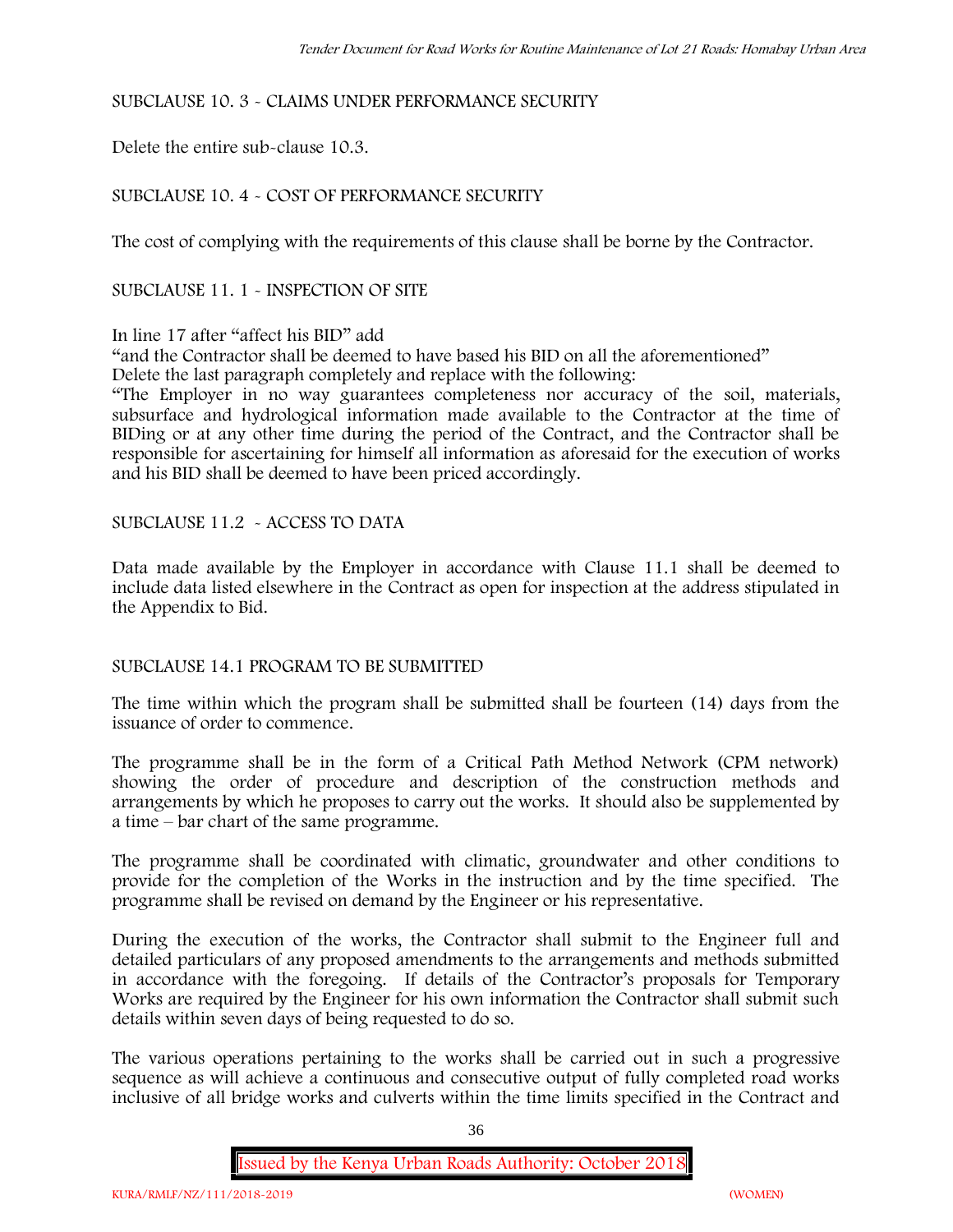SUBCLAUSE 10. 3 - CLAIMS UNDER PERFORMANCE SECURITY

Delete the entire sub-clause 10.3.

SUBCLAUSE 10. 4 - COST OF PERFORMANCE SECURITY

The cost of complying with the requirements of this clause shall be borne by the Contractor.

SUBCLAUSE 11. 1 - INSPECTION OF SITE

In line 17 after "affect his BID" add
"and the Contractor shall be deemed to have based his BID on all the aforementioned"
Delete the last paragraph completely and replace with the following:
"The Employer in no way guarantees completeness nor accuracy of the soil, materials, subsurface and hydrological information made available to the Contractor at the time of BIDing or at any other time during the period of the Contract, and the Contractor shall be responsible for ascertaining for himself all information as aforesaid for the execution of works and his BID shall be deemed to have been priced accordingly.

SUBCLAUSE 11.2 - ACCESS TO DATA

Data made available by the Employer in accordance with Clause 11.1 shall be deemed to include data listed elsewhere in the Contract as open for inspection at the address stipulated in the Appendix to Bid.

SUBCLAUSE 14.1 PROGRAM TO BE SUBMITTED

The time within which the program shall be submitted shall be fourteen (14) days from the issuance of order to commence.

The programme shall be in the form of a Critical Path Method Network (CPM network) showing the order of procedure and description of the construction methods and arrangements by which he proposes to carry out the works. It should also be supplemented by a time – bar chart of the same programme.

The programme shall be coordinated with climatic, groundwater and other conditions to provide for the completion of the Works in the instruction and by the time specified. The programme shall be revised on demand by the Engineer or his representative.

During the execution of the works, the Contractor shall submit to the Engineer full and detailed particulars of any proposed amendments to the arrangements and methods submitted in accordance with the foregoing. If details of the Contractor's proposals for Temporary Works are required by the Engineer for his own information the Contractor shall submit such details within seven days of being requested to do so.

The various operations pertaining to the works shall be carried out in such a progressive sequence as will achieve a continuous and consecutive output of fully completed road works inclusive of all bridge works and culverts within the time limits specified in the Contract and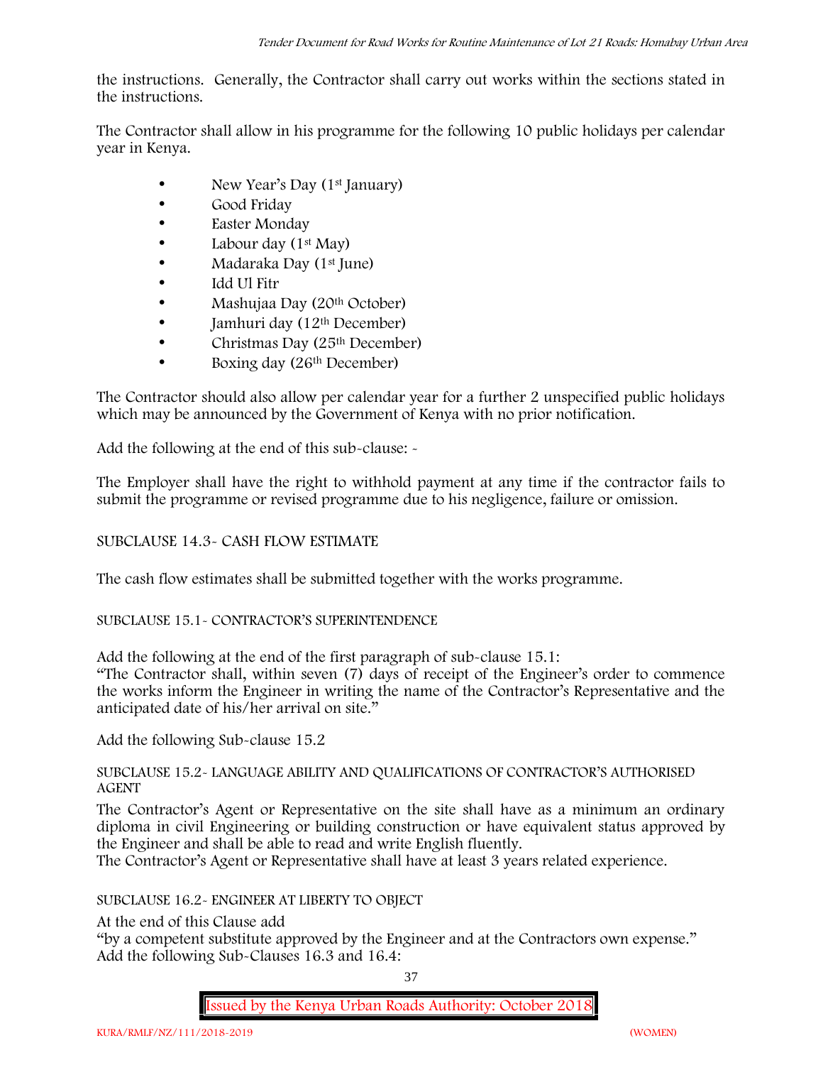the instructions. Generally, the Contractor shall carry out works within the sections stated in the instructions.

The Contractor shall allow in his programme for the following 10 public holidays per calendar year in Kenya.

- New Year's Day (1st January)
- Good Friday
- Easter Monday
- Labour day (1st May)
- Madaraka Day (1st June)
- Idd Ul Fitr
- Mashujaa Day (20th October)
- Jamhuri day (12th December)
- Christmas Day (25th December)
- Boxing day (26th December)

The Contractor should also allow per calendar year for a further 2 unspecified public holidays which may be announced by the Government of Kenya with no prior notification.

Add the following at the end of this sub-clause: -

The Employer shall have the right to withhold payment at any time if the contractor fails to submit the programme or revised programme due to his negligence, failure or omission.

SUBCLAUSE 14.3- CASH FLOW ESTIMATE

The cash flow estimates shall be submitted together with the works programme.

SUBCLAUSE 15.1- CONTRACTOR'S SUPERINTENDENCE

Add the following at the end of the first paragraph of sub-clause 15.1:
"The Contractor shall, within seven (7) days of receipt of the Engineer's order to commence the works inform the Engineer in writing the name of the Contractor's Representative and the anticipated date of his/her arrival on site."

Add the following Sub-clause 15.2

SUBCLAUSE 15.2- LANGUAGE ABILITY AND QUALIFICATIONS OF CONTRACTOR'S AUTHORISED AGENT

The Contractor's Agent or Representative on the site shall have as a minimum an ordinary diploma in civil Engineering or building construction or have equivalent status approved by the Engineer and shall be able to read and write English fluently.
The Contractor's Agent or Representative shall have at least 3 years related experience.

SUBCLAUSE 16.2- ENGINEER AT LIBERTY TO OBJECT

At the end of this Clause add
"by a competent substitute approved by the Engineer and at the Contractors own expense."
Add the following Sub-Clauses 16.3 and 16.4: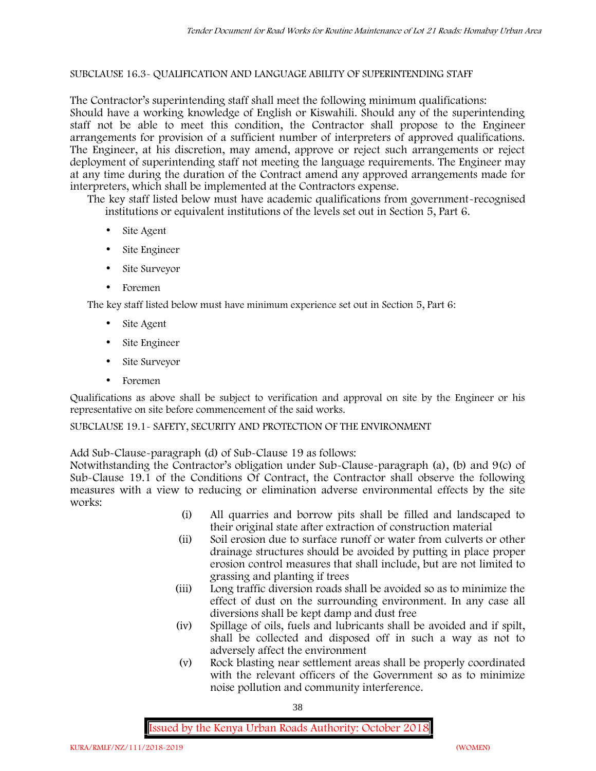SUBCLAUSE 16.3- QUALIFICATION AND LANGUAGE ABILITY OF SUPERINTENDING STAFF

The Contractor's superintending staff shall meet the following minimum qualifications:
Should have a working knowledge of English or Kiswahili. Should any of the superintending staff not be able to meet this condition, the Contractor shall propose to the Engineer arrangements for provision of a sufficient number of interpreters of approved qualifications. The Engineer, at his discretion, may amend, approve or reject such arrangements or reject deployment of superintending staff not meeting the language requirements. The Engineer may at any time during the duration of the Contract amend any approved arrangements made for interpreters, which shall be implemented at the Contractors expense.

The key staff listed below must have academic qualifications from government-recognised institutions or equivalent institutions of the levels set out in Section 5, Part 6.

- Site Agent
- Site Engineer
- Site Surveyor
- Foremen

The key staff listed below must have minimum experience set out in Section 5, Part 6:

- Site Agent
- Site Engineer
- Site Surveyor
- Foremen

Qualifications as above shall be subject to verification and approval on site by the Engineer or his representative on site before commencement of the said works.

SUBCLAUSE 19.1- SAFETY, SECURITY AND PROTECTION OF THE ENVIRONMENT

Add Sub-Clause-paragraph (d) of Sub-Clause 19 as follows:
Notwithstanding the Contractor's obligation under Sub-Clause-paragraph (a), (b) and 9(c) of Sub-Clause 19.1 of the Conditions Of Contract, the Contractor shall observe the following measures with a view to reducing or elimination adverse environmental effects by the site works:

(i) All quarries and borrow pits shall be filled and landscaped to their original state after extraction of construction material

(ii) Soil erosion due to surface runoff or water from culverts or other drainage structures should be avoided by putting in place proper erosion control measures that shall include, but are not limited to grassing and planting if trees

(iii) Long traffic diversion roads shall be avoided so as to minimize the effect of dust on the surrounding environment. In any case all diversions shall be kept damp and dust free

(iv) Spillage of oils, fuels and lubricants shall be avoided and if spilt, shall be collected and disposed off in such a way as not to adversely affect the environment

(v) Rock blasting near settlement areas shall be properly coordinated with the relevant officers of the Government so as to minimize noise pollution and community interference.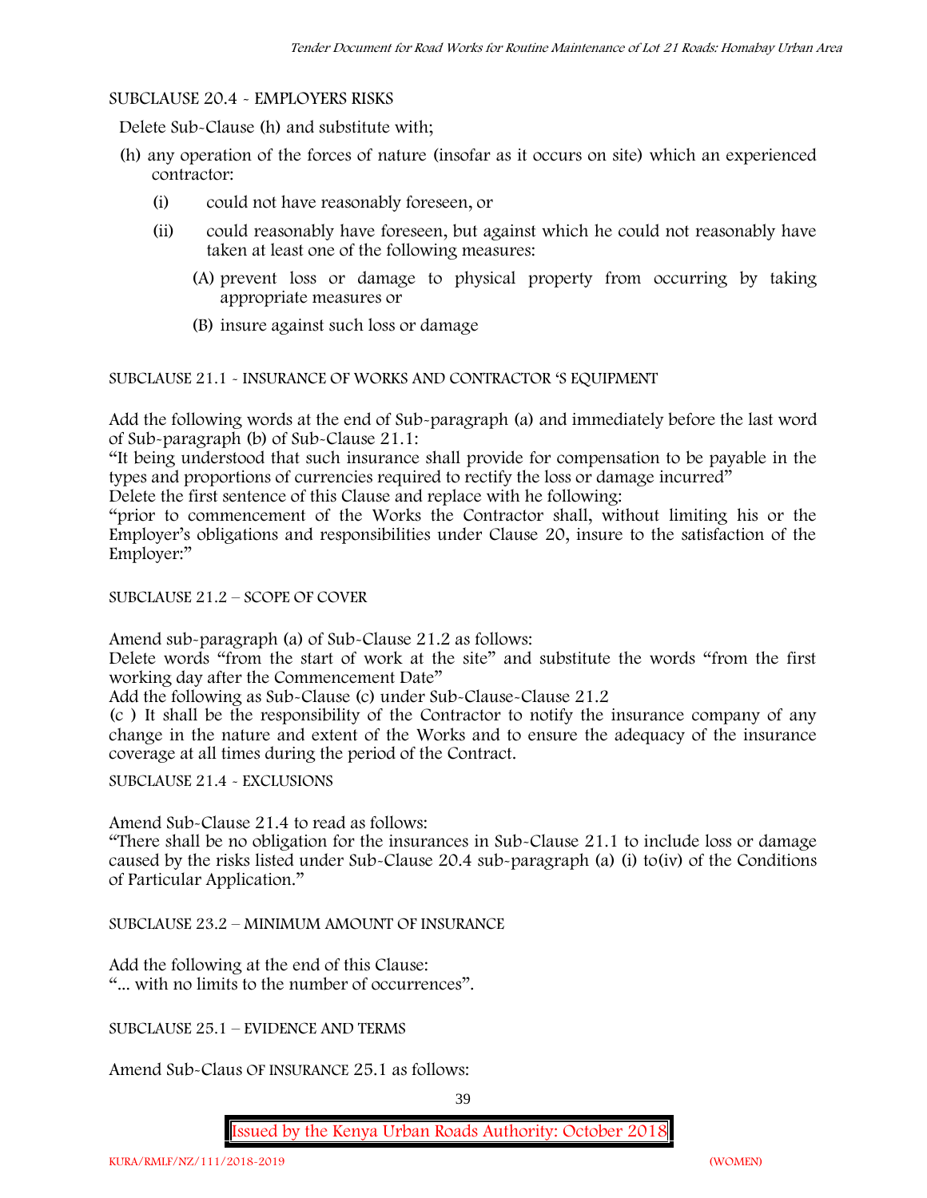SUBCLAUSE 20.4 - EMPLOYERS RISKS

Delete Sub-Clause (h) and substitute with;

(h) any operation of the forces of nature (insofar as it occurs on site) which an experienced contractor:

- (i) could not have reasonably foreseen, or
- (ii) could reasonably have foreseen, but against which he could not reasonably have taken at least one of the following measures:
  - (A) prevent loss or damage to physical property from occurring by taking appropriate measures or
  - (B) insure against such loss or damage

SUBCLAUSE 21.1 - INSURANCE OF WORKS AND CONTRACTOR 'S EQUIPMENT

Add the following words at the end of Sub-paragraph (a) and immediately before the last word of Sub-paragraph (b) of Sub-Clause 21.1:

"It being understood that such insurance shall provide for compensation to be payable in the types and proportions of currencies required to rectify the loss or damage incurred"

Delete the first sentence of this Clause and replace with he following:

"prior to commencement of the Works the Contractor shall, without limiting his or the Employer's obligations and responsibilities under Clause 20, insure to the satisfaction of the Employer:"

SUBCLAUSE 21.2 – SCOPE OF COVER

Amend sub-paragraph (a) of Sub-Clause 21.2 as follows:

Delete words "from the start of work at the site" and substitute the words "from the first working day after the Commencement Date"

Add the following as Sub-Clause (c) under Sub-Clause-Clause 21.2

(c ) It shall be the responsibility of the Contractor to notify the insurance company of any change in the nature and extent of the Works and to ensure the adequacy of the insurance coverage at all times during the period of the Contract.

SUBCLAUSE 21.4 - EXCLUSIONS

Amend Sub-Clause 21.4 to read as follows:

"There shall be no obligation for the insurances in Sub-Clause 21.1 to include loss or damage caused by the risks listed under Sub-Clause 20.4 sub-paragraph (a) (i) to(iv) of the Conditions of Particular Application."

SUBCLAUSE 23.2 – MINIMUM AMOUNT OF INSURANCE

Add the following at the end of this Clause:

"... with no limits to the number of occurrences".

SUBCLAUSE 25.1 – EVIDENCE AND TERMS

Amend Sub-Claus OF INSURANCE 25.1 as follows: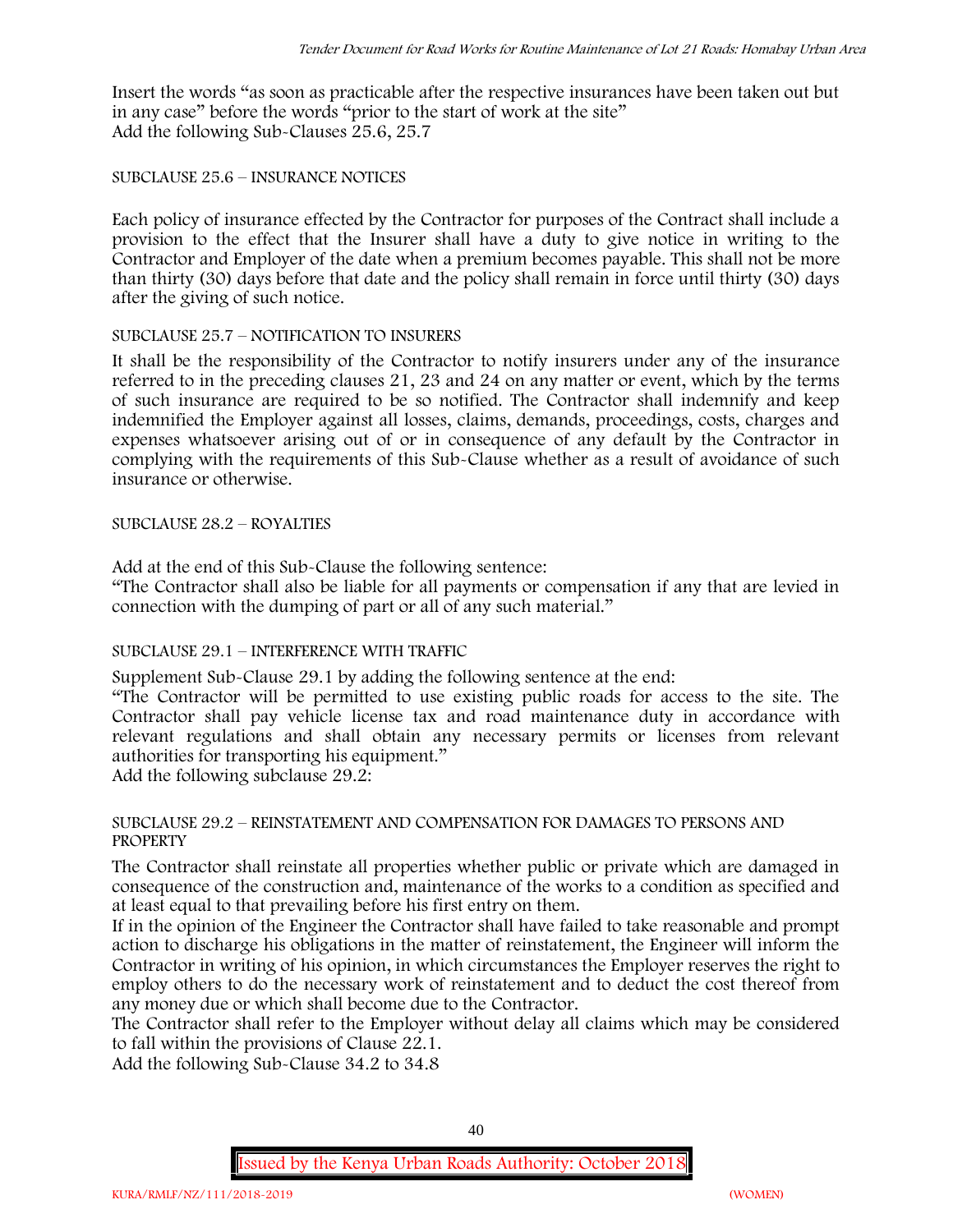Insert the words "as soon as practicable after the respective insurances have been taken out but in any case" before the words "prior to the start of work at the site"
Add the following Sub-Clauses 25.6, 25.7

SUBCLAUSE 25.6 – INSURANCE NOTICES

Each policy of insurance effected by the Contractor for purposes of the Contract shall include a provision to the effect that the Insurer shall have a duty to give notice in writing to the Contractor and Employer of the date when a premium becomes payable. This shall not be more than thirty (30) days before that date and the policy shall remain in force until thirty (30) days after the giving of such notice.

SUBCLAUSE 25.7 – NOTIFICATION TO INSURERS

It shall be the responsibility of the Contractor to notify insurers under any of the insurance referred to in the preceding clauses 21, 23 and 24 on any matter or event, which by the terms of such insurance are required to be so notified. The Contractor shall indemnify and keep indemnified the Employer against all losses, claims, demands, proceedings, costs, charges and expenses whatsoever arising out of or in consequence of any default by the Contractor in complying with the requirements of this Sub-Clause whether as a result of avoidance of such insurance or otherwise.

SUBCLAUSE 28.2 – ROYALTIES

Add at the end of this Sub-Clause the following sentence:
"The Contractor shall also be liable for all payments or compensation if any that are levied in connection with the dumping of part or all of any such material."

SUBCLAUSE 29.1 – INTERFERENCE WITH TRAFFIC

Supplement Sub-Clause 29.1 by adding the following sentence at the end:
"The Contractor will be permitted to use existing public roads for access to the site. The Contractor shall pay vehicle license tax and road maintenance duty in accordance with relevant regulations and shall obtain any necessary permits or licenses from relevant authorities for transporting his equipment."
Add the following subclause 29.2:

SUBCLAUSE 29.2 – REINSTATEMENT AND COMPENSATION FOR DAMAGES TO PERSONS AND PROPERTY

The Contractor shall reinstate all properties whether public or private which are damaged in consequence of the construction and, maintenance of the works to a condition as specified and at least equal to that prevailing before his first entry on them.
If in the opinion of the Engineer the Contractor shall have failed to take reasonable and prompt action to discharge his obligations in the matter of reinstatement, the Engineer will inform the Contractor in writing of his opinion, in which circumstances the Employer reserves the right to employ others to do the necessary work of reinstatement and to deduct the cost thereof from any money due or which shall become due to the Contractor.
The Contractor shall refer to the Employer without delay all claims which may be considered to fall within the provisions of Clause 22.1.
Add the following Sub-Clause 34.2 to 34.8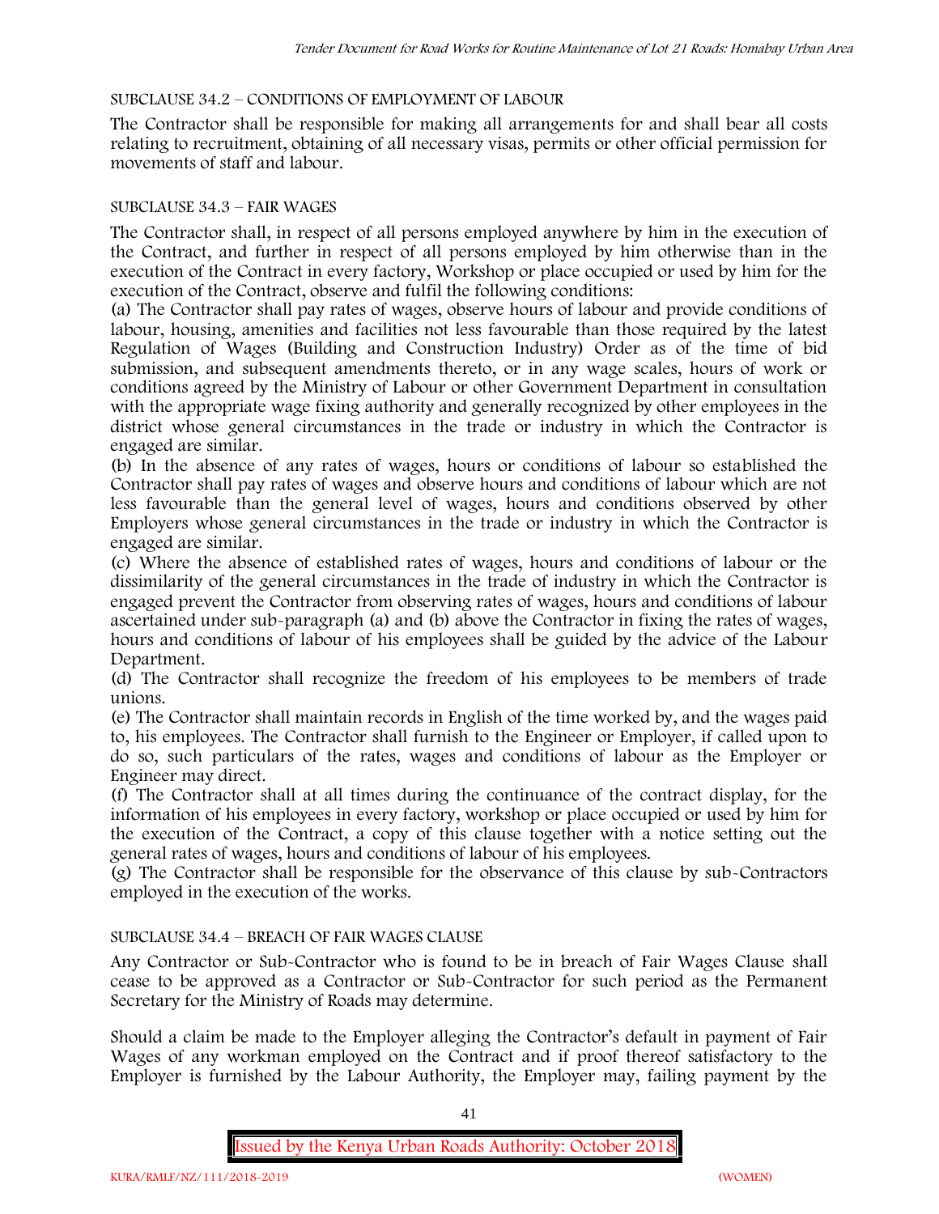SUBCLAUSE 34.2 – CONDITIONS OF EMPLOYMENT OF LABOUR

The Contractor shall be responsible for making all arrangements for and shall bear all costs relating to recruitment, obtaining of all necessary visas, permits or other official permission for movements of staff and labour.

SUBCLAUSE 34.3 – FAIR WAGES

The Contractor shall, in respect of all persons employed anywhere by him in the execution of the Contract, and further in respect of all persons employed by him otherwise than in the execution of the Contract in every factory, Workshop or place occupied or used by him for the execution of the Contract, observe and fulfil the following conditions:

(a) The Contractor shall pay rates of wages, observe hours of labour and provide conditions of labour, housing, amenities and facilities not less favourable than those required by the latest Regulation of Wages (Building and Construction Industry) Order as of the time of bid submission, and subsequent amendments thereto, or in any wage scales, hours of work or conditions agreed by the Ministry of Labour or other Government Department in consultation with the appropriate wage fixing authority and generally recognized by other employees in the district whose general circumstances in the trade or industry in which the Contractor is engaged are similar.

(b) In the absence of any rates of wages, hours or conditions of labour so established the Contractor shall pay rates of wages and observe hours and conditions of labour which are not less favourable than the general level of wages, hours and conditions observed by other Employers whose general circumstances in the trade or industry in which the Contractor is engaged are similar.

(c) Where the absence of established rates of wages, hours and conditions of labour or the dissimilarity of the general circumstances in the trade of industry in which the Contractor is engaged prevent the Contractor from observing rates of wages, hours and conditions of labour ascertained under sub-paragraph (a) and (b) above the Contractor in fixing the rates of wages, hours and conditions of labour of his employees shall be guided by the advice of the Labour Department.

(d) The Contractor shall recognize the freedom of his employees to be members of trade unions.

(e) The Contractor shall maintain records in English of the time worked by, and the wages paid to, his employees. The Contractor shall furnish to the Engineer or Employer, if called upon to do so, such particulars of the rates, wages and conditions of labour as the Employer or Engineer may direct.

(f) The Contractor shall at all times during the continuance of the contract display, for the information of his employees in every factory, workshop or place occupied or used by him for the execution of the Contract, a copy of this clause together with a notice setting out the general rates of wages, hours and conditions of labour of his employees.

(g) The Contractor shall be responsible for the observance of this clause by sub-Contractors employed in the execution of the works.

SUBCLAUSE 34.4 – BREACH OF FAIR WAGES CLAUSE

Any Contractor or Sub-Contractor who is found to be in breach of Fair Wages Clause shall cease to be approved as a Contractor or Sub-Contractor for such period as the Permanent Secretary for the Ministry of Roads may determine.

Should a claim be made to the Employer alleging the Contractor's default in payment of Fair Wages of any workman employed on the Contract and if proof thereof satisfactory to the Employer is furnished by the Labour Authority, the Employer may, failing payment by the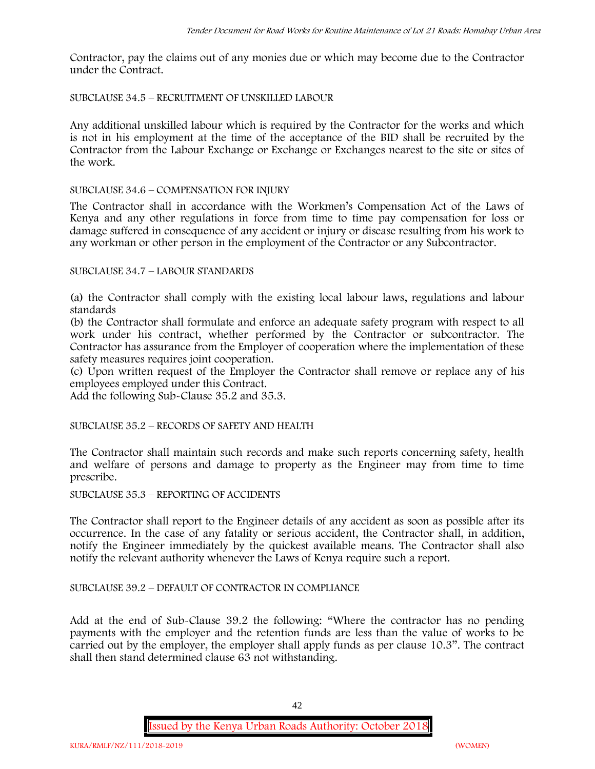Contractor, pay the claims out of any monies due or which may become due to the Contractor under the Contract.

SUBCLAUSE 34.5 – RECRUITMENT OF UNSKILLED LABOUR

Any additional unskilled labour which is required by the Contractor for the works and which is not in his employment at the time of the acceptance of the BID shall be recruited by the Contractor from the Labour Exchange or Exchange or Exchanges nearest to the site or sites of the work.

SUBCLAUSE 34.6 – COMPENSATION FOR INJURY

The Contractor shall in accordance with the Workmen's Compensation Act of the Laws of Kenya and any other regulations in force from time to time pay compensation for loss or damage suffered in consequence of any accident or injury or disease resulting from his work to any workman or other person in the employment of the Contractor or any Subcontractor.

SUBCLAUSE 34.7 – LABOUR STANDARDS

(a) the Contractor shall comply with the existing local labour laws, regulations and labour standards

(b) the Contractor shall formulate and enforce an adequate safety program with respect to all work under his contract, whether performed by the Contractor or subcontractor. The Contractor has assurance from the Employer of cooperation where the implementation of these safety measures requires joint cooperation.

(c) Upon written request of the Employer the Contractor shall remove or replace any of his employees employed under this Contract.

Add the following Sub-Clause 35.2 and 35.3.

SUBCLAUSE 35.2 – RECORDS OF SAFETY AND HEALTH

The Contractor shall maintain such records and make such reports concerning safety, health and welfare of persons and damage to property as the Engineer may from time to time prescribe.

SUBCLAUSE 35.3 – REPORTING OF ACCIDENTS

The Contractor shall report to the Engineer details of any accident as soon as possible after its occurrence. In the case of any fatality or serious accident, the Contractor shall, in addition, notify the Engineer immediately by the quickest available means. The Contractor shall also notify the relevant authority whenever the Laws of Kenya require such a report.

SUBCLAUSE 39.2 – DEFAULT OF CONTRACTOR IN COMPLIANCE

Add at the end of Sub-Clause 39.2 the following: "Where the contractor has no pending payments with the employer and the retention funds are less than the value of works to be carried out by the employer, the employer shall apply funds as per clause 10.3". The contract shall then stand determined clause 63 not withstanding.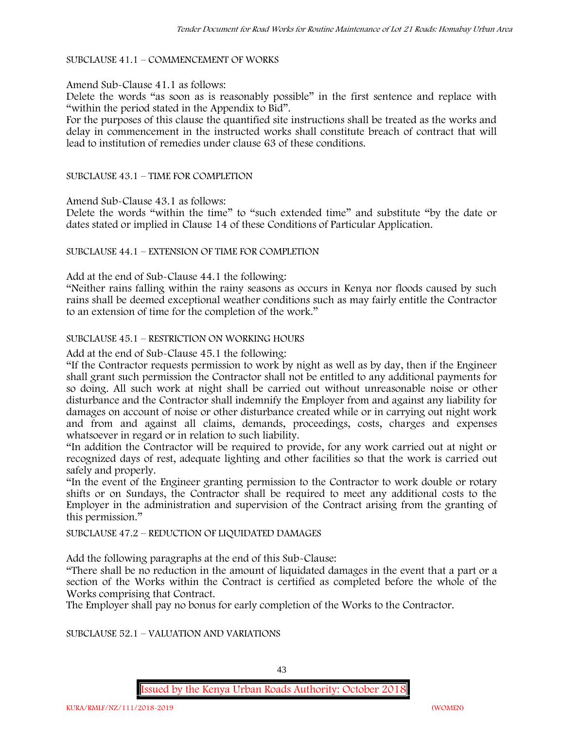SUBCLAUSE 41.1 – COMMENCEMENT OF WORKS

Amend Sub-Clause 41.1 as follows:

Delete the words "as soon as is reasonably possible" in the first sentence and replace with "within the period stated in the Appendix to Bid".

For the purposes of this clause the quantified site instructions shall be treated as the works and delay in commencement in the instructed works shall constitute breach of contract that will lead to institution of remedies under clause 63 of these conditions.

SUBCLAUSE 43.1 – TIME FOR COMPLETION

Amend Sub-Clause 43.1 as follows:

Delete the words "within the time" to "such extended time" and substitute "by the date or dates stated or implied in Clause 14 of these Conditions of Particular Application.

SUBCLAUSE 44.1 – EXTENSION OF TIME FOR COMPLETION

Add at the end of Sub-Clause 44.1 the following:

"Neither rains falling within the rainy seasons as occurs in Kenya nor floods caused by such rains shall be deemed exceptional weather conditions such as may fairly entitle the Contractor to an extension of time for the completion of the work."

SUBCLAUSE 45.1 – RESTRICTION ON WORKING HOURS

Add at the end of Sub-Clause 45.1 the following:

"If the Contractor requests permission to work by night as well as by day, then if the Engineer shall grant such permission the Contractor shall not be entitled to any additional payments for so doing. All such work at night shall be carried out without unreasonable noise or other disturbance and the Contractor shall indemnify the Employer from and against any liability for damages on account of noise or other disturbance created while or in carrying out night work and from and against all claims, demands, proceedings, costs, charges and expenses whatsoever in regard or in relation to such liability.

"In addition the Contractor will be required to provide, for any work carried out at night or recognized days of rest, adequate lighting and other facilities so that the work is carried out safely and properly.

"In the event of the Engineer granting permission to the Contractor to work double or rotary shifts or on Sundays, the Contractor shall be required to meet any additional costs to the Employer in the administration and supervision of the Contract arising from the granting of this permission."

SUBCLAUSE 47.2 – REDUCTION OF LIQUIDATED DAMAGES

Add the following paragraphs at the end of this Sub-Clause:

"There shall be no reduction in the amount of liquidated damages in the event that a part or a section of the Works within the Contract is certified as completed before the whole of the Works comprising that Contract.

The Employer shall pay no bonus for early completion of the Works to the Contractor.

SUBCLAUSE 52.1 – VALUATION AND VARIATIONS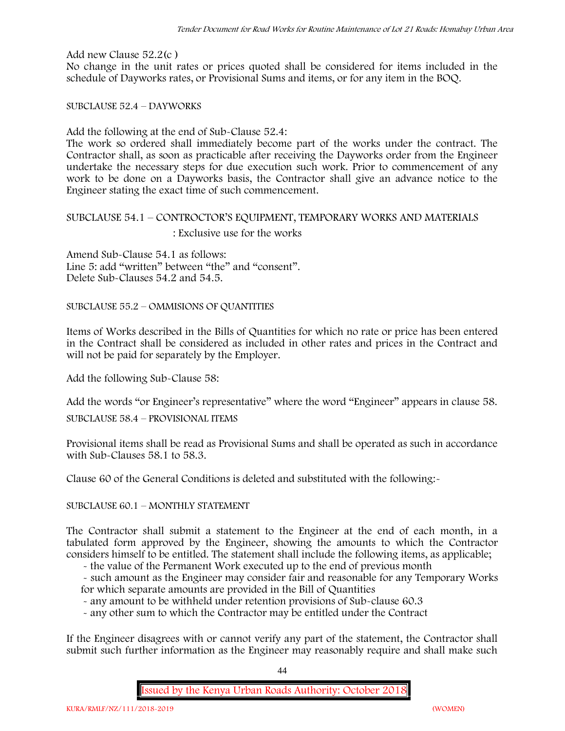Add new Clause 52.2(c )

No change in the unit rates or prices quoted shall be considered for items included in the schedule of Dayworks rates, or Provisional Sums and items, or for any item in the BOQ.

SUBCLAUSE 52.4 – DAYWORKS

Add the following at the end of Sub-Clause 52.4:

The work so ordered shall immediately become part of the works under the contract. The Contractor shall, as soon as practicable after receiving the Dayworks order from the Engineer undertake the necessary steps for due execution such work. Prior to commencement of any work to be done on a Dayworks basis, the Contractor shall give an advance notice to the Engineer stating the exact time of such commencement.

SUBCLAUSE 54.1 – CONTRCTOR'S EQUIPMENT, TEMPORARY WORKS AND MATERIALS

: Exclusive use for the works

Amend Sub-Clause 54.1 as follows:
Line 5: add "written" between "the" and "consent".
Delete Sub-Clauses 54.2 and 54.5.

SUBCLAUSE 55.2 – OMMISIONS OF QUANTITIES

Items of Works described in the Bills of Quantities for which no rate or price has been entered in the Contract shall be considered as included in other rates and prices in the Contract and will not be paid for separately by the Employer.

Add the following Sub-Clause 58:

Add the words "or Engineer's representative" where the word "Engineer" appears in clause 58.

SUBCLAUSE 58.4 – PROVISIONAL ITEMS

Provisional items shall be read as Provisional Sums and shall be operated as such in accordance with Sub-Clauses 58.1 to 58.3.

Clause 60 of the General Conditions is deleted and substituted with the following:-

SUBCLAUSE 60.1 – MONTHLY STATEMENT

The Contractor shall submit a statement to the Engineer at the end of each month, in a tabulated form approved by the Engineer, showing the amounts to which the Contractor considers himself to be entitled. The statement shall include the following items, as applicable;

- the value of the Permanent Work executed up to the end of previous month
- such amount as the Engineer may consider fair and reasonable for any Temporary Works for which separate amounts are provided in the Bill of Quantities
- any amount to be withheld under retention provisions of Sub-clause 60.3
- any other sum to which the Contractor may be entitled under the Contract

If the Engineer disagrees with or cannot verify any part of the statement, the Contractor shall submit such further information as the Engineer may reasonably require and shall make such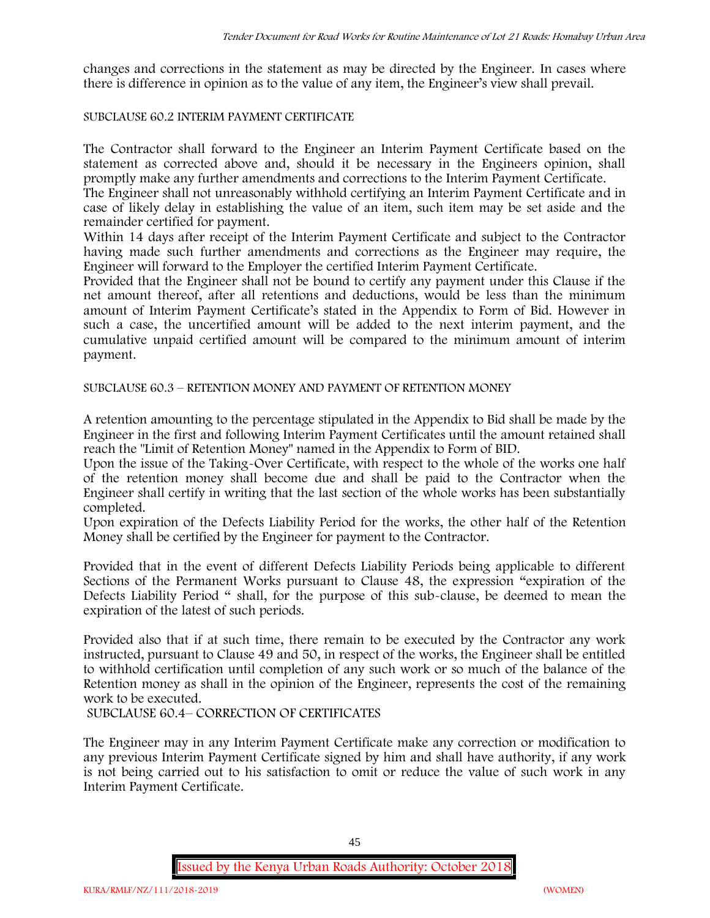changes and corrections in the statement as may be directed by the Engineer. In cases where there is difference in opinion as to the value of any item, the Engineer's view shall prevail.

SUBCLAUSE 60.2 INTERIM PAYMENT CERTIFICATE

The Contractor shall forward to the Engineer an Interim Payment Certificate based on the statement as corrected above and, should it be necessary in the Engineers opinion, shall promptly make any further amendments and corrections to the Interim Payment Certificate.

The Engineer shall not unreasonably withhold certifying an Interim Payment Certificate and in case of likely delay in establishing the value of an item, such item may be set aside and the remainder certified for payment.

Within 14 days after receipt of the Interim Payment Certificate and subject to the Contractor having made such further amendments and corrections as the Engineer may require, the Engineer will forward to the Employer the certified Interim Payment Certificate.

Provided that the Engineer shall not be bound to certify any payment under this Clause if the net amount thereof, after all retentions and deductions, would be less than the minimum amount of Interim Payment Certificate's stated in the Appendix to Form of Bid. However in such a case, the uncertified amount will be added to the next interim payment, and the cumulative unpaid certified amount will be compared to the minimum amount of interim payment.

SUBCLAUSE 60.3 – RETENTION MONEY AND PAYMENT OF RETENTION MONEY

A retention amounting to the percentage stipulated in the Appendix to Bid shall be made by the Engineer in the first and following Interim Payment Certificates until the amount retained shall reach the "Limit of Retention Money" named in the Appendix to Form of BID.

Upon the issue of the Taking-Over Certificate, with respect to the whole of the works one half of the retention money shall become due and shall be paid to the Contractor when the Engineer shall certify in writing that the last section of the whole works has been substantially completed.

Upon expiration of the Defects Liability Period for the works, the other half of the Retention Money shall be certified by the Engineer for payment to the Contractor.

Provided that in the event of different Defects Liability Periods being applicable to different Sections of the Permanent Works pursuant to Clause 48, the expression "expiration of the Defects Liability Period " shall, for the purpose of this sub-clause, be deemed to mean the expiration of the latest of such periods.

Provided also that if at such time, there remain to be executed by the Contractor any work instructed, pursuant to Clause 49 and 50, in respect of the works, the Engineer shall be entitled to withhold certification until completion of any such work or so much of the balance of the Retention money as shall in the opinion of the Engineer, represents the cost of the remaining work to be executed.

SUBCLAUSE 60.4– CORRECTION OF CERTIFICATES

The Engineer may in any Interim Payment Certificate make any correction or modification to any previous Interim Payment Certificate signed by him and shall have authority, if any work is not being carried out to his satisfaction to omit or reduce the value of such work in any Interim Payment Certificate.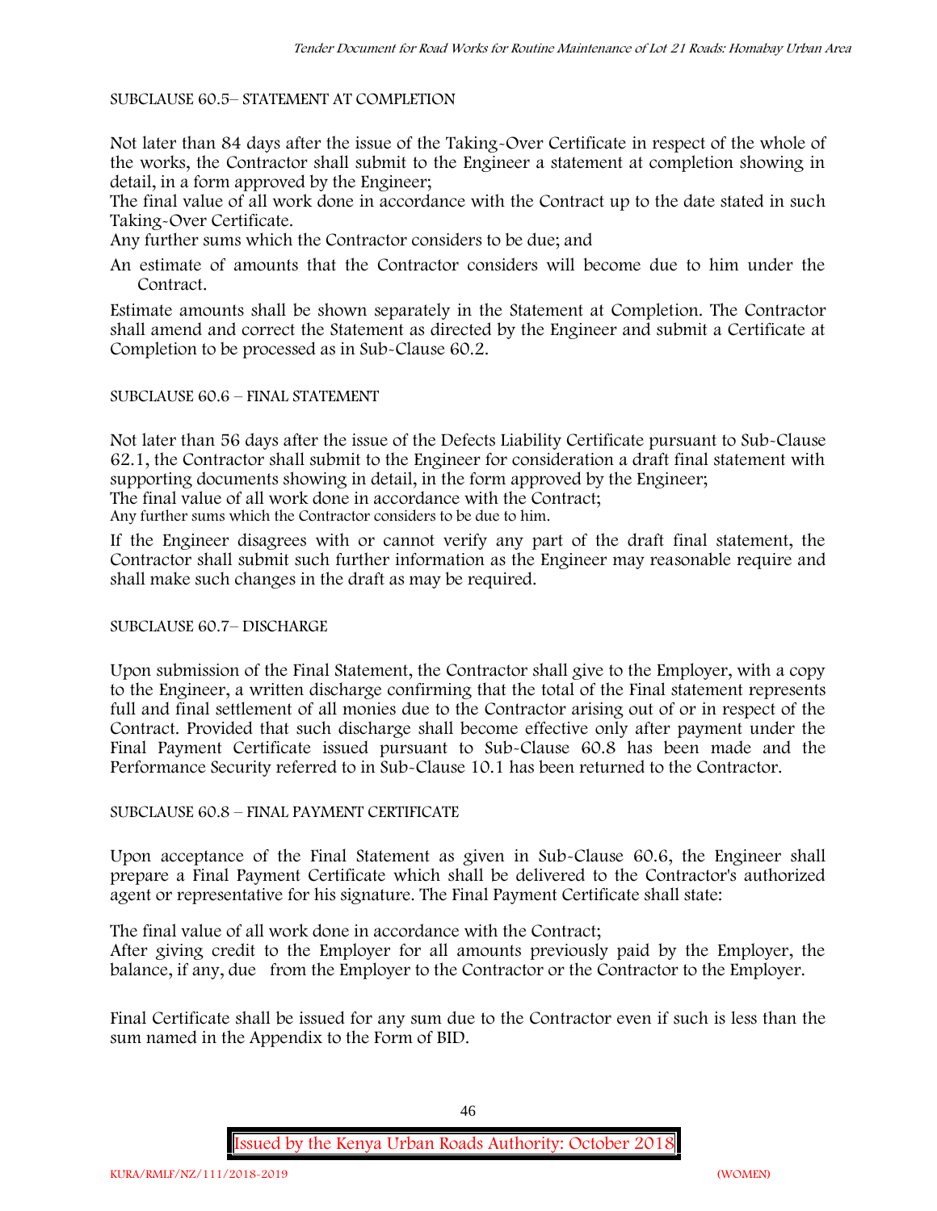SUBCLAUSE 60.5– STATEMENT AT COMPLETION

Not later than 84 days after the issue of the Taking-Over Certificate in respect of the whole of the works, the Contractor shall submit to the Engineer a statement at completion showing in detail, in a form approved by the Engineer;

The final value of all work done in accordance with the Contract up to the date stated in such Taking-Over Certificate.

Any further sums which the Contractor considers to be due; and

An estimate of amounts that the Contractor considers will become due to him under the Contract.

Estimate amounts shall be shown separately in the Statement at Completion. The Contractor shall amend and correct the Statement as directed by the Engineer and submit a Certificate at Completion to be processed as in Sub-Clause 60.2.

SUBCLAUSE 60.6 – FINAL STATEMENT

Not later than 56 days after the issue of the Defects Liability Certificate pursuant to Sub-Clause 62.1, the Contractor shall submit to the Engineer for consideration a draft final statement with supporting documents showing in detail, in the form approved by the Engineer;

The final value of all work done in accordance with the Contract;

Any further sums which the Contractor considers to be due to him.

If the Engineer disagrees with or cannot verify any part of the draft final statement, the Contractor shall submit such further information as the Engineer may reasonable require and shall make such changes in the draft as may be required.

SUBCLAUSE 60.7– DISCHARGE

Upon submission of the Final Statement, the Contractor shall give to the Employer, with a copy to the Engineer, a written discharge confirming that the total of the Final statement represents full and final settlement of all monies due to the Contractor arising out of or in respect of the Contract. Provided that such discharge shall become effective only after payment under the Final Payment Certificate issued pursuant to Sub-Clause 60.8 has been made and the Performance Security referred to in Sub-Clause 10.1 has been returned to the Contractor.

SUBCLAUSE 60.8 – FINAL PAYMENT CERTIFICATE

Upon acceptance of the Final Statement as given in Sub-Clause 60.6, the Engineer shall prepare a Final Payment Certificate which shall be delivered to the Contractor's authorized agent or representative for his signature. The Final Payment Certificate shall state:

The final value of all work done in accordance with the Contract;

After giving credit to the Employer for all amounts previously paid by the Employer, the balance, if any, due from the Employer to the Contractor or the Contractor to the Employer.

Final Certificate shall be issued for any sum due to the Contractor even if such is less than the sum named in the Appendix to the Form of BID.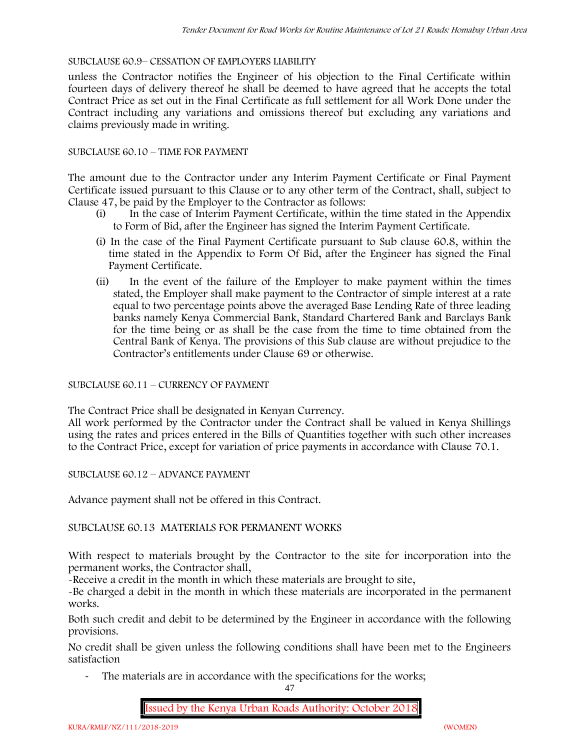SUBCLAUSE 60.9– CESSATION OF EMPLOYERS LIABILITY

unless the Contractor notifies the Engineer of his objection to the Final Certificate within fourteen days of delivery thereof he shall be deemed to have agreed that he accepts the total Contract Price as set out in the Final Certificate as full settlement for all Work Done under the Contract including any variations and omissions thereof but excluding any variations and claims previously made in writing.

SUBCLAUSE 60.10 – TIME FOR PAYMENT

The amount due to the Contractor under any Interim Payment Certificate or Final Payment Certificate issued pursuant to this Clause or to any other term of the Contract, shall, subject to Clause 47, be paid by the Employer to the Contractor as follows:

(i) In the case of Interim Payment Certificate, within the time stated in the Appendix to Form of Bid, after the Engineer has signed the Interim Payment Certificate.

(i) In the case of the Final Payment Certificate pursuant to Sub clause 60.8, within the time stated in the Appendix to Form Of Bid, after the Engineer has signed the Final Payment Certificate.

(ii) In the event of the failure of the Employer to make payment within the times stated, the Employer shall make payment to the Contractor of simple interest at a rate equal to two percentage points above the averaged Base Lending Rate of three leading banks namely Kenya Commercial Bank, Standard Chartered Bank and Barclays Bank for the time being or as shall be the case from the time to time obtained from the Central Bank of Kenya. The provisions of this Sub clause are without prejudice to the Contractor's entitlements under Clause 69 or otherwise.

SUBCLAUSE 60.11 – CURRENCY OF PAYMENT

The Contract Price shall be designated in Kenyan Currency.

All work performed by the Contractor under the Contract shall be valued in Kenya Shillings using the rates and prices entered in the Bills of Quantities together with such other increases to the Contract Price, except for variation of price payments in accordance with Clause 70.1.

SUBCLAUSE 60.12 – ADVANCE PAYMENT

Advance payment shall not be offered in this Contract.

SUBCLAUSE 60.13 MATERIALS FOR PERMANENT WORKS

With respect to materials brought by the Contractor to the site for incorporation into the permanent works, the Contractor shall,

-Receive a credit in the month in which these materials are brought to site,

-Be charged a debit in the month in which these materials are incorporated in the permanent works.

Both such credit and debit to be determined by the Engineer in accordance with the following provisions.

No credit shall be given unless the following conditions shall have been met to the Engineers satisfaction

- The materials are in accordance with the specifications for the works;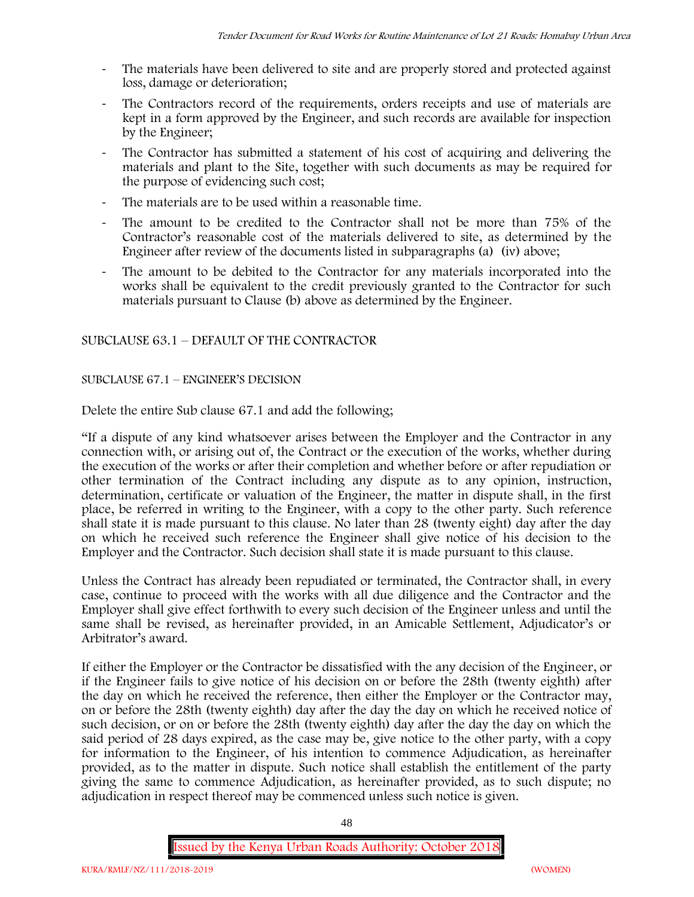- The materials have been delivered to site and are properly stored and protected against loss, damage or deterioration;
- The Contractors record of the requirements, orders receipts and use of materials are kept in a form approved by the Engineer, and such records are available for inspection by the Engineer;
- The Contractor has submitted a statement of his cost of acquiring and delivering the materials and plant to the Site, together with such documents as may be required for the purpose of evidencing such cost;
- The materials are to be used within a reasonable time.
- The amount to be credited to the Contractor shall not be more than 75% of the Contractor's reasonable cost of the materials delivered to site, as determined by the Engineer after review of the documents listed in subparagraphs (a) (iv) above;
- The amount to be debited to the Contractor for any materials incorporated into the works shall be equivalent to the credit previously granted to the Contractor for such materials pursuant to Clause (b) above as determined by the Engineer.

SUBCLAUSE 63.1 – DEFAULT OF THE CONTRACTOR

SUBCLAUSE 67.1 – ENGINEER'S DECISION

Delete the entire Sub clause 67.1 and add the following;

"If a dispute of any kind whatsoever arises between the Employer and the Contractor in any connection with, or arising out of, the Contract or the execution of the works, whether during the execution of the works or after their completion and whether before or after repudiation or other termination of the Contract including any dispute as to any opinion, instruction, determination, certificate or valuation of the Engineer, the matter in dispute shall, in the first place, be referred in writing to the Engineer, with a copy to the other party. Such reference shall state it is made pursuant to this clause. No later than 28 (twenty eight) day after the day on which he received such reference the Engineer shall give notice of his decision to the Employer and the Contractor. Such decision shall state it is made pursuant to this clause.

Unless the Contract has already been repudiated or terminated, the Contractor shall, in every case, continue to proceed with the works with all due diligence and the Contractor and the Employer shall give effect forthwith to every such decision of the Engineer unless and until the same shall be revised, as hereinafter provided, in an Amicable Settlement, Adjudicator's or Arbitrator's award.

If either the Employer or the Contractor be dissatisfied with the any decision of the Engineer, or if the Engineer fails to give notice of his decision on or before the 28th (twenty eighth) after the day on which he received the reference, then either the Employer or the Contractor may, on or before the 28th (twenty eighth) day after the day the day on which he received notice of such decision, or on or before the 28th (twenty eighth) day after the day the day on which the said period of 28 days expired, as the case may be, give notice to the other party, with a copy for information to the Engineer, of his intention to commence Adjudication, as hereinafter provided, as to the matter in dispute. Such notice shall establish the entitlement of the party giving the same to commence Adjudication, as hereinafter provided, as to such dispute; no adjudication in respect thereof may be commenced unless such notice is given.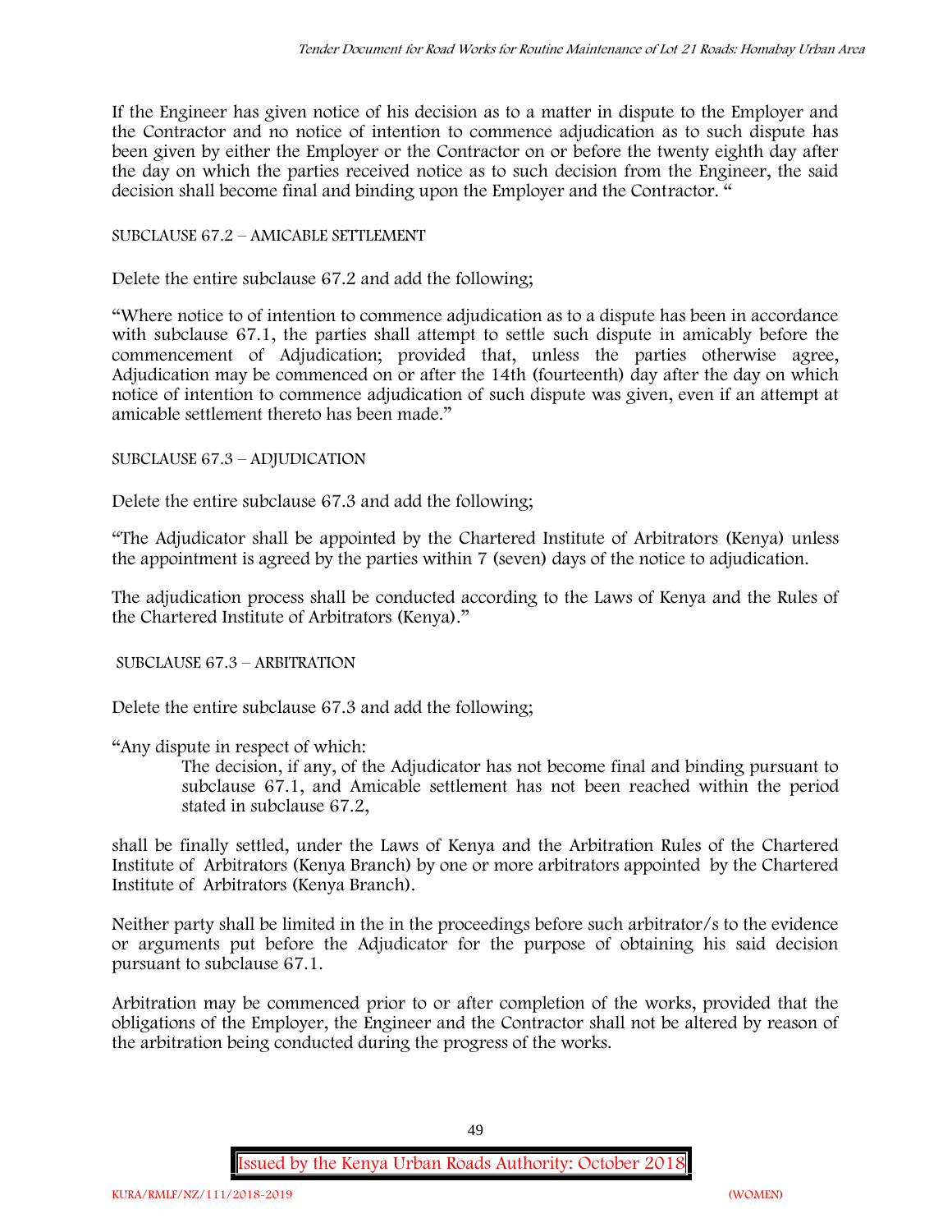If the Engineer has given notice of his decision as to a matter in dispute to the Employer and the Contractor and no notice of intention to commence adjudication as to such dispute has been given by either the Employer or the Contractor on or before the twenty eighth day after the day on which the parties received notice as to such decision from the Engineer, the said decision shall become final and binding upon the Employer and the Contractor. "

SUBCLAUSE 67.2 – AMICABLE SETTLEMENT

Delete the entire subclause 67.2 and add the following;

"Where notice to of intention to commence adjudication as to a dispute has been in accordance with subclause 67.1, the parties shall attempt to settle such dispute in amicably before the commencement of Adjudication; provided that, unless the parties otherwise agree, Adjudication may be commenced on or after the 14th (fourteenth) day after the day on which notice of intention to commence adjudication of such dispute was given, even if an attempt at amicable settlement thereto has been made."

SUBCLAUSE 67.3 – ADJUDICATION

Delete the entire subclause 67.3 and add the following;

"The Adjudicator shall be appointed by the Chartered Institute of Arbitrators (Kenya) unless the appointment is agreed by the parties within 7 (seven) days of the notice to adjudication.

The adjudication process shall be conducted according to the Laws of Kenya and the Rules of the Chartered Institute of Arbitrators (Kenya)."

SUBCLAUSE 67.3 – ARBITRATION

Delete the entire subclause 67.3 and add the following;

"Any dispute in respect of which:

> The decision, if any, of the Adjudicator has not become final and binding pursuant to subclause 67.1, and Amicable settlement has not been reached within the period stated in subclause 67.2,

shall be finally settled, under the Laws of Kenya and the Arbitration Rules of the Chartered Institute of Arbitrators (Kenya Branch) by one or more arbitrators appointed by the Chartered Institute of Arbitrators (Kenya Branch).

Neither party shall be limited in the in the proceedings before such arbitrator/s to the evidence or arguments put before the Adjudicator for the purpose of obtaining his said decision pursuant to subclause 67.1.

Arbitration may be commenced prior to or after completion of the works, provided that the obligations of the Employer, the Engineer and the Contractor shall not be altered by reason of the arbitration being conducted during the progress of the works.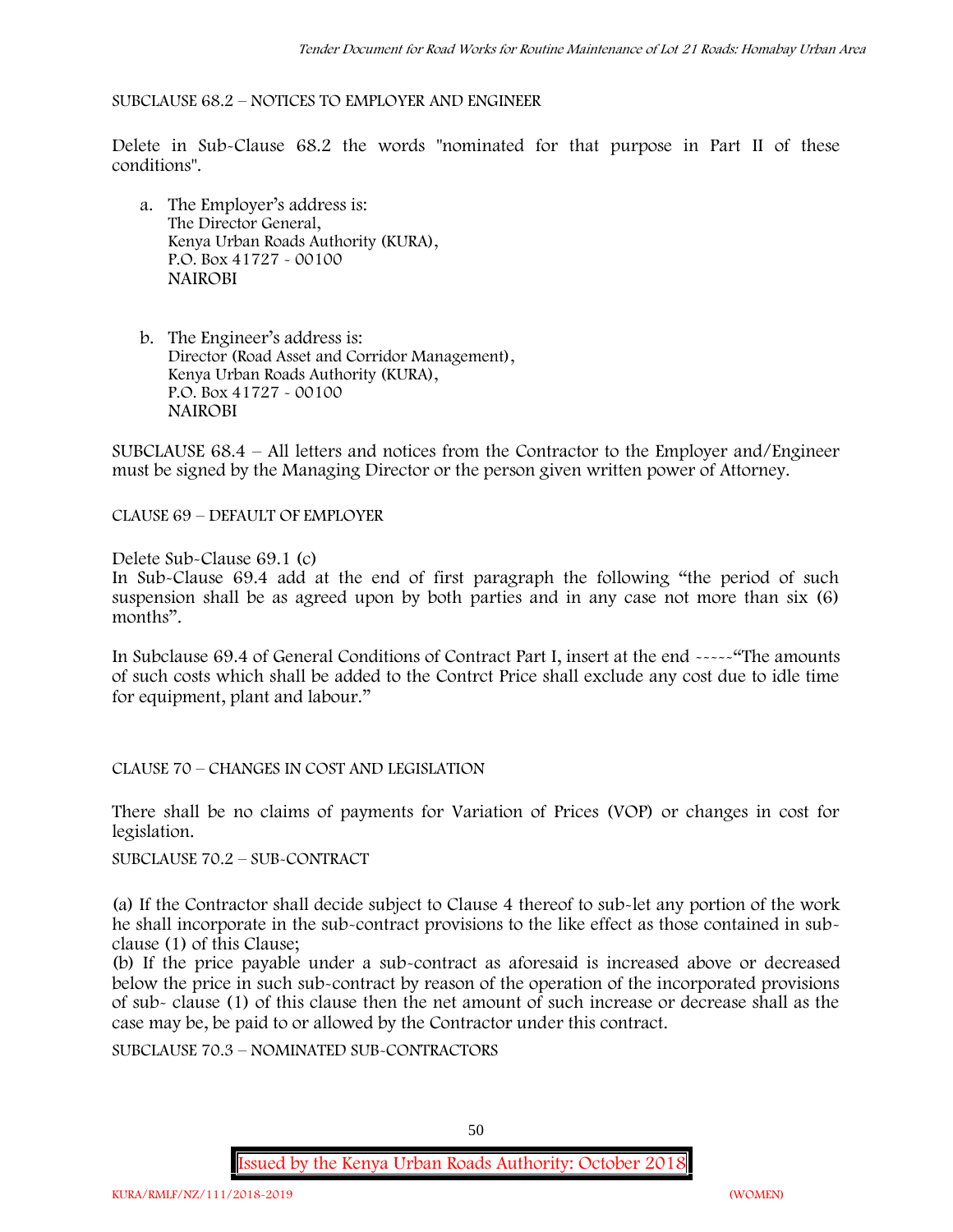SUBCLAUSE 68.2 – NOTICES TO EMPLOYER AND ENGINEER

Delete in Sub-Clause 68.2 the words "nominated for that purpose in Part II of these conditions".

a. The Employer's address is:
   The Director General,
   Kenya Urban Roads Authority (KURA),
   P.O. Box 41727 - 00100
   NAIROBI

b. The Engineer's address is:
   Director (Road Asset and Corridor Management),
   Kenya Urban Roads Authority (KURA),
   P.O. Box 41727 - 00100
   NAIROBI

SUBCLAUSE 68.4 – All letters and notices from the Contractor to the Employer and/Engineer must be signed by the Managing Director or the person given written power of Attorney.

CLAUSE 69 – DEFAULT OF EMPLOYER

Delete Sub-Clause 69.1 (c)

In Sub-Clause 69.4 add at the end of first paragraph the following "the period of such suspension shall be as agreed upon by both parties and in any case not more than six (6) months".

In Subclause 69.4 of General Conditions of Contract Part I, insert at the end -----"The amounts of such costs which shall be added to the Contrct Price shall exclude any cost due to idle time for equipment, plant and labour."

CLAUSE 70 – CHANGES IN COST AND LEGISLATION

There shall be no claims of payments for Variation of Prices (VOP) or changes in cost for legislation.

SUBCLAUSE 70.2 – SUB-CONTRACT

(a) If the Contractor shall decide subject to Clause 4 thereof to sub-let any portion of the work he shall incorporate in the sub-contract provisions to the like effect as those contained in sub-clause (1) of this Clause;

(b) If the price payable under a sub-contract as aforesaid is increased above or decreased below the price in such sub-contract by reason of the operation of the incorporated provisions of sub- clause (1) of this clause then the net amount of such increase or decrease shall as the case may be, be paid to or allowed by the Contractor under this contract.

SUBCLAUSE 70.3 – NOMINATED SUB-CONTRACTORS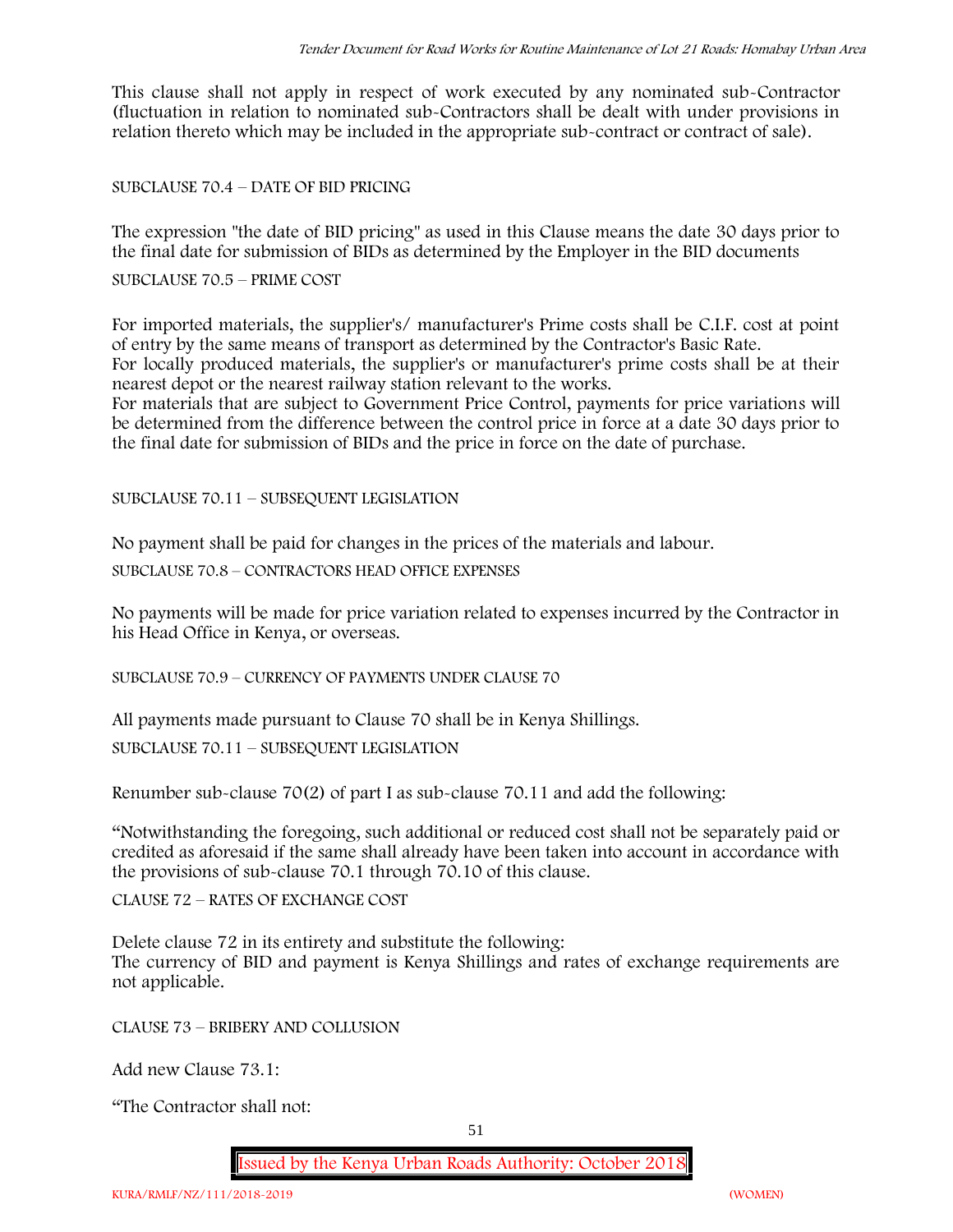This clause shall not apply in respect of work executed by any nominated sub-Contractor (fluctuation in relation to nominated sub-Contractors shall be dealt with under provisions in relation thereto which may be included in the appropriate sub-contract or contract of sale).

SUBCLAUSE 70.4 – DATE OF BID PRICING

The expression "the date of BID pricing" as used in this Clause means the date 30 days prior to the final date for submission of BIDs as determined by the Employer in the BID documents

SUBCLAUSE 70.5 – PRIME COST

For imported materials, the supplier's/ manufacturer's Prime costs shall be C.I.F. cost at point of entry by the same means of transport as determined by the Contractor's Basic Rate.
For locally produced materials, the supplier's or manufacturer's prime costs shall be at their nearest depot or the nearest railway station relevant to the works.
For materials that are subject to Government Price Control, payments for price variations will be determined from the difference between the control price in force at a date 30 days prior to the final date for submission of BIDs and the price in force on the date of purchase.

SUBCLAUSE 70.11 – SUBSEQUENT LEGISLATION

No payment shall be paid for changes in the prices of the materials and labour.

SUBCLAUSE 70.8 – CONTRACTORS HEAD OFFICE EXPENSES

No payments will be made for price variation related to expenses incurred by the Contractor in his Head Office in Kenya, or overseas.

SUBCLAUSE 70.9 – CURRENCY OF PAYMENTS UNDER CLAUSE 70

All payments made pursuant to Clause 70 shall be in Kenya Shillings.

SUBCLAUSE 70.11 – SUBSEQUENT LEGISLATION

Renumber sub-clause 70(2) of part I as sub-clause 70.11 and add the following:

"Notwithstanding the foregoing, such additional or reduced cost shall not be separately paid or credited as aforesaid if the same shall already have been taken into account in accordance with the provisions of sub-clause 70.1 through 70.10 of this clause.

CLAUSE 72 – RATES OF EXCHANGE COST

Delete clause 72 in its entirety and substitute the following:
The currency of BID and payment is Kenya Shillings and rates of exchange requirements are not applicable.

CLAUSE 73 – BRIBERY AND COLLUSION

Add new Clause 73.1:

"The Contractor shall not: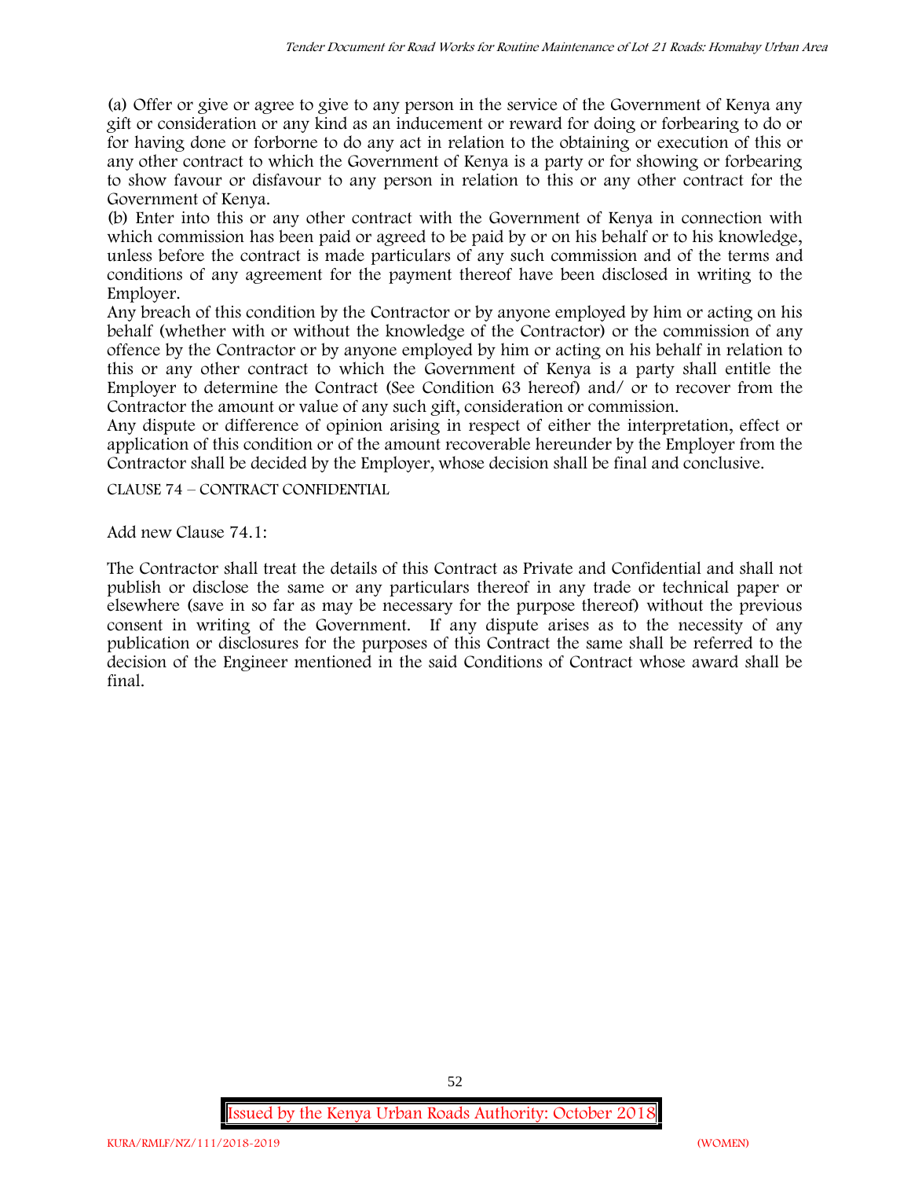(a) Offer or give or agree to give to any person in the service of the Government of Kenya any gift or consideration or any kind as an inducement or reward for doing or forbearing to do or for having done or forborne to do any act in relation to the obtaining or execution of this or any other contract to which the Government of Kenya is a party or for showing or forbearing to show favour or disfavour to any person in relation to this or any other contract for the Government of Kenya.

(b) Enter into this or any other contract with the Government of Kenya in connection with which commission has been paid or agreed to be paid by or on his behalf or to his knowledge, unless before the contract is made particulars of any such commission and of the terms and conditions of any agreement for the payment thereof have been disclosed in writing to the Employer.

Any breach of this condition by the Contractor or by anyone employed by him or acting on his behalf (whether with or without the knowledge of the Contractor) or the commission of any offence by the Contractor or by anyone employed by him or acting on his behalf in relation to this or any other contract to which the Government of Kenya is a party shall entitle the Employer to determine the Contract (See Condition 63 hereof) and/ or to recover from the Contractor the amount or value of any such gift, consideration or commission.

Any dispute or difference of opinion arising in respect of either the interpretation, effect or application of this condition or of the amount recoverable hereunder by the Employer from the Contractor shall be decided by the Employer, whose decision shall be final and conclusive.

CLAUSE 74 – CONTRACT CONFIDENTIAL

Add new Clause 74.1:

The Contractor shall treat the details of this Contract as Private and Confidential and shall not publish or disclose the same or any particulars thereof in any trade or technical paper or elsewhere (save in so far as may be necessary for the purpose thereof) without the previous consent in writing of the Government. If any dispute arises as to the necessity of any publication or disclosures for the purposes of this Contract the same shall be referred to the decision of the Engineer mentioned in the said Conditions of Contract whose award shall be final.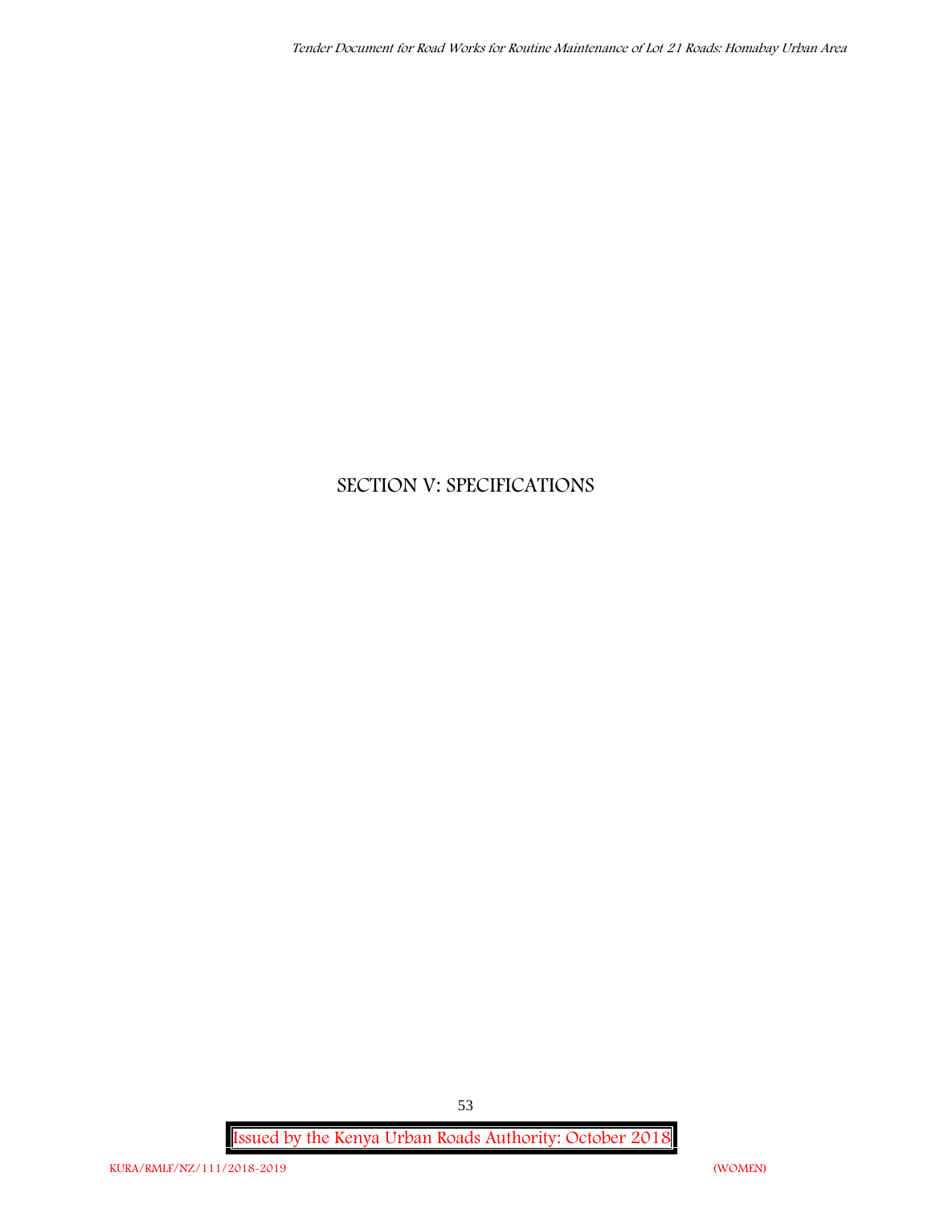# SECTION V: SPECIFICATIONS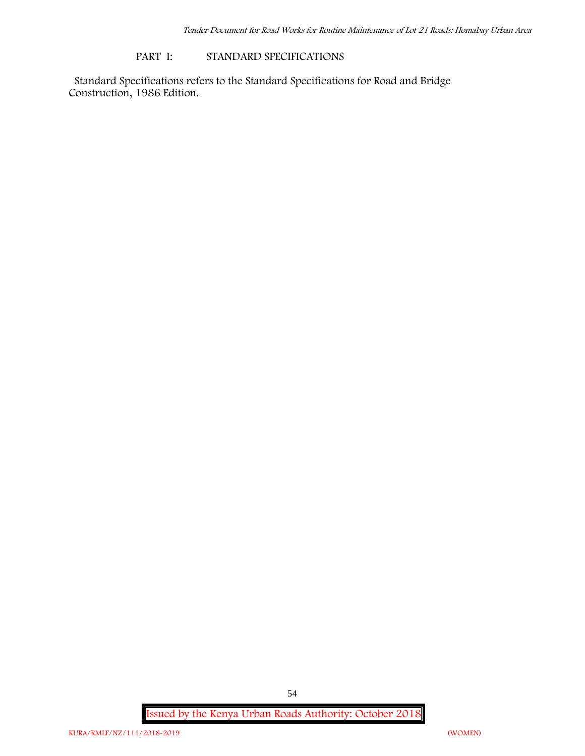# PART I: STANDARD SPECIFICATIONS

Standard Specifications refers to the Standard Specifications for Road and Bridge Construction, 1986 Edition.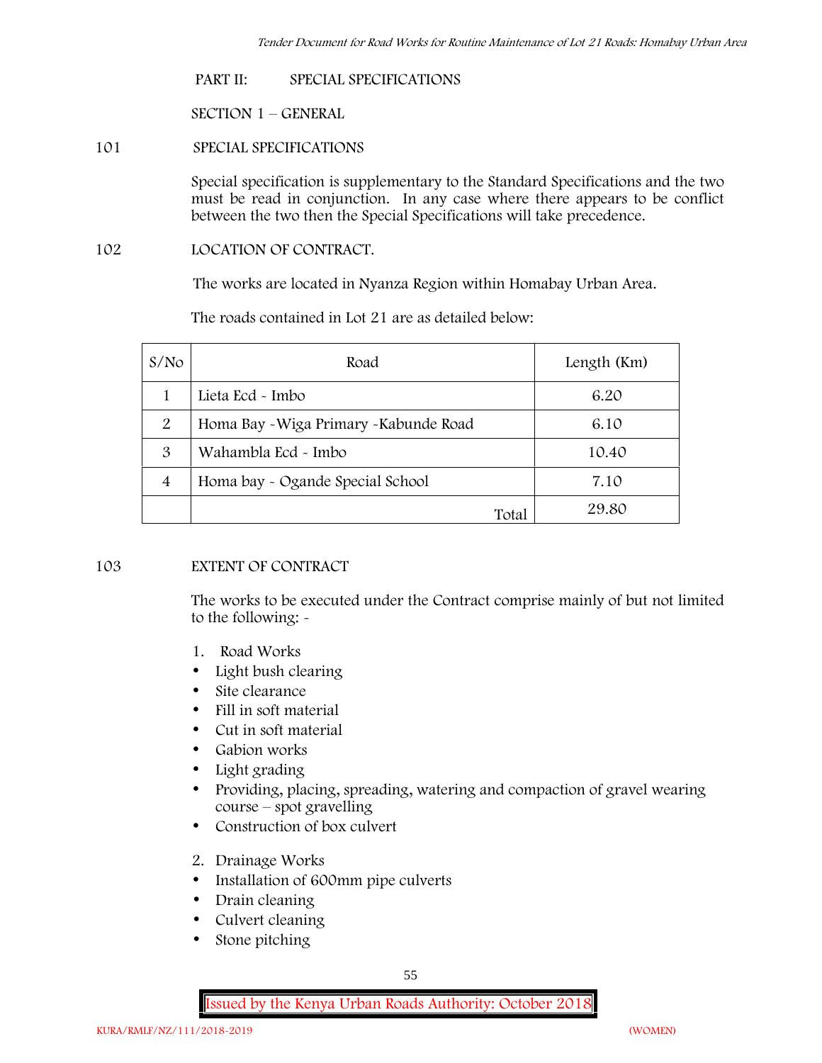# PART II: SPECIAL SPECIFICATIONS

## SECTION 1 – GENERAL

### 101 SPECIAL SPECIFICATIONS

Special specification is supplementary to the Standard Specifications and the two must be read in conjunction. In any case where there appears to be conflict between the two then the Special Specifications will take precedence.

### 102 LOCATION OF CONTRACT.

The works are located in Nyanza Region within Homabay Urban Area.

The roads contained in Lot 21 are as detailed below:

| S/No | Road | Length (Km) |
|---|---|---|
| 1 | Lieta Ecd - Imbo | 6.20 |
| 2 | Homa Bay -Wiga Primary -Kabunde Road | 6.10 |
| 3 | Wahambla Ecd - Imbo | 10.40 |
| 4 | Homa bay - Ogande Special School | 7.10 |
| | Total | 29.80 |

### 103 EXTENT OF CONTRACT

The works to be executed under the Contract comprise mainly of but not limited to the following: -

1. Road Works
   - Light bush clearing
   - Site clearance
   - Fill in soft material
   - Cut in soft material
   - Gabion works
   - Light grading
   - Providing, placing, spreading, watering and compaction of gravel wearing course – spot gravelling
   - Construction of box culvert

2. Drainage Works
   - Installation of 600mm pipe culverts
   - Drain cleaning
   - Culvert cleaning
   - Stone pitching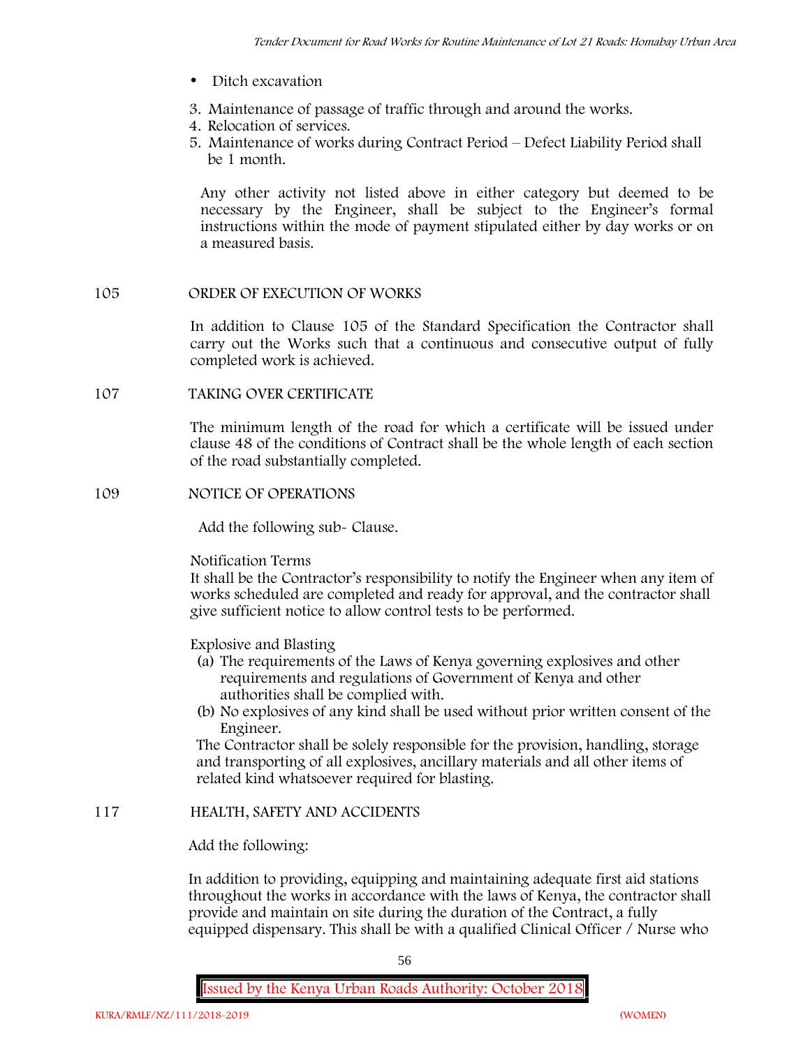- Ditch excavation

3. Maintenance of passage of traffic through and around the works.
4. Relocation of services.
5. Maintenance of works during Contract Period – Defect Liability Period shall be 1 month.

Any other activity not listed above in either category but deemed to be necessary by the Engineer, shall be subject to the Engineer's formal instructions within the mode of payment stipulated either by day works or on a measured basis.

105 ORDER OF EXECUTION OF WORKS

In addition to Clause 105 of the Standard Specification the Contractor shall carry out the Works such that a continuous and consecutive output of fully completed work is achieved.

107 TAKING OVER CERTIFICATE

The minimum length of the road for which a certificate will be issued under clause 48 of the conditions of Contract shall be the whole length of each section of the road substantially completed.

109 NOTICE OF OPERATIONS

Add the following sub- Clause.

Notification Terms
It shall be the Contractor's responsibility to notify the Engineer when any item of works scheduled are completed and ready for approval, and the contractor shall give sufficient notice to allow control tests to be performed.

Explosive and Blasting

(a) The requirements of the Laws of Kenya governing explosives and other requirements and regulations of Government of Kenya and other authorities shall be complied with.
(b) No explosives of any kind shall be used without prior written consent of the Engineer.

The Contractor shall be solely responsible for the provision, handling, storage and transporting of all explosives, ancillary materials and all other items of related kind whatsoever required for blasting.

117 HEALTH, SAFETY AND ACCIDENTS

Add the following:

In addition to providing, equipping and maintaining adequate first aid stations throughout the works in accordance with the laws of Kenya, the contractor shall provide and maintain on site during the duration of the Contract, a fully equipped dispensary. This shall be with a qualified Clinical Officer / Nurse who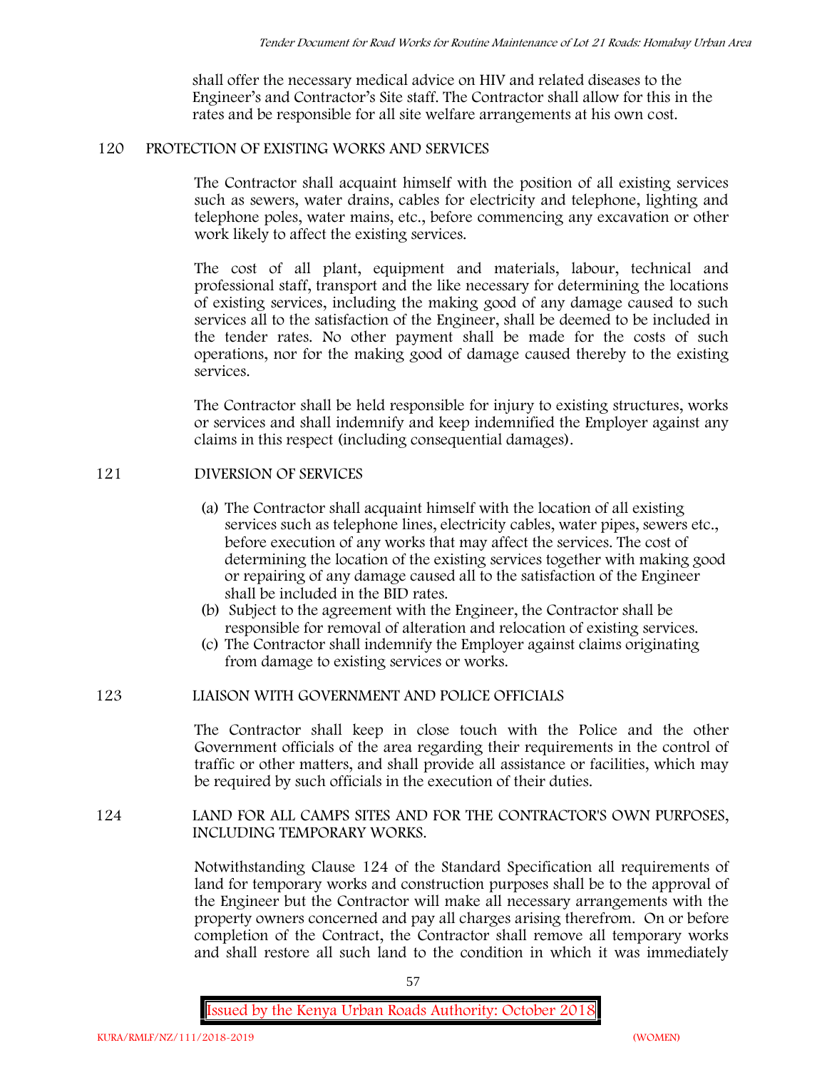shall offer the necessary medical advice on HIV and related diseases to the Engineer's and Contractor's Site staff. The Contractor shall allow for this in the rates and be responsible for all site welfare arrangements at his own cost.

## 120 PROTECTION OF EXISTING WORKS AND SERVICES

The Contractor shall acquaint himself with the position of all existing services such as sewers, water drains, cables for electricity and telephone, lighting and telephone poles, water mains, etc., before commencing any excavation or other work likely to affect the existing services.

The cost of all plant, equipment and materials, labour, technical and professional staff, transport and the like necessary for determining the locations of existing services, including the making good of any damage caused to such services all to the satisfaction of the Engineer, shall be deemed to be included in the tender rates. No other payment shall be made for the costs of such operations, nor for the making good of damage caused thereby to the existing services.

The Contractor shall be held responsible for injury to existing structures, works or services and shall indemnify and keep indemnified the Employer against any claims in this respect (including consequential damages).

## 121 DIVERSION OF SERVICES

(a) The Contractor shall acquaint himself with the location of all existing services such as telephone lines, electricity cables, water pipes, sewers etc., before execution of any works that may affect the services. The cost of determining the location of the existing services together with making good or repairing of any damage caused all to the satisfaction of the Engineer shall be included in the BID rates.

(b) Subject to the agreement with the Engineer, the Contractor shall be responsible for removal of alteration and relocation of existing services.

(c) The Contractor shall indemnify the Employer against claims originating from damage to existing services or works.

## 123 LIAISON WITH GOVERNMENT AND POLICE OFFICIALS

The Contractor shall keep in close touch with the Police and the other Government officials of the area regarding their requirements in the control of traffic or other matters, and shall provide all assistance or facilities, which may be required by such officials in the execution of their duties.

## 124 LAND FOR ALL CAMPS SITES AND FOR THE CONTRACTOR'S OWN PURPOSES, INCLUDING TEMPORARY WORKS.

Notwithstanding Clause 124 of the Standard Specification all requirements of land for temporary works and construction purposes shall be to the approval of the Engineer but the Contractor will make all necessary arrangements with the property owners concerned and pay all charges arising therefrom. On or before completion of the Contract, the Contractor shall remove all temporary works and shall restore all such land to the condition in which it was immediately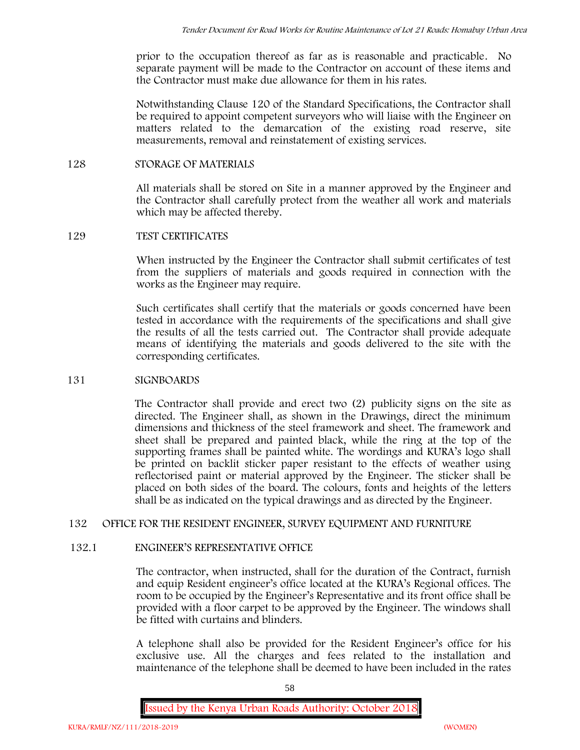prior to the occupation thereof as far as is reasonable and practicable. No separate payment will be made to the Contractor on account of these items and the Contractor must make due allowance for them in his rates.

Notwithstanding Clause 120 of the Standard Specifications, the Contractor shall be required to appoint competent surveyors who will liaise with the Engineer on matters related to the demarcation of the existing road reserve, site measurements, removal and reinstatement of existing services.

## 128 STORAGE OF MATERIALS

All materials shall be stored on Site in a manner approved by the Engineer and the Contractor shall carefully protect from the weather all work and materials which may be affected thereby.

## 129 TEST CERTIFICATES

When instructed by the Engineer the Contractor shall submit certificates of test from the suppliers of materials and goods required in connection with the works as the Engineer may require.

Such certificates shall certify that the materials or goods concerned have been tested in accordance with the requirements of the specifications and shall give the results of all the tests carried out. The Contractor shall provide adequate means of identifying the materials and goods delivered to the site with the corresponding certificates.

## 131 SIGNBOARDS

The Contractor shall provide and erect two (2) publicity signs on the site as directed. The Engineer shall, as shown in the Drawings, direct the minimum dimensions and thickness of the steel framework and sheet. The framework and sheet shall be prepared and painted black, while the ring at the top of the supporting frames shall be painted white. The wordings and KURA's logo shall be printed on backlit sticker paper resistant to the effects of weather using reflectorised paint or material approved by the Engineer. The sticker shall be placed on both sides of the board. The colours, fonts and heights of the letters shall be as indicated on the typical drawings and as directed by the Engineer.

## 132 OFFICE FOR THE RESIDENT ENGINEER, SURVEY EQUIPMENT AND FURNITURE

### 132.1 ENGINEER'S REPRESENTATIVE OFFICE

The contractor, when instructed, shall for the duration of the Contract, furnish and equip Resident engineer's office located at the KURA's Regional offices. The room to be occupied by the Engineer's Representative and its front office shall be provided with a floor carpet to be approved by the Engineer. The windows shall be fitted with curtains and blinders.

A telephone shall also be provided for the Resident Engineer's office for his exclusive use. All the charges and fees related to the installation and maintenance of the telephone shall be deemed to have been included in the rates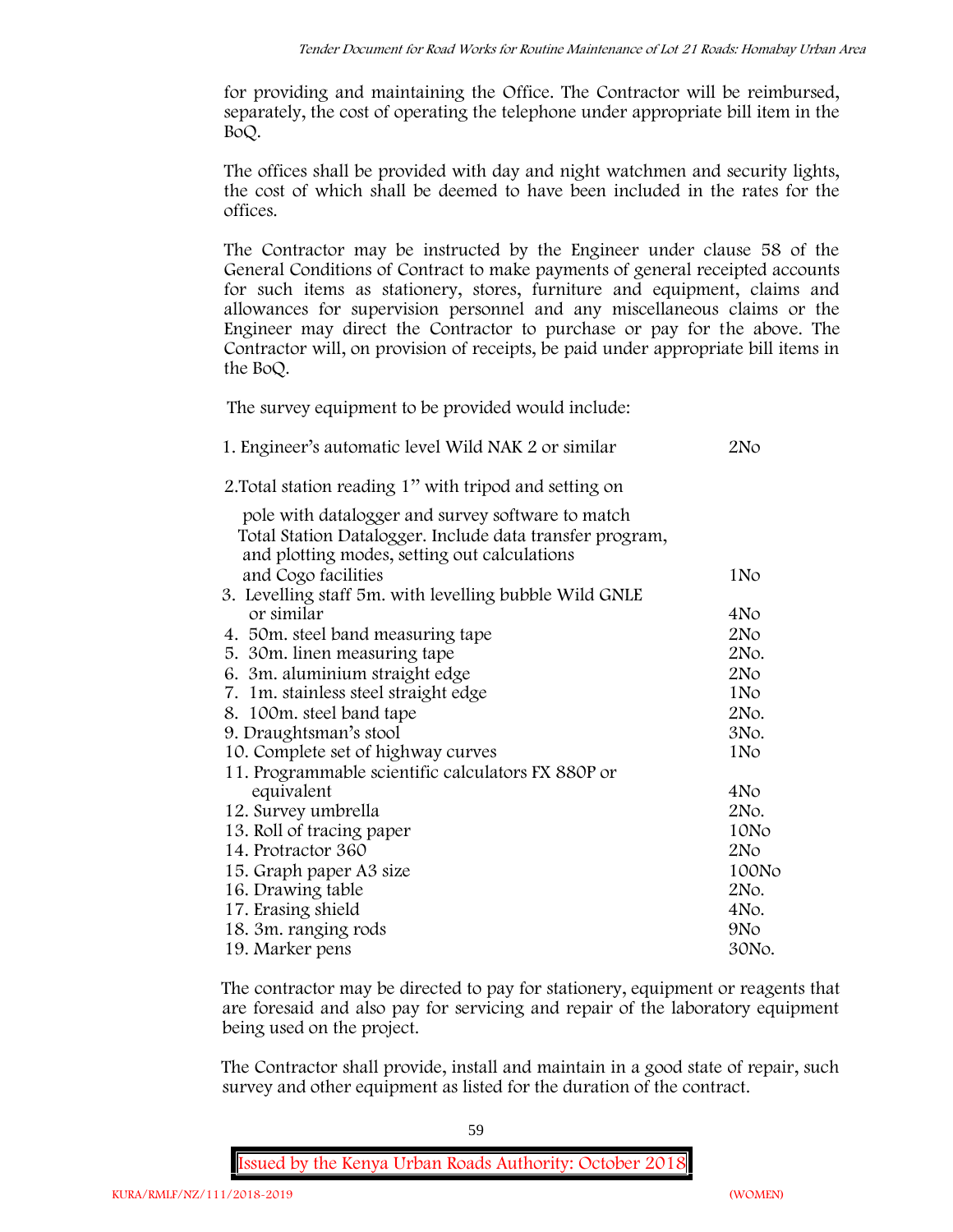for providing and maintaining the Office. The Contractor will be reimbursed, separately, the cost of operating the telephone under appropriate bill item in the BoQ.

The offices shall be provided with day and night watchmen and security lights, the cost of which shall be deemed to have been included in the rates for the offices.

The Contractor may be instructed by the Engineer under clause 58 of the General Conditions of Contract to make payments of general receipted accounts for such items as stationery, stores, furniture and equipment, claims and allowances for supervision personnel and any miscellaneous claims or the Engineer may direct the Contractor to purchase or pay for the above. The Contractor will, on provision of receipts, be paid under appropriate bill items in the BoQ.

The survey equipment to be provided would include:

| Item | Quantity |
|---|---|
| 1. Engineer's automatic level Wild NAK 2 or similar | 2No |
| 2. Total station reading 1" with tripod and setting on pole with datalogger and survey software to match Total Station Datalogger. Include data transfer program, and plotting modes, setting out calculations and Cogo facilities | 1No |
| 3. Levelling staff 5m. with levelling bubble Wild GNLE or similar | 4No |
| 4. 50m. steel band measuring tape | 2No |
| 5. 30m. linen measuring tape | 2No. |
| 6. 3m. aluminium straight edge | 2No |
| 7. 1m. stainless steel straight edge | 1No |
| 8. 100m. steel band tape | 2No. |
| 9. Draughtsman's stool | 3No. |
| 10. Complete set of highway curves | 1No |
| 11. Programmable scientific calculators FX 880P or equivalent | 4No |
| 12. Survey umbrella | 2No. |
| 13. Roll of tracing paper | 10No |
| 14. Protractor 360 | 2No |
| 15. Graph paper A3 size | 100No |
| 16. Drawing table | 2No. |
| 17. Erasing shield | 4No. |
| 18. 3m. ranging rods | 9No |
| 19. Marker pens | 30No. |

The contractor may be directed to pay for stationery, equipment or reagents that are foresaid and also pay for servicing and repair of the laboratory equipment being used on the project.

The Contractor shall provide, install and maintain in a good state of repair, such survey and other equipment as listed for the duration of the contract.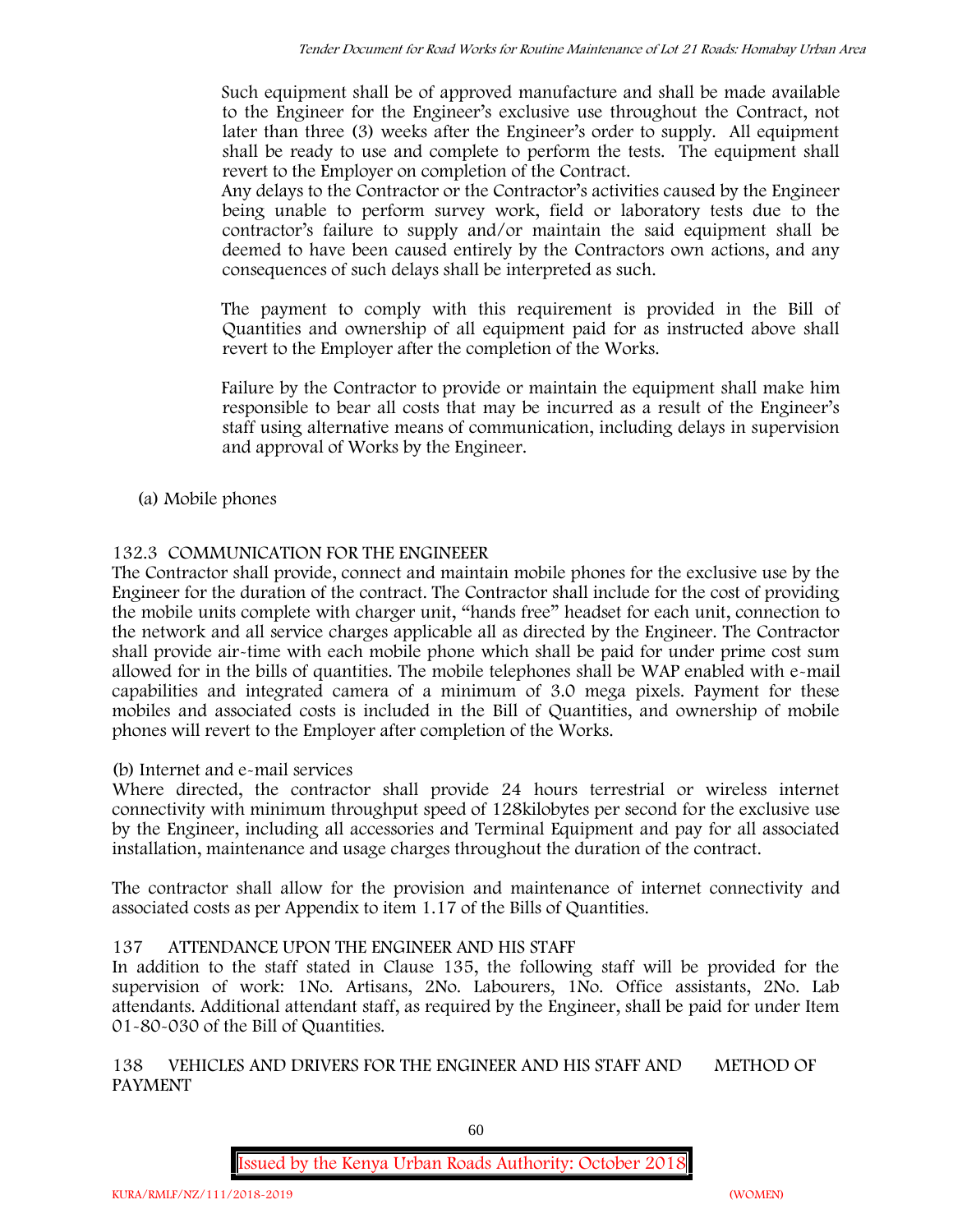Such equipment shall be of approved manufacture and shall be made available to the Engineer for the Engineer's exclusive use throughout the Contract, not later than three (3) weeks after the Engineer's order to supply. All equipment shall be ready to use and complete to perform the tests. The equipment shall revert to the Employer on completion of the Contract.

Any delays to the Contractor or the Contractor's activities caused by the Engineer being unable to perform survey work, field or laboratory tests due to the contractor's failure to supply and/or maintain the said equipment shall be deemed to have been caused entirely by the Contractors own actions, and any consequences of such delays shall be interpreted as such.

The payment to comply with this requirement is provided in the Bill of Quantities and ownership of all equipment paid for as instructed above shall revert to the Employer after the completion of the Works.

Failure by the Contractor to provide or maintain the equipment shall make him responsible to bear all costs that may be incurred as a result of the Engineer's staff using alternative means of communication, including delays in supervision and approval of Works by the Engineer.

(a) Mobile phones

## 132.3 COMMUNICATION FOR THE ENGINEEER

The Contractor shall provide, connect and maintain mobile phones for the exclusive use by the Engineer for the duration of the contract. The Contractor shall include for the cost of providing the mobile units complete with charger unit, "hands free" headset for each unit, connection to the network and all service charges applicable all as directed by the Engineer. The Contractor shall provide air-time with each mobile phone which shall be paid for under prime cost sum allowed for in the bills of quantities. The mobile telephones shall be WAP enabled with e-mail capabilities and integrated camera of a minimum of 3.0 mega pixels. Payment for these mobiles and associated costs is included in the Bill of Quantities, and ownership of mobile phones will revert to the Employer after completion of the Works.

(b) Internet and e-mail services

Where directed, the contractor shall provide 24 hours terrestrial or wireless internet connectivity with minimum throughput speed of 128kilobytes per second for the exclusive use by the Engineer, including all accessories and Terminal Equipment and pay for all associated installation, maintenance and usage charges throughout the duration of the contract.

The contractor shall allow for the provision and maintenance of internet connectivity and associated costs as per Appendix to item 1.17 of the Bills of Quantities.

## 137 ATTENDANCE UPON THE ENGINEER AND HIS STAFF

In addition to the staff stated in Clause 135, the following staff will be provided for the supervision of work: 1No. Artisans, 2No. Labourers, 1No. Office assistants, 2No. Lab attendants. Additional attendant staff, as required by the Engineer, shall be paid for under Item 01-80-030 of the Bill of Quantities.

## 138 VEHICLES AND DRIVERS FOR THE ENGINEER AND HIS STAFF AND METHOD OF PAYMENT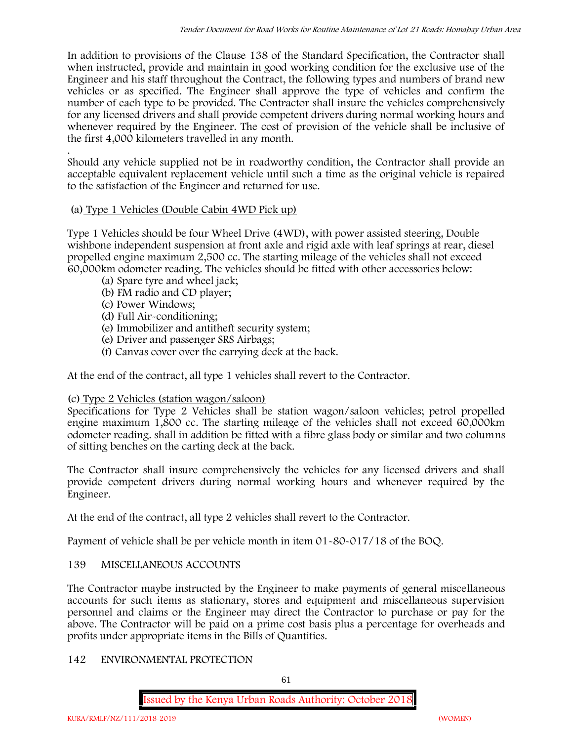In addition to provisions of the Clause 138 of the Standard Specification, the Contractor shall when instructed, provide and maintain in good working condition for the exclusive use of the Engineer and his staff throughout the Contract, the following types and numbers of brand new vehicles or as specified. The Engineer shall approve the type of vehicles and confirm the number of each type to be provided. The Contractor shall insure the vehicles comprehensively for any licensed drivers and shall provide competent drivers during normal working hours and whenever required by the Engineer. The cost of provision of the vehicle shall be inclusive of the first 4,000 kilometers travelled in any month.

.

Should any vehicle supplied not be in roadworthy condition, the Contractor shall provide an acceptable equivalent replacement vehicle until such a time as the original vehicle is repaired to the satisfaction of the Engineer and returned for use.

(a) Type 1 Vehicles (Double Cabin 4WD Pick up)

Type 1 Vehicles should be four Wheel Drive (4WD), with power assisted steering, Double wishbone independent suspension at front axle and rigid axle with leaf springs at rear, diesel propelled engine maximum 2,500 cc. The starting mileage of the vehicles shall not exceed 60,000km odometer reading. The vehicles should be fitted with other accessories below:

(a) Spare tyre and wheel jack;
(b) FM radio and CD player;
(c) Power Windows;
(d) Full Air-conditioning;
(e) Immobilizer and antitheft security system;
(e) Driver and passenger SRS Airbags;
(f) Canvas cover over the carrying deck at the back.

At the end of the contract, all type 1 vehicles shall revert to the Contractor.

(c) Type 2 Vehicles (station wagon/saloon)

Specifications for Type 2 Vehicles shall be station wagon/saloon vehicles; petrol propelled engine maximum 1,800 cc. The starting mileage of the vehicles shall not exceed 60,000km odometer reading. shall in addition be fitted with a fibre glass body or similar and two columns of sitting benches on the carting deck at the back.

The Contractor shall insure comprehensively the vehicles for any licensed drivers and shall provide competent drivers during normal working hours and whenever required by the Engineer.

At the end of the contract, all type 2 vehicles shall revert to the Contractor.

Payment of vehicle shall be per vehicle month in item 01-80-017/18 of the BOQ.

## 139 MISCELLANEOUS ACCOUNTS

The Contractor maybe instructed by the Engineer to make payments of general miscellaneous accounts for such items as stationary, stores and equipment and miscellaneous supervision personnel and claims or the Engineer may direct the Contractor to purchase or pay for the above. The Contractor will be paid on a prime cost basis plus a percentage for overheads and profits under appropriate items in the Bills of Quantities.

## 142 ENVIRONMENTAL PROTECTION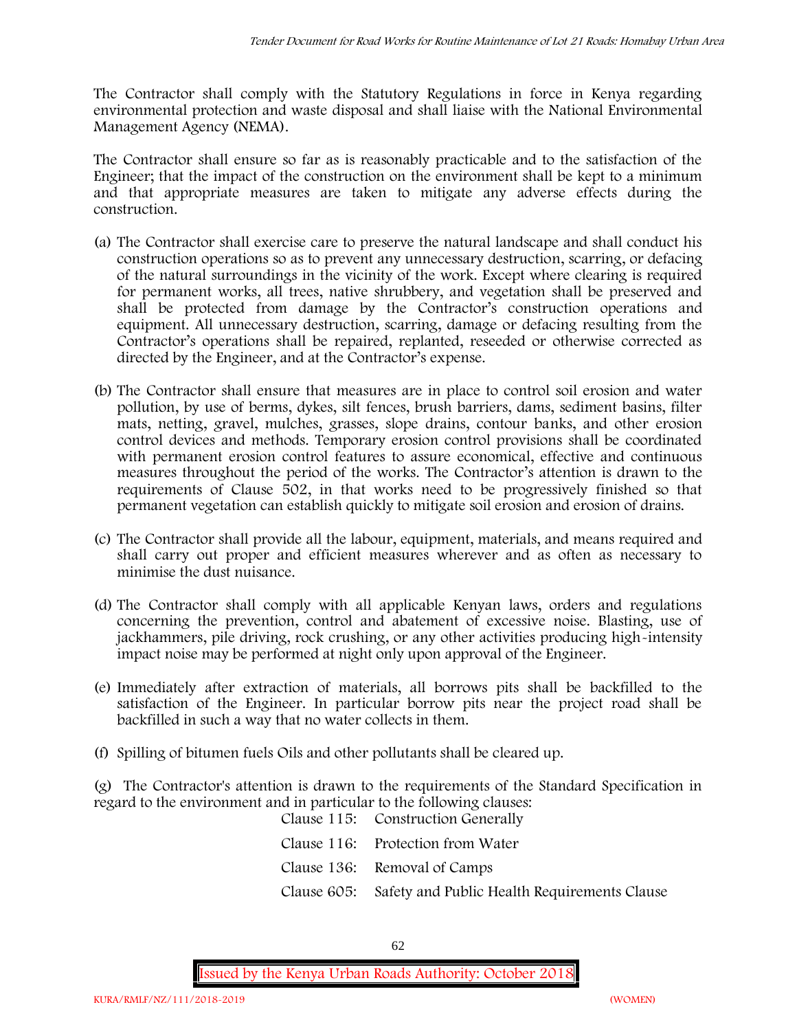The Contractor shall comply with the Statutory Regulations in force in Kenya regarding environmental protection and waste disposal and shall liaise with the National Environmental Management Agency (NEMA).

The Contractor shall ensure so far as is reasonably practicable and to the satisfaction of the Engineer; that the impact of the construction on the environment shall be kept to a minimum and that appropriate measures are taken to mitigate any adverse effects during the construction.

(a) The Contractor shall exercise care to preserve the natural landscape and shall conduct his construction operations so as to prevent any unnecessary destruction, scarring, or defacing of the natural surroundings in the vicinity of the work. Except where clearing is required for permanent works, all trees, native shrubbery, and vegetation shall be preserved and shall be protected from damage by the Contractor's construction operations and equipment. All unnecessary destruction, scarring, damage or defacing resulting from the Contractor's operations shall be repaired, replanted, reseeded or otherwise corrected as directed by the Engineer, and at the Contractor's expense.

(b) The Contractor shall ensure that measures are in place to control soil erosion and water pollution, by use of berms, dykes, silt fences, brush barriers, dams, sediment basins, filter mats, netting, gravel, mulches, grasses, slope drains, contour banks, and other erosion control devices and methods. Temporary erosion control provisions shall be coordinated with permanent erosion control features to assure economical, effective and continuous measures throughout the period of the works. The Contractor's attention is drawn to the requirements of Clause 502, in that works need to be progressively finished so that permanent vegetation can establish quickly to mitigate soil erosion and erosion of drains.

(c) The Contractor shall provide all the labour, equipment, materials, and means required and shall carry out proper and efficient measures wherever and as often as necessary to minimise the dust nuisance.

(d) The Contractor shall comply with all applicable Kenyan laws, orders and regulations concerning the prevention, control and abatement of excessive noise. Blasting, use of jackhammers, pile driving, rock crushing, or any other activities producing high-intensity impact noise may be performed at night only upon approval of the Engineer.

(e) Immediately after extraction of materials, all borrows pits shall be backfilled to the satisfaction of the Engineer. In particular borrow pits near the project road shall be backfilled in such a way that no water collects in them.

(f) Spilling of bitumen fuels Oils and other pollutants shall be cleared up.

(g) The Contractor's attention is drawn to the requirements of the Standard Specification in regard to the environment and in particular to the following clauses:

Clause 115: Construction Generally

Clause 116: Protection from Water

Clause 136: Removal of Camps

Clause 605: Safety and Public Health Requirements Clause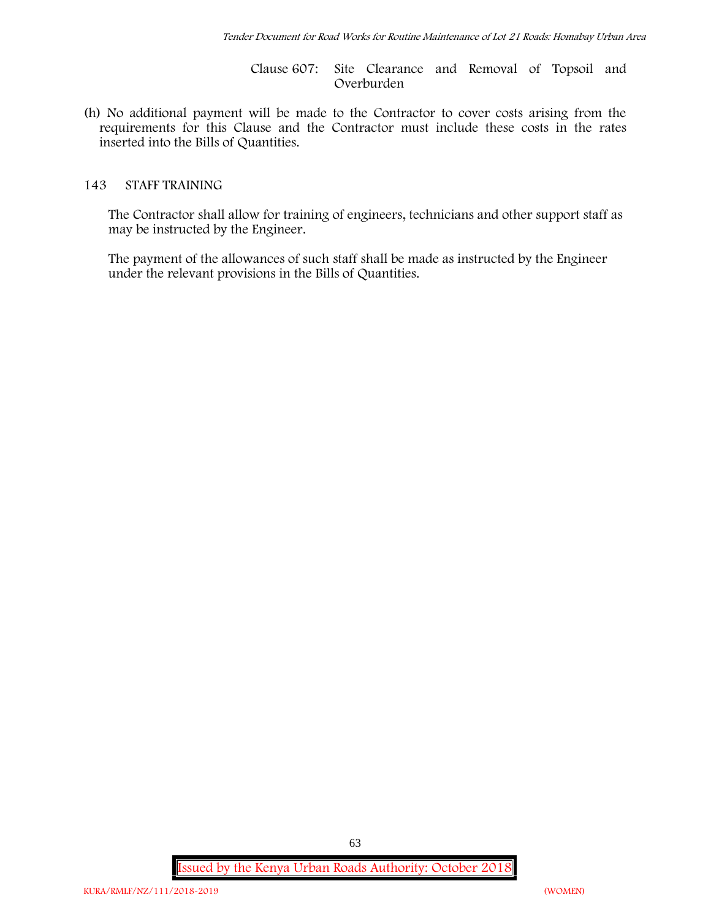Clause 607: Site Clearance and Removal of Topsoil and Overburden

(h) No additional payment will be made to the Contractor to cover costs arising from the requirements for this Clause and the Contractor must include these costs in the rates inserted into the Bills of Quantities.

## 143 STAFF TRAINING

The Contractor shall allow for training of engineers, technicians and other support staff as may be instructed by the Engineer.

The payment of the allowances of such staff shall be made as instructed by the Engineer under the relevant provisions in the Bills of Quantities.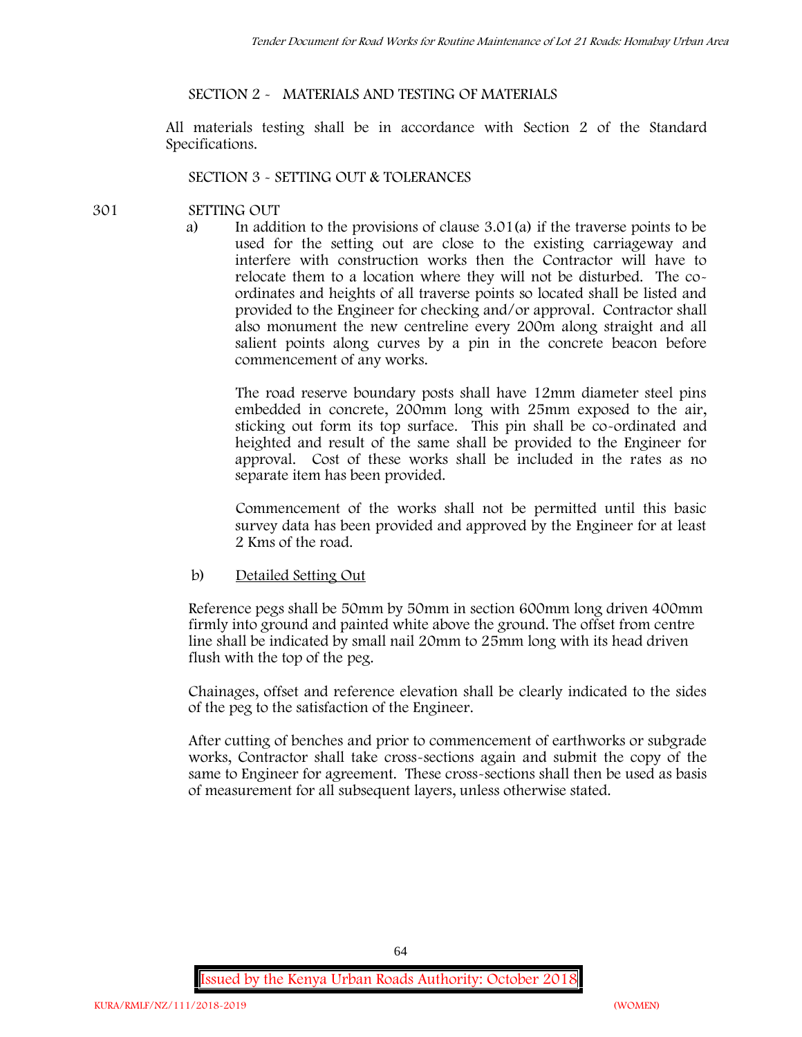## SECTION 2 - MATERIALS AND TESTING OF MATERIALS

All materials testing shall be in accordance with Section 2 of the Standard Specifications.

## SECTION 3 - SETTING OUT & TOLERANCES

### 301 SETTING OUT

a) In addition to the provisions of clause 3.01(a) if the traverse points to be used for the setting out are close to the existing carriageway and interfere with construction works then the Contractor will have to relocate them to a location where they will not be disturbed. The co-ordinates and heights of all traverse points so located shall be listed and provided to the Engineer for checking and/or approval. Contractor shall also monument the new centreline every 200m along straight and all salient points along curves by a pin in the concrete beacon before commencement of any works.

The road reserve boundary posts shall have 12mm diameter steel pins embedded in concrete, 200mm long with 25mm exposed to the air, sticking out form its top surface. This pin shall be co-ordinated and heighted and result of the same shall be provided to the Engineer for approval. Cost of these works shall be included in the rates as no separate item has been provided.

Commencement of the works shall not be permitted until this basic survey data has been provided and approved by the Engineer for at least 2 Kms of the road.

b) Detailed Setting Out

Reference pegs shall be 50mm by 50mm in section 600mm long driven 400mm firmly into ground and painted white above the ground. The offset from centre line shall be indicated by small nail 20mm to 25mm long with its head driven flush with the top of the peg.

Chainages, offset and reference elevation shall be clearly indicated to the sides of the peg to the satisfaction of the Engineer.

After cutting of benches and prior to commencement of earthworks or subgrade works, Contractor shall take cross-sections again and submit the copy of the same to Engineer for agreement. These cross-sections shall then be used as basis of measurement for all subsequent layers, unless otherwise stated.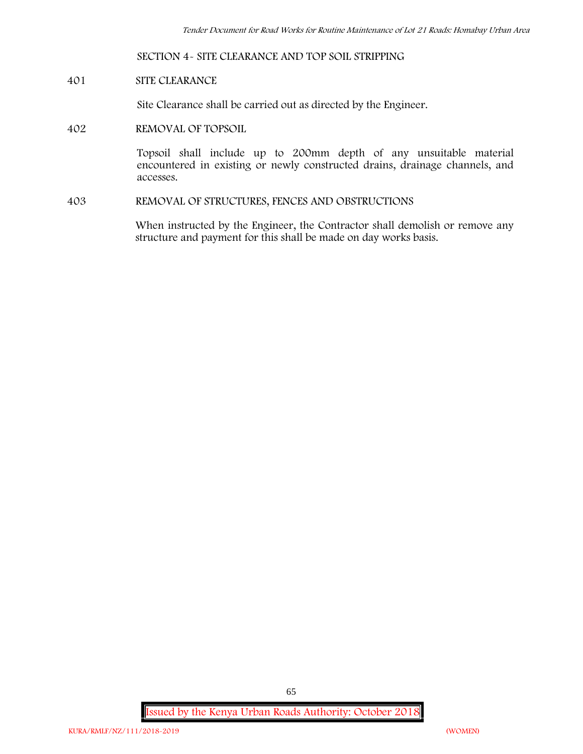## SECTION 4- SITE CLEARANCE AND TOP SOIL STRIPPING

### 401 SITE CLEARANCE

Site Clearance shall be carried out as directed by the Engineer.

### 402 REMOVAL OF TOPSOIL

Topsoil shall include up to 200mm depth of any unsuitable material encountered in existing or newly constructed drains, drainage channels, and accesses.

### 403 REMOVAL OF STRUCTURES, FENCES AND OBSTRUCTIONS

When instructed by the Engineer, the Contractor shall demolish or remove any structure and payment for this shall be made on day works basis.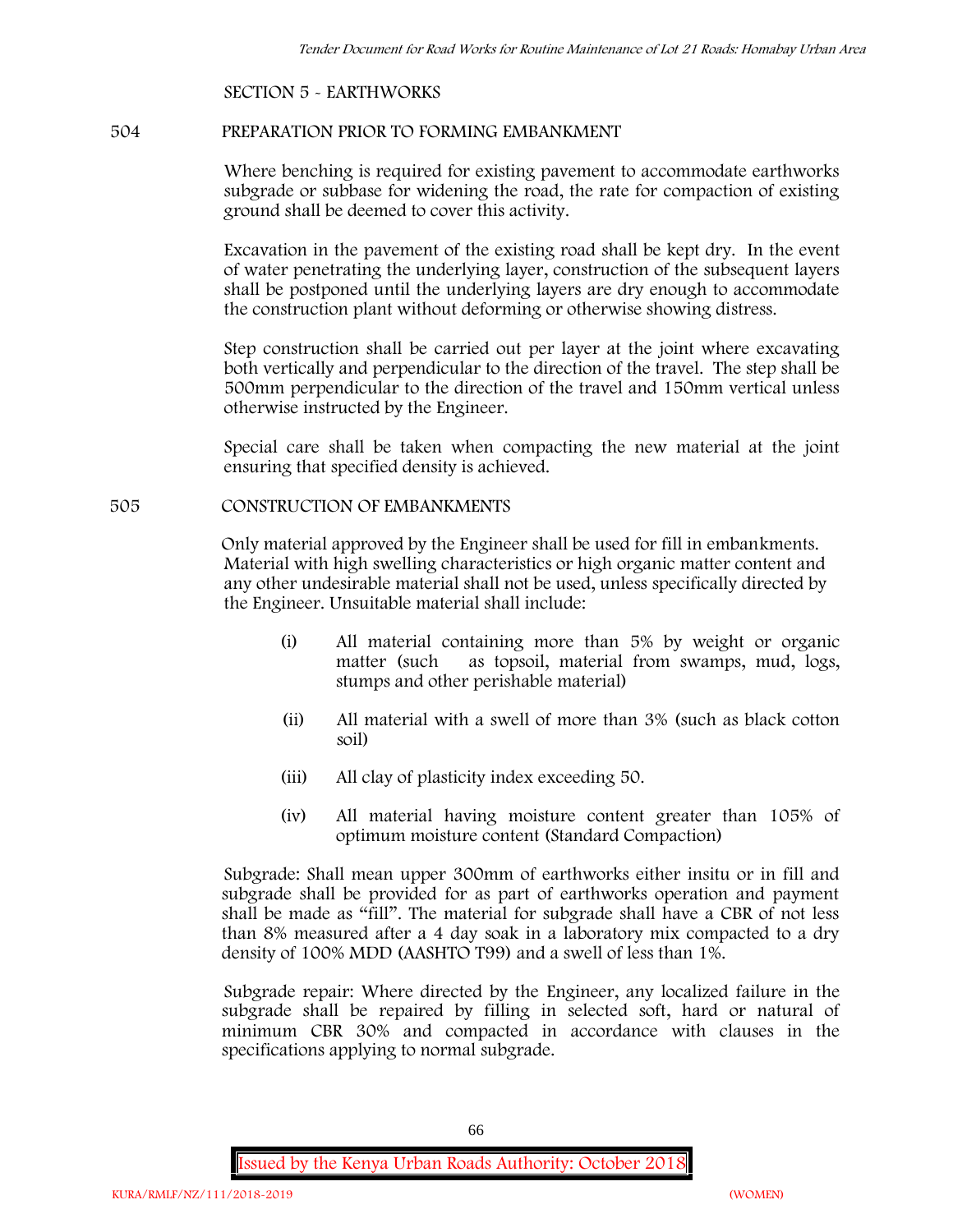SECTION 5 - EARTHWORKS

## 504 PREPARATION PRIOR TO FORMING EMBANKMENT

Where benching is required for existing pavement to accommodate earthworks subgrade or subbase for widening the road, the rate for compaction of existing ground shall be deemed to cover this activity.

Excavation in the pavement of the existing road shall be kept dry. In the event of water penetrating the underlying layer, construction of the subsequent layers shall be postponed until the underlying layers are dry enough to accommodate the construction plant without deforming or otherwise showing distress.

Step construction shall be carried out per layer at the joint where excavating both vertically and perpendicular to the direction of the travel. The step shall be 500mm perpendicular to the direction of the travel and 150mm vertical unless otherwise instructed by the Engineer.

Special care shall be taken when compacting the new material at the joint ensuring that specified density is achieved.

## 505 CONSTRUCTION OF EMBANKMENTS

Only material approved by the Engineer shall be used for fill in embankments. Material with high swelling characteristics or high organic matter content and any other undesirable material shall not be used, unless specifically directed by the Engineer. Unsuitable material shall include:

(i) All material containing more than 5% by weight or organic matter (such as topsoil, material from swamps, mud, logs, stumps and other perishable material)

(ii) All material with a swell of more than 3% (such as black cotton soil)

(iii) All clay of plasticity index exceeding 50.

(iv) All material having moisture content greater than 105% of optimum moisture content (Standard Compaction)

Subgrade: Shall mean upper 300mm of earthworks either insitu or in fill and subgrade shall be provided for as part of earthworks operation and payment shall be made as "fill". The material for subgrade shall have a CBR of not less than 8% measured after a 4 day soak in a laboratory mix compacted to a dry density of 100% MDD (AASHTO T99) and a swell of less than 1%.

Subgrade repair: Where directed by the Engineer, any localized failure in the subgrade shall be repaired by filling in selected soft, hard or natural of minimum CBR 30% and compacted in accordance with clauses in the specifications applying to normal subgrade.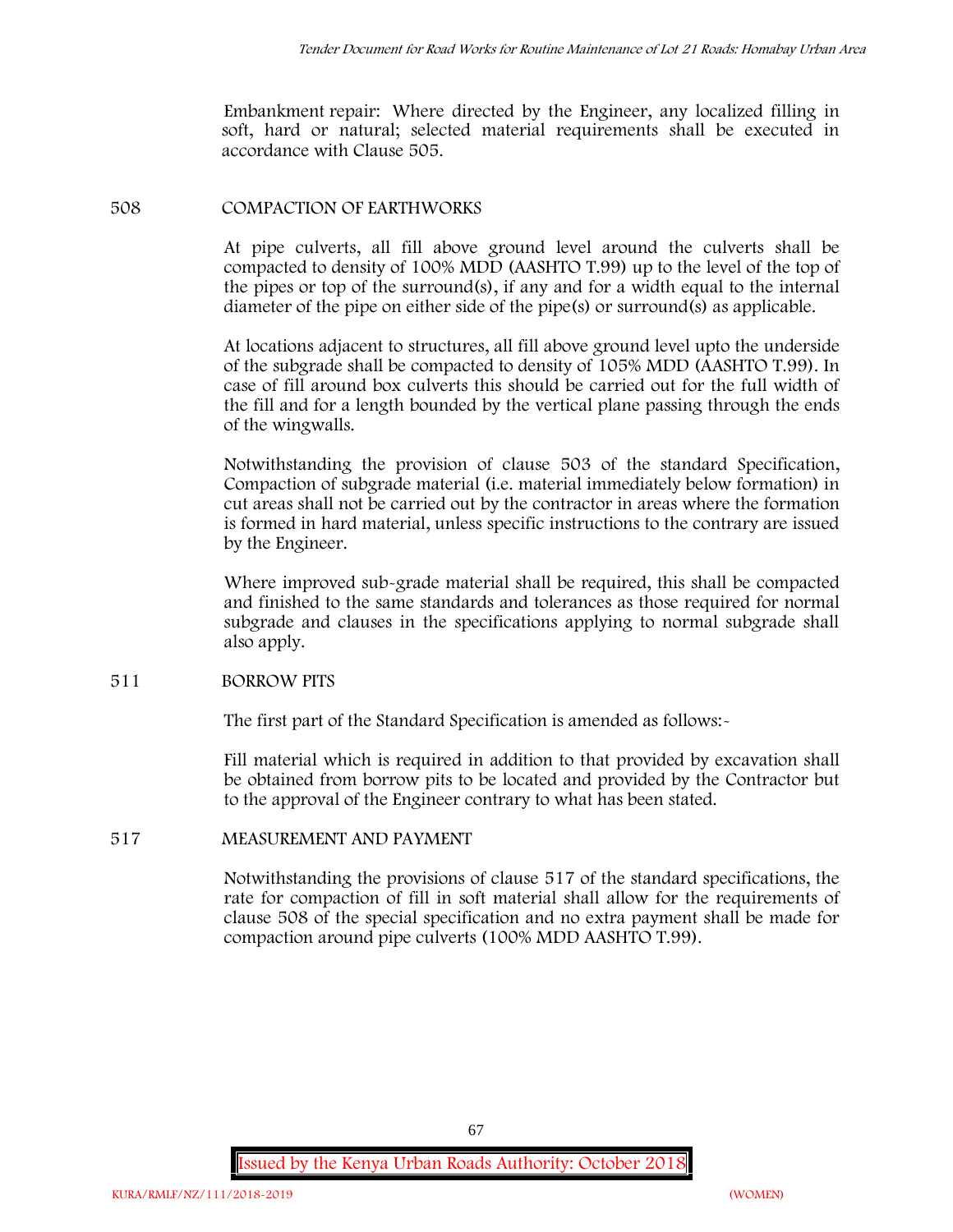Embankment repair: Where directed by the Engineer, any localized filling in soft, hard or natural; selected material requirements shall be executed in accordance with Clause 505.

## 508 COMPACTION OF EARTHWORKS

At pipe culverts, all fill above ground level around the culverts shall be compacted to density of 100% MDD (AASHTO T.99) up to the level of the top of the pipes or top of the surround(s), if any and for a width equal to the internal diameter of the pipe on either side of the pipe(s) or surround(s) as applicable.

At locations adjacent to structures, all fill above ground level upto the underside of the subgrade shall be compacted to density of 105% MDD (AASHTO T.99). In case of fill around box culverts this should be carried out for the full width of the fill and for a length bounded by the vertical plane passing through the ends of the wingwalls.

Notwithstanding the provision of clause 503 of the standard Specification, Compaction of subgrade material (i.e. material immediately below formation) in cut areas shall not be carried out by the contractor in areas where the formation is formed in hard material, unless specific instructions to the contrary are issued by the Engineer.

Where improved sub-grade material shall be required, this shall be compacted and finished to the same standards and tolerances as those required for normal subgrade and clauses in the specifications applying to normal subgrade shall also apply.

## 511 BORROW PITS

The first part of the Standard Specification is amended as follows:-

Fill material which is required in addition to that provided by excavation shall be obtained from borrow pits to be located and provided by the Contractor but to the approval of the Engineer contrary to what has been stated.

## 517 MEASUREMENT AND PAYMENT

Notwithstanding the provisions of clause 517 of the standard specifications, the rate for compaction of fill in soft material shall allow for the requirements of clause 508 of the special specification and no extra payment shall be made for compaction around pipe culverts (100% MDD AASHTO T.99).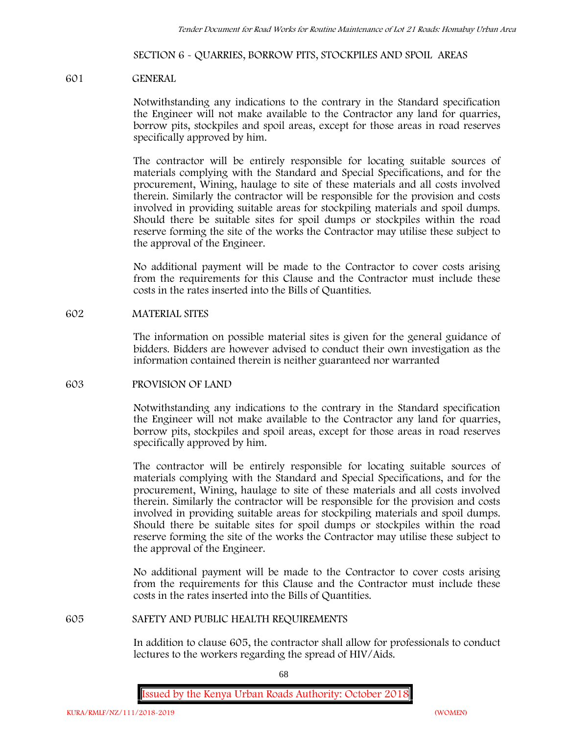## SECTION 6 - QUARRIES, BORROW PITS, STOCKPILES AND SPOIL AREAS

### 601 GENERAL

Notwithstanding any indications to the contrary in the Standard specification the Engineer will not make available to the Contractor any land for quarries, borrow pits, stockpiles and spoil areas, except for those areas in road reserves specifically approved by him.

The contractor will be entirely responsible for locating suitable sources of materials complying with the Standard and Special Specifications, and for the procurement, Wining, haulage to site of these materials and all costs involved therein. Similarly the contractor will be responsible for the provision and costs involved in providing suitable areas for stockpiling materials and spoil dumps. Should there be suitable sites for spoil dumps or stockpiles within the road reserve forming the site of the works the Contractor may utilise these subject to the approval of the Engineer.

No additional payment will be made to the Contractor to cover costs arising from the requirements for this Clause and the Contractor must include these costs in the rates inserted into the Bills of Quantities.

### 602 MATERIAL SITES

The information on possible material sites is given for the general guidance of bidders. Bidders are however advised to conduct their own investigation as the information contained therein is neither guaranteed nor warranted

### 603 PROVISION OF LAND

Notwithstanding any indications to the contrary in the Standard specification the Engineer will not make available to the Contractor any land for quarries, borrow pits, stockpiles and spoil areas, except for those areas in road reserves specifically approved by him.

The contractor will be entirely responsible for locating suitable sources of materials complying with the Standard and Special Specifications, and for the procurement, Wining, haulage to site of these materials and all costs involved therein. Similarly the contractor will be responsible for the provision and costs involved in providing suitable areas for stockpiling materials and spoil dumps. Should there be suitable sites for spoil dumps or stockpiles within the road reserve forming the site of the works the Contractor may utilise these subject to the approval of the Engineer.

No additional payment will be made to the Contractor to cover costs arising from the requirements for this Clause and the Contractor must include these costs in the rates inserted into the Bills of Quantities.

### 605 SAFETY AND PUBLIC HEALTH REQUIREMENTS

In addition to clause 605, the contractor shall allow for professionals to conduct lectures to the workers regarding the spread of HIV/Aids.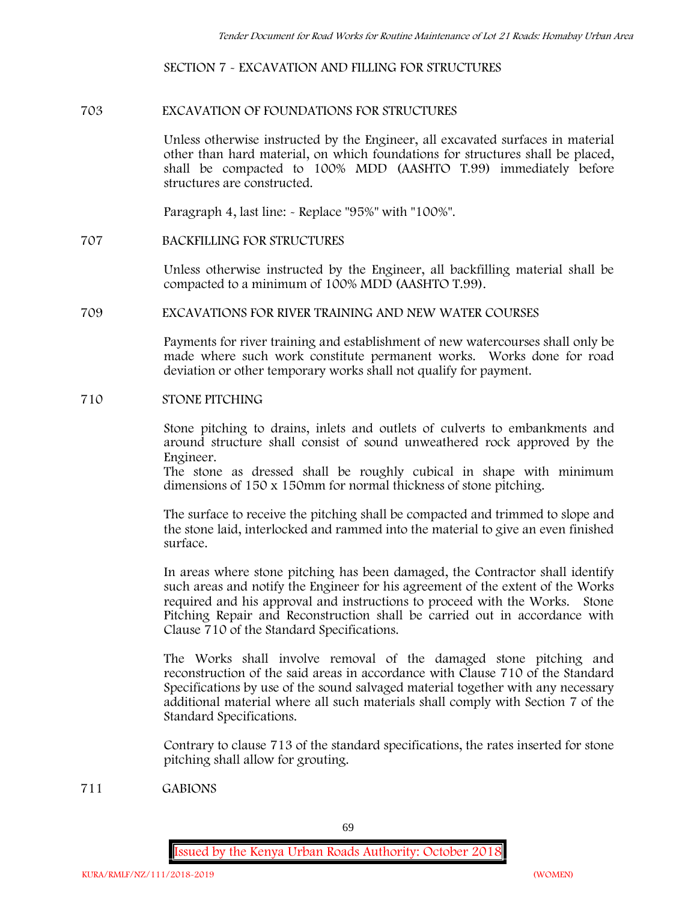## SECTION 7 - EXCAVATION AND FILLING FOR STRUCTURES

### 703 EXCAVATION OF FOUNDATIONS FOR STRUCTURES

Unless otherwise instructed by the Engineer, all excavated surfaces in material other than hard material, on which foundations for structures shall be placed, shall be compacted to 100% MDD (AASHTO T.99) immediately before structures are constructed.

Paragraph 4, last line: - Replace "95%" with "100%".

### 707 BACKFILLING FOR STRUCTURES

Unless otherwise instructed by the Engineer, all backfilling material shall be compacted to a minimum of 100% MDD (AASHTO T.99).

### 709 EXCAVATIONS FOR RIVER TRAINING AND NEW WATER COURSES

Payments for river training and establishment of new watercourses shall only be made where such work constitute permanent works. Works done for road deviation or other temporary works shall not qualify for payment.

### 710 STONE PITCHING

Stone pitching to drains, inlets and outlets of culverts to embankments and around structure shall consist of sound unweathered rock approved by the Engineer.
The stone as dressed shall be roughly cubical in shape with minimum dimensions of 150 x 150mm for normal thickness of stone pitching.

The surface to receive the pitching shall be compacted and trimmed to slope and the stone laid, interlocked and rammed into the material to give an even finished surface.

In areas where stone pitching has been damaged, the Contractor shall identify such areas and notify the Engineer for his agreement of the extent of the Works required and his approval and instructions to proceed with the Works. Stone Pitching Repair and Reconstruction shall be carried out in accordance with Clause 710 of the Standard Specifications.

The Works shall involve removal of the damaged stone pitching and reconstruction of the said areas in accordance with Clause 710 of the Standard Specifications by use of the sound salvaged material together with any necessary additional material where all such materials shall comply with Section 7 of the Standard Specifications.

Contrary to clause 713 of the standard specifications, the rates inserted for stone pitching shall allow for grouting.

### 711 GABIONS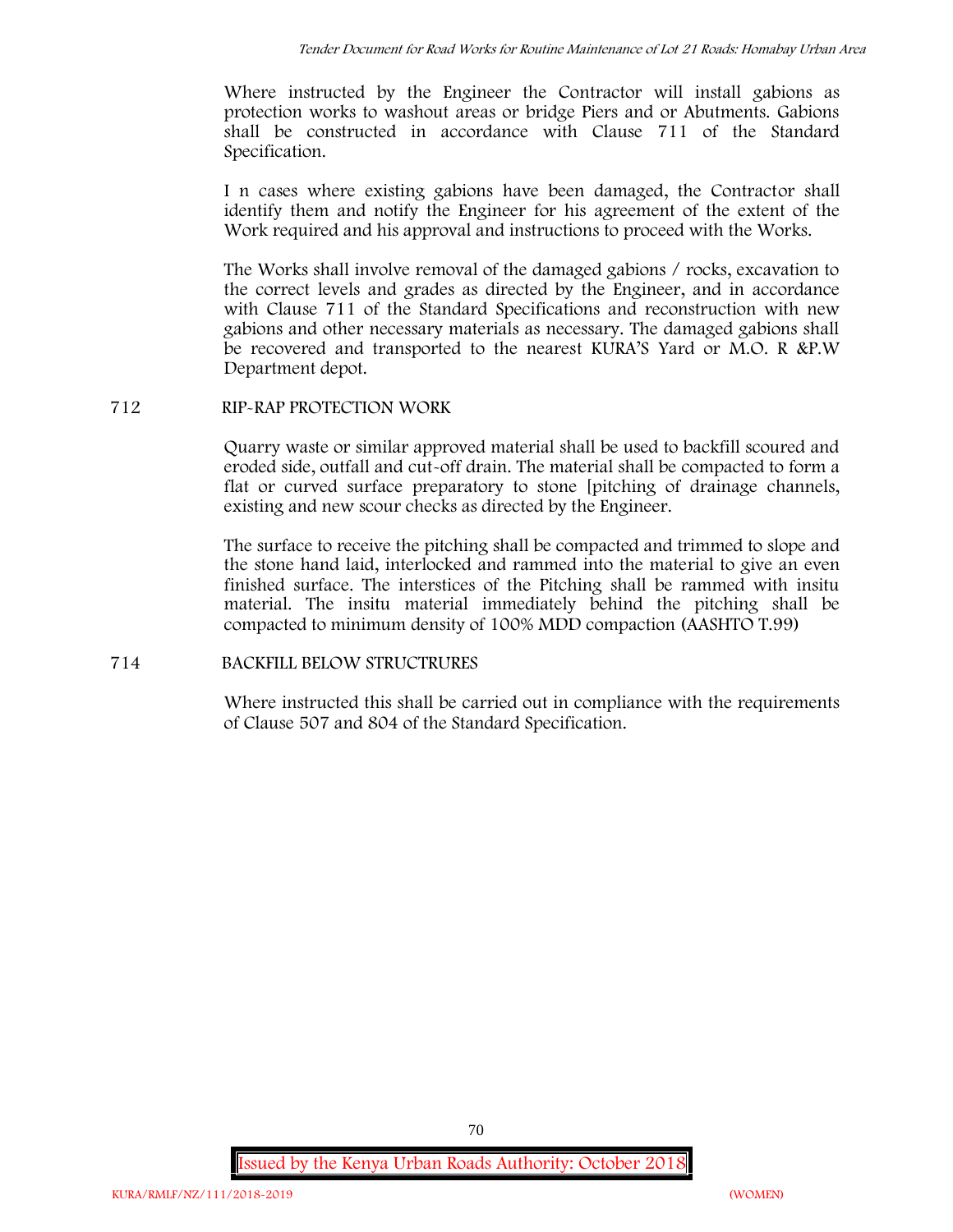Where instructed by the Engineer the Contractor will install gabions as protection works to washout areas or bridge Piers and or Abutments. Gabions shall be constructed in accordance with Clause 711 of the Standard Specification.

I n cases where existing gabions have been damaged, the Contractor shall identify them and notify the Engineer for his agreement of the extent of the Work required and his approval and instructions to proceed with the Works.

The Works shall involve removal of the damaged gabions / rocks, excavation to the correct levels and grades as directed by the Engineer, and in accordance with Clause 711 of the Standard Specifications and reconstruction with new gabions and other necessary materials as necessary. The damaged gabions shall be recovered and transported to the nearest KURA'S Yard or M.O. R &P.W Department depot.

## 712 RIP-RAP PROTECTION WORK

Quarry waste or similar approved material shall be used to backfill scoured and eroded side, outfall and cut-off drain. The material shall be compacted to form a flat or curved surface preparatory to stone [pitching of drainage channels, existing and new scour checks as directed by the Engineer.

The surface to receive the pitching shall be compacted and trimmed to slope and the stone hand laid, interlocked and rammed into the material to give an even finished surface. The interstices of the Pitching shall be rammed with insitu material. The insitu material immediately behind the pitching shall be compacted to minimum density of 100% MDD compaction (AASHTO T.99)

## 714 BACKFILL BELOW STRUCTRURES

Where instructed this shall be carried out in compliance with the requirements of Clause 507 and 804 of the Standard Specification.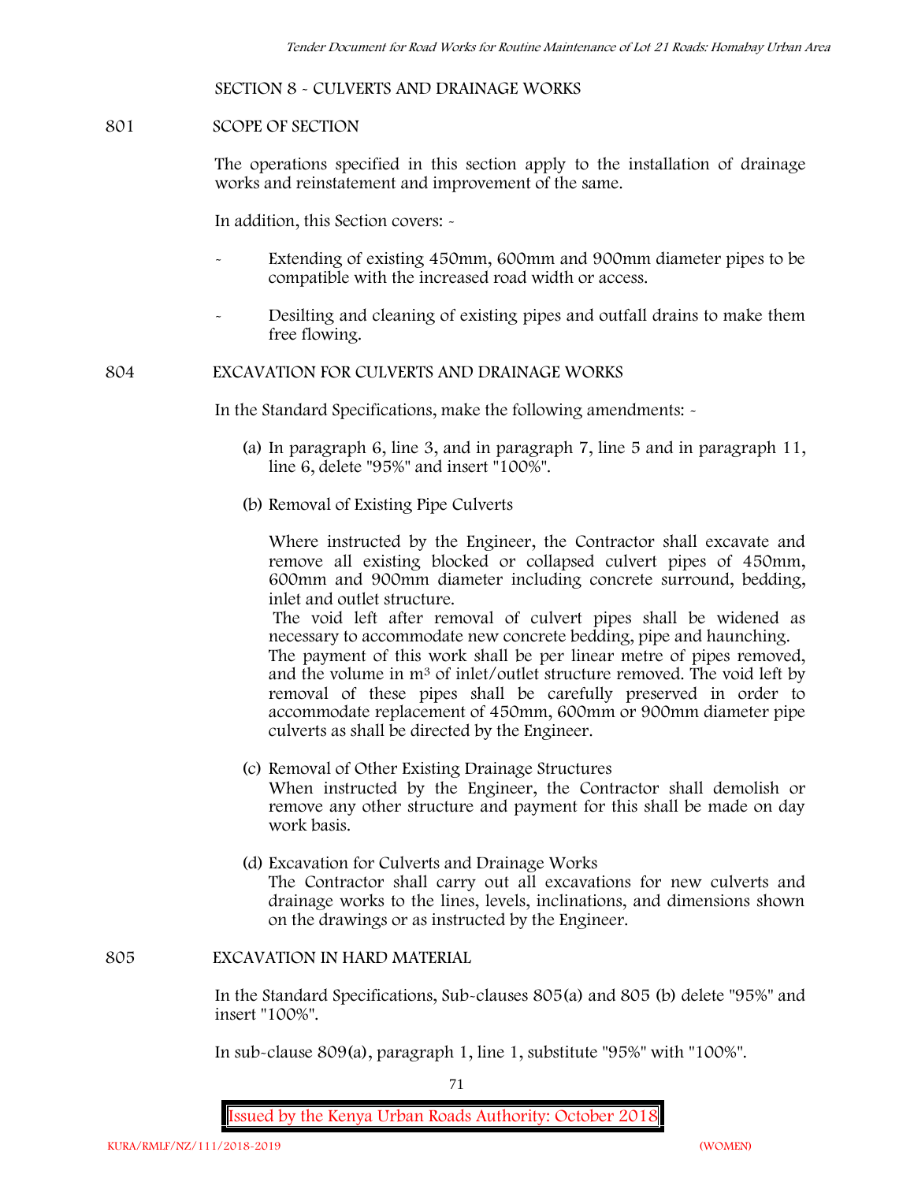## SECTION 8 - CULVERTS AND DRAINAGE WORKS

### 801 SCOPE OF SECTION

The operations specified in this section apply to the installation of drainage works and reinstatement and improvement of the same.

In addition, this Section covers: -

- Extending of existing 450mm, 600mm and 900mm diameter pipes to be compatible with the increased road width or access.
- Desilting and cleaning of existing pipes and outfall drains to make them free flowing.

### 804 EXCAVATION FOR CULVERTS AND DRAINAGE WORKS

In the Standard Specifications, make the following amendments: -

(a) In paragraph 6, line 3, and in paragraph 7, line 5 and in paragraph 11, line 6, delete "95%" and insert "100%".

(b) Removal of Existing Pipe Culverts

Where instructed by the Engineer, the Contractor shall excavate and remove all existing blocked or collapsed culvert pipes of 450mm, 600mm and 900mm diameter including concrete surround, bedding, inlet and outlet structure.

The void left after removal of culvert pipes shall be widened as necessary to accommodate new concrete bedding, pipe and haunching.

The payment of this work shall be per linear metre of pipes removed, and the volume in $m^3$ of inlet/outlet structure removed. The void left by removal of these pipes shall be carefully preserved in order to accommodate replacement of 450mm, 600mm or 900mm diameter pipe culverts as shall be directed by the Engineer.

(c) Removal of Other Existing Drainage Structures

When instructed by the Engineer, the Contractor shall demolish or remove any other structure and payment for this shall be made on day work basis.

(d) Excavation for Culverts and Drainage Works

The Contractor shall carry out all excavations for new culverts and drainage works to the lines, levels, inclinations, and dimensions shown on the drawings or as instructed by the Engineer.

### 805 EXCAVATION IN HARD MATERIAL

In the Standard Specifications, Sub-clauses 805(a) and 805 (b) delete "95%" and insert "100%".

In sub-clause 809(a), paragraph 1, line 1, substitute "95%" with "100%".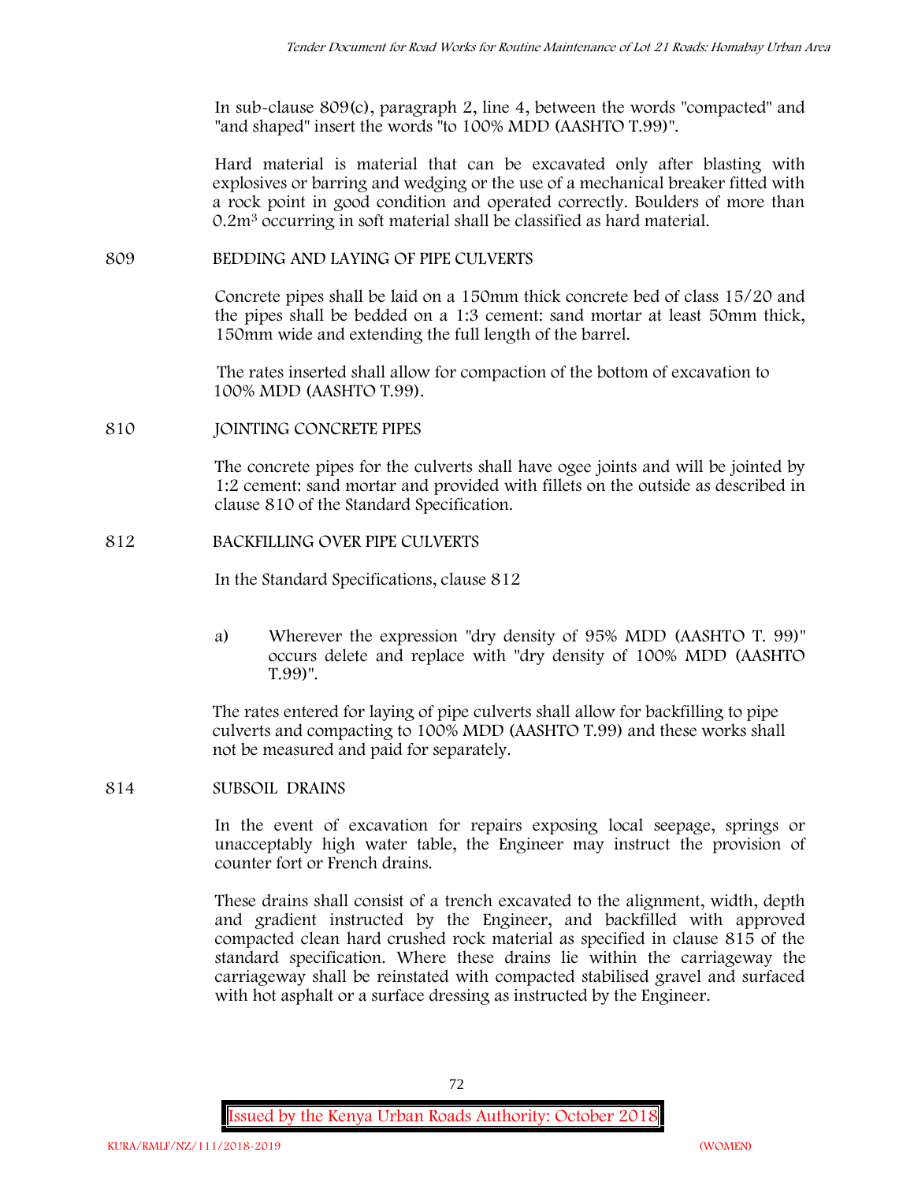In sub-clause 809(c), paragraph 2, line 4, between the words "compacted" and "and shaped" insert the words "to 100% MDD (AASHTO T.99)".

Hard material is material that can be excavated only after blasting with explosives or barring and wedging or the use of a mechanical breaker fitted with a rock point in good condition and operated correctly. Boulders of more than $0.2m^3$ occurring in soft material shall be classified as hard material.

## 809 BEDDING AND LAYING OF PIPE CULVERTS

Concrete pipes shall be laid on a 150mm thick concrete bed of class 15/20 and the pipes shall be bedded on a 1:3 cement: sand mortar at least 50mm thick, 150mm wide and extending the full length of the barrel.

The rates inserted shall allow for compaction of the bottom of excavation to 100% MDD (AASHTO T.99).

## 810 JOINTING CONCRETE PIPES

The concrete pipes for the culverts shall have ogee joints and will be jointed by 1:2 cement: sand mortar and provided with fillets on the outside as described in clause 810 of the Standard Specification.

## 812 BACKFILLING OVER PIPE CULVERTS

In the Standard Specifications, clause 812

a) Wherever the expression "dry density of 95% MDD (AASHTO T. 99)" occurs delete and replace with "dry density of 100% MDD (AASHTO T.99)".

The rates entered for laying of pipe culverts shall allow for backfilling to pipe culverts and compacting to 100% MDD (AASHTO T.99) and these works shall not be measured and paid for separately.

## 814 SUBSOIL DRAINS

In the event of excavation for repairs exposing local seepage, springs or unacceptably high water table, the Engineer may instruct the provision of counter fort or French drains.

These drains shall consist of a trench excavated to the alignment, width, depth and gradient instructed by the Engineer, and backfilled with approved compacted clean hard crushed rock material as specified in clause 815 of the standard specification. Where these drains lie within the carriageway the carriageway shall be reinstated with compacted stabilised gravel and surfaced with hot asphalt or a surface dressing as instructed by the Engineer.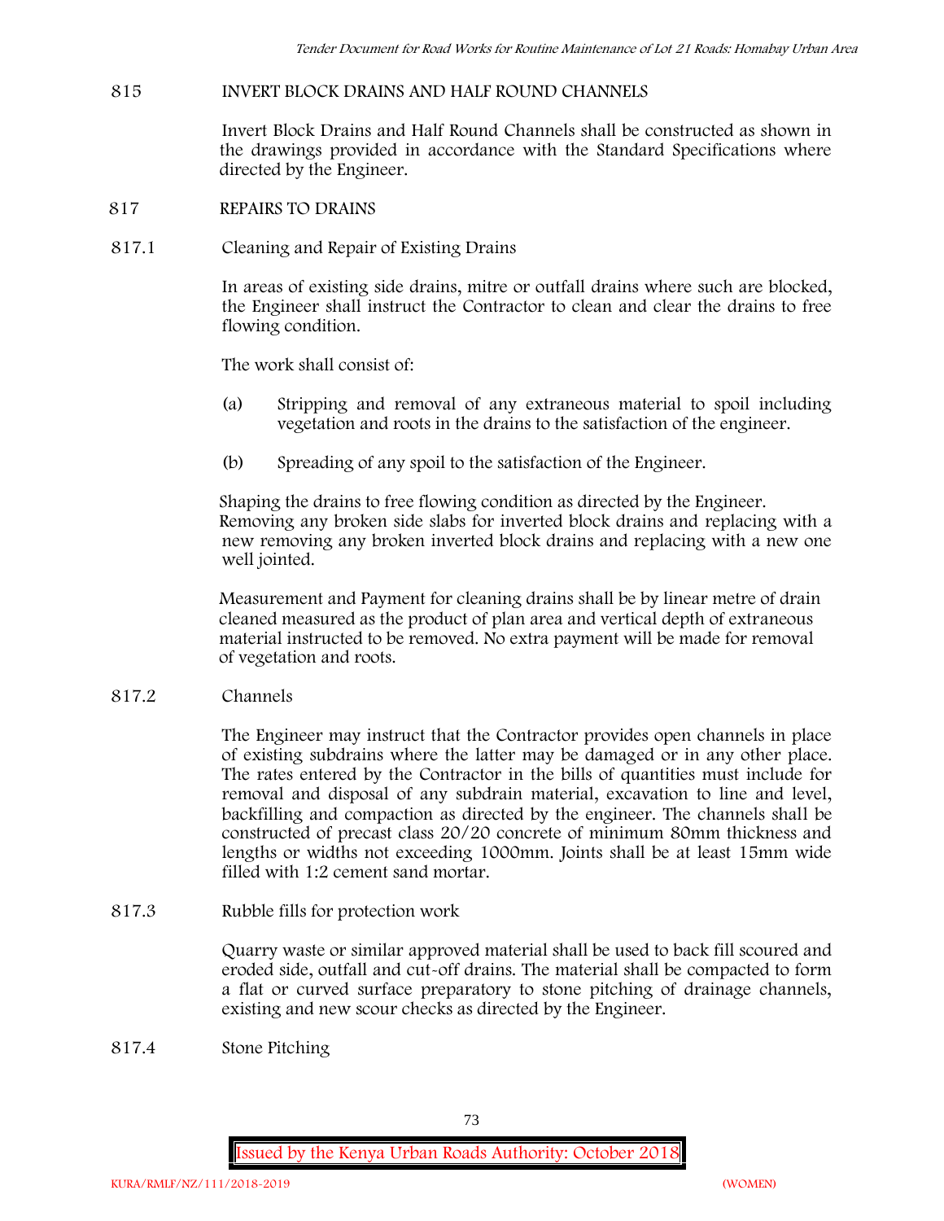815 INVERT BLOCK DRAINS AND HALF ROUND CHANNELS

Invert Block Drains and Half Round Channels shall be constructed as shown in the drawings provided in accordance with the Standard Specifications where directed by the Engineer.

817 REPAIRS TO DRAINS

817.1 Cleaning and Repair of Existing Drains

In areas of existing side drains, mitre or outfall drains where such are blocked, the Engineer shall instruct the Contractor to clean and clear the drains to free flowing condition.

The work shall consist of:

(a) Stripping and removal of any extraneous material to spoil including vegetation and roots in the drains to the satisfaction of the engineer.

(b) Spreading of any spoil to the satisfaction of the Engineer.

Shaping the drains to free flowing condition as directed by the Engineer. Removing any broken side slabs for inverted block drains and replacing with a new removing any broken inverted block drains and replacing with a new one well jointed.

Measurement and Payment for cleaning drains shall be by linear metre of drain cleaned measured as the product of plan area and vertical depth of extraneous material instructed to be removed. No extra payment will be made for removal of vegetation and roots.

817.2 Channels

The Engineer may instruct that the Contractor provides open channels in place of existing subdrains where the latter may be damaged or in any other place. The rates entered by the Contractor in the bills of quantities must include for removal and disposal of any subdrain material, excavation to line and level, backfilling and compaction as directed by the engineer. The channels shall be constructed of precast class 20/20 concrete of minimum 80mm thickness and lengths or widths not exceeding 1000mm. Joints shall be at least 15mm wide filled with 1:2 cement sand mortar.

817.3 Rubble fills for protection work

Quarry waste or similar approved material shall be used to back fill scoured and eroded side, outfall and cut-off drains. The material shall be compacted to form a flat or curved surface preparatory to stone pitching of drainage channels, existing and new scour checks as directed by the Engineer.

817.4 Stone Pitching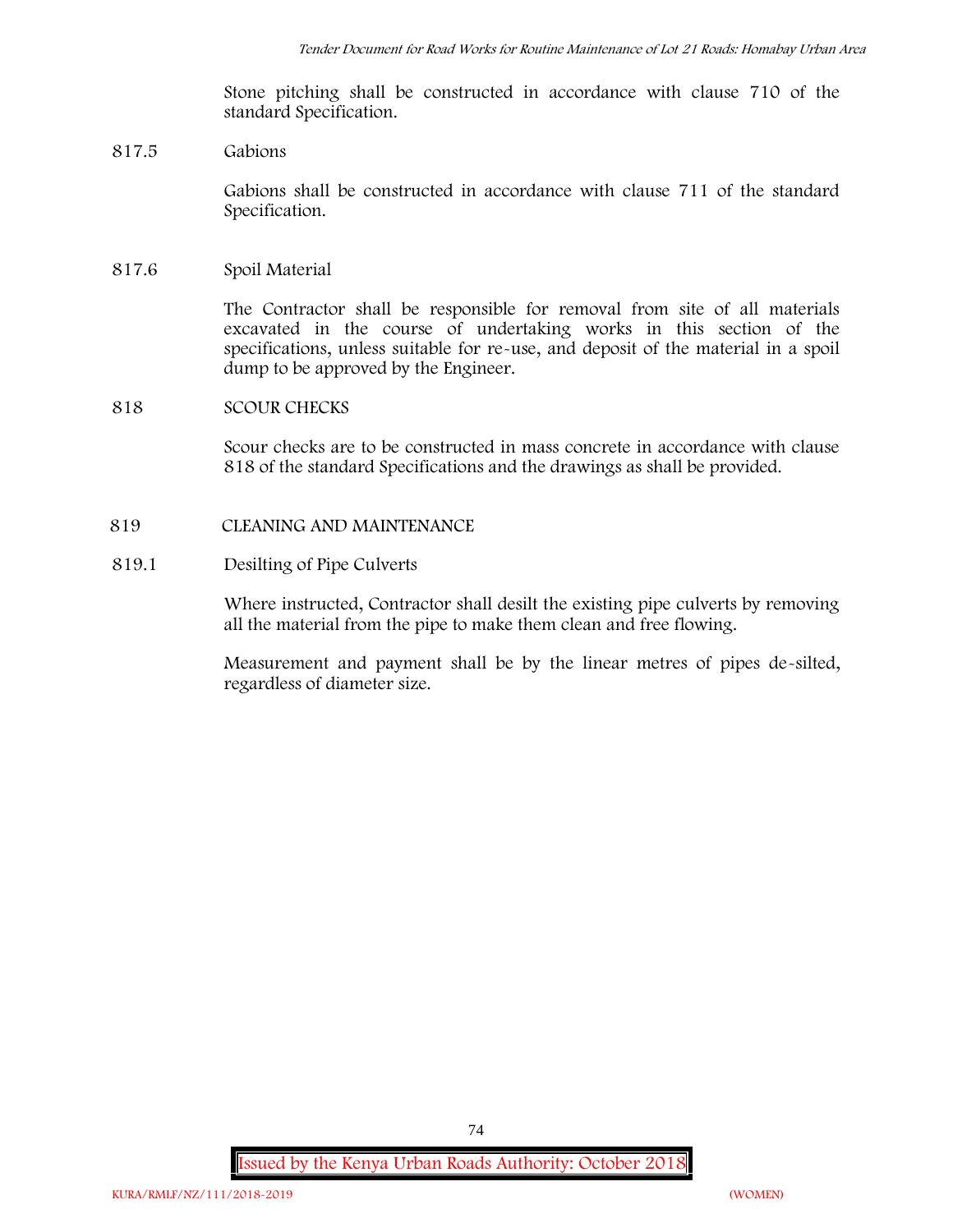Stone pitching shall be constructed in accordance with clause 710 of the standard Specification.

817.5 Gabions

Gabions shall be constructed in accordance with clause 711 of the standard Specification.

817.6 Spoil Material

The Contractor shall be responsible for removal from site of all materials excavated in the course of undertaking works in this section of the specifications, unless suitable for re-use, and deposit of the material in a spoil dump to be approved by the Engineer.

818 SCOUR CHECKS

Scour checks are to be constructed in mass concrete in accordance with clause 818 of the standard Specifications and the drawings as shall be provided.

819 CLEANING AND MAINTENANCE

819.1 Desilting of Pipe Culverts

Where instructed, Contractor shall desilt the existing pipe culverts by removing all the material from the pipe to make them clean and free flowing.

Measurement and payment shall be by the linear metres of pipes de-silted, regardless of diameter size.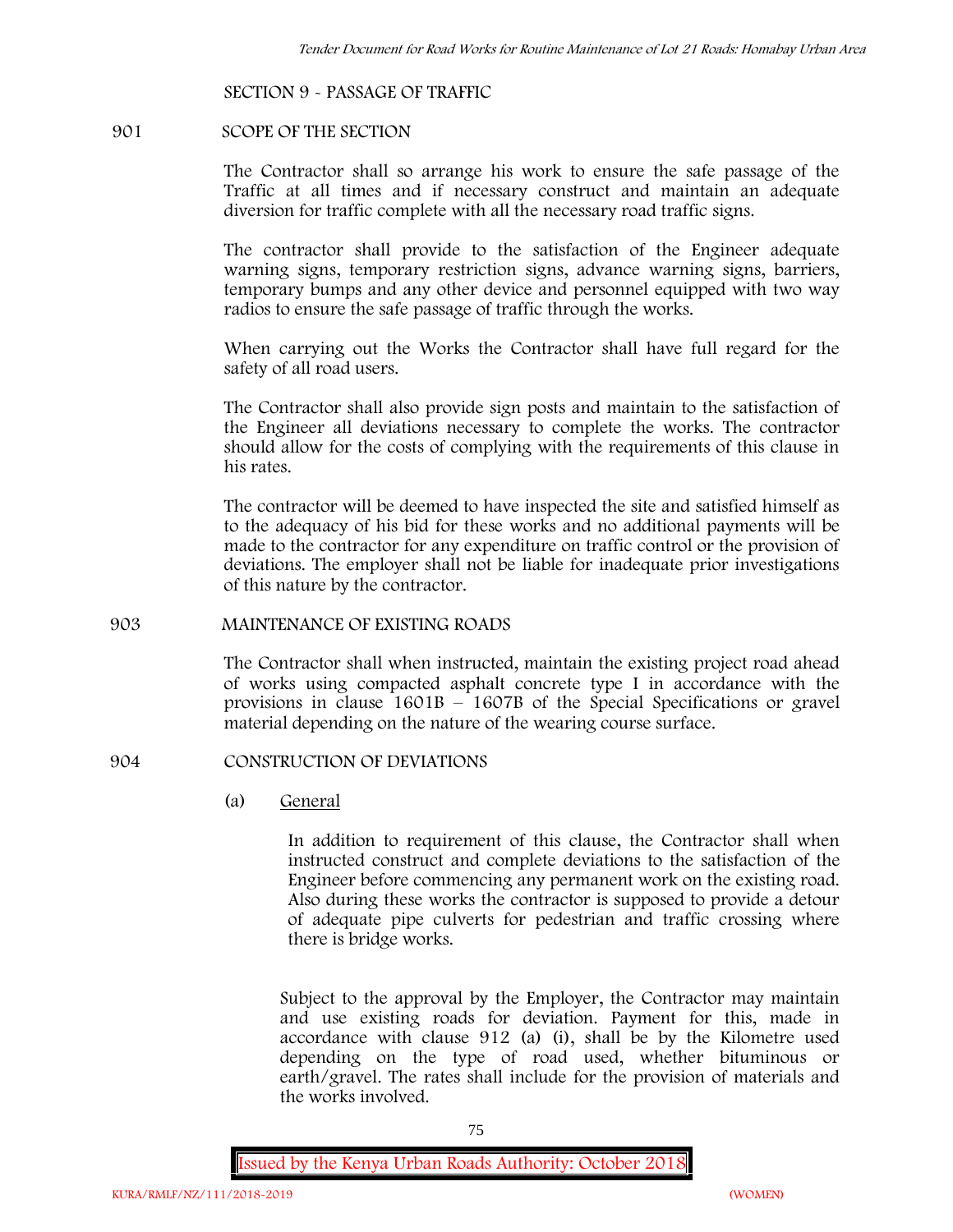## SECTION 9 - PASSAGE OF TRAFFIC

### 901 SCOPE OF THE SECTION

The Contractor shall so arrange his work to ensure the safe passage of the Traffic at all times and if necessary construct and maintain an adequate diversion for traffic complete with all the necessary road traffic signs.

The contractor shall provide to the satisfaction of the Engineer adequate warning signs, temporary restriction signs, advance warning signs, barriers, temporary bumps and any other device and personnel equipped with two way radios to ensure the safe passage of traffic through the works.

When carrying out the Works the Contractor shall have full regard for the safety of all road users.

The Contractor shall also provide sign posts and maintain to the satisfaction of the Engineer all deviations necessary to complete the works. The contractor should allow for the costs of complying with the requirements of this clause in his rates.

The contractor will be deemed to have inspected the site and satisfied himself as to the adequacy of his bid for these works and no additional payments will be made to the contractor for any expenditure on traffic control or the provision of deviations. The employer shall not be liable for inadequate prior investigations of this nature by the contractor.

### 903 MAINTENANCE OF EXISTING ROADS

The Contractor shall when instructed, maintain the existing project road ahead of works using compacted asphalt concrete type I in accordance with the provisions in clause 1601B – 1607B of the Special Specifications or gravel material depending on the nature of the wearing course surface.

### 904 CONSTRUCTION OF DEVIATIONS

(a) General

In addition to requirement of this clause, the Contractor shall when instructed construct and complete deviations to the satisfaction of the Engineer before commencing any permanent work on the existing road. Also during these works the contractor is supposed to provide a detour of adequate pipe culverts for pedestrian and traffic crossing where there is bridge works.

Subject to the approval by the Employer, the Contractor may maintain and use existing roads for deviation. Payment for this, made in accordance with clause 912 (a) (i), shall be by the Kilometre used depending on the type of road used, whether bituminous or earth/gravel. The rates shall include for the provision of materials and the works involved.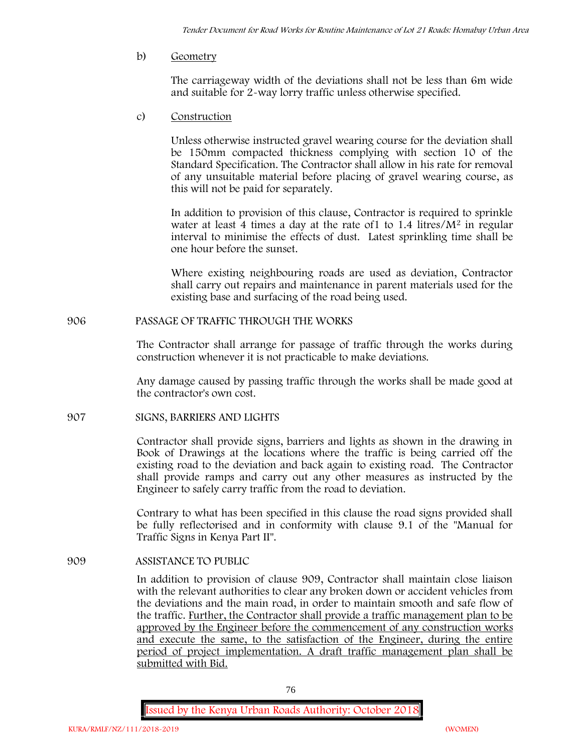b) Geometry

The carriageway width of the deviations shall not be less than 6m wide and suitable for 2-way lorry traffic unless otherwise specified.

c) Construction

Unless otherwise instructed gravel wearing course for the deviation shall be 150mm compacted thickness complying with section 10 of the Standard Specification. The Contractor shall allow in his rate for removal of any unsuitable material before placing of gravel wearing course, as this will not be paid for separately.

In addition to provision of this clause, Contractor is required to sprinkle water at least 4 times a day at the rate of1 to 1.4 litres/$M^2$ in regular interval to minimise the effects of dust. Latest sprinkling time shall be one hour before the sunset.

Where existing neighbouring roads are used as deviation, Contractor shall carry out repairs and maintenance in parent materials used for the existing base and surfacing of the road being used.

## 906 PASSAGE OF TRAFFIC THROUGH THE WORKS

The Contractor shall arrange for passage of traffic through the works during construction whenever it is not practicable to make deviations.

Any damage caused by passing traffic through the works shall be made good at the contractor's own cost.

## 907 SIGNS, BARRIERS AND LIGHTS

Contractor shall provide signs, barriers and lights as shown in the drawing in Book of Drawings at the locations where the traffic is being carried off the existing road to the deviation and back again to existing road. The Contractor shall provide ramps and carry out any other measures as instructed by the Engineer to safely carry traffic from the road to deviation.

Contrary to what has been specified in this clause the road signs provided shall be fully reflectorised and in conformity with clause 9.1 of the "Manual for Traffic Signs in Kenya Part II".

## 909 ASSISTANCE TO PUBLIC

In addition to provision of clause 909, Contractor shall maintain close liaison with the relevant authorities to clear any broken down or accident vehicles from the deviations and the main road, in order to maintain smooth and safe flow of the traffic. Further, the Contractor shall provide a traffic management plan to be approved by the Engineer before the commencement of any construction works and execute the same, to the satisfaction of the Engineer, during the entire period of project implementation. A draft traffic management plan shall be submitted with Bid.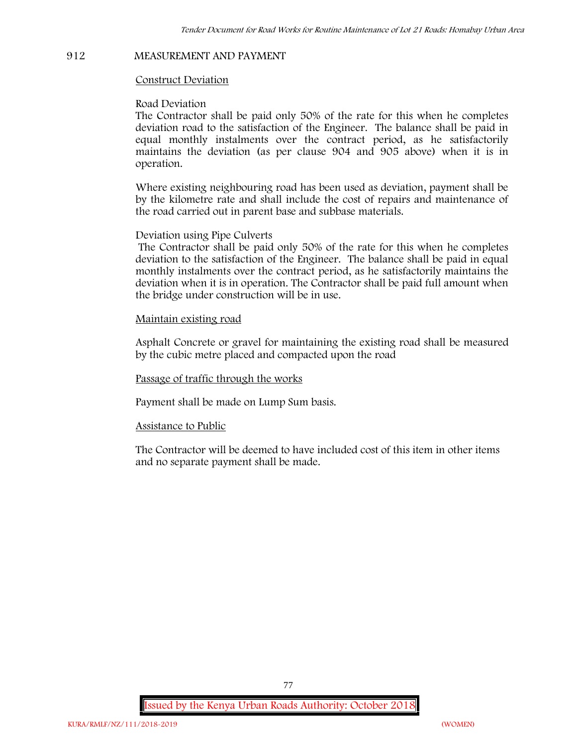## 912 MEASUREMENT AND PAYMENT

Construct Deviation

Road Deviation

The Contractor shall be paid only 50% of the rate for this when he completes deviation road to the satisfaction of the Engineer. The balance shall be paid in equal monthly instalments over the contract period, as he satisfactorily maintains the deviation (as per clause 904 and 905 above) when it is in operation.

Where existing neighbouring road has been used as deviation, payment shall be by the kilometre rate and shall include the cost of repairs and maintenance of the road carried out in parent base and subbase materials.

Deviation using Pipe Culverts

The Contractor shall be paid only 50% of the rate for this when he completes deviation to the satisfaction of the Engineer. The balance shall be paid in equal monthly instalments over the contract period, as he satisfactorily maintains the deviation when it is in operation. The Contractor shall be paid full amount when the bridge under construction will be in use.

Maintain existing road

Asphalt Concrete or gravel for maintaining the existing road shall be measured by the cubic metre placed and compacted upon the road

Passage of traffic through the works

Payment shall be made on Lump Sum basis.

Assistance to Public

The Contractor will be deemed to have included cost of this item in other items and no separate payment shall be made.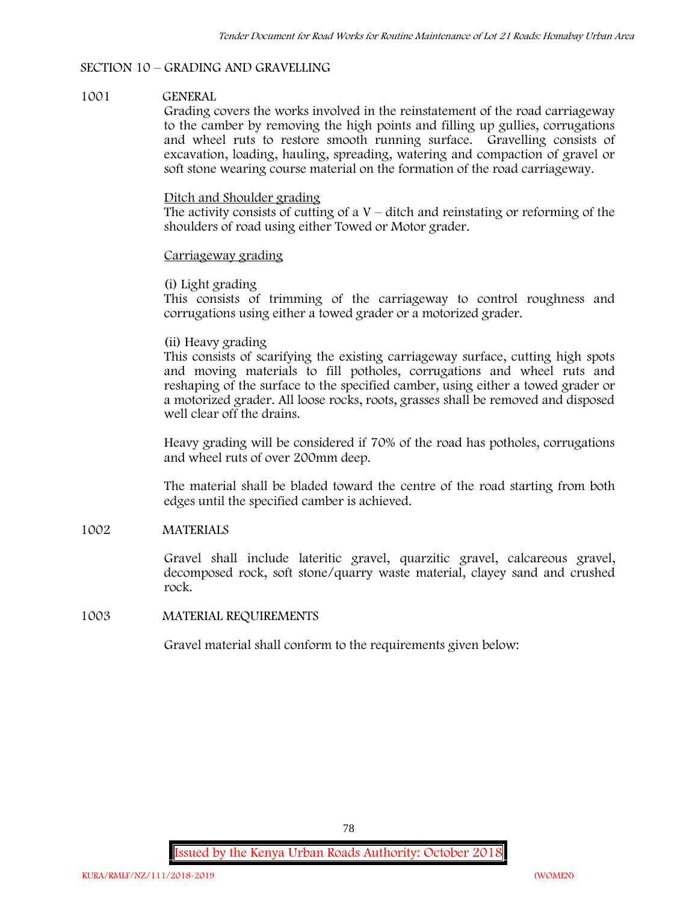## SECTION 10 – GRADING AND GRAVELLING

### 1001 GENERAL

Grading covers the works involved in the reinstatement of the road carriageway to the camber by removing the high points and filling up gullies, corrugations and wheel ruts to restore smooth running surface. Gravelling consists of excavation, loading, hauling, spreading, watering and compaction of gravel or soft stone wearing course material on the formation of the road carriageway.

<u>Ditch and Shoulder grading</u>

The activity consists of cutting of a V – ditch and reinstating or reforming of the shoulders of road using either Towed or Motor grader.

<u>Carriageway grading</u>

(i) Light grading

This consists of trimming of the carriageway to control roughness and corrugations using either a towed grader or a motorized grader.

(ii) Heavy grading

This consists of scarifying the existing carriageway surface, cutting high spots and moving materials to fill potholes, corrugations and wheel ruts and reshaping of the surface to the specified camber, using either a towed grader or a motorized grader. All loose rocks, roots, grasses shall be removed and disposed well clear off the drains.

Heavy grading will be considered if 70% of the road has potholes, corrugations and wheel ruts of over 200mm deep.

The material shall be bladed toward the centre of the road starting from both edges until the specified camber is achieved.

### 1002 MATERIALS

Gravel shall include lateritic gravel, quarzitic gravel, calcareous gravel, decomposed rock, soft stone/quarry waste material, clayey sand and crushed rock.

### 1003 MATERIAL REQUIREMENTS

Gravel material shall conform to the requirements given below: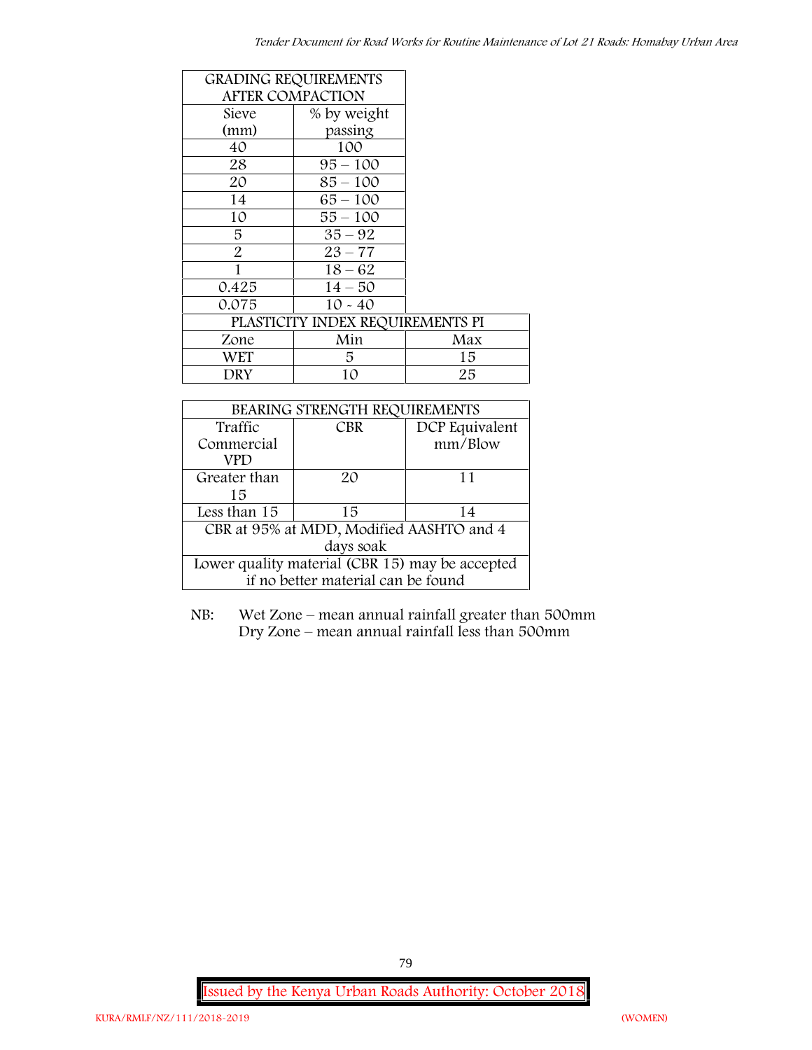| GRADING REQUIREMENTS AFTER COMPACTION | |
|---|---|
| Sieve (mm) | % by weight passing |
| 40 | 100 |
| 28 | 95 – 100 |
| 20 | 85 – 100 |
| 14 | 65 – 100 |
| 10 | 55 – 100 |
| 5 | 35 – 92 |
| 2 | 23 – 77 |
| 1 | 18 – 62 |
| 0.425 | 14 – 50 |
| 0.075 | 10 - 40 |

| PLASTICITY INDEX REQUIREMENTS PI | | |
|---|---|---|
| Zone | Min | Max |
| WET | 5 | 15 |
| DRY | 10 | 25 |

| BEARING STRENGTH REQUIREMENTS | | |
|---|---|---|
| Traffic Commercial VPD | CBR | DCP Equivalent mm/Blow |
| Greater than 15 | 20 | 11 |
| Less than 15 | 15 | 14 |
| CBR at 95% at MDD, Modified AASHTO and 4 days soak | | |
| Lower quality material (CBR 15) may be accepted if no better material can be found | | |

NB: Wet Zone – mean annual rainfall greater than 500mm
Dry Zone – mean annual rainfall less than 500mm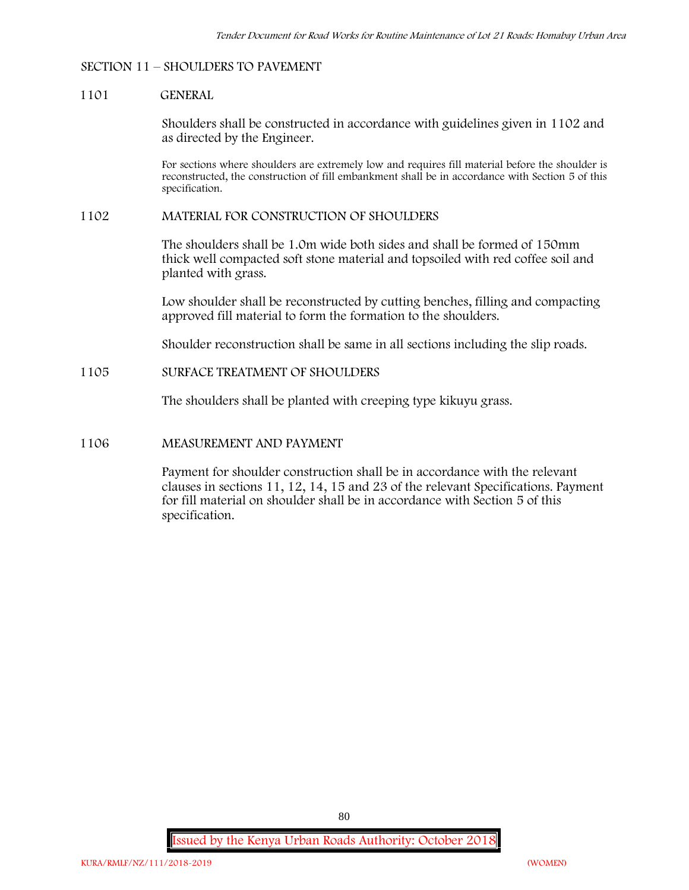## SECTION 11 – SHOULDERS TO PAVEMENT

### 1101 GENERAL

Shoulders shall be constructed in accordance with guidelines given in 1102 and as directed by the Engineer.

For sections where shoulders are extremely low and requires fill material before the shoulder is reconstructed, the construction of fill embankment shall be in accordance with Section 5 of this specification.

### 1102 MATERIAL FOR CONSTRUCTION OF SHOULDERS

The shoulders shall be 1.0m wide both sides and shall be formed of 150mm thick well compacted soft stone material and topsoiled with red coffee soil and planted with grass.

Low shoulder shall be reconstructed by cutting benches, filling and compacting approved fill material to form the formation to the shoulders.

Shoulder reconstruction shall be same in all sections including the slip roads.

### 1105 SURFACE TREATMENT OF SHOULDERS

The shoulders shall be planted with creeping type kikuyu grass.

### 1106 MEASUREMENT AND PAYMENT

Payment for shoulder construction shall be in accordance with the relevant clauses in sections 11, 12, 14, 15 and 23 of the relevant Specifications. Payment for fill material on shoulder shall be in accordance with Section 5 of this specification.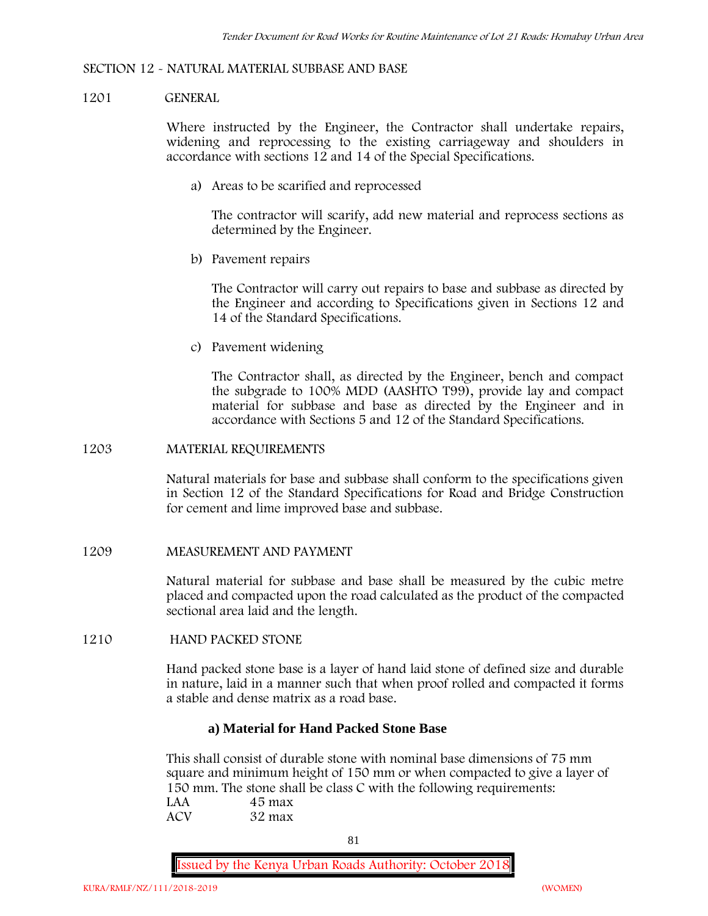## SECTION 12 - NATURAL MATERIAL SUBBASE AND BASE

### 1201 GENERAL

Where instructed by the Engineer, the Contractor shall undertake repairs, widening and reprocessing to the existing carriageway and shoulders in accordance with sections 12 and 14 of the Special Specifications.

a) Areas to be scarified and reprocessed

The contractor will scarify, add new material and reprocess sections as determined by the Engineer.

b) Pavement repairs

The Contractor will carry out repairs to base and subbase as directed by the Engineer and according to Specifications given in Sections 12 and 14 of the Standard Specifications.

c) Pavement widening

The Contractor shall, as directed by the Engineer, bench and compact the subgrade to 100% MDD (AASHTO T99), provide lay and compact material for subbase and base as directed by the Engineer and in accordance with Sections 5 and 12 of the Standard Specifications.

### 1203 MATERIAL REQUIREMENTS

Natural materials for base and subbase shall conform to the specifications given in Section 12 of the Standard Specifications for Road and Bridge Construction for cement and lime improved base and subbase.

### 1209 MEASUREMENT AND PAYMENT

Natural material for subbase and base shall be measured by the cubic metre placed and compacted upon the road calculated as the product of the compacted sectional area laid and the length.

### 1210 HAND PACKED STONE

Hand packed stone base is a layer of hand laid stone of defined size and durable in nature, laid in a manner such that when proof rolled and compacted it forms a stable and dense matrix as a road base.

**a) Material for Hand Packed Stone Base**

This shall consist of durable stone with nominal base dimensions of 75 mm square and minimum height of 150 mm or when compacted to give a layer of 150 mm. The stone shall be class C with the following requirements:

LAA 45 max
ACV 32 max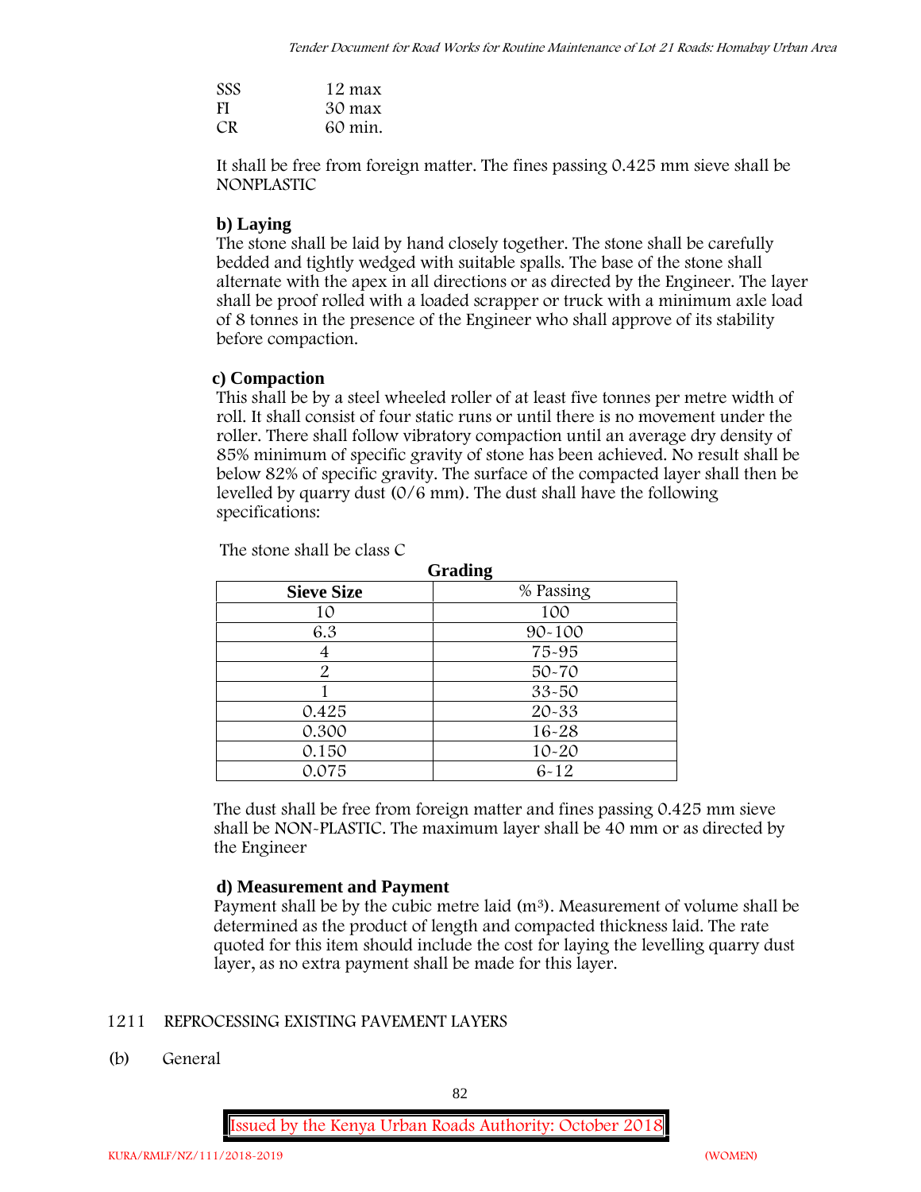SSS 12 max
FI 30 max
CR 60 min.

It shall be free from foreign matter. The fines passing 0.425 mm sieve shall be NONPLASTIC

**b) Laying**

The stone shall be laid by hand closely together. The stone shall be carefully bedded and tightly wedged with suitable spalls. The base of the stone shall alternate with the apex in all directions or as directed by the Engineer. The layer shall be proof rolled with a loaded scrapper or truck with a minimum axle load of 8 tonnes in the presence of the Engineer who shall approve of its stability before compaction.

**c) Compaction**

This shall be by a steel wheeled roller of at least five tonnes per metre width of roll. It shall consist of four static runs or until there is no movement under the roller. There shall follow vibratory compaction until an average dry density of 85% minimum of specific gravity of stone has been achieved. No result shall be below 82% of specific gravity. The surface of the compacted layer shall then be levelled by quarry dust (0/6 mm). The dust shall have the following specifications:

The stone shall be class C

**Grading**

| Sieve Size | % Passing |
|---|---|
| 10 | 100 |
| 6.3 | 90-100 |
| 4 | 75-95 |
| 2 | 50-70 |
| 1 | 33-50 |
| 0.425 | 20-33 |
| 0.300 | 16-28 |
| 0.150 | 10-20 |
| 0.075 | 6-12 |

The dust shall be free from foreign matter and fines passing 0.425 mm sieve shall be NON-PLASTIC. The maximum layer shall be 40 mm or as directed by the Engineer

**d) Measurement and Payment**

Payment shall be by the cubic metre laid ($m^3$). Measurement of volume shall be determined as the product of length and compacted thickness laid. The rate quoted for this item should include the cost for laying the levelling quarry dust layer, as no extra payment shall be made for this layer.

1211 REPROCESSING EXISTING PAVEMENT LAYERS

(b) General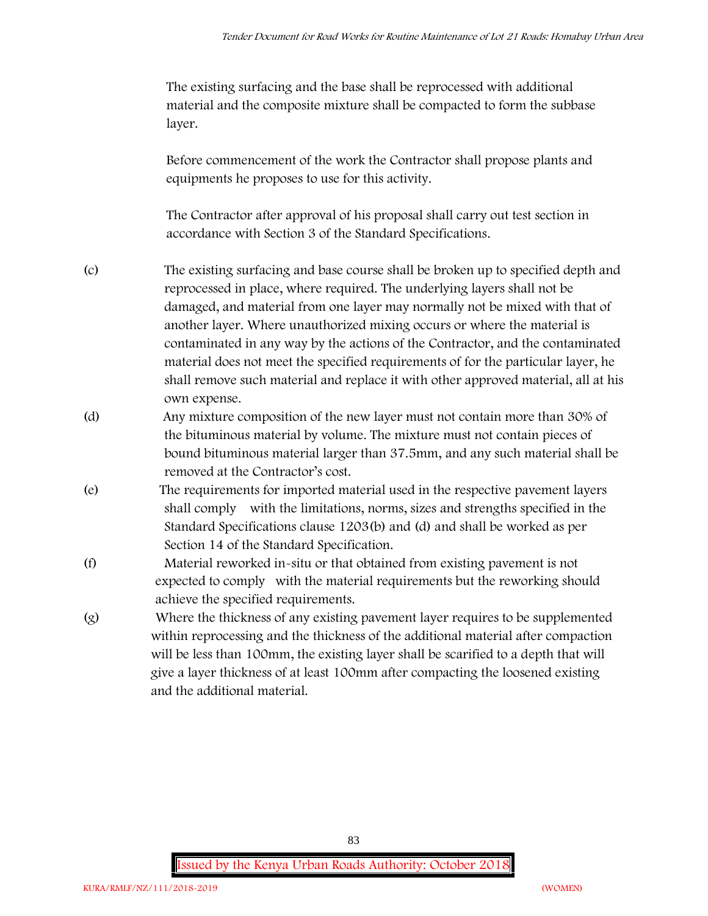The existing surfacing and the base shall be reprocessed with additional material and the composite mixture shall be compacted to form the subbase layer.

Before commencement of the work the Contractor shall propose plants and equipments he proposes to use for this activity.

The Contractor after approval of his proposal shall carry out test section in accordance with Section 3 of the Standard Specifications.

(c) The existing surfacing and base course shall be broken up to specified depth and reprocessed in place, where required. The underlying layers shall not be damaged, and material from one layer may normally not be mixed with that of another layer. Where unauthorized mixing occurs or where the material is contaminated in any way by the actions of the Contractor, and the contaminated material does not meet the specified requirements of for the particular layer, he shall remove such material and replace it with other approved material, all at his own expense.

(d) Any mixture composition of the new layer must not contain more than 30% of the bituminous material by volume. The mixture must not contain pieces of bound bituminous material larger than 37.5mm, and any such material shall be removed at the Contractor's cost.

(e) The requirements for imported material used in the respective pavement layers shall comply with the limitations, norms, sizes and strengths specified in the Standard Specifications clause 1203(b) and (d) and shall be worked as per Section 14 of the Standard Specification.

(f) Material reworked in-situ or that obtained from existing pavement is not expected to comply with the material requirements but the reworking should achieve the specified requirements.

(g) Where the thickness of any existing pavement layer requires to be supplemented within reprocessing and the thickness of the additional material after compaction will be less than 100mm, the existing layer shall be scarified to a depth that will give a layer thickness of at least 100mm after compacting the loosened existing and the additional material.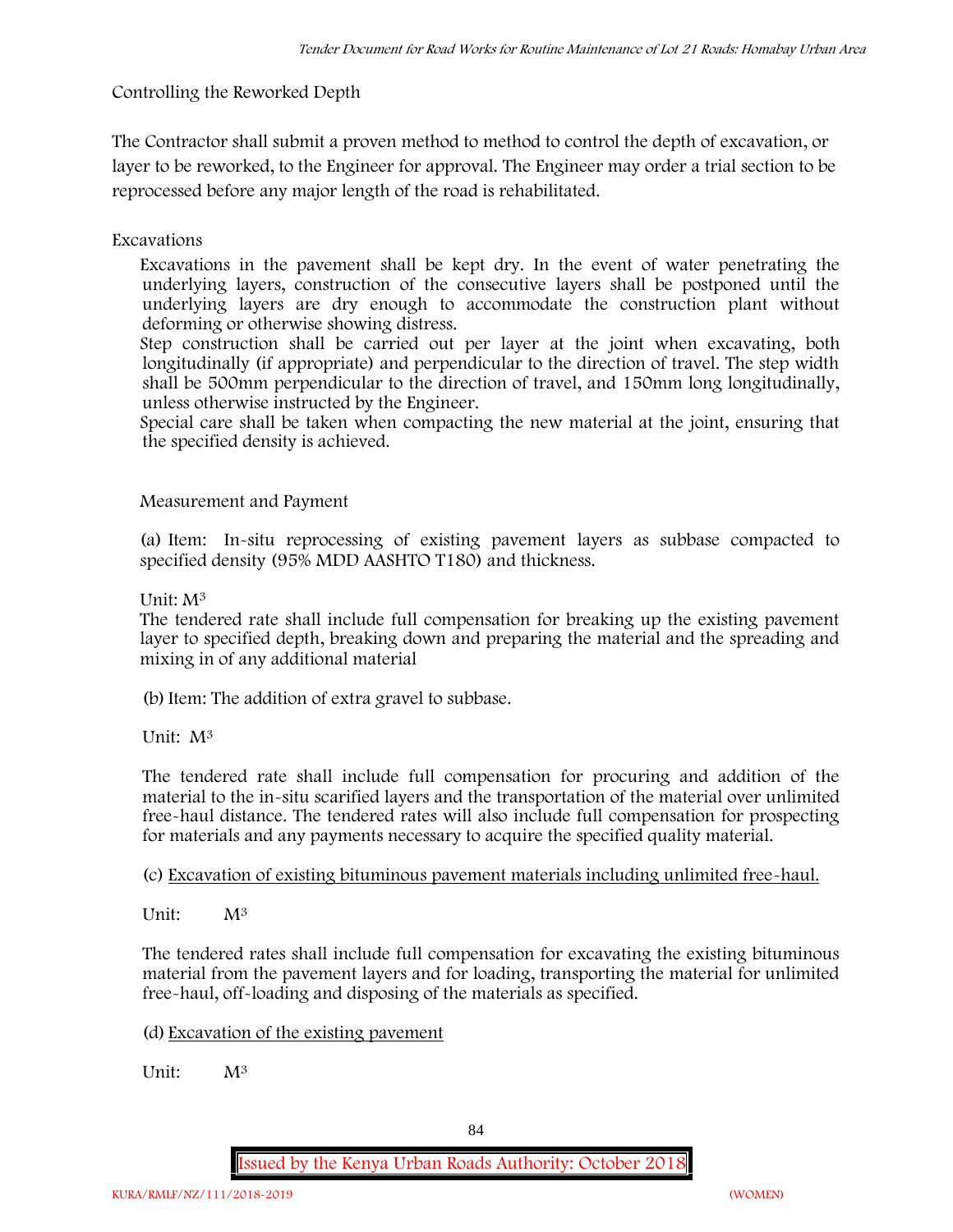Controlling the Reworked Depth

The Contractor shall submit a proven method to method to control the depth of excavation, or layer to be reworked, to the Engineer for approval. The Engineer may order a trial section to be reprocessed before any major length of the road is rehabilitated.

Excavations

Excavations in the pavement shall be kept dry. In the event of water penetrating the underlying layers, construction of the consecutive layers shall be postponed until the underlying layers are dry enough to accommodate the construction plant without deforming or otherwise showing distress.

Step construction shall be carried out per layer at the joint when excavating, both longitudinally (if appropriate) and perpendicular to the direction of travel. The step width shall be 500mm perpendicular to the direction of travel, and 150mm long longitudinally, unless otherwise instructed by the Engineer.

Special care shall be taken when compacting the new material at the joint, ensuring that the specified density is achieved.

Measurement and Payment

(a) Item: In-situ reprocessing of existing pavement layers as subbase compacted to specified density (95% MDD AASHTO T180) and thickness.

Unit: $M^3$

The tendered rate shall include full compensation for breaking up the existing pavement layer to specified depth, breaking down and preparing the material and the spreading and mixing in of any additional material

(b) Item: The addition of extra gravel to subbase.

Unit: $M^3$

The tendered rate shall include full compensation for procuring and addition of the material to the in-situ scarified layers and the transportation of the material over unlimited free-haul distance. The tendered rates will also include full compensation for prospecting for materials and any payments necessary to acquire the specified quality material.

(c) Excavation of existing bituminous pavement materials including unlimited free-haul.

Unit: $M^3$

The tendered rates shall include full compensation for excavating the existing bituminous material from the pavement layers and for loading, transporting the material for unlimited free-haul, off-loading and disposing of the materials as specified.

(d) Excavation of the existing pavement

Unit: $M^3$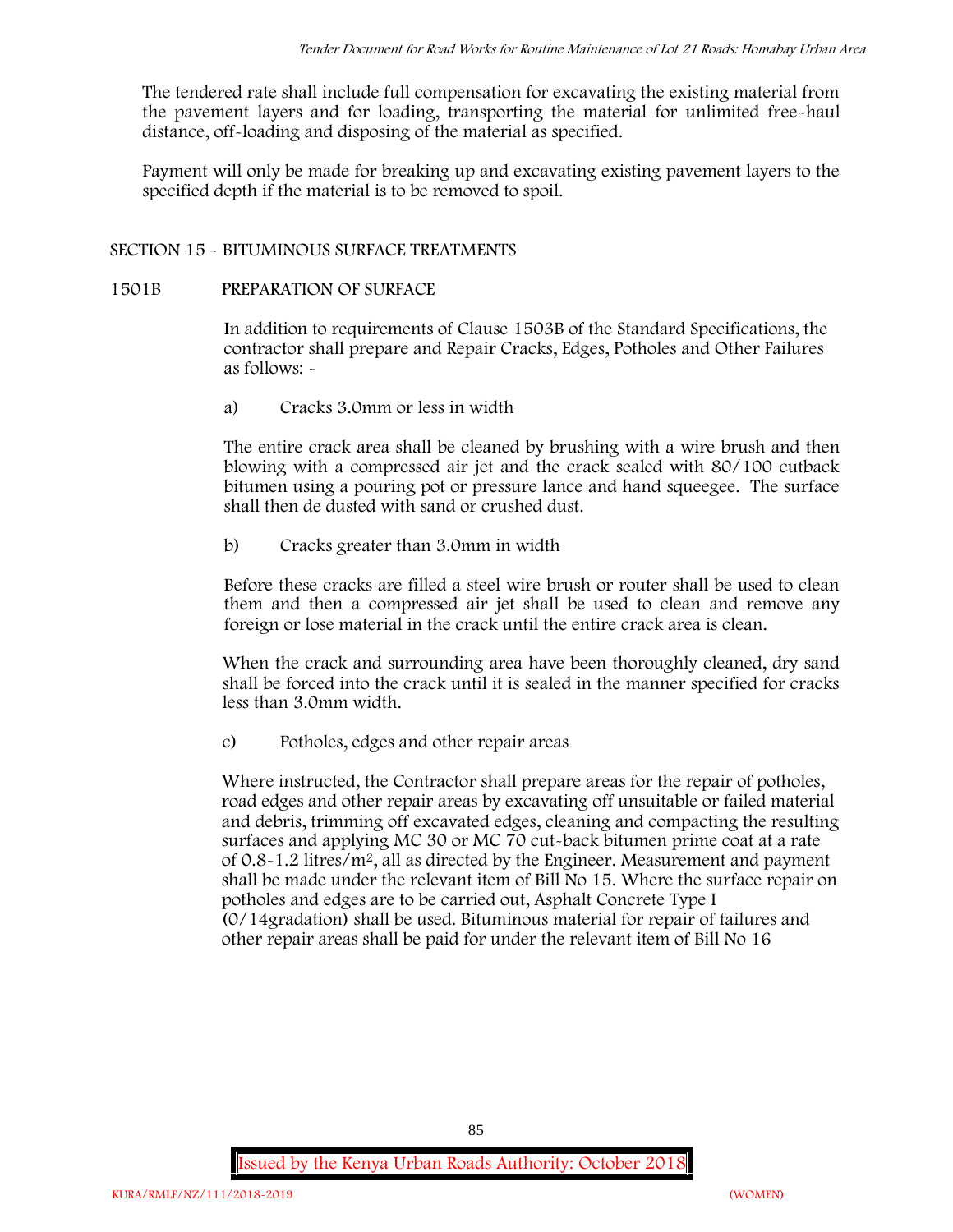The tendered rate shall include full compensation for excavating the existing material from the pavement layers and for loading, transporting the material for unlimited free-haul distance, off-loading and disposing of the material as specified.

Payment will only be made for breaking up and excavating existing pavement layers to the specified depth if the material is to be removed to spoil.

## SECTION 15 - BITUMINOUS SURFACE TREATMENTS

### 1501B PREPARATION OF SURFACE

In addition to requirements of Clause 1503B of the Standard Specifications, the contractor shall prepare and Repair Cracks, Edges, Potholes and Other Failures as follows: -

a) Cracks 3.0mm or less in width

The entire crack area shall be cleaned by brushing with a wire brush and then blowing with a compressed air jet and the crack sealed with 80/100 cutback bitumen using a pouring pot or pressure lance and hand squeegee. The surface shall then de dusted with sand or crushed dust.

b) Cracks greater than 3.0mm in width

Before these cracks are filled a steel wire brush or router shall be used to clean them and then a compressed air jet shall be used to clean and remove any foreign or lose material in the crack until the entire crack area is clean.

When the crack and surrounding area have been thoroughly cleaned, dry sand shall be forced into the crack until it is sealed in the manner specified for cracks less than 3.0mm width.

c) Potholes, edges and other repair areas

Where instructed, the Contractor shall prepare areas for the repair of potholes, road edges and other repair areas by excavating off unsuitable or failed material and debris, trimming off excavated edges, cleaning and compacting the resulting surfaces and applying MC 30 or MC 70 cut-back bitumen prime coat at a rate of 0.8-1.2 litres/$m^2$, all as directed by the Engineer. Measurement and payment shall be made under the relevant item of Bill No 15. Where the surface repair on potholes and edges are to be carried out, Asphalt Concrete Type I (0/14gradation) shall be used. Bituminous material for repair of failures and other repair areas shall be paid for under the relevant item of Bill No 16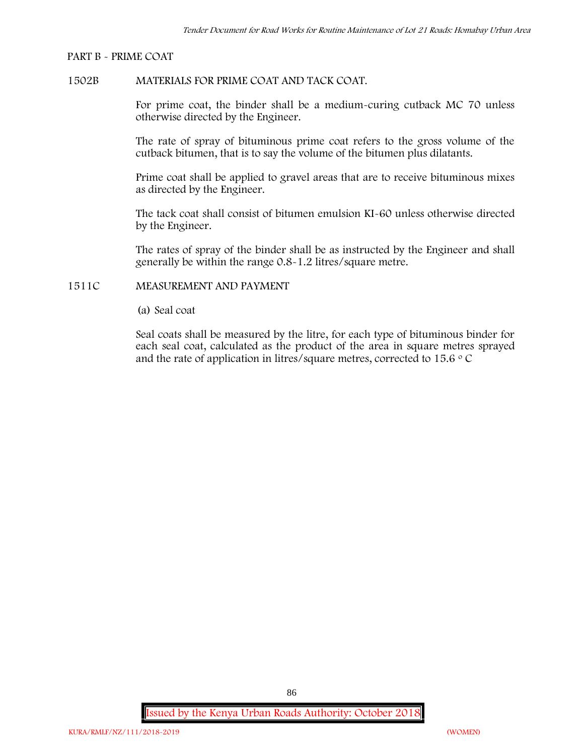PART B - PRIME COAT

1502B MATERIALS FOR PRIME COAT AND TACK COAT.

For prime coat, the binder shall be a medium-curing cutback MC 70 unless otherwise directed by the Engineer.

The rate of spray of bituminous prime coat refers to the gross volume of the cutback bitumen, that is to say the volume of the bitumen plus dilatants.

Prime coat shall be applied to gravel areas that are to receive bituminous mixes as directed by the Engineer.

The tack coat shall consist of bitumen emulsion KI-60 unless otherwise directed by the Engineer.

The rates of spray of the binder shall be as instructed by the Engineer and shall generally be within the range 0.8-1.2 litres/square metre.

1511C MEASUREMENT AND PAYMENT

(a) Seal coat

Seal coats shall be measured by the litre, for each type of bituminous binder for each seal coat, calculated as the product of the area in square metres sprayed and the rate of application in litres/square metres, corrected to 15.6 $^{o}$ C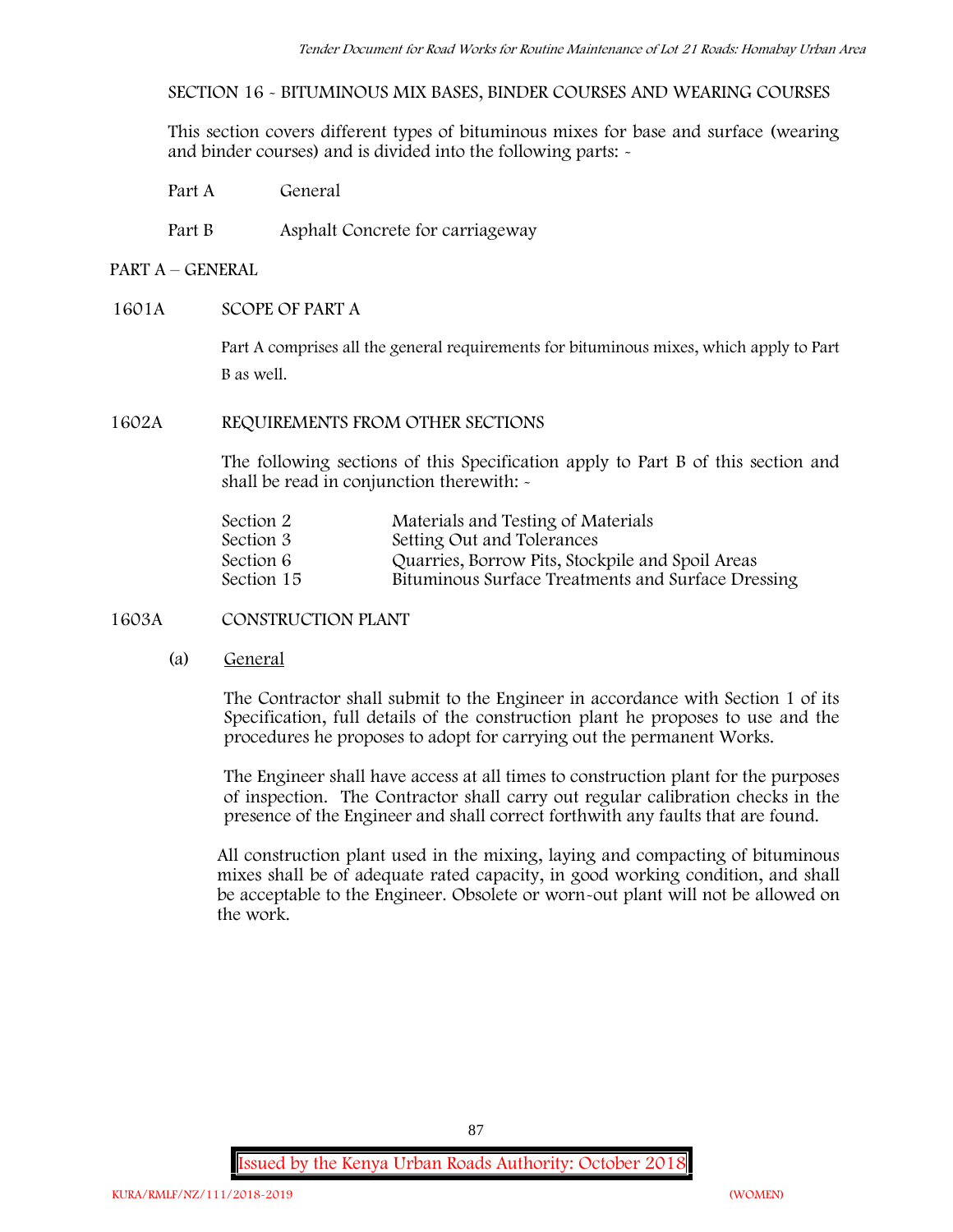SECTION 16 - BITUMINOUS MIX BASES, BINDER COURSES AND WEARING COURSES

This section covers different types of bituminous mixes for base and surface (wearing and binder courses) and is divided into the following parts: -

Part A General

Part B Asphalt Concrete for carriageway

## PART A – GENERAL

### 1601A SCOPE OF PART A

Part A comprises all the general requirements for bituminous mixes, which apply to Part B as well.

### 1602A REQUIREMENTS FROM OTHER SECTIONS

The following sections of this Specification apply to Part B of this section and shall be read in conjunction therewith: -

| | |
|---|---|
| Section 2 | Materials and Testing of Materials |
| Section 3 | Setting Out and Tolerances |
| Section 6 | Quarries, Borrow Pits, Stockpile and Spoil Areas |
| Section 15 | Bituminous Surface Treatments and Surface Dressing |

### 1603A CONSTRUCTION PLANT

(a) General

The Contractor shall submit to the Engineer in accordance with Section 1 of its Specification, full details of the construction plant he proposes to use and the procedures he proposes to adopt for carrying out the permanent Works.

The Engineer shall have access at all times to construction plant for the purposes of inspection. The Contractor shall carry out regular calibration checks in the presence of the Engineer and shall correct forthwith any faults that are found.

All construction plant used in the mixing, laying and compacting of bituminous mixes shall be of adequate rated capacity, in good working condition, and shall be acceptable to the Engineer. Obsolete or worn-out plant will not be allowed on the work.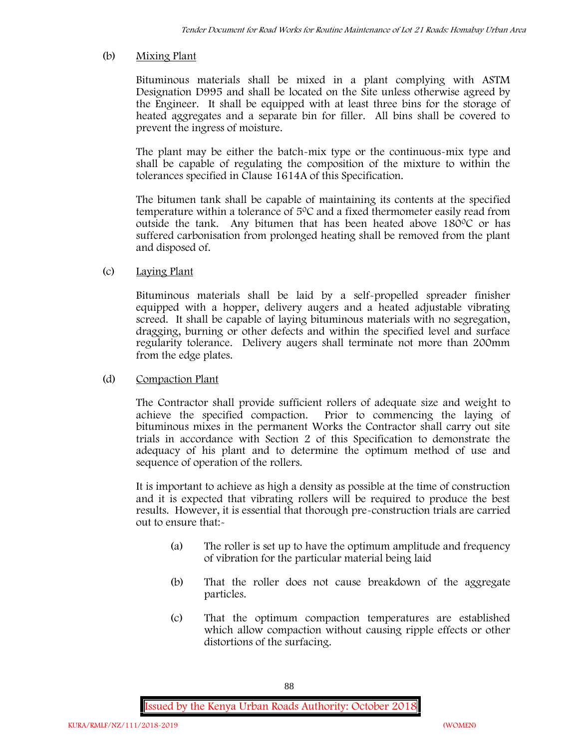(b) <u>Mixing Plant</u>

Bituminous materials shall be mixed in a plant complying with ASTM Designation D995 and shall be located on the Site unless otherwise agreed by the Engineer. It shall be equipped with at least three bins for the storage of heated aggregates and a separate bin for filler. All bins shall be covered to prevent the ingress of moisture.

The plant may be either the batch-mix type or the continuous-mix type and shall be capable of regulating the composition of the mixture to within the tolerances specified in Clause 1614A of this Specification.

The bitumen tank shall be capable of maintaining its contents at the specified temperature within a tolerance of $5^0C$ and a fixed thermometer easily read from outside the tank. Any bitumen that has been heated above $180^0C$ or has suffered carbonisation from prolonged heating shall be removed from the plant and disposed of.

(c) <u>Laying Plant</u>

Bituminous materials shall be laid by a self-propelled spreader finisher equipped with a hopper, delivery augers and a heated adjustable vibrating screed. It shall be capable of laying bituminous materials with no segregation, dragging, burning or other defects and within the specified level and surface regularity tolerance. Delivery augers shall terminate not more than 200mm from the edge plates.

(d) <u>Compaction Plant</u>

The Contractor shall provide sufficient rollers of adequate size and weight to achieve the specified compaction. Prior to commencing the laying of bituminous mixes in the permanent Works the Contractor shall carry out site trials in accordance with Section 2 of this Specification to demonstrate the adequacy of his plant and to determine the optimum method of use and sequence of operation of the rollers.

It is important to achieve as high a density as possible at the time of construction and it is expected that vibrating rollers will be required to produce the best results. However, it is essential that thorough pre-construction trials are carried out to ensure that:-

(a) The roller is set up to have the optimum amplitude and frequency of vibration for the particular material being laid

(b) That the roller does not cause breakdown of the aggregate particles.

(c) That the optimum compaction temperatures are established which allow compaction without causing ripple effects or other distortions of the surfacing.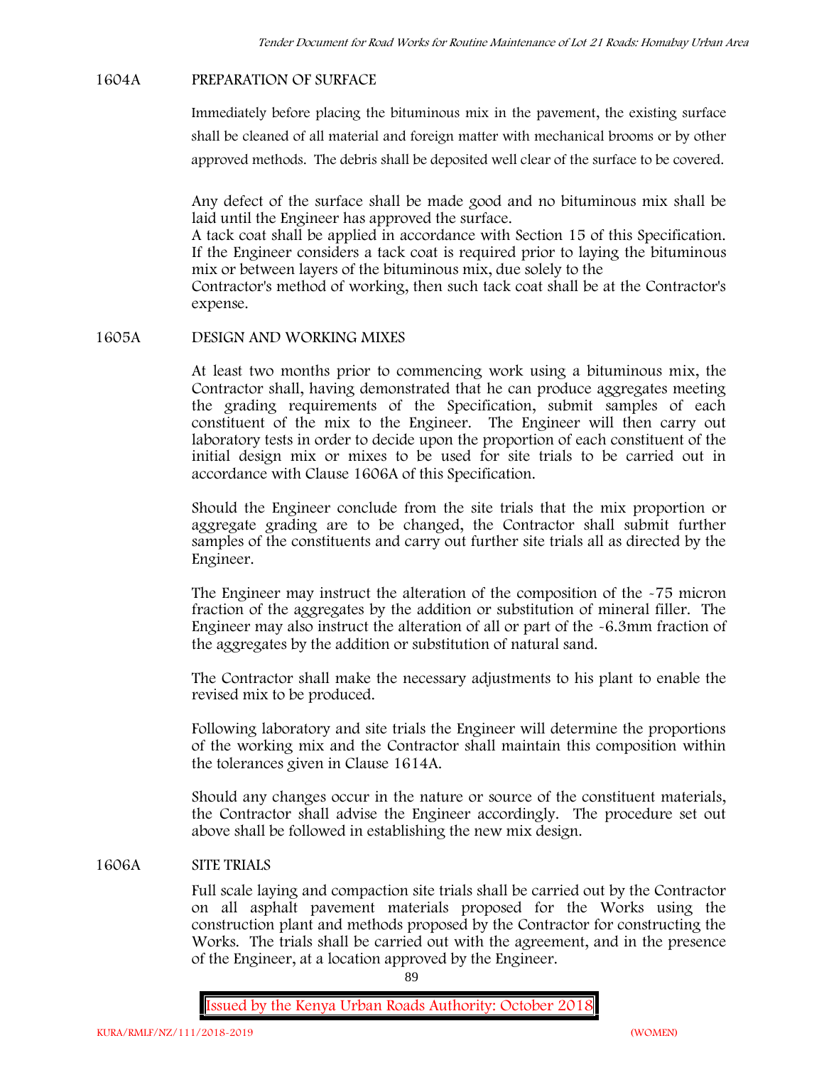## 1604A PREPARATION OF SURFACE

Immediately before placing the bituminous mix in the pavement, the existing surface shall be cleaned of all material and foreign matter with mechanical brooms or by other approved methods. The debris shall be deposited well clear of the surface to be covered.

Any defect of the surface shall be made good and no bituminous mix shall be laid until the Engineer has approved the surface.
A tack coat shall be applied in accordance with Section 15 of this Specification. If the Engineer considers a tack coat is required prior to laying the bituminous mix or between layers of the bituminous mix, due solely to the
Contractor's method of working, then such tack coat shall be at the Contractor's expense.

## 1605A DESIGN AND WORKING MIXES

At least two months prior to commencing work using a bituminous mix, the Contractor shall, having demonstrated that he can produce aggregates meeting the grading requirements of the Specification, submit samples of each constituent of the mix to the Engineer. The Engineer will then carry out laboratory tests in order to decide upon the proportion of each constituent of the initial design mix or mixes to be used for site trials to be carried out in accordance with Clause 1606A of this Specification.

Should the Engineer conclude from the site trials that the mix proportion or aggregate grading are to be changed, the Contractor shall submit further samples of the constituents and carry out further site trials all as directed by the Engineer.

The Engineer may instruct the alteration of the composition of the -75 micron fraction of the aggregates by the addition or substitution of mineral filler. The Engineer may also instruct the alteration of all or part of the -6.3mm fraction of the aggregates by the addition or substitution of natural sand.

The Contractor shall make the necessary adjustments to his plant to enable the revised mix to be produced.

Following laboratory and site trials the Engineer will determine the proportions of the working mix and the Contractor shall maintain this composition within the tolerances given in Clause 1614A.

Should any changes occur in the nature or source of the constituent materials, the Contractor shall advise the Engineer accordingly. The procedure set out above shall be followed in establishing the new mix design.

## 1606A SITE TRIALS

Full scale laying and compaction site trials shall be carried out by the Contractor on all asphalt pavement materials proposed for the Works using the construction plant and methods proposed by the Contractor for constructing the Works. The trials shall be carried out with the agreement, and in the presence of the Engineer, at a location approved by the Engineer.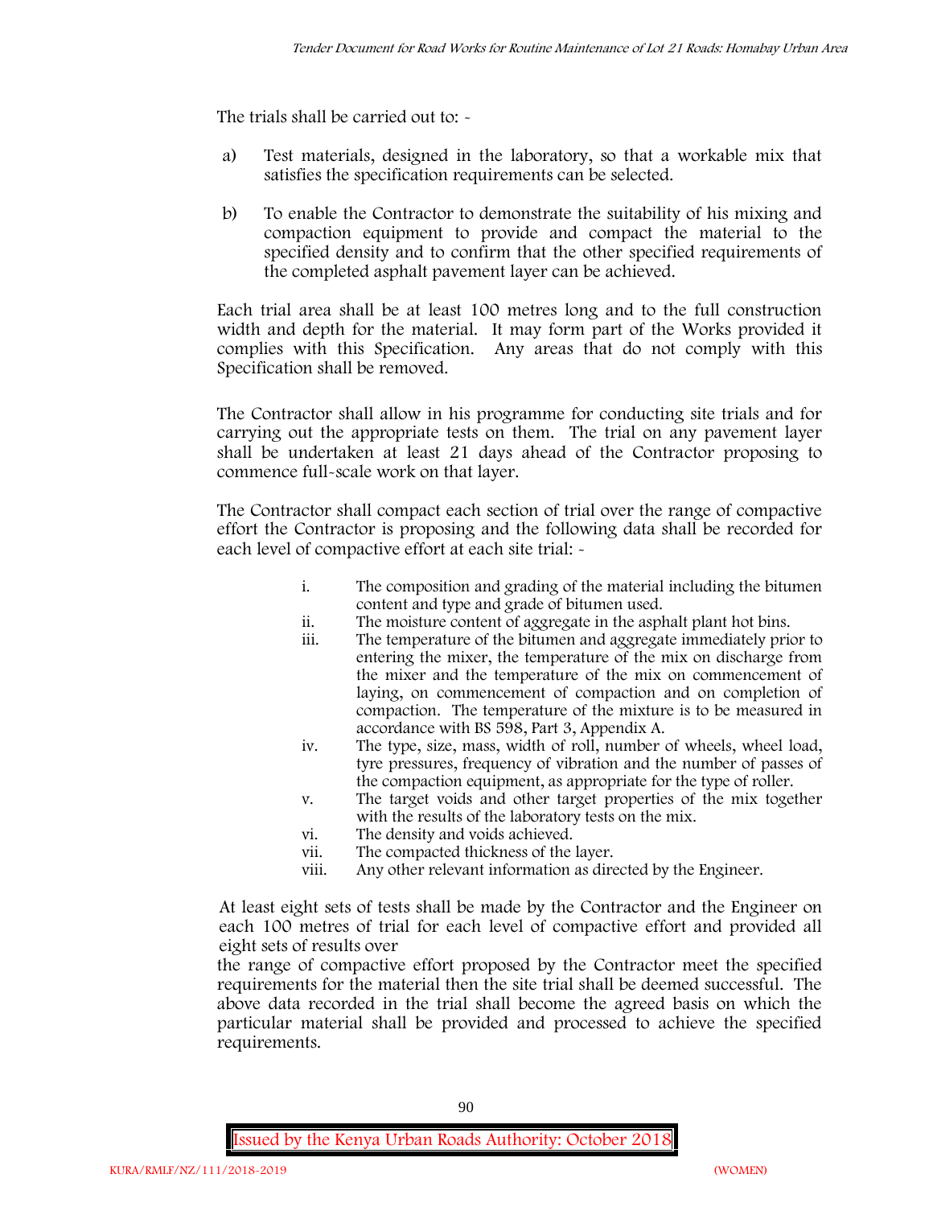The trials shall be carried out to: -

a) Test materials, designed in the laboratory, so that a workable mix that satisfies the specification requirements can be selected.

b) To enable the Contractor to demonstrate the suitability of his mixing and compaction equipment to provide and compact the material to the specified density and to confirm that the other specified requirements of the completed asphalt pavement layer can be achieved.

Each trial area shall be at least 100 metres long and to the full construction width and depth for the material. It may form part of the Works provided it complies with this Specification. Any areas that do not comply with this Specification shall be removed.

The Contractor shall allow in his programme for conducting site trials and for carrying out the appropriate tests on them. The trial on any pavement layer shall be undertaken at least 21 days ahead of the Contractor proposing to commence full-scale work on that layer.

The Contractor shall compact each section of trial over the range of compactive effort the Contractor is proposing and the following data shall be recorded for each level of compactive effort at each site trial: -

i. The composition and grading of the material including the bitumen content and type and grade of bitumen used.
ii. The moisture content of aggregate in the asphalt plant hot bins.
iii. The temperature of the bitumen and aggregate immediately prior to entering the mixer, the temperature of the mix on discharge from the mixer and the temperature of the mix on commencement of laying, on commencement of compaction and on completion of compaction. The temperature of the mixture is to be measured in accordance with BS 598, Part 3, Appendix A.
iv. The type, size, mass, width of roll, number of wheels, wheel load, tyre pressures, frequency of vibration and the number of passes of the compaction equipment, as appropriate for the type of roller.
v. The target voids and other target properties of the mix together with the results of the laboratory tests on the mix.
vi. The density and voids achieved.
vii. The compacted thickness of the layer.
viii. Any other relevant information as directed by the Engineer.

At least eight sets of tests shall be made by the Contractor and the Engineer on each 100 metres of trial for each level of compactive effort and provided all eight sets of results over the range of compactive effort proposed by the Contractor meet the specified requirements for the material then the site trial shall be deemed successful. The above data recorded in the trial shall become the agreed basis on which the particular material shall be provided and processed to achieve the specified requirements.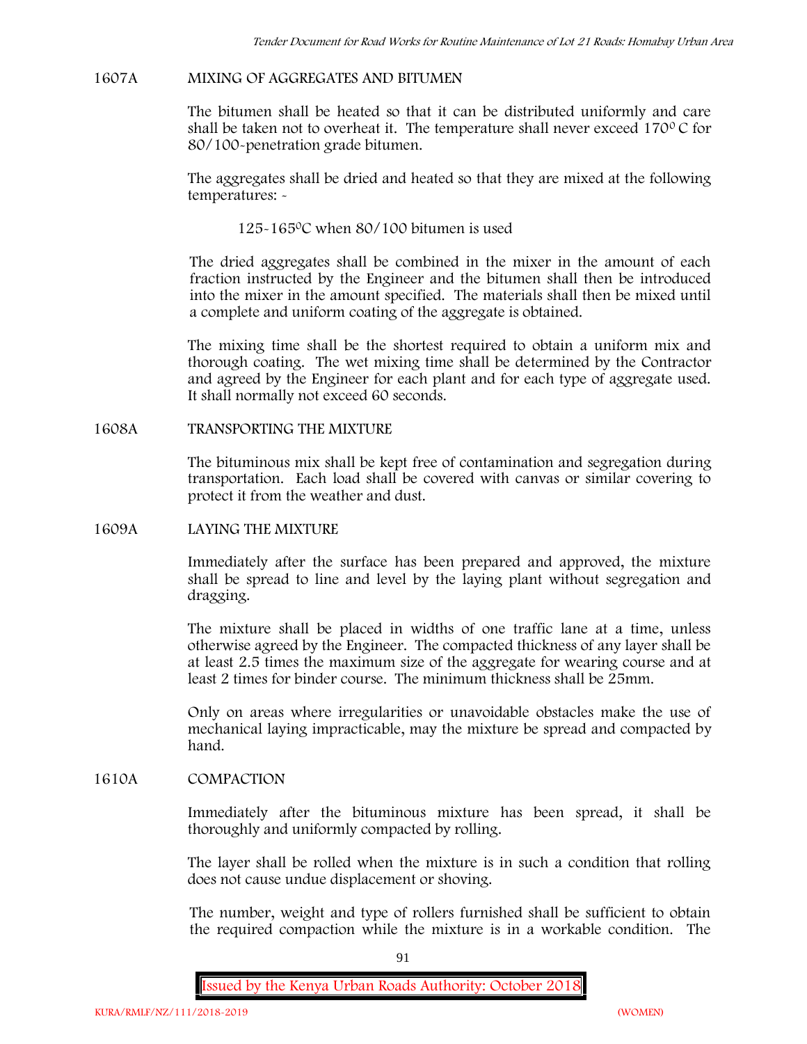## 1607A MIXING OF AGGREGATES AND BITUMEN

The bitumen shall be heated so that it can be distributed uniformly and care shall be taken not to overheat it. The temperature shall never exceed $170^0$ C for 80/100-penetration grade bitumen.

The aggregates shall be dried and heated so that they are mixed at the following temperatures: -

125-165$^0$C when 80/100 bitumen is used

The dried aggregates shall be combined in the mixer in the amount of each fraction instructed by the Engineer and the bitumen shall then be introduced into the mixer in the amount specified. The materials shall then be mixed until a complete and uniform coating of the aggregate is obtained.

The mixing time shall be the shortest required to obtain a uniform mix and thorough coating. The wet mixing time shall be determined by the Contractor and agreed by the Engineer for each plant and for each type of aggregate used. It shall normally not exceed 60 seconds.

## 1608A TRANSPORTING THE MIXTURE

The bituminous mix shall be kept free of contamination and segregation during transportation. Each load shall be covered with canvas or similar covering to protect it from the weather and dust.

## 1609A LAYING THE MIXTURE

Immediately after the surface has been prepared and approved, the mixture shall be spread to line and level by the laying plant without segregation and dragging.

The mixture shall be placed in widths of one traffic lane at a time, unless otherwise agreed by the Engineer. The compacted thickness of any layer shall be at least 2.5 times the maximum size of the aggregate for wearing course and at least 2 times for binder course. The minimum thickness shall be 25mm.

Only on areas where irregularities or unavoidable obstacles make the use of mechanical laying impracticable, may the mixture be spread and compacted by hand.

## 1610A COMPACTION

Immediately after the bituminous mixture has been spread, it shall be thoroughly and uniformly compacted by rolling.

The layer shall be rolled when the mixture is in such a condition that rolling does not cause undue displacement or shoving.

The number, weight and type of rollers furnished shall be sufficient to obtain the required compaction while the mixture is in a workable condition. The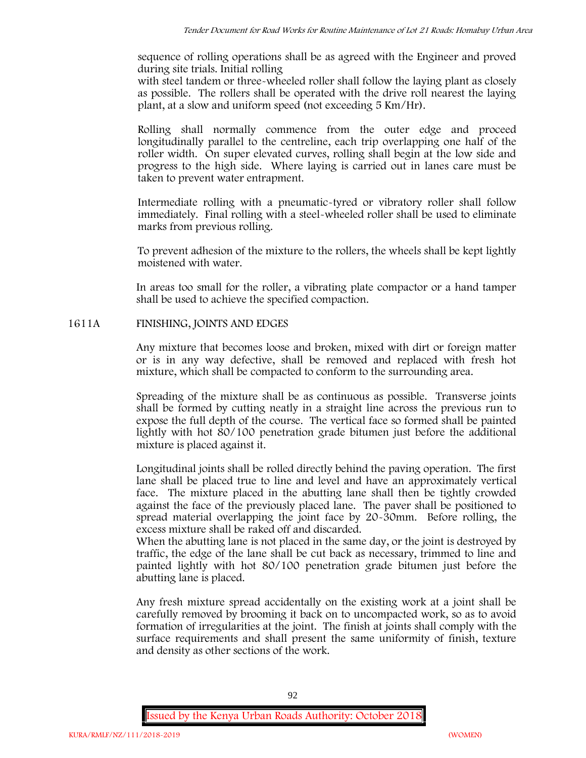sequence of rolling operations shall be as agreed with the Engineer and proved during site trials. Initial rolling with steel tandem or three-wheeled roller shall follow the laying plant as closely as possible. The rollers shall be operated with the drive roll nearest the laying plant, at a slow and uniform speed (not exceeding 5 Km/Hr).

Rolling shall normally commence from the outer edge and proceed longitudinally parallel to the centreline, each trip overlapping one half of the roller width. On super elevated curves, rolling shall begin at the low side and progress to the high side. Where laying is carried out in lanes care must be taken to prevent water entrapment.

Intermediate rolling with a pneumatic-tyred or vibratory roller shall follow immediately. Final rolling with a steel-wheeled roller shall be used to eliminate marks from previous rolling.

To prevent adhesion of the mixture to the rollers, the wheels shall be kept lightly moistened with water.

In areas too small for the roller, a vibrating plate compactor or a hand tamper shall be used to achieve the specified compaction.

## 1611A FINISHING, JOINTS AND EDGES

Any mixture that becomes loose and broken, mixed with dirt or foreign matter or is in any way defective, shall be removed and replaced with fresh hot mixture, which shall be compacted to conform to the surrounding area.

Spreading of the mixture shall be as continuous as possible. Transverse joints shall be formed by cutting neatly in a straight line across the previous run to expose the full depth of the course. The vertical face so formed shall be painted lightly with hot 80/100 penetration grade bitumen just before the additional mixture is placed against it.

Longitudinal joints shall be rolled directly behind the paving operation. The first lane shall be placed true to line and level and have an approximately vertical face. The mixture placed in the abutting lane shall then be tightly crowded against the face of the previously placed lane. The paver shall be positioned to spread material overlapping the joint face by 20-30mm. Before rolling, the excess mixture shall be raked off and discarded.
When the abutting lane is not placed in the same day, or the joint is destroyed by traffic, the edge of the lane shall be cut back as necessary, trimmed to line and painted lightly with hot 80/100 penetration grade bitumen just before the abutting lane is placed.

Any fresh mixture spread accidentally on the existing work at a joint shall be carefully removed by brooming it back on to uncompacted work, so as to avoid formation of irregularities at the joint. The finish at joints shall comply with the surface requirements and shall present the same uniformity of finish, texture and density as other sections of the work.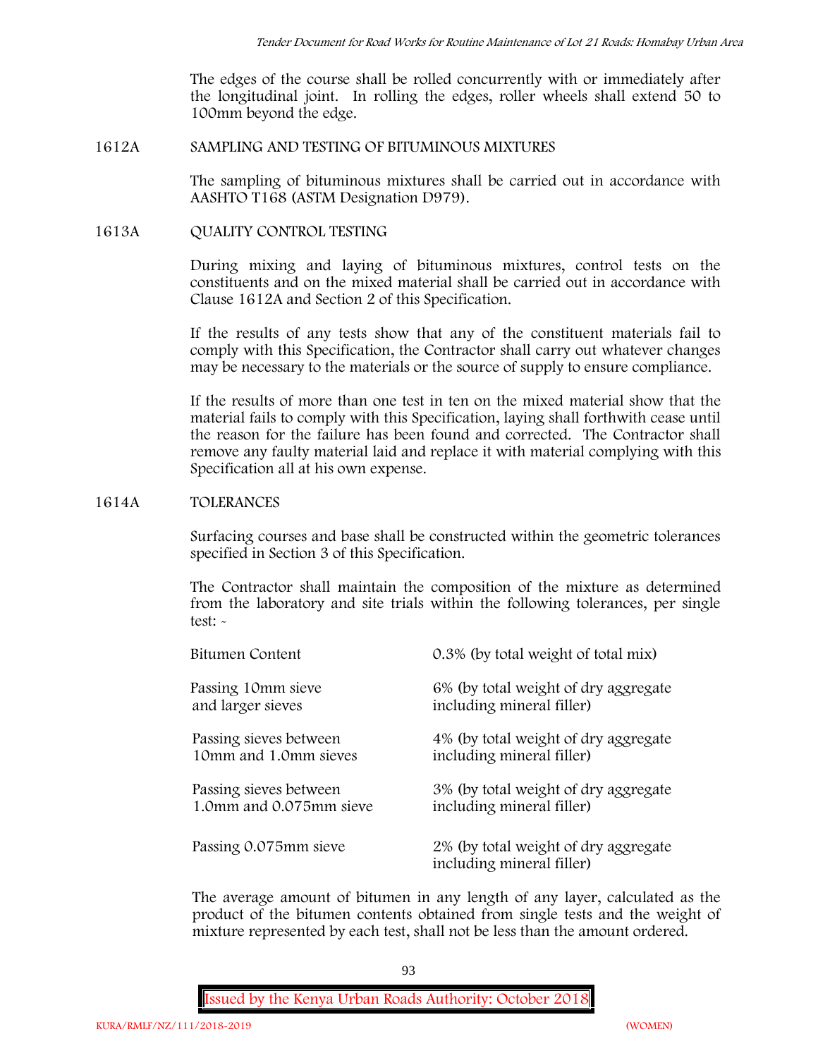The edges of the course shall be rolled concurrently with or immediately after the longitudinal joint. In rolling the edges, roller wheels shall extend 50 to 100mm beyond the edge.

## 1612A SAMPLING AND TESTING OF BITUMINOUS MIXTURES

The sampling of bituminous mixtures shall be carried out in accordance with AASHTO T168 (ASTM Designation D979).

## 1613A QUALITY CONTROL TESTING

During mixing and laying of bituminous mixtures, control tests on the constituents and on the mixed material shall be carried out in accordance with Clause 1612A and Section 2 of this Specification.

If the results of any tests show that any of the constituent materials fail to comply with this Specification, the Contractor shall carry out whatever changes may be necessary to the materials or the source of supply to ensure compliance.

If the results of more than one test in ten on the mixed material show that the material fails to comply with this Specification, laying shall forthwith cease until the reason for the failure has been found and corrected. The Contractor shall remove any faulty material laid and replace it with material complying with this Specification all at his own expense.

## 1614A TOLERANCES

Surfacing courses and base shall be constructed within the geometric tolerances specified in Section 3 of this Specification.

The Contractor shall maintain the composition of the mixture as determined from the laboratory and site trials within the following tolerances, per single test: -

| | |
|---|---|
| Bitumen Content | 0.3% (by total weight of total mix) |
| Passing 10mm sieve and larger sieves | 6% (by total weight of dry aggregate including mineral filler) |
| Passing sieves between 10mm and 1.0mm sieves | 4% (by total weight of dry aggregate including mineral filler) |
| Passing sieves between 1.0mm and 0.075mm sieve | 3% (by total weight of dry aggregate including mineral filler) |
| Passing 0.075mm sieve | 2% (by total weight of dry aggregate including mineral filler) |

The average amount of bitumen in any length of any layer, calculated as the product of the bitumen contents obtained from single tests and the weight of mixture represented by each test, shall not be less than the amount ordered.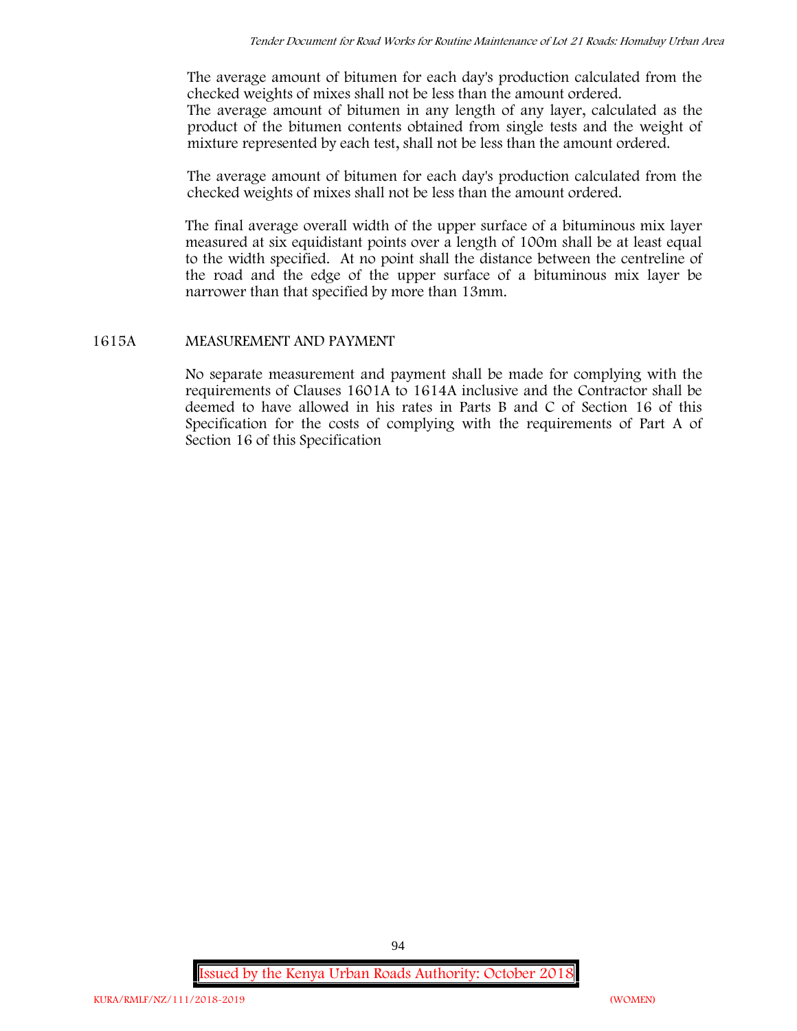The average amount of bitumen for each day's production calculated from the checked weights of mixes shall not be less than the amount ordered.
The average amount of bitumen in any length of any layer, calculated as the product of the bitumen contents obtained from single tests and the weight of mixture represented by each test, shall not be less than the amount ordered.

The average amount of bitumen for each day's production calculated from the checked weights of mixes shall not be less than the amount ordered.

The final average overall width of the upper surface of a bituminous mix layer measured at six equidistant points over a length of 100m shall be at least equal to the width specified. At no point shall the distance between the centreline of the road and the edge of the upper surface of a bituminous mix layer be narrower than that specified by more than 13mm.

## 1615A MEASUREMENT AND PAYMENT

No separate measurement and payment shall be made for complying with the requirements of Clauses 1601A to 1614A inclusive and the Contractor shall be deemed to have allowed in his rates in Parts B and C of Section 16 of this Specification for the costs of complying with the requirements of Part A of Section 16 of this Specification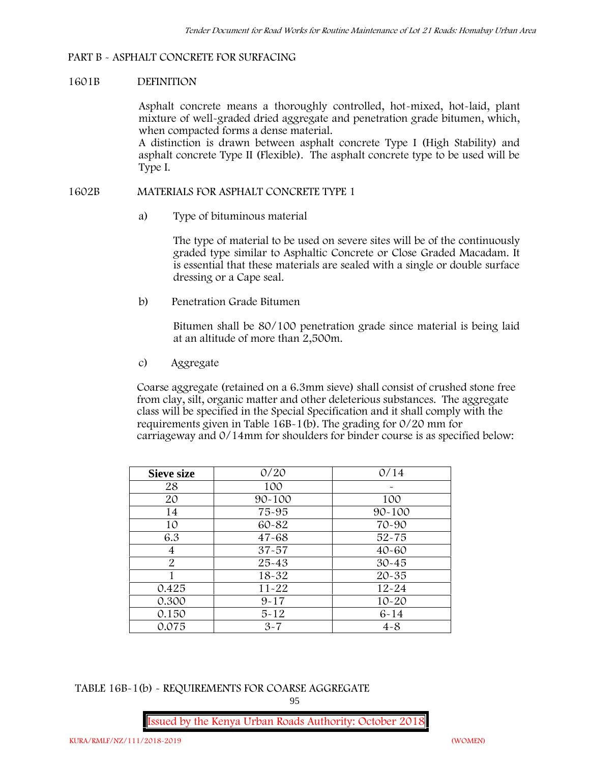## PART B - ASPHALT CONCRETE FOR SURFACING

### 1601B DEFINITION

Asphalt concrete means a thoroughly controlled, hot-mixed, hot-laid, plant mixture of well-graded dried aggregate and penetration grade bitumen, which, when compacted forms a dense material.
A distinction is drawn between asphalt concrete Type I (High Stability) and asphalt concrete Type II (Flexible). The asphalt concrete type to be used will be Type I.

### 1602B MATERIALS FOR ASPHALT CONCRETE TYPE 1

a) Type of bituminous material

The type of material to be used on severe sites will be of the continuously graded type similar to Asphaltic Concrete or Close Graded Macadam. It is essential that these materials are sealed with a single or double surface dressing or a Cape seal.

b) Penetration Grade Bitumen

Bitumen shall be 80/100 penetration grade since material is being laid at an altitude of more than 2,500m.

c) Aggregate

Coarse aggregate (retained on a 6.3mm sieve) shall consist of crushed stone free from clay, silt, organic matter and other deleterious substances. The aggregate class will be specified in the Special Specification and it shall comply with the requirements given in Table 16B-1(b). The grading for 0/20 mm for carriageway and 0/14mm for shoulders for binder course is as specified below:

| **Sieve size** | 0/20 | 0/14 |
|---|---|---|
| 28 | 100 | - |
| 20 | 90-100 | 100 |
| 14 | 75-95 | 90-100 |
| 10 | 60-82 | 70-90 |
| 6.3 | 47-68 | 52-75 |
| 4 | 37-57 | 40-60 |
| 2 | 25-43 | 30-45 |
| 1 | 18-32 | 20-35 |
| 0.425 | 11-22 | 12-24 |
| 0.300 | 9-17 | 10-20 |
| 0.150 | 5-12 | 6-14 |
| 0.075 | 3-7 | 4-8 |

TABLE 16B-1(b) - REQUIREMENTS FOR COARSE AGGREGATE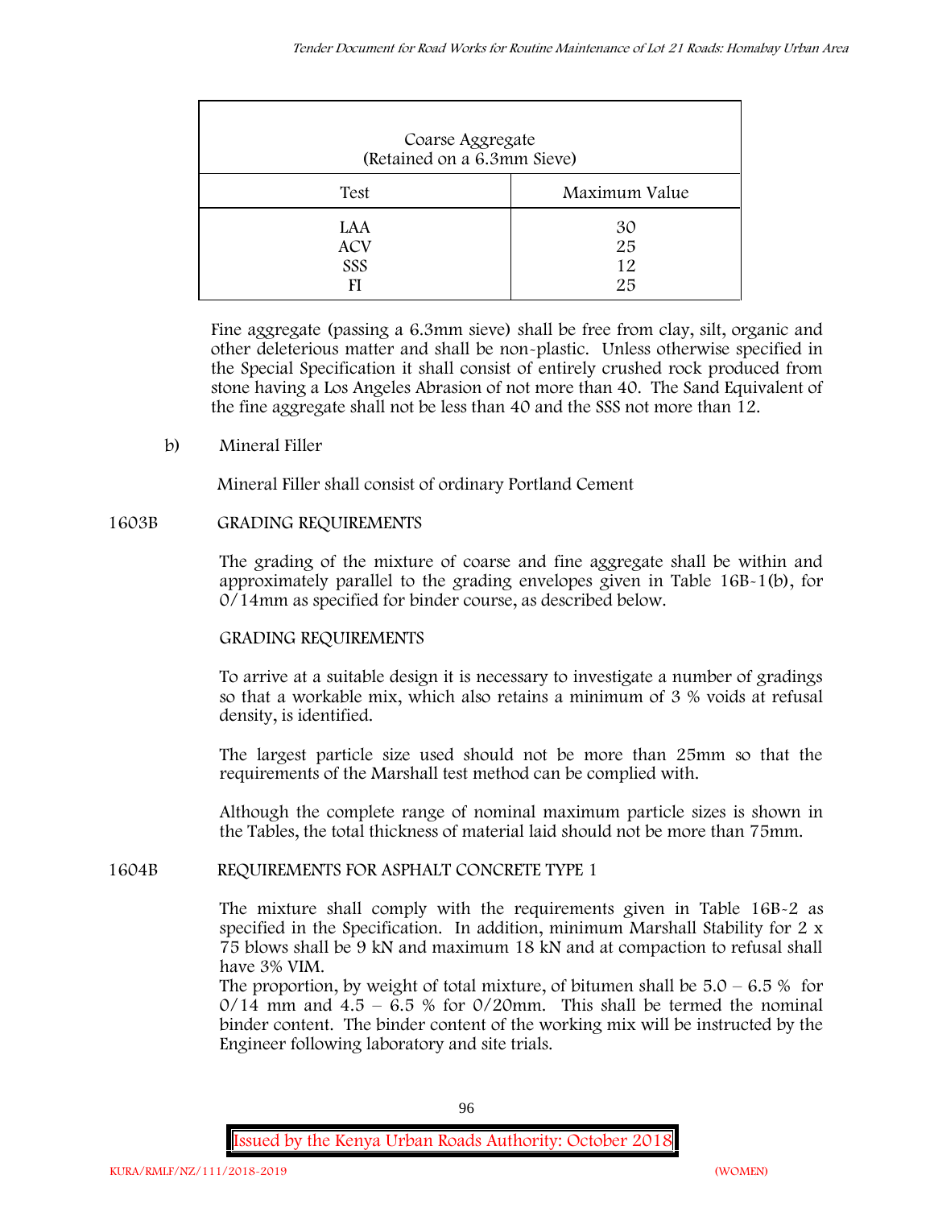| Coarse Aggregate (Retained on a 6.3mm Sieve) | |
|---|---|
| Test | Maximum Value |
| LAA | 30 |
| ACV | 25 |
| SSS | 12 |
| FI | 25 |

Fine aggregate (passing a 6.3mm sieve) shall be free from clay, silt, organic and other deleterious matter and shall be non-plastic. Unless otherwise specified in the Special Specification it shall consist of entirely crushed rock produced from stone having a Los Angeles Abrasion of not more than 40. The Sand Equivalent of the fine aggregate shall not be less than 40 and the SSS not more than 12.

b) Mineral Filler

Mineral Filler shall consist of ordinary Portland Cement

## 1603B GRADING REQUIREMENTS

The grading of the mixture of coarse and fine aggregate shall be within and approximately parallel to the grading envelopes given in Table 16B-1(b), for 0/14mm as specified for binder course, as described below.

GRADING REQUIREMENTS

To arrive at a suitable design it is necessary to investigate a number of gradings so that a workable mix, which also retains a minimum of 3 % voids at refusal density, is identified.

The largest particle size used should not be more than 25mm so that the requirements of the Marshall test method can be complied with.

Although the complete range of nominal maximum particle sizes is shown in the Tables, the total thickness of material laid should not be more than 75mm.

## 1604B REQUIREMENTS FOR ASPHALT CONCRETE TYPE 1

The mixture shall comply with the requirements given in Table 16B-2 as specified in the Specification. In addition, minimum Marshall Stability for 2 x 75 blows shall be 9 kN and maximum 18 kN and at compaction to refusal shall have 3% VIM.

The proportion, by weight of total mixture, of bitumen shall be 5.0 – 6.5 % for 0/14 mm and 4.5 – 6.5 % for 0/20mm. This shall be termed the nominal binder content. The binder content of the working mix will be instructed by the Engineer following laboratory and site trials.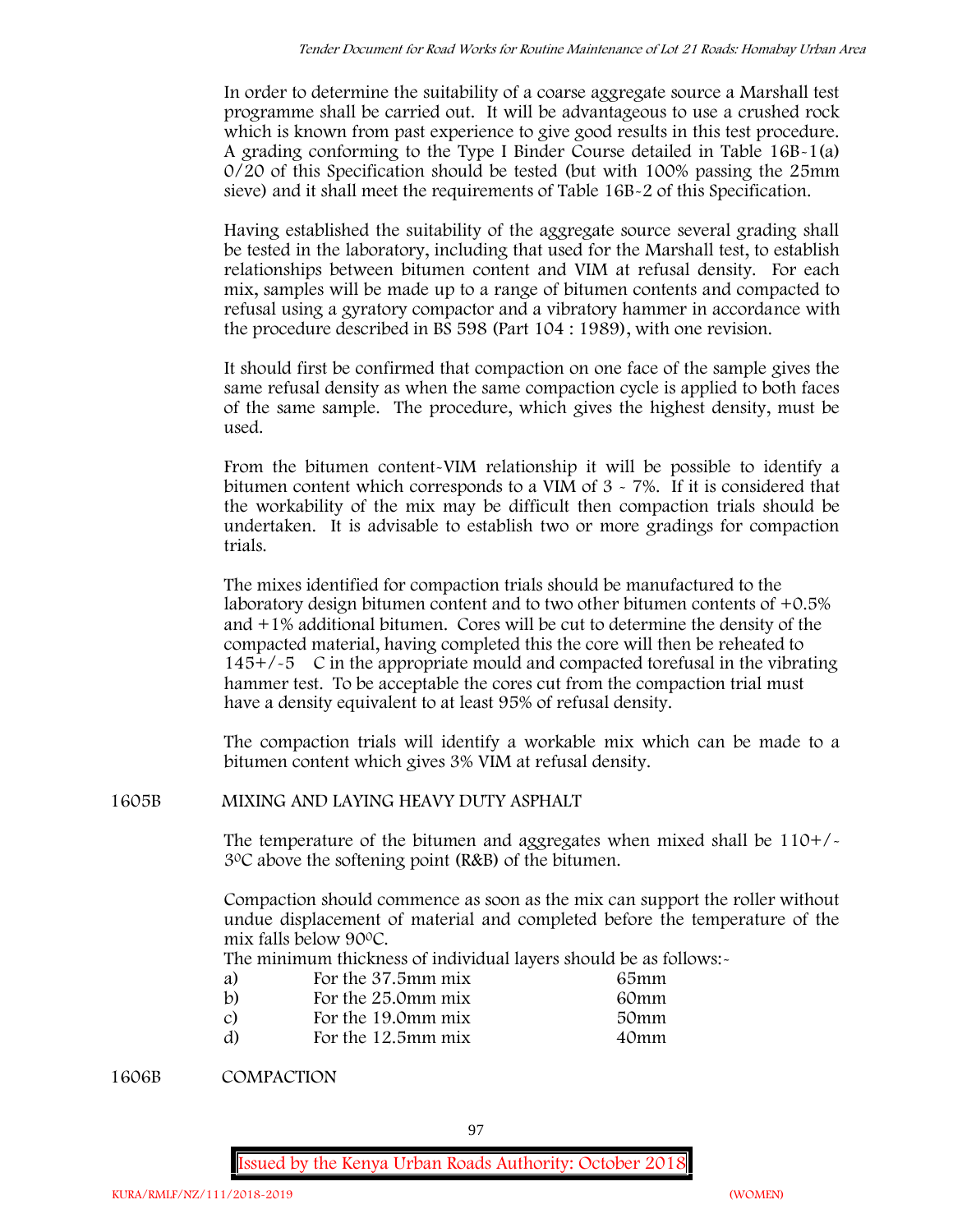In order to determine the suitability of a coarse aggregate source a Marshall test programme shall be carried out. It will be advantageous to use a crushed rock which is known from past experience to give good results in this test procedure. A grading conforming to the Type I Binder Course detailed in Table 16B-1(a) 0/20 of this Specification should be tested (but with 100% passing the 25mm sieve) and it shall meet the requirements of Table 16B-2 of this Specification.

Having established the suitability of the aggregate source several grading shall be tested in the laboratory, including that used for the Marshall test, to establish relationships between bitumen content and VIM at refusal density. For each mix, samples will be made up to a range of bitumen contents and compacted to refusal using a gyratory compactor and a vibratory hammer in accordance with the procedure described in BS 598 (Part 104 : 1989), with one revision.

It should first be confirmed that compaction on one face of the sample gives the same refusal density as when the same compaction cycle is applied to both faces of the same sample. The procedure, which gives the highest density, must be used.

From the bitumen content-VIM relationship it will be possible to identify a bitumen content which corresponds to a VIM of 3 - 7%. If it is considered that the workability of the mix may be difficult then compaction trials should be undertaken. It is advisable to establish two or more gradings for compaction trials.

The mixes identified for compaction trials should be manufactured to the laboratory design bitumen content and to two other bitumen contents of +0.5% and +1% additional bitumen. Cores will be cut to determine the density of the compacted material, having completed this the core will then be reheated to 145+/-5 C in the appropriate mould and compacted torefusal in the vibrating hammer test. To be acceptable the cores cut from the compaction trial must have a density equivalent to at least 95% of refusal density.

The compaction trials will identify a workable mix which can be made to a bitumen content which gives 3% VIM at refusal density.

## 1605B MIXING AND LAYING HEAVY DUTY ASPHALT

The temperature of the bitumen and aggregates when mixed shall be 110+/-3°C above the softening point (R&B) of the bitumen.

Compaction should commence as soon as the mix can support the roller without undue displacement of material and completed before the temperature of the mix falls below 90°C.

The minimum thickness of individual layers should be as follows:-

| | | |
|---|---|---|
| a) | For the 37.5mm mix | 65mm |
| b) | For the 25.0mm mix | 60mm |
| c) | For the 19.0mm mix | 50mm |
| d) | For the 12.5mm mix | 40mm |

## 1606B COMPACTION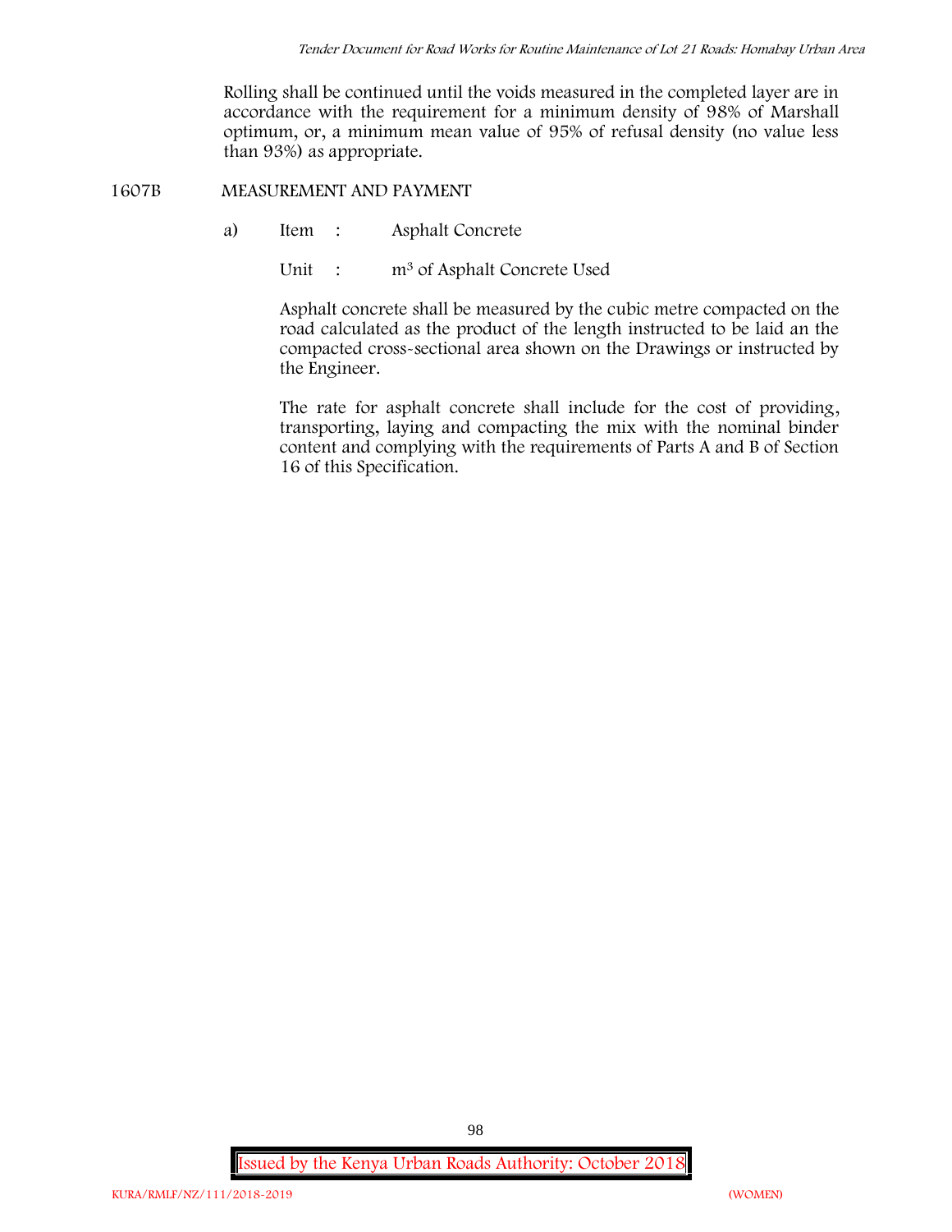Rolling shall be continued until the voids measured in the completed layer are in accordance with the requirement for a minimum density of 98% of Marshall optimum, or, a minimum mean value of 95% of refusal density (no value less than 93%) as appropriate.

## 1607B MEASUREMENT AND PAYMENT

a) Item : Asphalt Concrete

Unit : $m^3$ of Asphalt Concrete Used

Asphalt concrete shall be measured by the cubic metre compacted on the road calculated as the product of the length instructed to be laid an the compacted cross-sectional area shown on the Drawings or instructed by the Engineer.

The rate for asphalt concrete shall include for the cost of providing, transporting, laying and compacting the mix with the nominal binder content and complying with the requirements of Parts A and B of Section 16 of this Specification.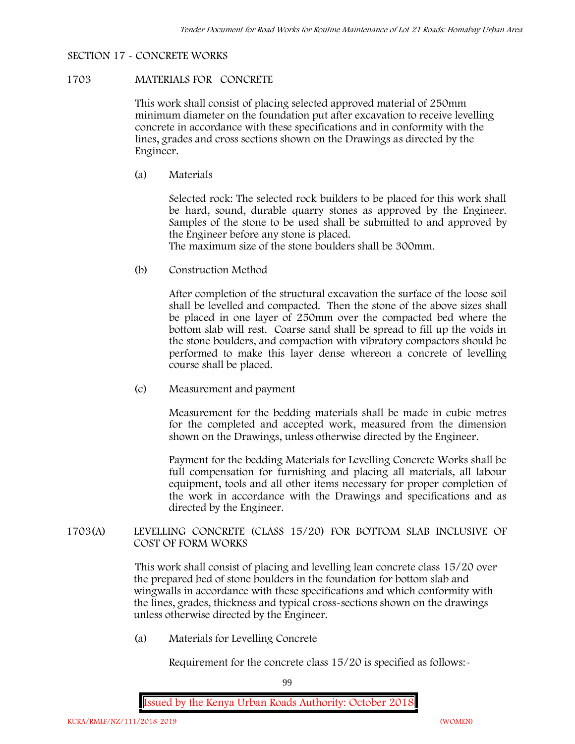## SECTION 17 - CONCRETE WORKS

### 1703 MATERIALS FOR CONCRETE

This work shall consist of placing selected approved material of 250mm minimum diameter on the foundation put after excavation to receive levelling concrete in accordance with these specifications and in conformity with the lines, grades and cross sections shown on the Drawings as directed by the Engineer.

(a) Materials

Selected rock: The selected rock builders to be placed for this work shall be hard, sound, durable quarry stones as approved by the Engineer. Samples of the stone to be used shall be submitted to and approved by the Engineer before any stone is placed.
The maximum size of the stone boulders shall be 300mm.

(b) Construction Method

After completion of the structural excavation the surface of the loose soil shall be levelled and compacted. Then the stone of the above sizes shall be placed in one layer of 250mm over the compacted bed where the bottom slab will rest. Coarse sand shall be spread to fill up the voids in the stone boulders, and compaction with vibratory compactors should be performed to make this layer dense whereon a concrete of levelling course shall be placed.

(c) Measurement and payment

Measurement for the bedding materials shall be made in cubic metres for the completed and accepted work, measured from the dimension shown on the Drawings, unless otherwise directed by the Engineer.

Payment for the bedding Materials for Levelling Concrete Works shall be full compensation for furnishing and placing all materials, all labour equipment, tools and all other items necessary for proper completion of the work in accordance with the Drawings and specifications and as directed by the Engineer.

### 1703(A) LEVELLING CONCRETE (CLASS 15/20) FOR BOTTOM SLAB INCLUSIVE OF COST OF FORM WORKS

This work shall consist of placing and levelling lean concrete class 15/20 over the prepared bed of stone boulders in the foundation for bottom slab and wingwalls in accordance with these specifications and which conformity with the lines, grades, thickness and typical cross-sections shown on the drawings unless otherwise directed by the Engineer.

(a) Materials for Levelling Concrete

Requirement for the concrete class 15/20 is specified as follows:-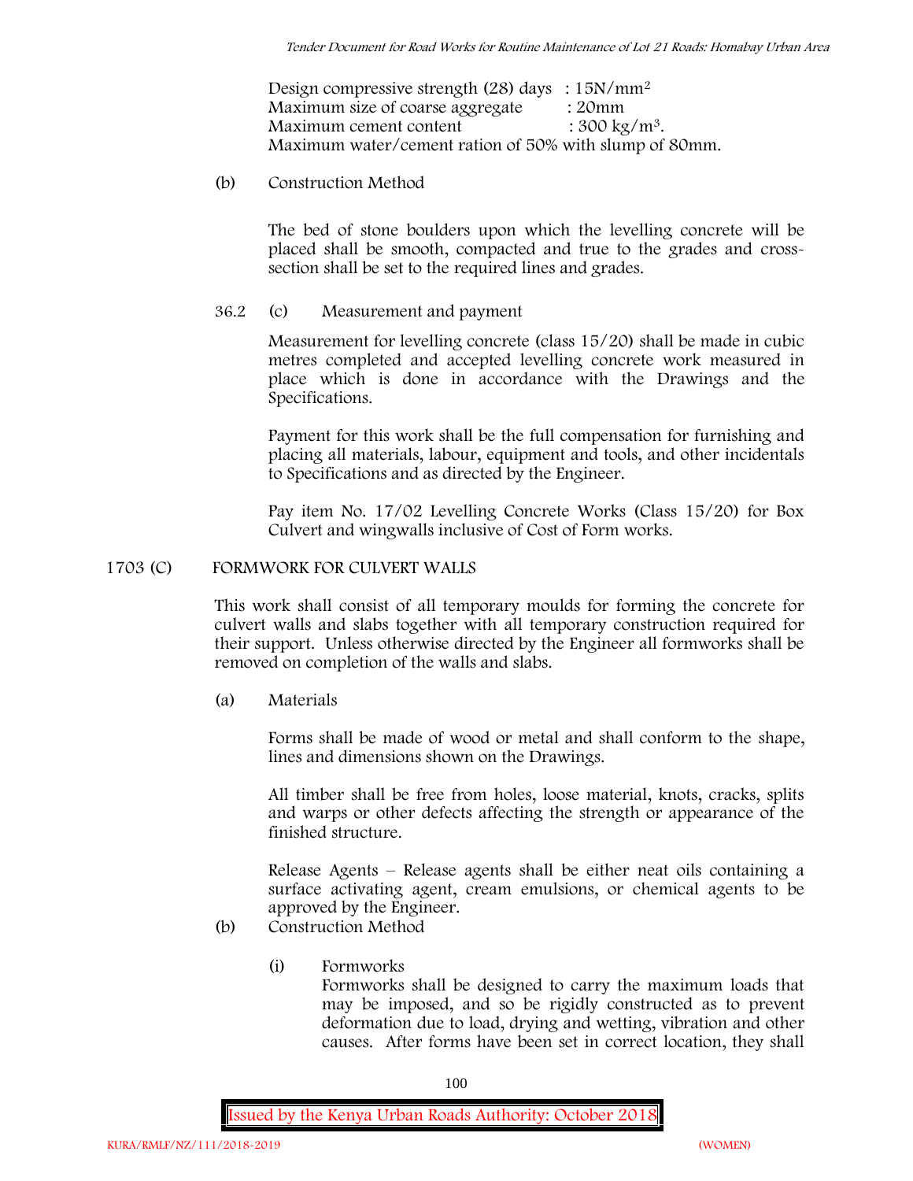Design compressive strength (28) days : $15N/mm^2$
Maximum size of coarse aggregate : 20mm
Maximum cement content : $300\ kg/m^3$.
Maximum water/cement ration of 50% with slump of 80mm.

(b) Construction Method

The bed of stone boulders upon which the levelling concrete will be placed shall be smooth, compacted and true to the grades and cross-section shall be set to the required lines and grades.

36.2 (c) Measurement and payment

Measurement for levelling concrete (class 15/20) shall be made in cubic metres completed and accepted levelling concrete work measured in place which is done in accordance with the Drawings and the Specifications.

Payment for this work shall be the full compensation for furnishing and placing all materials, labour, equipment and tools, and other incidentals to Specifications and as directed by the Engineer.

Pay item No. 17/02 Levelling Concrete Works (Class 15/20) for Box Culvert and wingwalls inclusive of Cost of Form works.

## 1703 (C) FORMWORK FOR CULVERT WALLS

This work shall consist of all temporary moulds for forming the concrete for culvert walls and slabs together with all temporary construction required for their support. Unless otherwise directed by the Engineer all formworks shall be removed on completion of the walls and slabs.

(a) Materials

Forms shall be made of wood or metal and shall conform to the shape, lines and dimensions shown on the Drawings.

All timber shall be free from holes, loose material, knots, cracks, splits and warps or other defects affecting the strength or appearance of the finished structure.

Release Agents – Release agents shall be either neat oils containing a surface activating agent, cream emulsions, or chemical agents to be approved by the Engineer.

(b) Construction Method

(i) Formworks

Formworks shall be designed to carry the maximum loads that may be imposed, and so be rigidly constructed as to prevent deformation due to load, drying and wetting, vibration and other causes. After forms have been set in correct location, they shall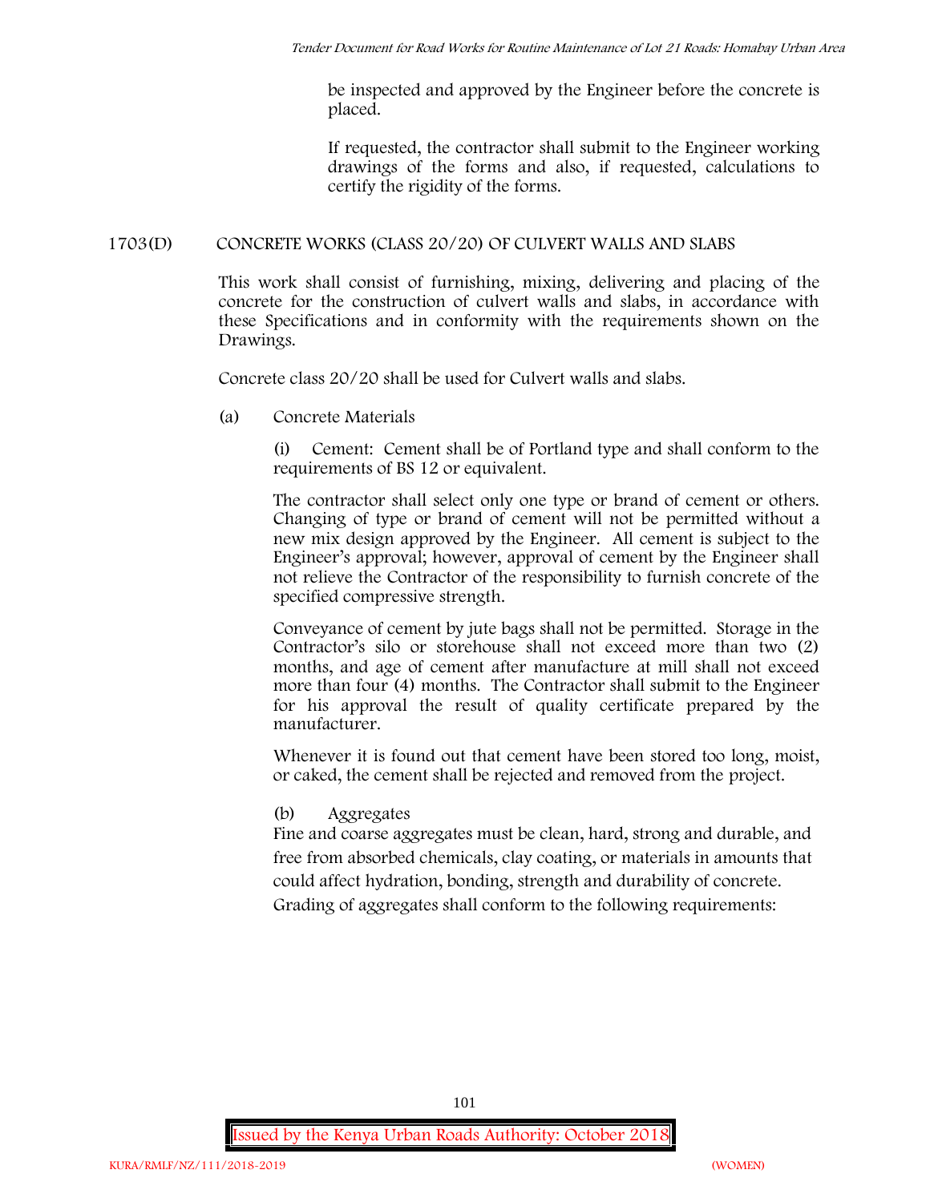be inspected and approved by the Engineer before the concrete is placed.

If requested, the contractor shall submit to the Engineer working drawings of the forms and also, if requested, calculations to certify the rigidity of the forms.

## 1703(D) CONCRETE WORKS (CLASS 20/20) OF CULVERT WALLS AND SLABS

This work shall consist of furnishing, mixing, delivering and placing of the concrete for the construction of culvert walls and slabs, in accordance with these Specifications and in conformity with the requirements shown on the Drawings.

Concrete class 20/20 shall be used for Culvert walls and slabs.

(a) Concrete Materials

(i) Cement: Cement shall be of Portland type and shall conform to the requirements of BS 12 or equivalent.

The contractor shall select only one type or brand of cement or others. Changing of type or brand of cement will not be permitted without a new mix design approved by the Engineer. All cement is subject to the Engineer's approval; however, approval of cement by the Engineer shall not relieve the Contractor of the responsibility to furnish concrete of the specified compressive strength.

Conveyance of cement by jute bags shall not be permitted. Storage in the Contractor's silo or storehouse shall not exceed more than two (2) months, and age of cement after manufacture at mill shall not exceed more than four (4) months. The Contractor shall submit to the Engineer for his approval the result of quality certificate prepared by the manufacturer.

Whenever it is found out that cement have been stored too long, moist, or caked, the cement shall be rejected and removed from the project.

(b) Aggregates

Fine and coarse aggregates must be clean, hard, strong and durable, and free from absorbed chemicals, clay coating, or materials in amounts that could affect hydration, bonding, strength and durability of concrete.

Grading of aggregates shall conform to the following requirements: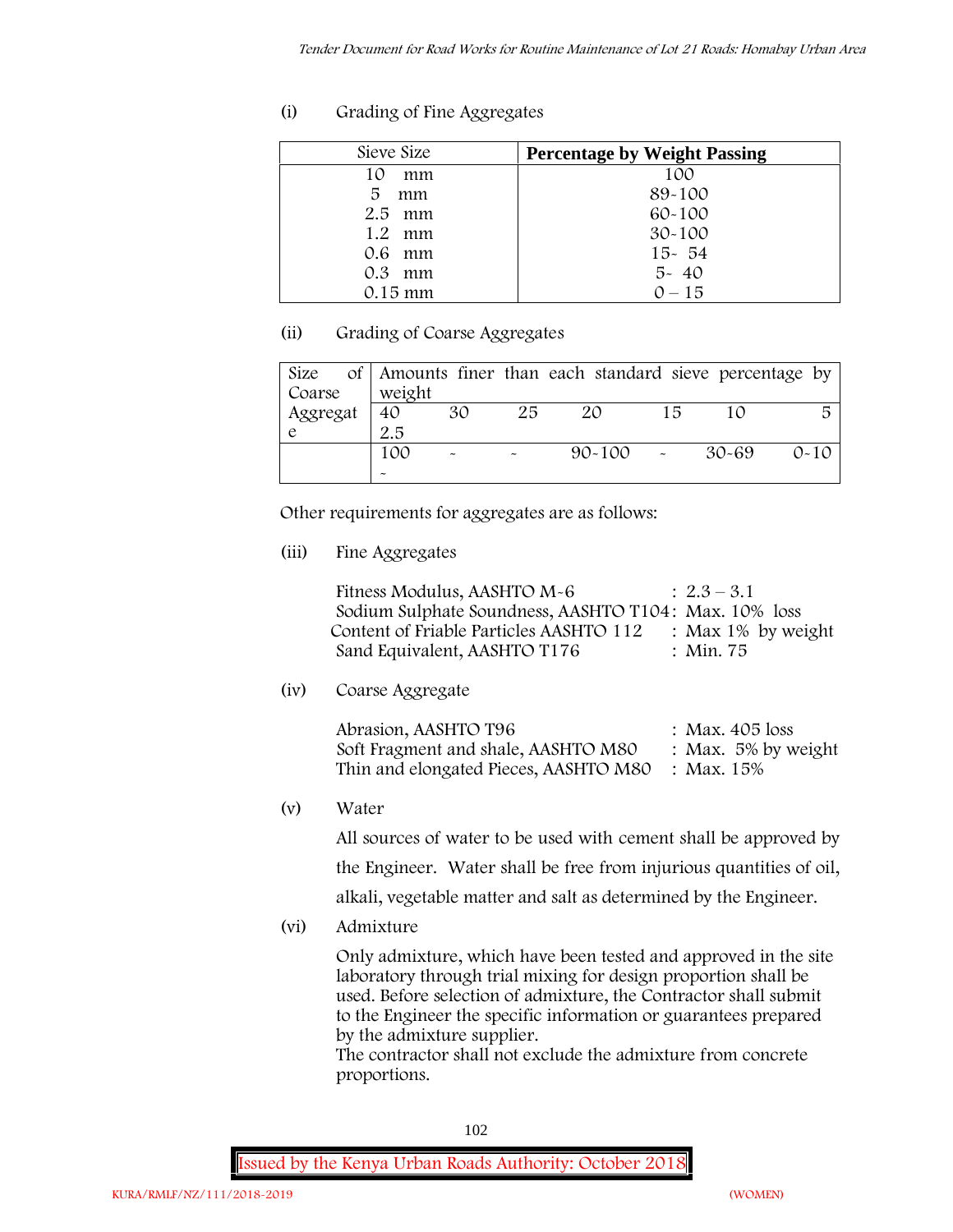(i) Grading of Fine Aggregates

| Sieve Size | **Percentage by Weight Passing** |
|---|---|
| 10 mm | 100 |
| 5 mm | 89-100 |
| 2.5 mm | 60-100 |
| 1.2 mm | 30-100 |
| 0.6 mm | 15- 54 |
| 0.3 mm | 5- 40 |
| 0.15 mm | 0 – 15 |

(ii) Grading of Coarse Aggregates

| Size of Coarse Aggregate | Amounts finer than each standard sieve percentage by weight | | | | | | |
|---|---|---|---|---|---|---|---|
| | 40 2.5 | 30 | 25 | 20 | 15 | 10 | 5 |
| | 100 - | - | - | 90-100 | - | 30-69 | 0-10 |

Other requirements for aggregates are as follows:

(iii) Fine Aggregates

Fitness Modulus, AASHTO M-6 : 2.3 – 3.1
Sodium Sulphate Soundness, AASHTO T104: Max. 10% loss
Content of Friable Particles AASHTO 112 : Max 1% by weight
Sand Equivalent, AASHTO T176 : Min. 75

(iv) Coarse Aggregate

Abrasion, AASHTO T96 : Max. 405 loss
Soft Fragment and shale, AASHTO M80 : Max. 5% by weight
Thin and elongated Pieces, AASHTO M80 : Max. 15%

(v) Water

All sources of water to be used with cement shall be approved by the Engineer. Water shall be free from injurious quantities of oil, alkali, vegetable matter and salt as determined by the Engineer.

(vi) Admixture

Only admixture, which have been tested and approved in the site laboratory through trial mixing for design proportion shall be used. Before selection of admixture, the Contractor shall submit to the Engineer the specific information or guarantees prepared by the admixture supplier.
The contractor shall not exclude the admixture from concrete proportions.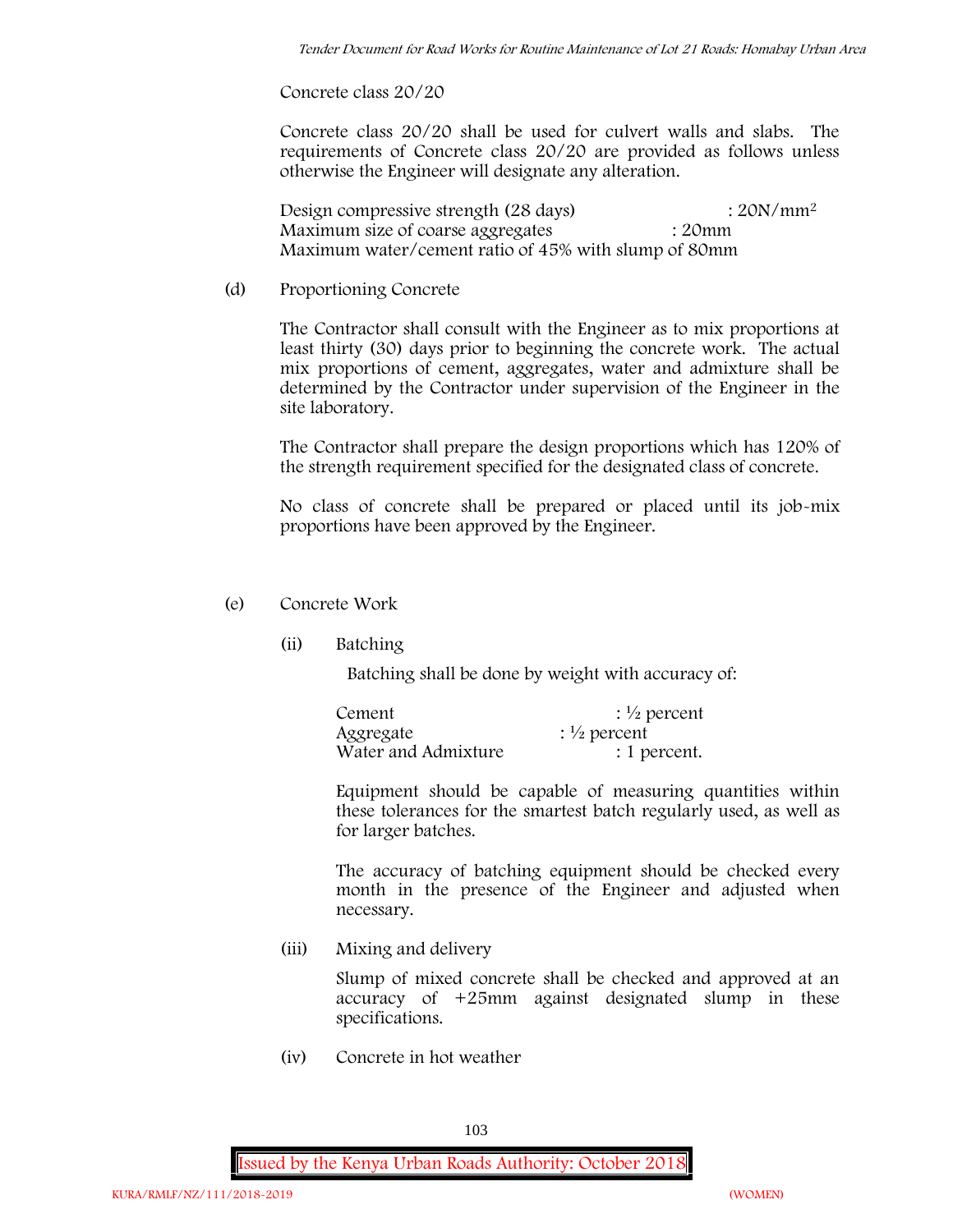Concrete class 20/20

Concrete class 20/20 shall be used for culvert walls and slabs. The requirements of Concrete class 20/20 are provided as follows unless otherwise the Engineer will designate any alteration.

Design compressive strength (28 days) : $20N/mm^2$
Maximum size of coarse aggregates : 20mm
Maximum water/cement ratio of 45% with slump of 80mm

(d) Proportioning Concrete

The Contractor shall consult with the Engineer as to mix proportions at least thirty (30) days prior to beginning the concrete work. The actual mix proportions of cement, aggregates, water and admixture shall be determined by the Contractor under supervision of the Engineer in the site laboratory.

The Contractor shall prepare the design proportions which has 120% of the strength requirement specified for the designated class of concrete.

No class of concrete shall be prepared or placed until its job-mix proportions have been approved by the Engineer.

(e) Concrete Work

(ii) Batching

Batching shall be done by weight with accuracy of:

Cement : ½ percent
Aggregate : ½ percent
Water and Admixture : 1 percent.

Equipment should be capable of measuring quantities within these tolerances for the smartest batch regularly used, as well as for larger batches.

The accuracy of batching equipment should be checked every month in the presence of the Engineer and adjusted when necessary.

(iii) Mixing and delivery

Slump of mixed concrete shall be checked and approved at an accuracy of +25mm against designated slump in these specifications.

(iv) Concrete in hot weather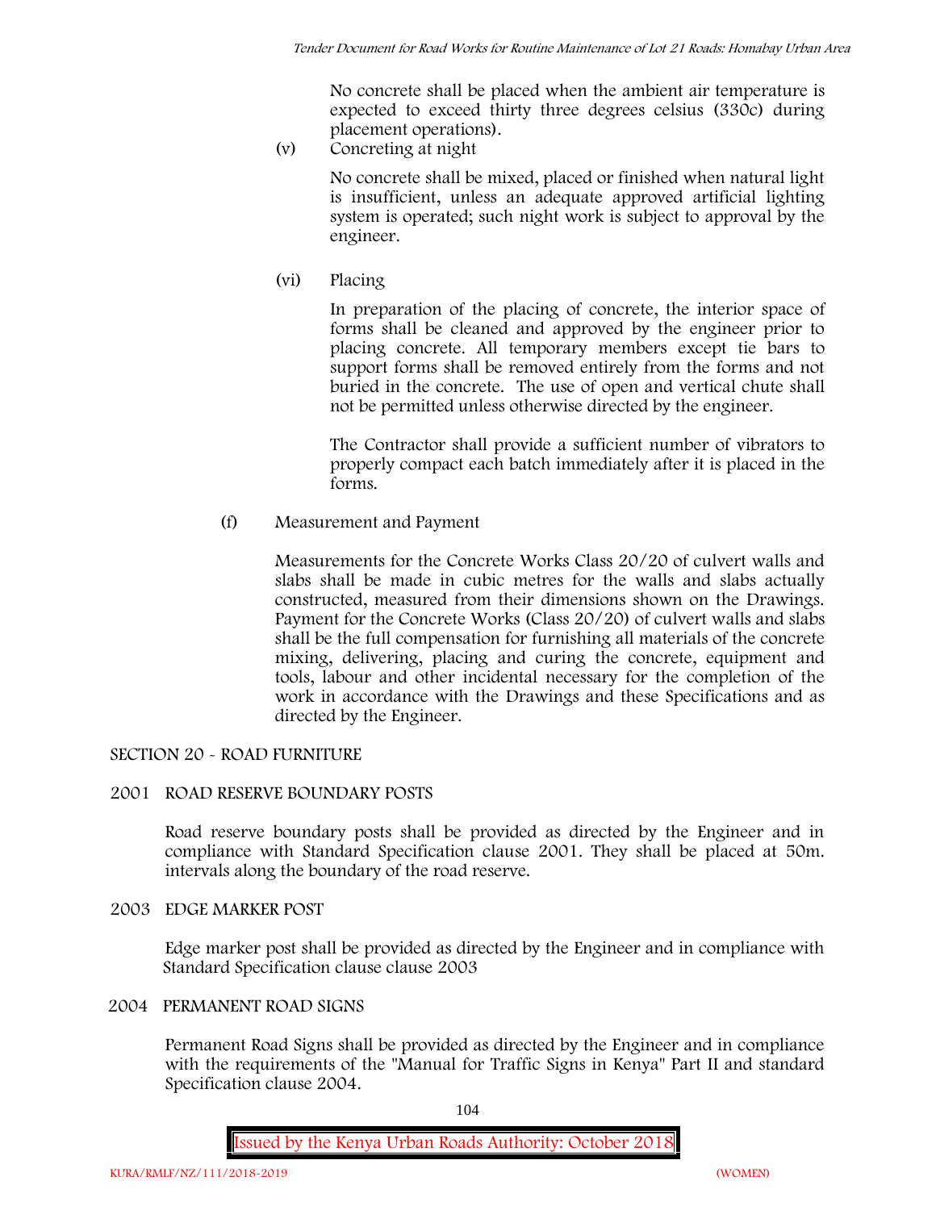No concrete shall be placed when the ambient air temperature is expected to exceed thirty three degrees celsius (330c) during placement operations).

(v) Concreting at night

No concrete shall be mixed, placed or finished when natural light is insufficient, unless an adequate approved artificial lighting system is operated; such night work is subject to approval by the engineer.

(vi) Placing

In preparation of the placing of concrete, the interior space of forms shall be cleaned and approved by the engineer prior to placing concrete. All temporary members except tie bars to support forms shall be removed entirely from the forms and not buried in the concrete. The use of open and vertical chute shall not be permitted unless otherwise directed by the engineer.

The Contractor shall provide a sufficient number of vibrators to properly compact each batch immediately after it is placed in the forms.

(f) Measurement and Payment

Measurements for the Concrete Works Class 20/20 of culvert walls and slabs shall be made in cubic metres for the walls and slabs actually constructed, measured from their dimensions shown on the Drawings. Payment for the Concrete Works (Class 20/20) of culvert walls and slabs shall be the full compensation for furnishing all materials of the concrete mixing, delivering, placing and curing the concrete, equipment and tools, labour and other incidental necessary for the completion of the work in accordance with the Drawings and these Specifications and as directed by the Engineer.

## SECTION 20 - ROAD FURNITURE

### 2001 ROAD RESERVE BOUNDARY POSTS

Road reserve boundary posts shall be provided as directed by the Engineer and in compliance with Standard Specification clause 2001. They shall be placed at 50m. intervals along the boundary of the road reserve.

### 2003 EDGE MARKER POST

Edge marker post shall be provided as directed by the Engineer and in compliance with Standard Specification clause clause 2003

### 2004 PERMANENT ROAD SIGNS

Permanent Road Signs shall be provided as directed by the Engineer and in compliance with the requirements of the "Manual for Traffic Signs in Kenya" Part II and standard Specification clause 2004.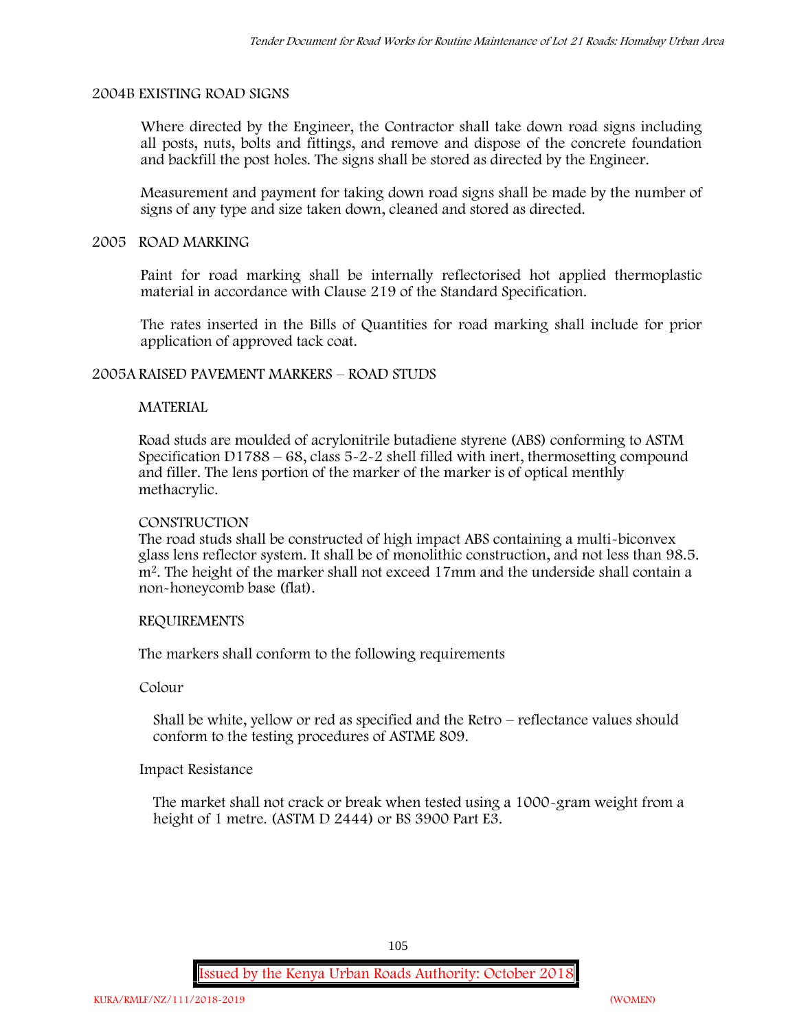## 2004B EXISTING ROAD SIGNS

Where directed by the Engineer, the Contractor shall take down road signs including all posts, nuts, bolts and fittings, and remove and dispose of the concrete foundation and backfill the post holes. The signs shall be stored as directed by the Engineer.

Measurement and payment for taking down road signs shall be made by the number of signs of any type and size taken down, cleaned and stored as directed.

## 2005 ROAD MARKING

Paint for road marking shall be internally reflectorised hot applied thermoplastic material in accordance with Clause 219 of the Standard Specification.

The rates inserted in the Bills of Quantities for road marking shall include for prior application of approved tack coat.

## 2005A RAISED PAVEMENT MARKERS – ROAD STUDS

### MATERIAL

Road studs are moulded of acrylonitrile butadiene styrene (ABS) conforming to ASTM Specification D1788 – 68, class 5-2-2 shell filled with inert, thermosetting compound and filler. The lens portion of the marker of the marker is of optical menthly methacrylic.

### CONSTRUCTION

The road studs shall be constructed of high impact ABS containing a multi-biconvex glass lens reflector system. It shall be of monolithic construction, and not less than 98.5. $m^2$. The height of the marker shall not exceed 17mm and the underside shall contain a non-honeycomb base (flat).

### REQUIREMENTS

The markers shall conform to the following requirements

Colour

Shall be white, yellow or red as specified and the Retro – reflectance values should conform to the testing procedures of ASTME 809.

Impact Resistance

The market shall not crack or break when tested using a 1000-gram weight from a height of 1 metre. (ASTM D 2444) or BS 3900 Part E3.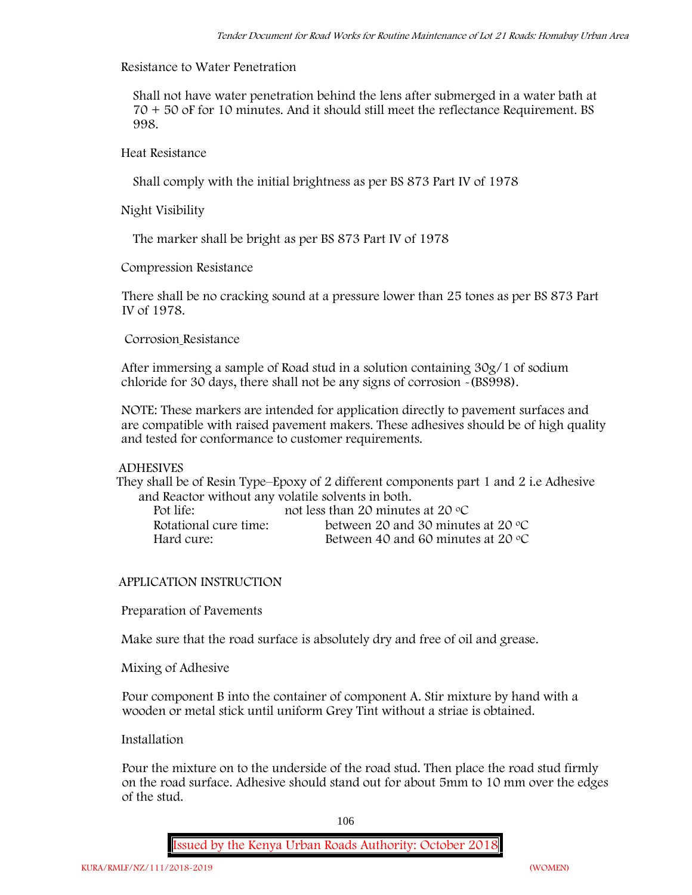Resistance to Water Penetration

Shall not have water penetration behind the lens after submerged in a water bath at 70 + 50 oF for 10 minutes. And it should still meet the reflectance Requirement. BS 998.

Heat Resistance

Shall comply with the initial brightness as per BS 873 Part IV of 1978

Night Visibility

The marker shall be bright as per BS 873 Part IV of 1978

Compression Resistance

There shall be no cracking sound at a pressure lower than 25 tones as per BS 873 Part IV of 1978.

Corrosion Resistance

After immersing a sample of Road stud in a solution containing 30g/1 of sodium chloride for 30 days, there shall not be any signs of corrosion -(BS998).

NOTE: These markers are intended for application directly to pavement surfaces and are compatible with raised pavement makers. These adhesives should be of high quality and tested for conformance to customer requirements.

ADHESIVES

They shall be of Resin Type–Epoxy of 2 different components part 1 and 2 i.e Adhesive and Reactor without any volatile solvents in both.

| | |
|---|---|
| Pot life: | not less than 20 minutes at 20 °C |
| Rotational cure time: | between 20 and 30 minutes at 20 °C |
| Hard cure: | Between 40 and 60 minutes at 20 °C |

APPLICATION INSTRUCTION

Preparation of Pavements

Make sure that the road surface is absolutely dry and free of oil and grease.

Mixing of Adhesive

Pour component B into the container of component A. Stir mixture by hand with a wooden or metal stick until uniform Grey Tint without a striae is obtained.

Installation

Pour the mixture on to the underside of the road stud. Then place the road stud firmly on the road surface. Adhesive should stand out for about 5mm to 10 mm over the edges of the stud.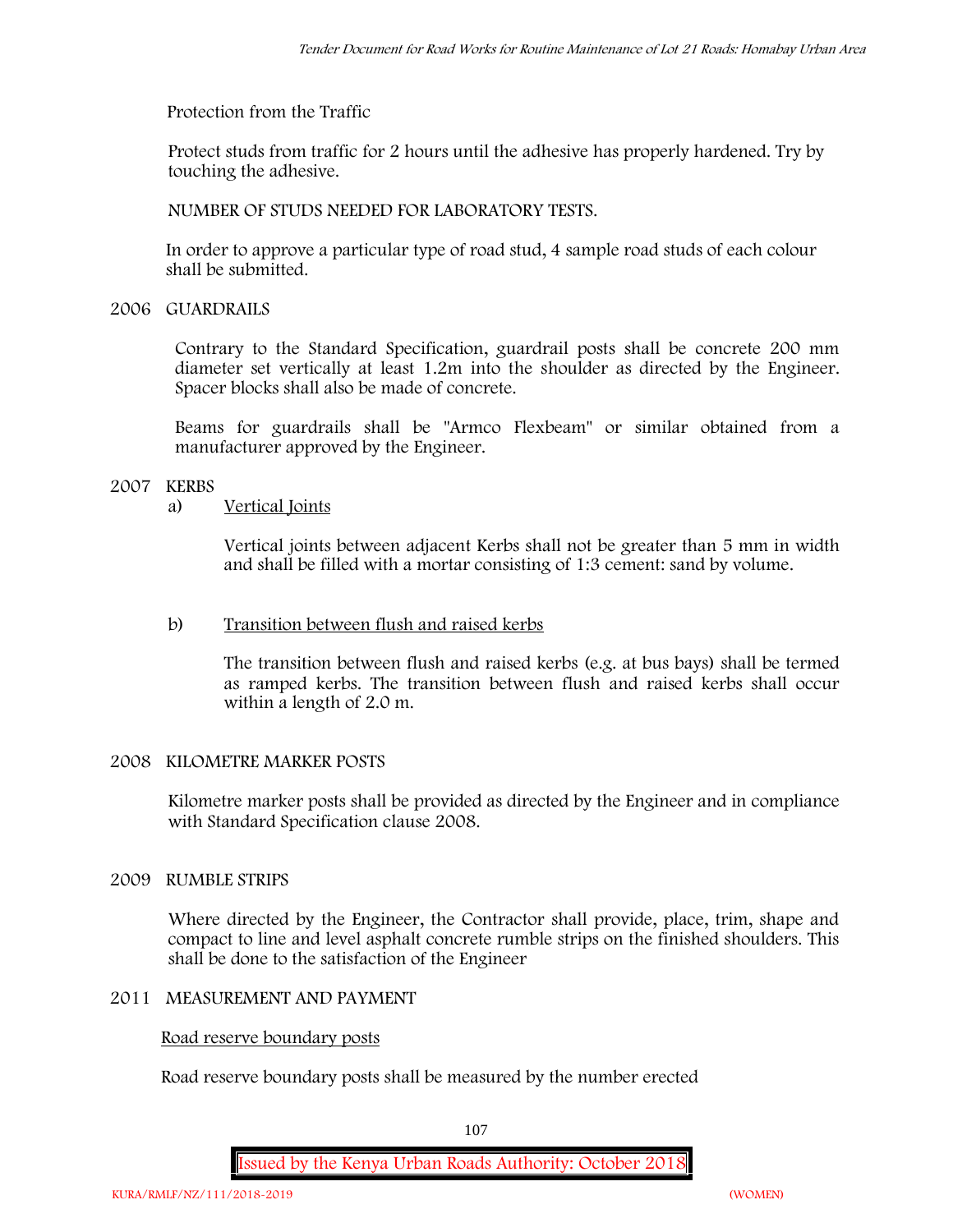Protection from the Traffic

Protect studs from traffic for 2 hours until the adhesive has properly hardened. Try by touching the adhesive.

NUMBER OF STUDS NEEDED FOR LABORATORY TESTS.

In order to approve a particular type of road stud, 4 sample road studs of each colour shall be submitted.

## 2006 GUARDRAILS

Contrary to the Standard Specification, guardrail posts shall be concrete 200 mm diameter set vertically at least 1.2m into the shoulder as directed by the Engineer. Spacer blocks shall also be made of concrete.

Beams for guardrails shall be "Armco Flexbeam" or similar obtained from a manufacturer approved by the Engineer.

## 2007 KERBS

a) Vertical Joints

Vertical joints between adjacent Kerbs shall not be greater than 5 mm in width and shall be filled with a mortar consisting of 1:3 cement: sand by volume.

b) Transition between flush and raised kerbs

The transition between flush and raised kerbs (e.g. at bus bays) shall be termed as ramped kerbs. The transition between flush and raised kerbs shall occur within a length of 2.0 m.

## 2008 KILOMETRE MARKER POSTS

Kilometre marker posts shall be provided as directed by the Engineer and in compliance with Standard Specification clause 2008.

## 2009 RUMBLE STRIPS

Where directed by the Engineer, the Contractor shall provide, place, trim, shape and compact to line and level asphalt concrete rumble strips on the finished shoulders. This shall be done to the satisfaction of the Engineer

## 2011 MEASUREMENT AND PAYMENT

Road reserve boundary posts

Road reserve boundary posts shall be measured by the number erected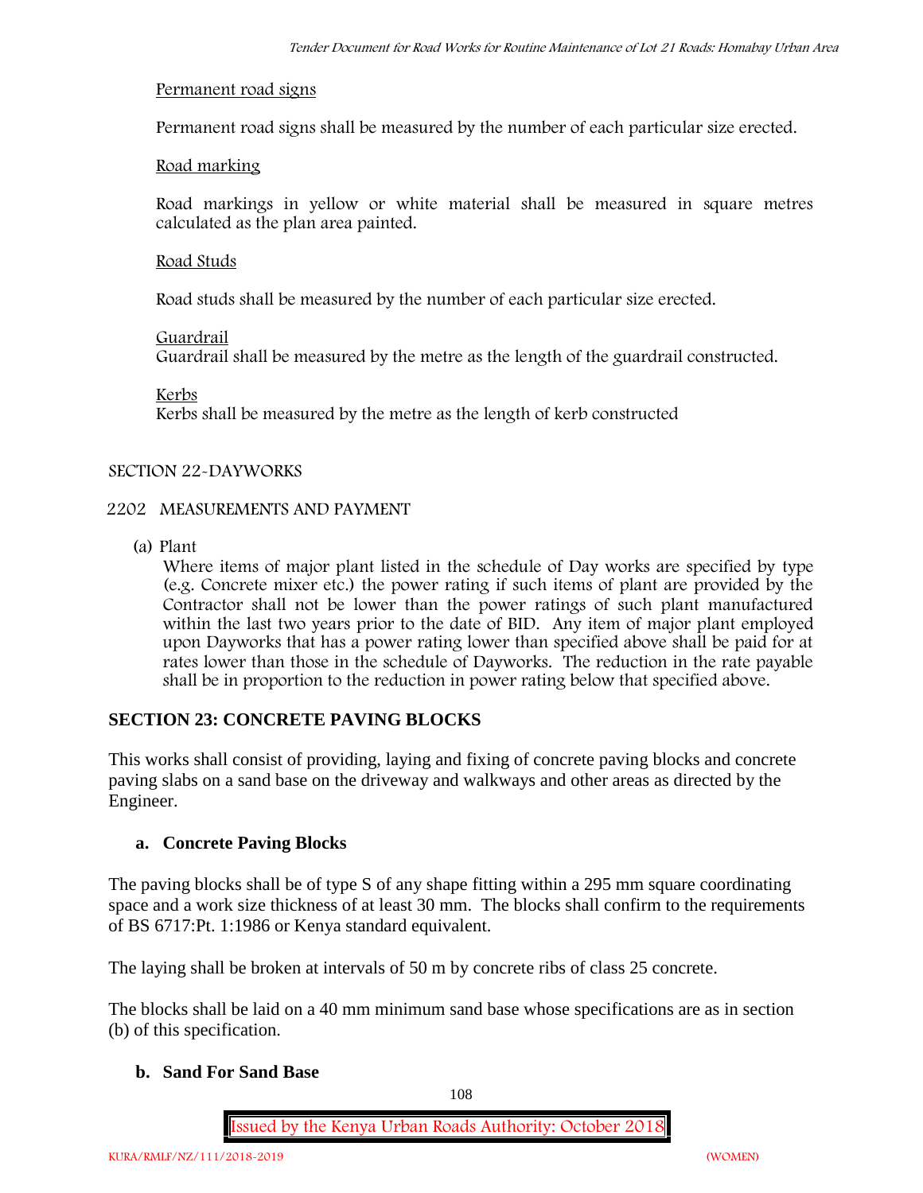Permanent road signs

Permanent road signs shall be measured by the number of each particular size erected.

Road marking

Road markings in yellow or white material shall be measured in square metres calculated as the plan area painted.

Road Studs

Road studs shall be measured by the number of each particular size erected.

Guardrail
Guardrail shall be measured by the metre as the length of the guardrail constructed.

Kerbs
Kerbs shall be measured by the metre as the length of kerb constructed

SECTION 22-DAYWORKS

2202 MEASUREMENTS AND PAYMENT

(a) Plant
Where items of major plant listed in the schedule of Day works are specified by type (e.g. Concrete mixer etc.) the power rating if such items of plant are provided by the Contractor shall not be lower than the power ratings of such plant manufactured within the last two years prior to the date of BID. Any item of major plant employed upon Dayworks that has a power rating lower than specified above shall be paid for at rates lower than those in the schedule of Dayworks. The reduction in the rate payable shall be in proportion to the reduction in power rating below that specified above.

## SECTION 23: CONCRETE PAVING BLOCKS

This works shall consist of providing, laying and fixing of concrete paving blocks and concrete paving slabs on a sand base on the driveway and walkways and other areas as directed by the Engineer.

### a. Concrete Paving Blocks

The paving blocks shall be of type S of any shape fitting within a 295 mm square coordinating space and a work size thickness of at least 30 mm. The blocks shall confirm to the requirements of BS 6717:Pt. 1:1986 or Kenya standard equivalent.

The laying shall be broken at intervals of 50 m by concrete ribs of class 25 concrete.

The blocks shall be laid on a 40 mm minimum sand base whose specifications are as in section (b) of this specification.

### b. Sand For Sand Base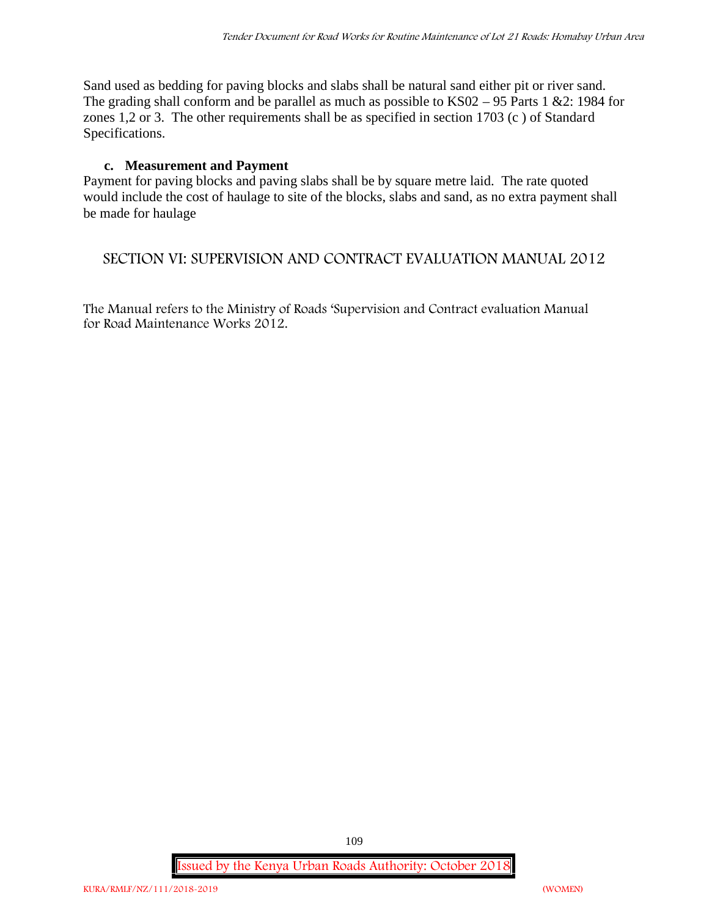Sand used as bedding for paving blocks and slabs shall be natural sand either pit or river sand. The grading shall conform and be parallel as much as possible to KS02 – 95 Parts 1 &2: 1984 for zones 1,2 or 3. The other requirements shall be as specified in section 1703 (c ) of Standard Specifications.

**c. Measurement and Payment**

Payment for paving blocks and paving slabs shall be by square metre laid. The rate quoted would include the cost of haulage to site of the blocks, slabs and sand, as no extra payment shall be made for haulage

## SECTION VI: SUPERVISION AND CONTRACT EVALUATION MANUAL 2012

The Manual refers to the Ministry of Roads 'Supervision and Contract evaluation Manual for Road Maintenance Works 2012.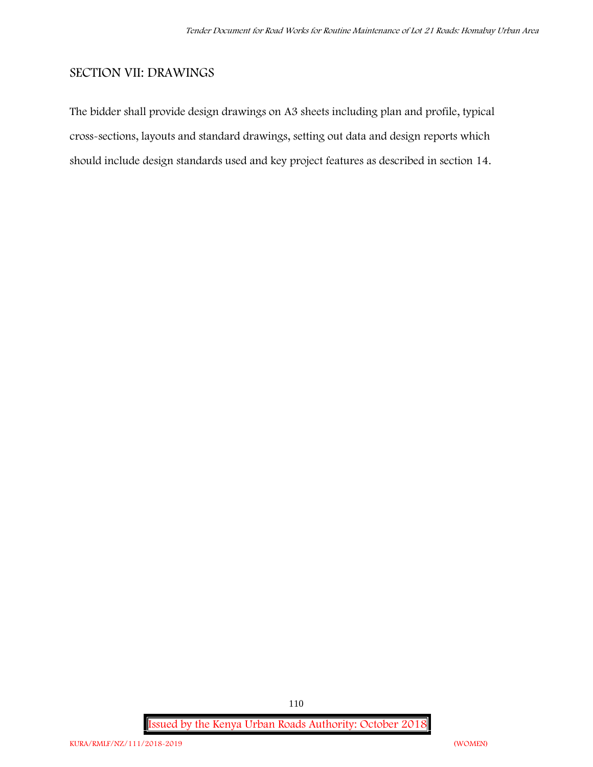## SECTION VII: DRAWINGS

The bidder shall provide design drawings on A3 sheets including plan and profile, typical cross-sections, layouts and standard drawings, setting out data and design reports which should include design standards used and key project features as described in section 14.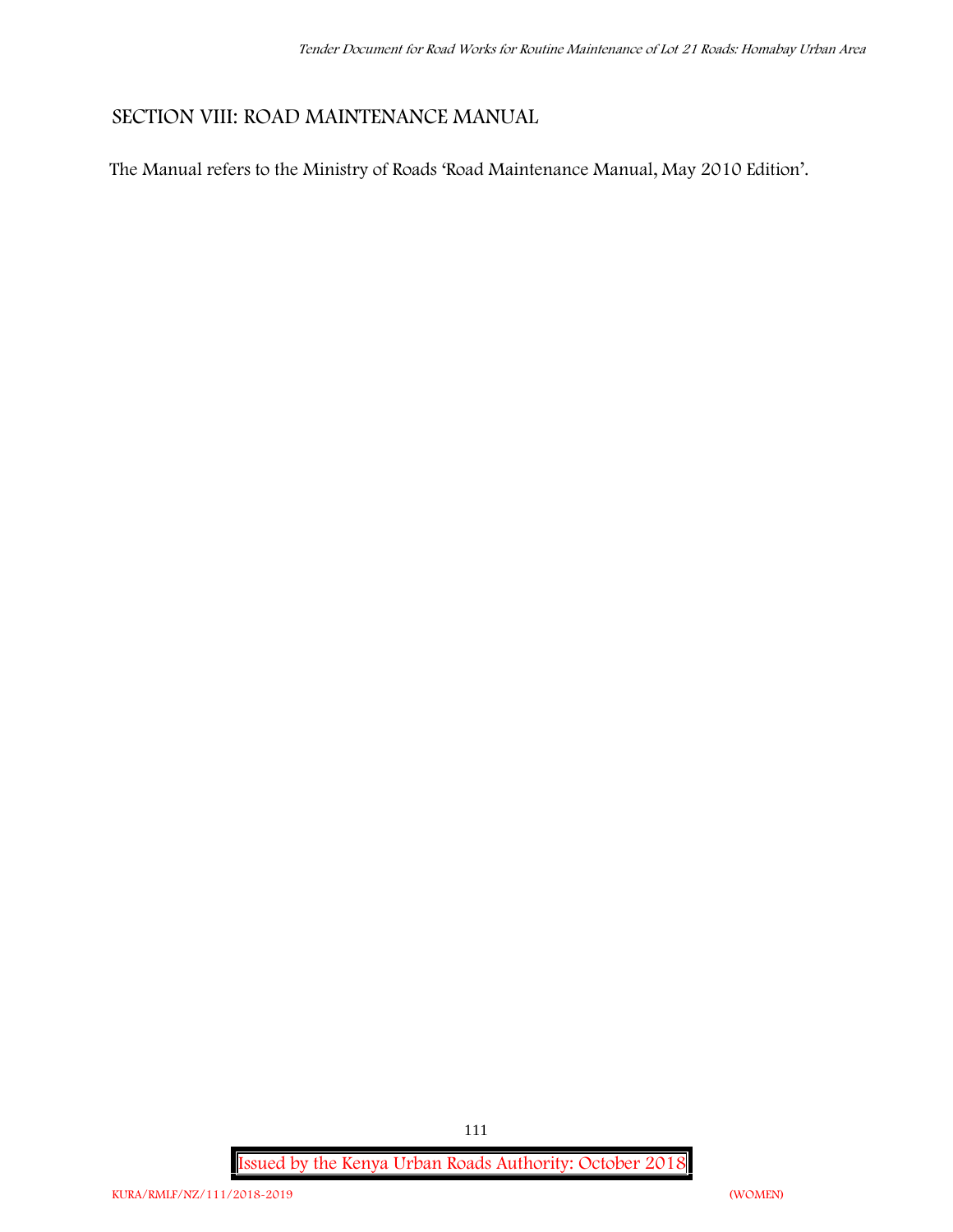## SECTION VIII: ROAD MAINTENANCE MANUAL

The Manual refers to the Ministry of Roads 'Road Maintenance Manual, May 2010 Edition'.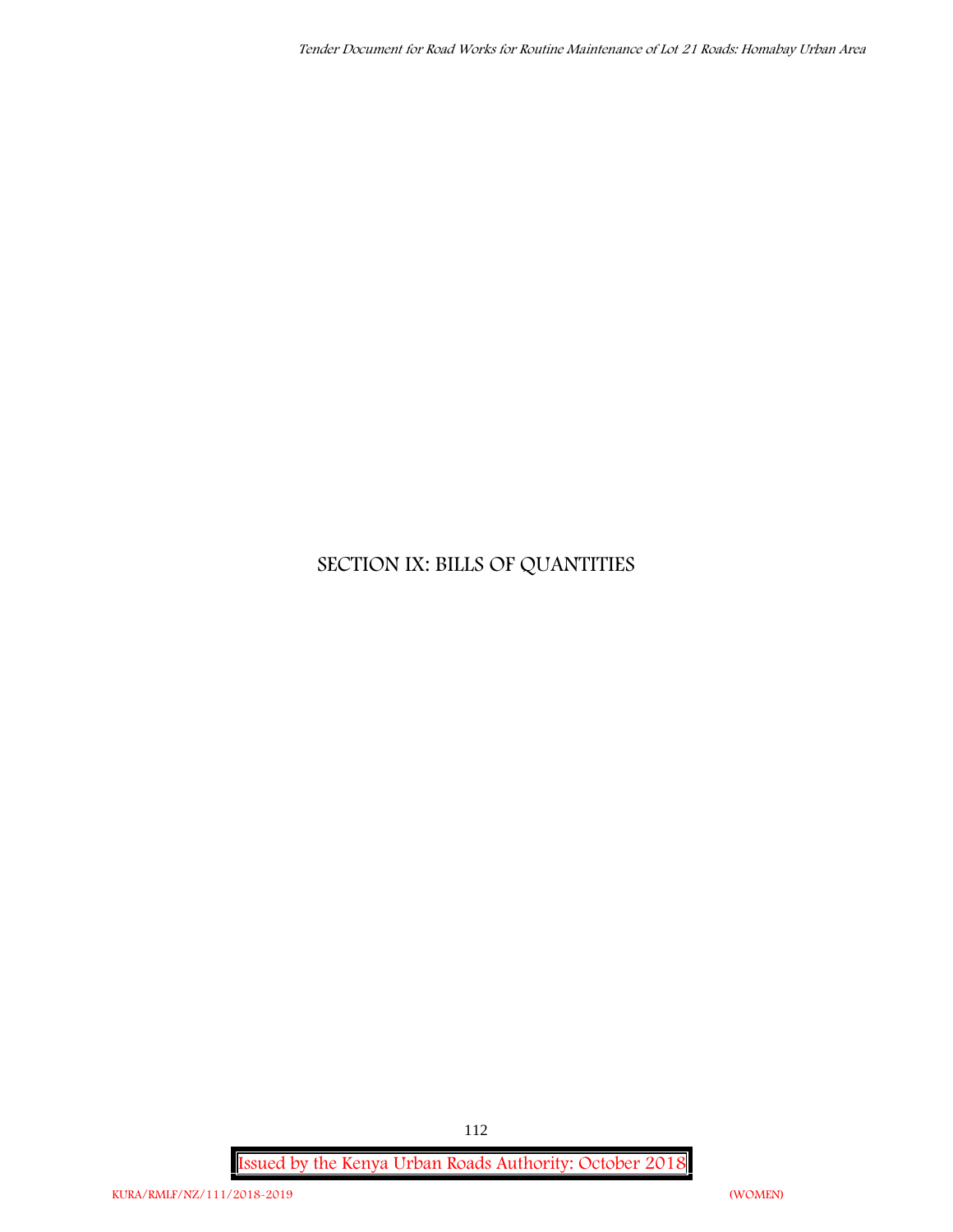# SECTION IX: BILLS OF QUANTITIES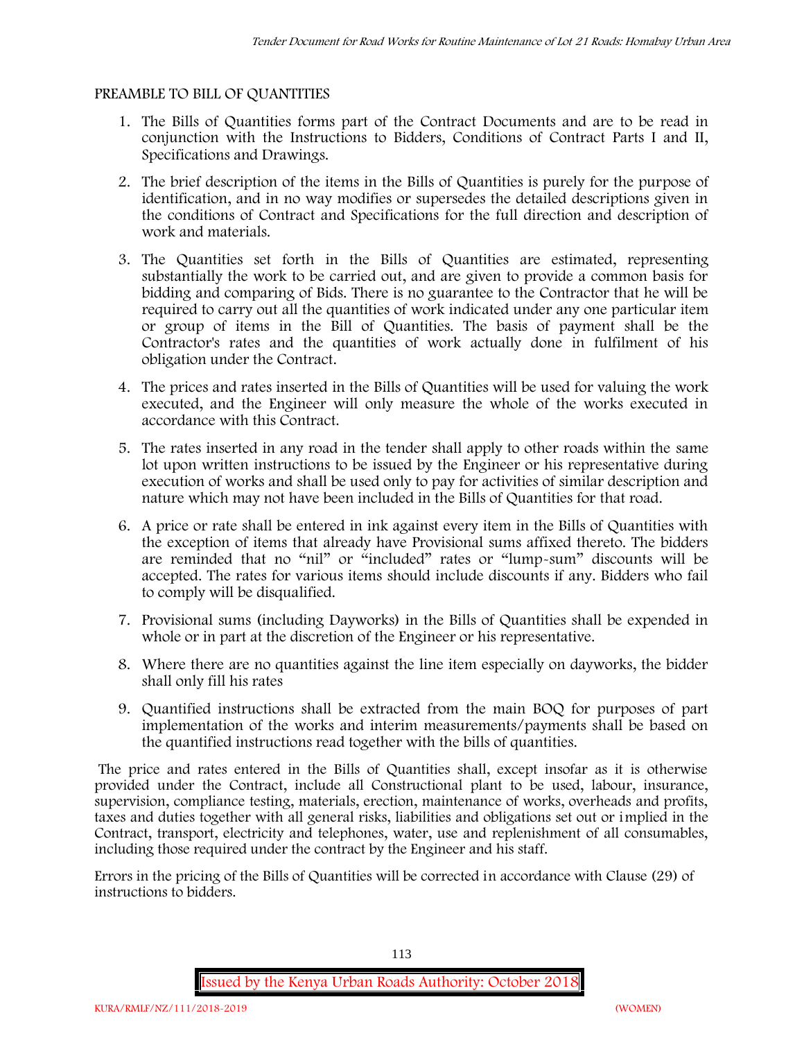PREAMBLE TO BILL OF QUANTITIES

1. The Bills of Quantities forms part of the Contract Documents and are to be read in conjunction with the Instructions to Bidders, Conditions of Contract Parts I and II, Specifications and Drawings.
2. The brief description of the items in the Bills of Quantities is purely for the purpose of identification, and in no way modifies or supersedes the detailed descriptions given in the conditions of Contract and Specifications for the full direction and description of work and materials.
3. The Quantities set forth in the Bills of Quantities are estimated, representing substantially the work to be carried out, and are given to provide a common basis for bidding and comparing of Bids. There is no guarantee to the Contractor that he will be required to carry out all the quantities of work indicated under any one particular item or group of items in the Bill of Quantities. The basis of payment shall be the Contractor's rates and the quantities of work actually done in fulfilment of his obligation under the Contract.
4. The prices and rates inserted in the Bills of Quantities will be used for valuing the work executed, and the Engineer will only measure the whole of the works executed in accordance with this Contract.
5. The rates inserted in any road in the tender shall apply to other roads within the same lot upon written instructions to be issued by the Engineer or his representative during execution of works and shall be used only to pay for activities of similar description and nature which may not have been included in the Bills of Quantities for that road.
6. A price or rate shall be entered in ink against every item in the Bills of Quantities with the exception of items that already have Provisional sums affixed thereto. The bidders are reminded that no "nil" or "included" rates or "lump-sum" discounts will be accepted. The rates for various items should include discounts if any. Bidders who fail to comply will be disqualified.
7. Provisional sums (including Dayworks) in the Bills of Quantities shall be expended in whole or in part at the discretion of the Engineer or his representative.
8. Where there are no quantities against the line item especially on dayworks, the bidder shall only fill his rates
9. Quantified instructions shall be extracted from the main BOQ for purposes of part implementation of the works and interim measurements/payments shall be based on the quantified instructions read together with the bills of quantities.

The price and rates entered in the Bills of Quantities shall, except insofar as it is otherwise provided under the Contract, include all Constructional plant to be used, labour, insurance, supervision, compliance testing, materials, erection, maintenance of works, overheads and profits, taxes and duties together with all general risks, liabilities and obligations set out or implied in the Contract, transport, electricity and telephones, water, use and replenishment of all consumables, including those required under the contract by the Engineer and his staff.

Errors in the pricing of the Bills of Quantities will be corrected in accordance with Clause (29) of instructions to bidders.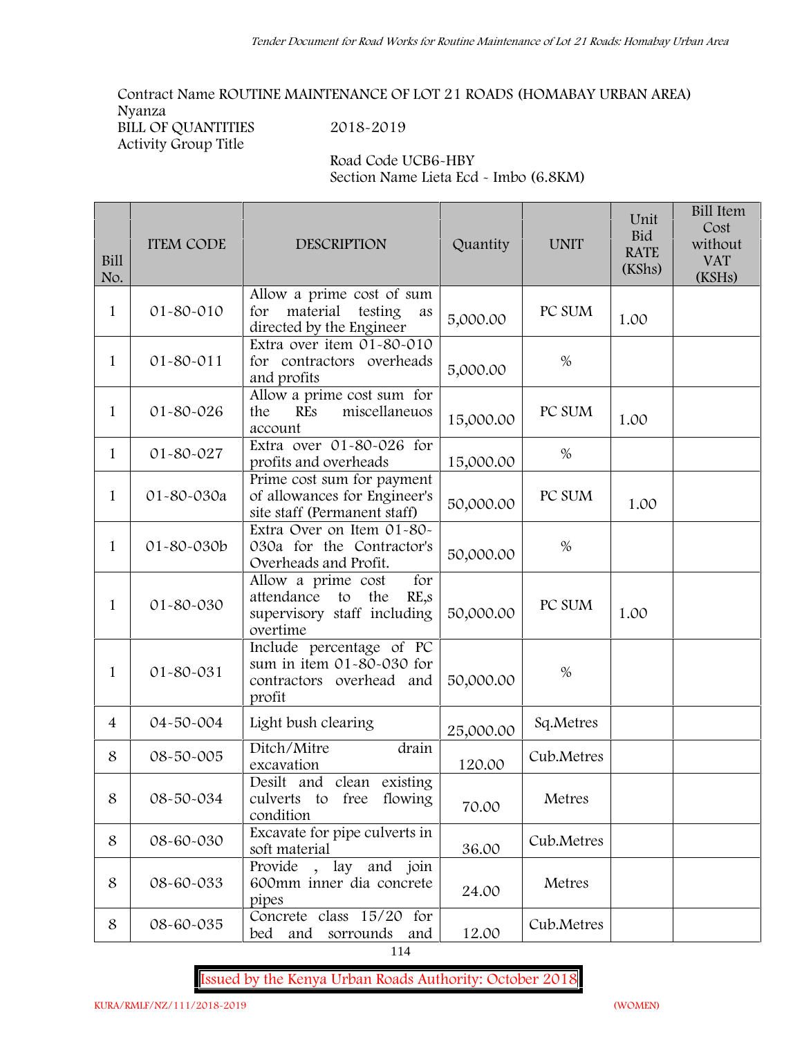Contract Name ROUTINE MAINTENANCE OF LOT 21 ROADS (HOMABAY URBAN AREA)
Nyanza
BILL OF QUANTITIES 2018-2019
Activity Group Title

Road Code UCB6-HBY
Section Name Lieta Ecd - Imbo (6.8KM)

| Bill No. | ITEM CODE | DESCRIPTION | Quantity | UNIT | Unit Bid RATE (KShs) | Bill Item Cost without VAT (KSHs) |
|---|---|---|---|---|---|---|
| 1 | 01-80-010 | Allow a prime cost of sum for material testing as directed by the Engineer | 5,000.00 | PC SUM | 1.00 | |
| 1 | 01-80-011 | Extra over item 01-80-010 for contractors overheads and profits | 5,000.00 | % | | |
| 1 | 01-80-026 | Allow a prime cost sum for the REs miscellaneuos account | 15,000.00 | PC SUM | 1.00 | |
| 1 | 01-80-027 | Extra over 01-80-026 for profits and overheads | 15,000.00 | % | | |
| 1 | 01-80-030a | Prime cost sum for payment of allowances for Engineer's site staff (Permanent staff) | 50,000.00 | PC SUM | 1.00 | |
| 1 | 01-80-030b | Extra Over on Item 01-80-030a for the Contractor's Overheads and Profit. | 50,000.00 | % | | |
| 1 | 01-80-030 | Allow a prime cost for attendance to the RE,s supervisory staff including overtime | 50,000.00 | PC SUM | 1.00 | |
| 1 | 01-80-031 | Include percentage of PC sum in item 01-80-030 for contractors overhead and profit | 50,000.00 | % | | |
| 4 | 04-50-004 | Light bush clearing | 25,000.00 | Sq.Metres | | |
| 8 | 08-50-005 | Ditch/Mitre drain excavation | 120.00 | Cub.Metres | | |
| 8 | 08-50-034 | Desilt and clean existing culverts to free flowing condition | 70.00 | Metres | | |
| 8 | 08-60-030 | Excavate for pipe culverts in soft material | 36.00 | Cub.Metres | | |
| 8 | 08-60-033 | Provide , lay and join 600mm inner dia concrete pipes | 24.00 | Metres | | |
| 8 | 08-60-035 | Concrete class 15/20 for bed and sorrounds and | 12.00 | Cub.Metres | | |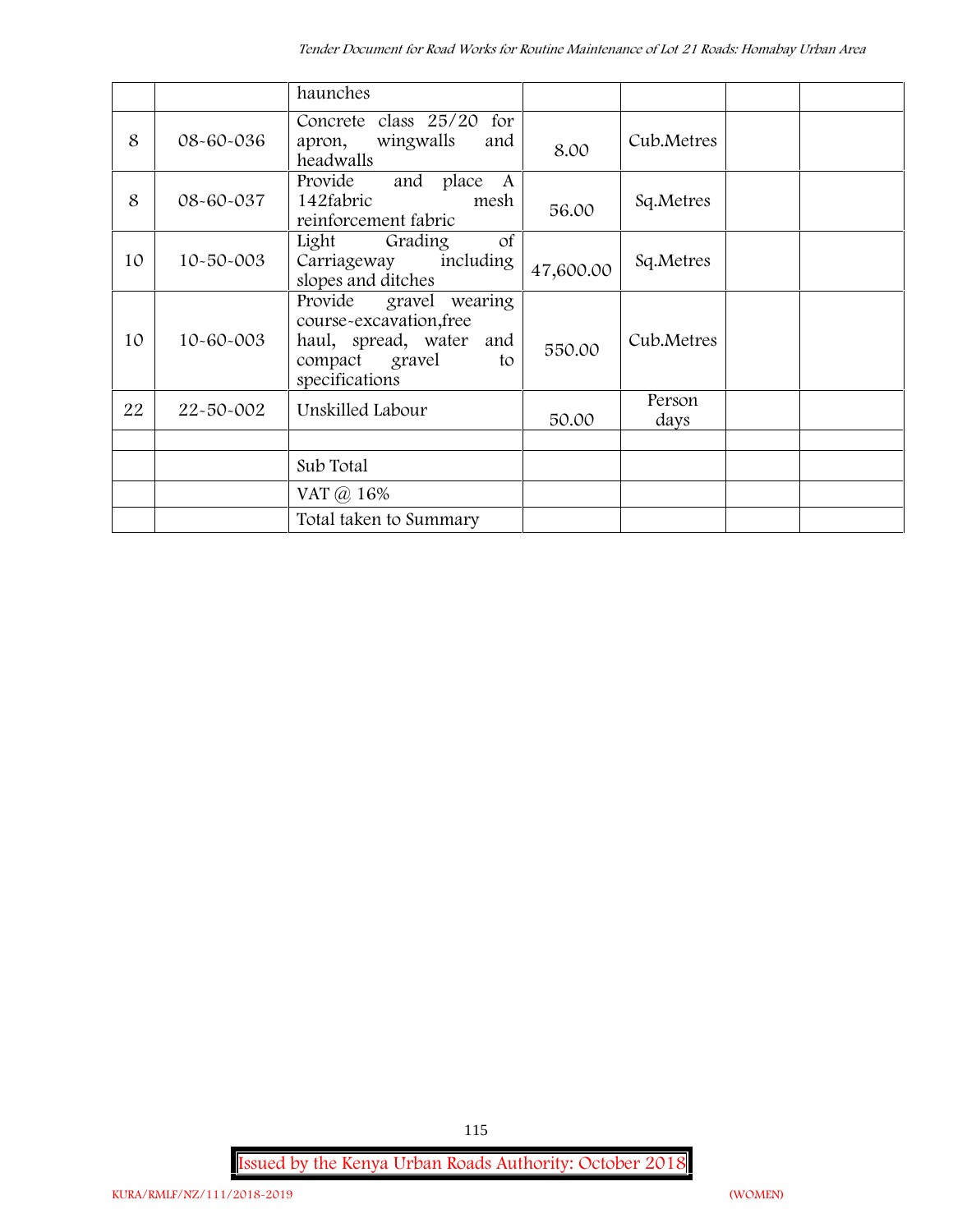| | | haunches | | | | |
|---|---|---|---|---|---|---|
| 8 | 08-60-036 | Concrete class 25/20 for apron, wingwalls and headwalls | 8.00 | Cub.Metres | | |
| 8 | 08-60-037 | Provide and place A 142fabric mesh reinforcement fabric | 56.00 | Sq.Metres | | |
| 10 | 10-50-003 | Light Grading of Carriageway including slopes and ditches | 47,600.00 | Sq.Metres | | |
| 10 | 10-60-003 | Provide gravel wearing course-excavation,free haul, spread, water and compact gravel to specifications | 550.00 | Cub.Metres | | |
| 22 | 22-50-002 | Unskilled Labour | 50.00 | Person days | | |
| | | | | | | |
| | | Sub Total | | | | |
| | | VAT @ 16% | | | | |
| | | Total taken to Summary | | | | |

Issued by the Kenya Urban Roads Authority: October 2018

KURA/RMLF/NZ/111/2018-2019 (WOMEN)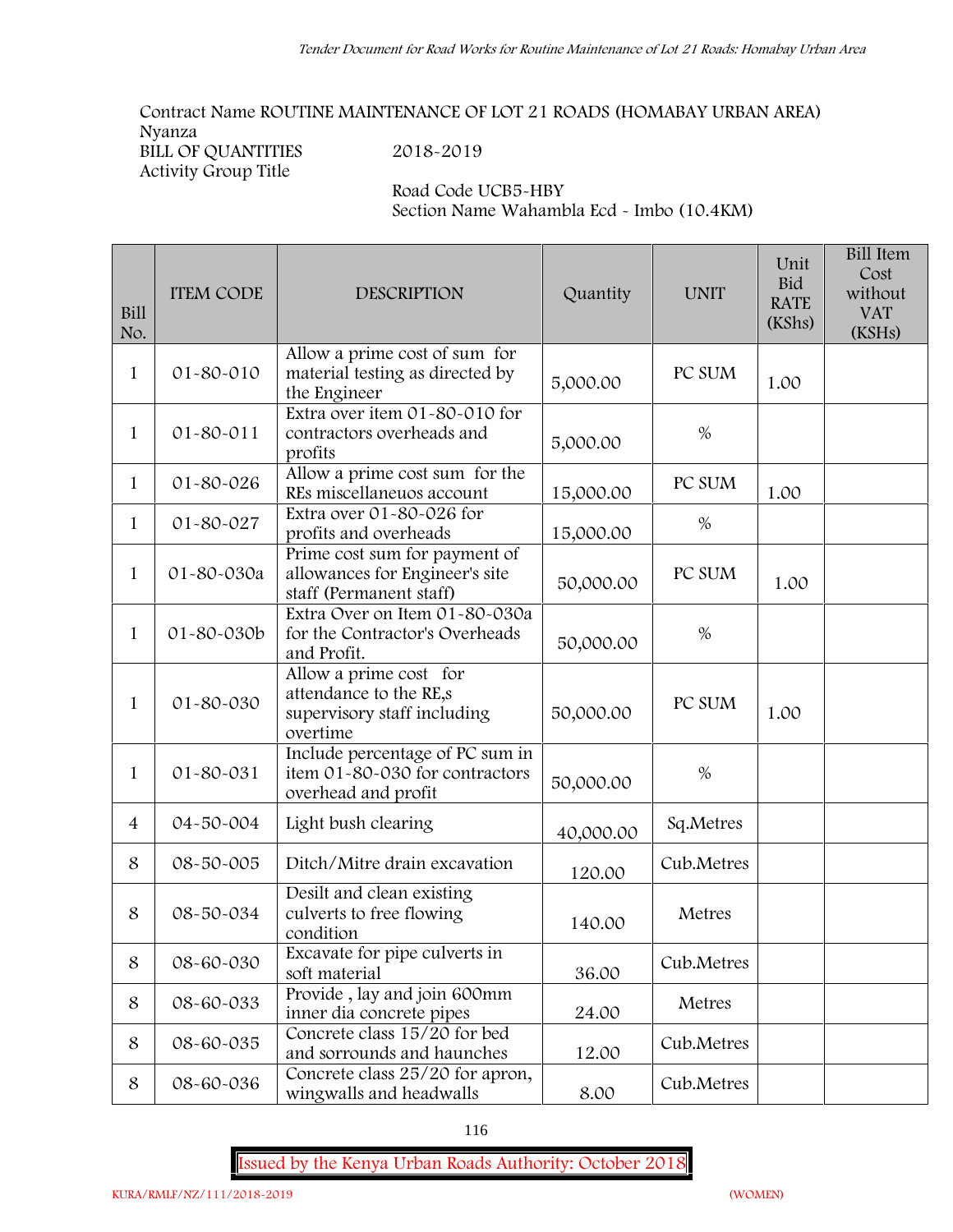Contract Name ROUTINE MAINTENANCE OF LOT 21 ROADS (HOMABAY URBAN AREA)
Nyanza
BILL OF QUANTITIES 2018-2019
Activity Group Title

Road Code UCB5-HBY
Section Name Wahambla Ecd - Imbo (10.4KM)

| Bill No. | ITEM CODE | DESCRIPTION | Quantity | UNIT | Unit Bid RATE (KShs) | Bill Item Cost without VAT (KSHs) |
|---|---|---|---|---|---|---|
| 1 | 01-80-010 | Allow a prime cost of sum for material testing as directed by the Engineer | 5,000.00 | PC SUM | 1.00 | |
| 1 | 01-80-011 | Extra over item 01-80-010 for contractors overheads and profits | 5,000.00 | % | | |
| 1 | 01-80-026 | Allow a prime cost sum for the REs miscellaneuos account | 15,000.00 | PC SUM | 1.00 | |
| 1 | 01-80-027 | Extra over 01-80-026 for profits and overheads | 15,000.00 | % | | |
| 1 | 01-80-030a | Prime cost sum for payment of allowances for Engineer's site staff (Permanent staff) | 50,000.00 | PC SUM | 1.00 | |
| 1 | 01-80-030b | Extra Over on Item 01-80-030a for the Contractor's Overheads and Profit. | 50,000.00 | % | | |
| 1 | 01-80-030 | Allow a prime cost for attendance to the RE,s supervisory staff including overtime | 50,000.00 | PC SUM | 1.00 | |
| 1 | 01-80-031 | Include percentage of PC sum in item 01-80-030 for contractors overhead and profit | 50,000.00 | % | | |
| 4 | 04-50-004 | Light bush clearing | 40,000.00 | Sq.Metres | | |
| 8 | 08-50-005 | Ditch/Mitre drain excavation | 120.00 | Cub.Metres | | |
| 8 | 08-50-034 | Desilt and clean existing culverts to free flowing condition | 140.00 | Metres | | |
| 8 | 08-60-030 | Excavate for pipe culverts in soft material | 36.00 | Cub.Metres | | |
| 8 | 08-60-033 | Provide , lay and join 600mm inner dia concrete pipes | 24.00 | Metres | | |
| 8 | 08-60-035 | Concrete class 15/20 for bed and sorrounds and haunches | 12.00 | Cub.Metres | | |
| 8 | 08-60-036 | Concrete class 25/20 for apron, wingwalls and headwalls | 8.00 | Cub.Metres | | |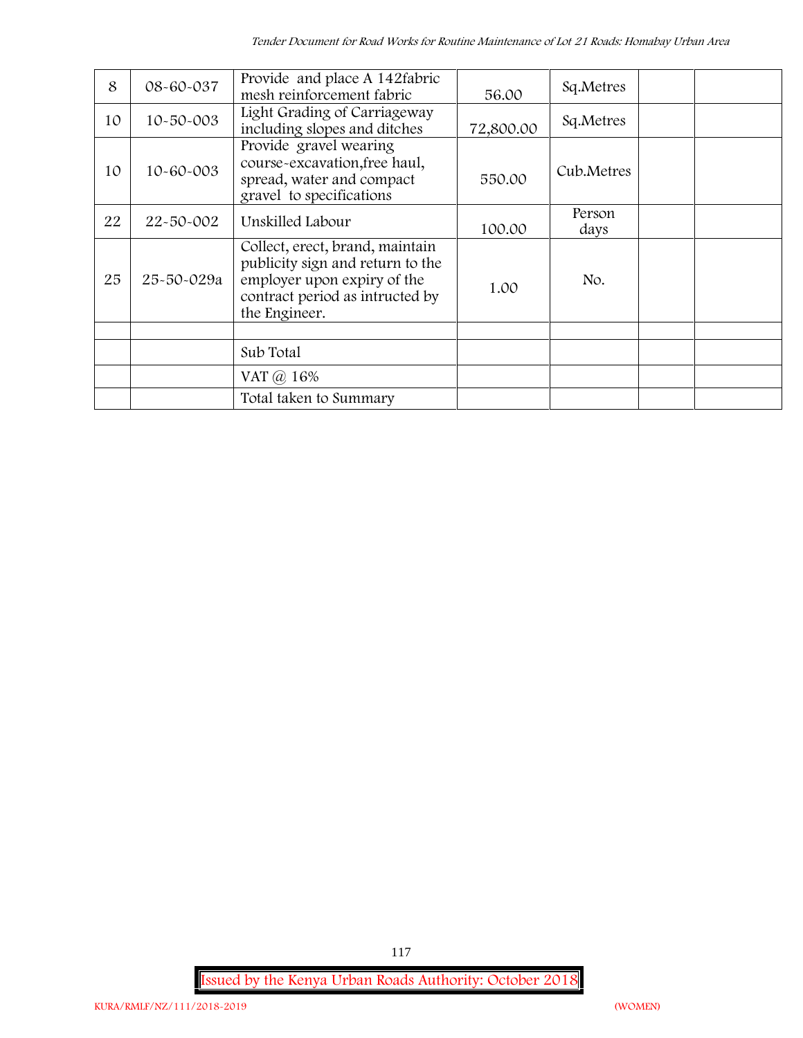| 8 | 08-60-037 | Provide and place A 142fabric mesh reinforcement fabric | 56.00 | Sq.Metres | | |
|---|---|---|---|---|---|---|
| 10 | 10-50-003 | Light Grading of Carriageway including slopes and ditches | 72,800.00 | Sq.Metres | | |
| 10 | 10-60-003 | Provide gravel wearing course-excavation,free haul, spread, water and compact gravel to specifications | 550.00 | Cub.Metres | | |
| 22 | 22-50-002 | Unskilled Labour | 100.00 | Person days | | |
| 25 | 25-50-029a | Collect, erect, brand, maintain publicity sign and return to the employer upon expiry of the contract period as intructed by the Engineer. | 1.00 | No. | | |
| | | | | | | |
| | | Sub Total | | | | |
| | | VAT @ 16% | | | | |
| | | Total taken to Summary | | | | |

Issued by the Kenya Urban Roads Authority: October 2018

KURA/RMLF/NZ/111/2018-2019 (WOMEN)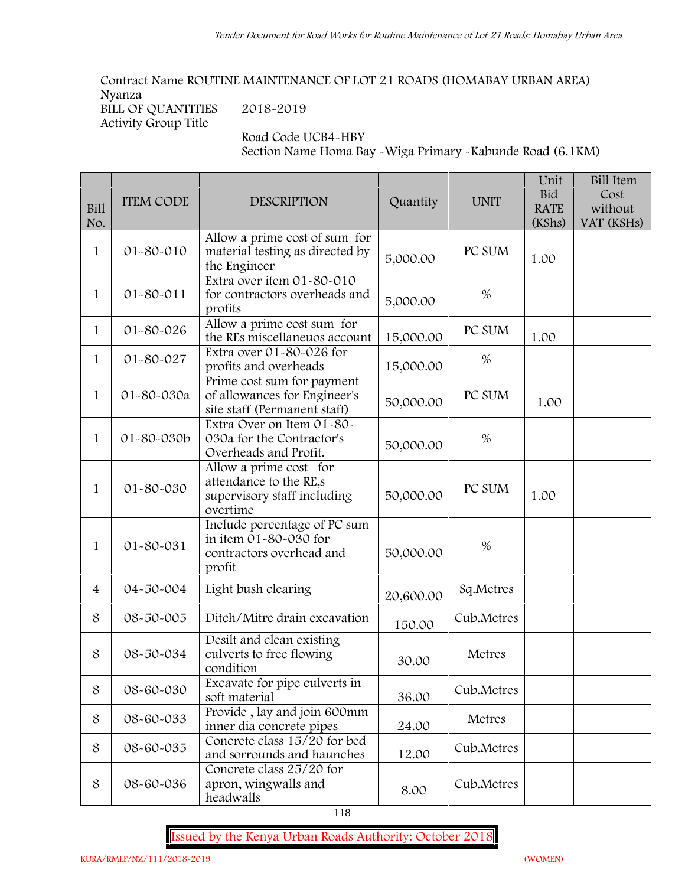Contract Name ROUTINE MAINTENANCE OF LOT 21 ROADS (HOMABAY URBAN AREA)
Nyanza
BILL OF QUANTITIES 2018-2019
Activity Group Title

Road Code UCB4-HBY
Section Name Homa Bay -Wiga Primary -Kabunde Road (6.1KM)

| Bill No. | ITEM CODE | DESCRIPTION | Quantity | UNIT | Unit Bid RATE (KShs) | Bill Item Cost without VAT (KSHs) |
|---|---|---|---|---|---|---|
| 1 | 01-80-010 | Allow a prime cost of sum for material testing as directed by the Engineer | 5,000.00 | PC SUM | 1.00 | |
| 1 | 01-80-011 | Extra over item 01-80-010 for contractors overheads and profits | 5,000.00 | % | | |
| 1 | 01-80-026 | Allow a prime cost sum for the REs miscellaneuos account | 15,000.00 | PC SUM | 1.00 | |
| 1 | 01-80-027 | Extra over 01-80-026 for profits and overheads | 15,000.00 | % | | |
| 1 | 01-80-030a | Prime cost sum for payment of allowances for Engineer's site staff (Permanent staff) | 50,000.00 | PC SUM | 1.00 | |
| 1 | 01-80-030b | Extra Over on Item 01-80-030a for the Contractor's Overheads and Profit. | 50,000.00 | % | | |
| 1 | 01-80-030 | Allow a prime cost for attendance to the RE,s supervisory staff including overtime | 50,000.00 | PC SUM | 1.00 | |
| 1 | 01-80-031 | Include percentage of PC sum in item 01-80-030 for contractors overhead and profit | 50,000.00 | % | | |
| 4 | 04-50-004 | Light bush clearing | 20,600.00 | Sq.Metres | | |
| 8 | 08-50-005 | Ditch/Mitre drain excavation | 150.00 | Cub.Metres | | |
| 8 | 08-50-034 | Desilt and clean existing culverts to free flowing condition | 30.00 | Metres | | |
| 8 | 08-60-030 | Excavate for pipe culverts in soft material | 36.00 | Cub.Metres | | |
| 8 | 08-60-033 | Provide , lay and join 600mm inner dia concrete pipes | 24.00 | Metres | | |
| 8 | 08-60-035 | Concrete class 15/20 for bed and sorrounds and haunches | 12.00 | Cub.Metres | | |
| 8 | 08-60-036 | Concrete class 25/20 for apron, wingwalls and headwalls | 8.00 | Cub.Metres | | |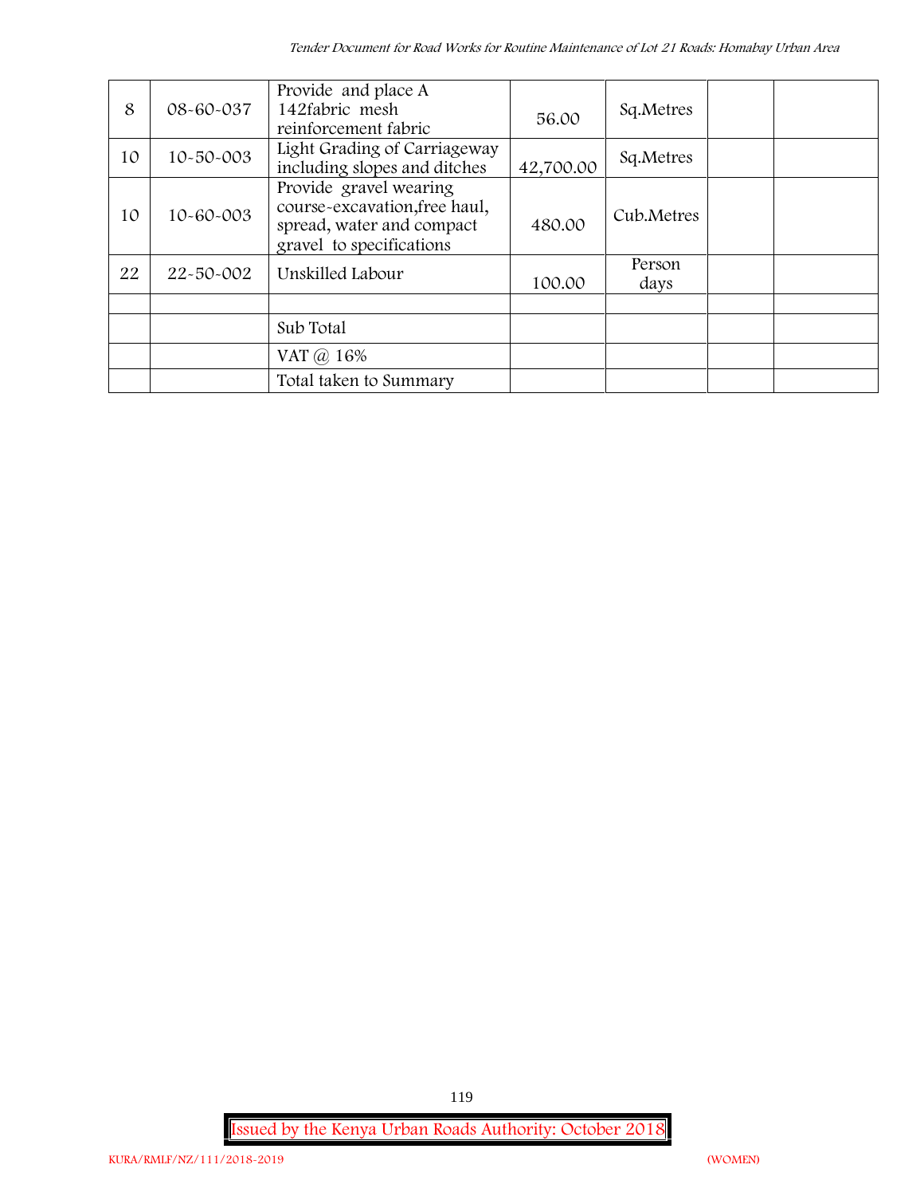| 8 | 08-60-037 | Provide and place A 142fabric mesh reinforcement fabric | 56.00 | Sq.Metres | | |
|---|---|---|---|---|---|---|
| 10 | 10-50-003 | Light Grading of Carriageway including slopes and ditches | 42,700.00 | Sq.Metres | | |
| 10 | 10-60-003 | Provide gravel wearing course-excavation,free haul, spread, water and compact gravel to specifications | 480.00 | Cub.Metres | | |
| 22 | 22-50-002 | Unskilled Labour | 100.00 | Person days | | |
| | | | | | | |
| | | Sub Total | | | | |
| | | VAT @ 16% | | | | |
| | | Total taken to Summary | | | | |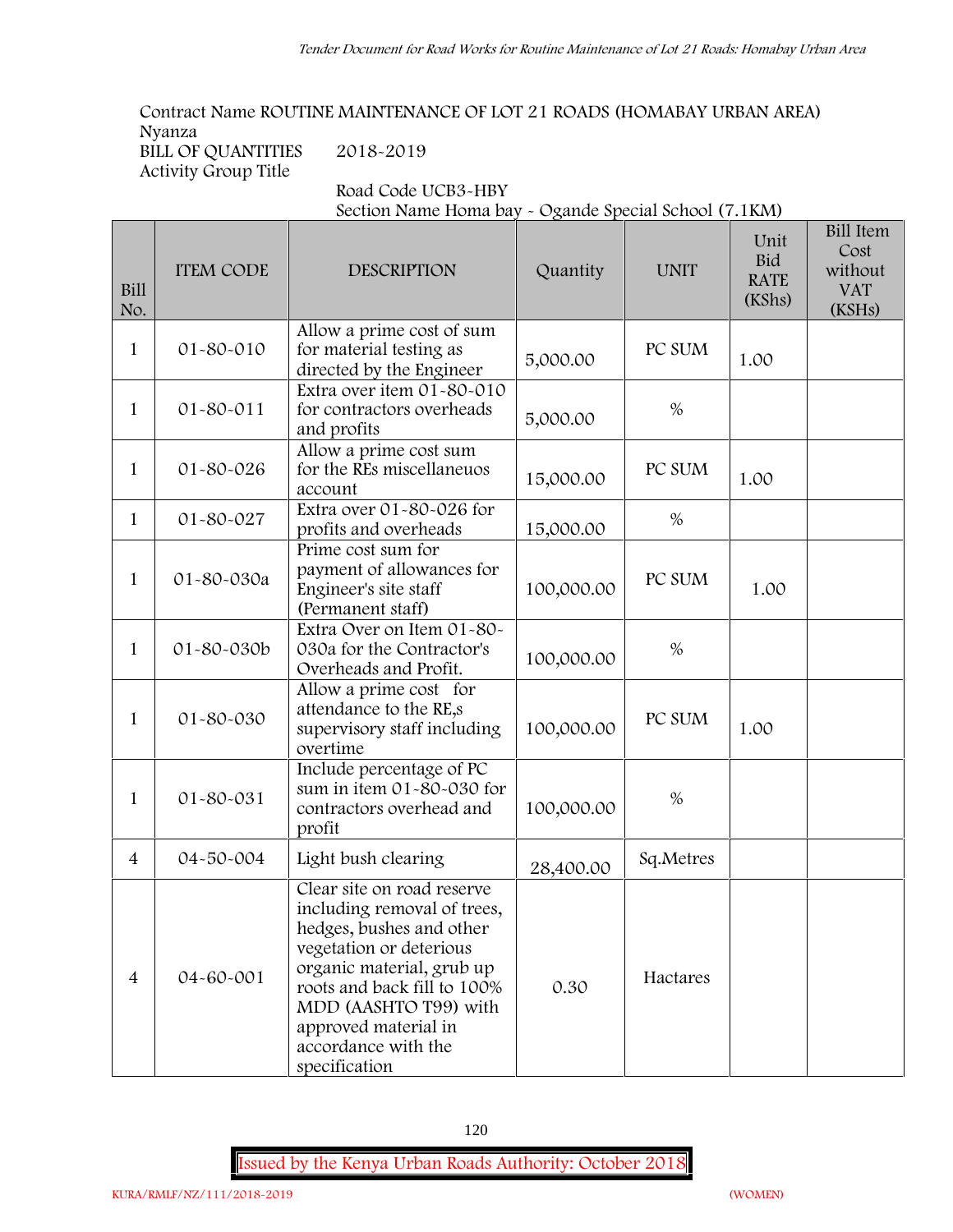Contract Name ROUTINE MAINTENANCE OF LOT 21 ROADS (HOMABAY URBAN AREA)
Nyanza
BILL OF QUANTITIES 2018-2019
Activity Group Title

Road Code UCB3-HBY
Section Name Homa bay - Ogande Special School (7.1KM)

| Bill No. | ITEM CODE | DESCRIPTION | Quantity | UNIT | Unit Bid RATE (KShs) | Bill Item Cost without VAT (KSHs) |
|---|---|---|---|---|---|---|
| 1 | 01-80-010 | Allow a prime cost of sum for material testing as directed by the Engineer | 5,000.00 | PC SUM | 1.00 | |
| 1 | 01-80-011 | Extra over item 01-80-010 for contractors overheads and profits | 5,000.00 | % | | |
| 1 | 01-80-026 | Allow a prime cost sum for the REs miscellaneuos account | 15,000.00 | PC SUM | 1.00 | |
| 1 | 01-80-027 | Extra over 01-80-026 for profits and overheads | 15,000.00 | % | | |
| 1 | 01-80-030a | Prime cost sum for payment of allowances for Engineer's site staff (Permanent staff) | 100,000.00 | PC SUM | 1.00 | |
| 1 | 01-80-030b | Extra Over on Item 01-80-030a for the Contractor's Overheads and Profit. | 100,000.00 | % | | |
| 1 | 01-80-030 | Allow a prime cost for attendance to the RE,s supervisory staff including overtime | 100,000.00 | PC SUM | 1.00 | |
| 1 | 01-80-031 | Include percentage of PC sum in item 01-80-030 for contractors overhead and profit | 100,000.00 | % | | |
| 4 | 04-50-004 | Light bush clearing | 28,400.00 | Sq.Metres | | |
| 4 | 04-60-001 | Clear site on road reserve including removal of trees, hedges, bushes and other vegetation or deterious organic material, grub up roots and back fill to 100% MDD (AASHTO T99) with approved material in accordance with the specification | 0.30 | Hactares | | |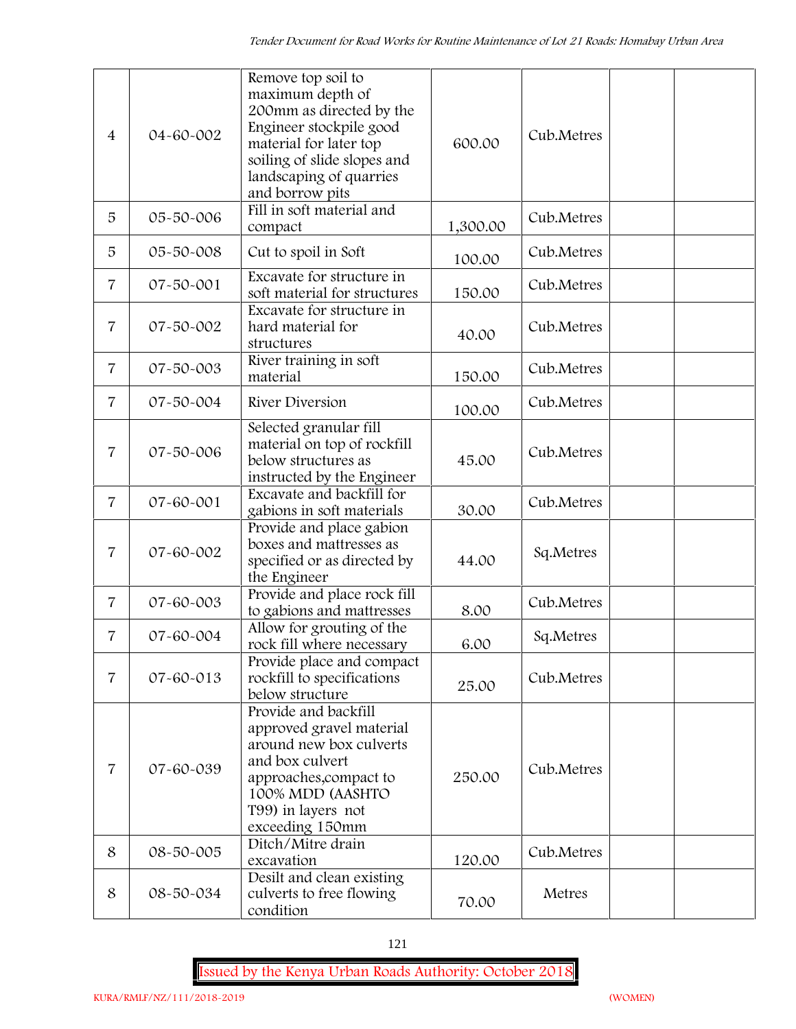| 4 | 04-60-002 | Remove top soil to maximum depth of 200mm as directed by the Engineer stockpile good material for later top soiling of slide slopes and landscaping of quarries and borrow pits | 600.00 | Cub.Metres | | |
|---|---|---|---|---|---|---|
| 5 | 05-50-006 | Fill in soft material and compact | 1,300.00 | Cub.Metres | | |
| 5 | 05-50-008 | Cut to spoil in Soft | 100.00 | Cub.Metres | | |
| 7 | 07-50-001 | Excavate for structure in soft material for structures | 150.00 | Cub.Metres | | |
| 7 | 07-50-002 | Excavate for structure in hard material for structures | 40.00 | Cub.Metres | | |
| 7 | 07-50-003 | River training in soft material | 150.00 | Cub.Metres | | |
| 7 | 07-50-004 | River Diversion | 100.00 | Cub.Metres | | |
| 7 | 07-50-006 | Selected granular fill material on top of rockfill below structures as instructed by the Engineer | 45.00 | Cub.Metres | | |
| 7 | 07-60-001 | Excavate and backfill for gabions in soft materials | 30.00 | Cub.Metres | | |
| 7 | 07-60-002 | Provide and place gabion boxes and mattresses as specified or as directed by the Engineer | 44.00 | Sq.Metres | | |
| 7 | 07-60-003 | Provide and place rock fill to gabions and mattresses | 8.00 | Cub.Metres | | |
| 7 | 07-60-004 | Allow for grouting of the rock fill where necessary | 6.00 | Sq.Metres | | |
| 7 | 07-60-013 | Provide place and compact rockfill to specifications below structure | 25.00 | Cub.Metres | | |
| 7 | 07-60-039 | Provide and backfill approved gravel material around new box culverts and box culvert approaches,compact to 100% MDD (AASHTO T99) in layers not exceeding 150mm | 250.00 | Cub.Metres | | |
| 8 | 08-50-005 | Ditch/Mitre drain excavation | 120.00 | Cub.Metres | | |
| 8 | 08-50-034 | Desilt and clean existing culverts to free flowing condition | 70.00 | Metres | | |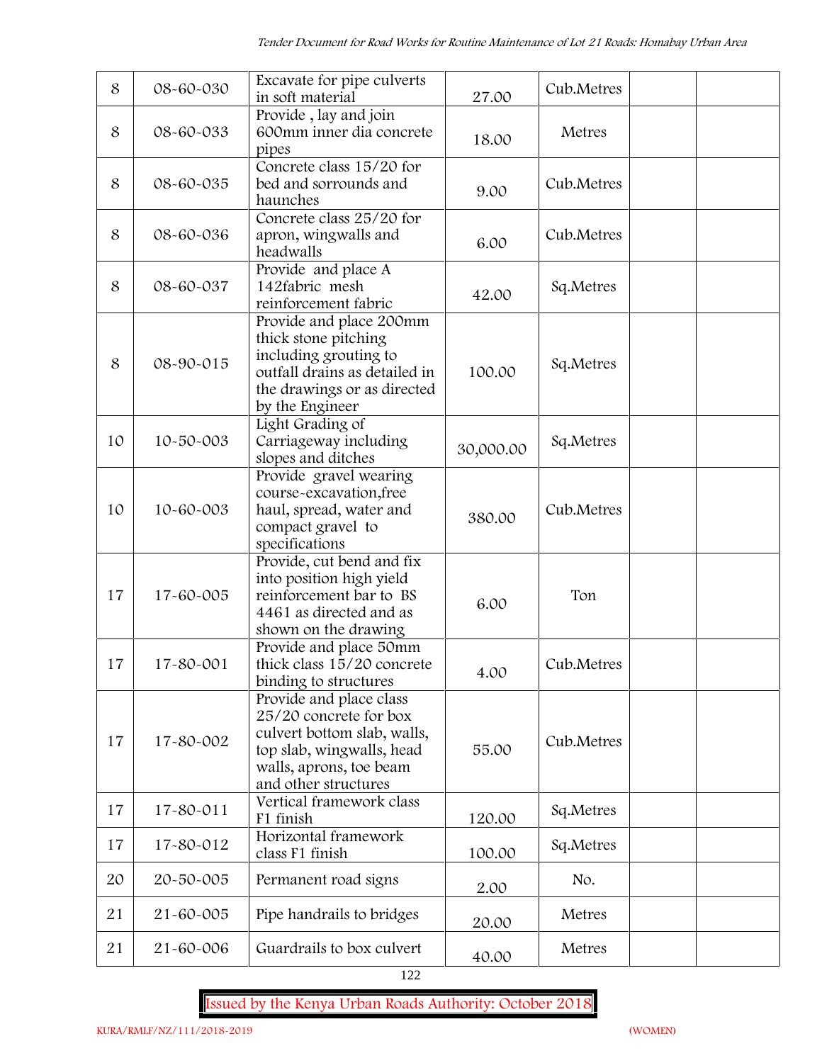| 8 | 08-60-030 | Excavate for pipe culverts in soft material | 27.00 | Cub.Metres | | |
|---|---|---|---|---|---|---|
| 8 | 08-60-033 | Provide , lay and join 600mm inner dia concrete pipes | 18.00 | Metres | | |
| 8 | 08-60-035 | Concrete class 15/20 for bed and sorrounds and haunches | 9.00 | Cub.Metres | | |
| 8 | 08-60-036 | Concrete class 25/20 for apron, wingwalls and headwalls | 6.00 | Cub.Metres | | |
| 8 | 08-60-037 | Provide and place A 142fabric mesh reinforcement fabric | 42.00 | Sq.Metres | | |
| 8 | 08-90-015 | Provide and place 200mm thick stone pitching including grouting to outfall drains as detailed in the drawings or as directed by the Engineer | 100.00 | Sq.Metres | | |
| 10 | 10-50-003 | Light Grading of Carriageway including slopes and ditches | 30,000.00 | Sq.Metres | | |
| 10 | 10-60-003 | Provide gravel wearing course-excavation,free haul, spread, water and compact gravel to specifications | 380.00 | Cub.Metres | | |
| 17 | 17-60-005 | Provide, cut bend and fix into position high yield reinforcement bar to BS 4461 as directed and as shown on the drawing | 6.00 | Ton | | |
| 17 | 17-80-001 | Provide and place 50mm thick class 15/20 concrete binding to structures | 4.00 | Cub.Metres | | |
| 17 | 17-80-002 | Provide and place class 25/20 concrete for box culvert bottom slab, walls, top slab, wingwalls, head walls, aprons, toe beam and other structures | 55.00 | Cub.Metres | | |
| 17 | 17-80-011 | Vertical framework class F1 finish | 120.00 | Sq.Metres | | |
| 17 | 17-80-012 | Horizontal framework class F1 finish | 100.00 | Sq.Metres | | |
| 20 | 20-50-005 | Permanent road signs | 2.00 | No. | | |
| 21 | 21-60-005 | Pipe handrails to bridges | 20.00 | Metres | | |
| 21 | 21-60-006 | Guardrails to box culvert | 40.00 | Metres | | |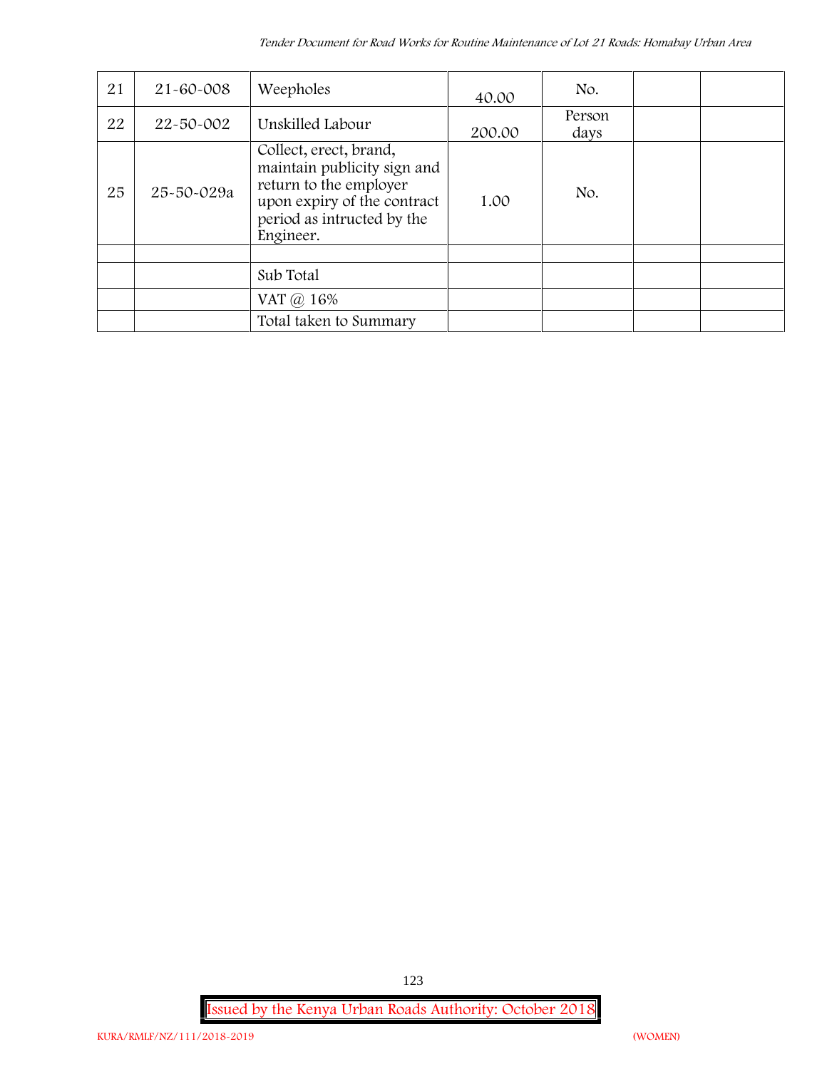| 21 | 21-60-008 | Weepholes | 40.00 | No. | | |
|---|---|---|---|---|---|---|
| 22 | 22-50-002 | Unskilled Labour | 200.00 | Person days | | |
| 25 | 25-50-029a | Collect, erect, brand, maintain publicity sign and return to the employer upon expiry of the contract period as intructed by the Engineer. | 1.00 | No. | | |
| | | | | | | |
| | | Sub Total | | | | |
| | | VAT @ 16% | | | | |
| | | Total taken to Summary | | | | |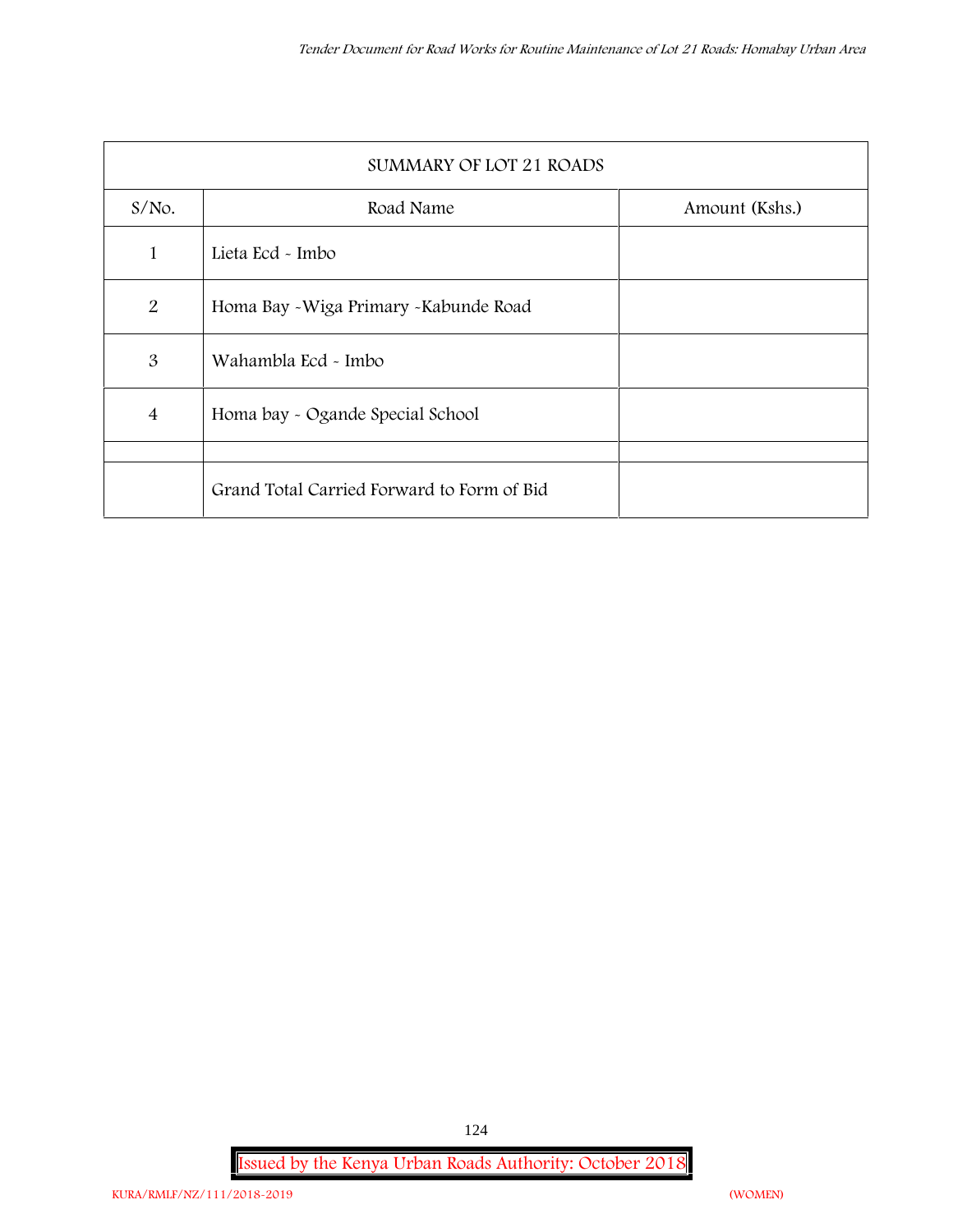| SUMMARY OF LOT 21 ROADS | | |
|---|---|---|
| S/No. | Road Name | Amount (Kshs.) |
| 1 | Lieta Ecd - Imbo | |
| 2 | Homa Bay -Wiga Primary -Kabunde Road | |
| 3 | Wahambla Ecd - Imbo | |
| 4 | Homa bay - Ogande Special School | |
| | | |
| | Grand Total Carried Forward to Form of Bid | |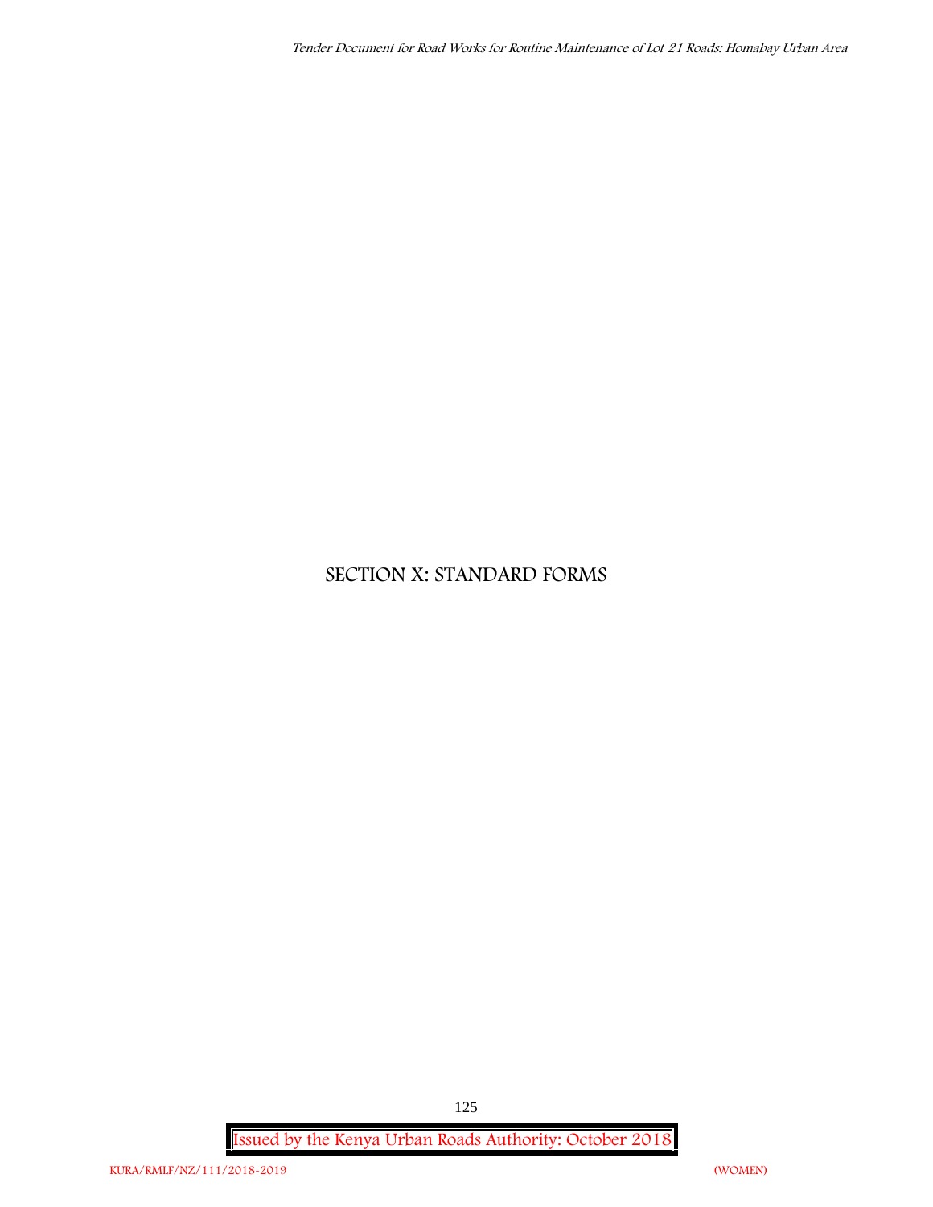# SECTION X: STANDARD FORMS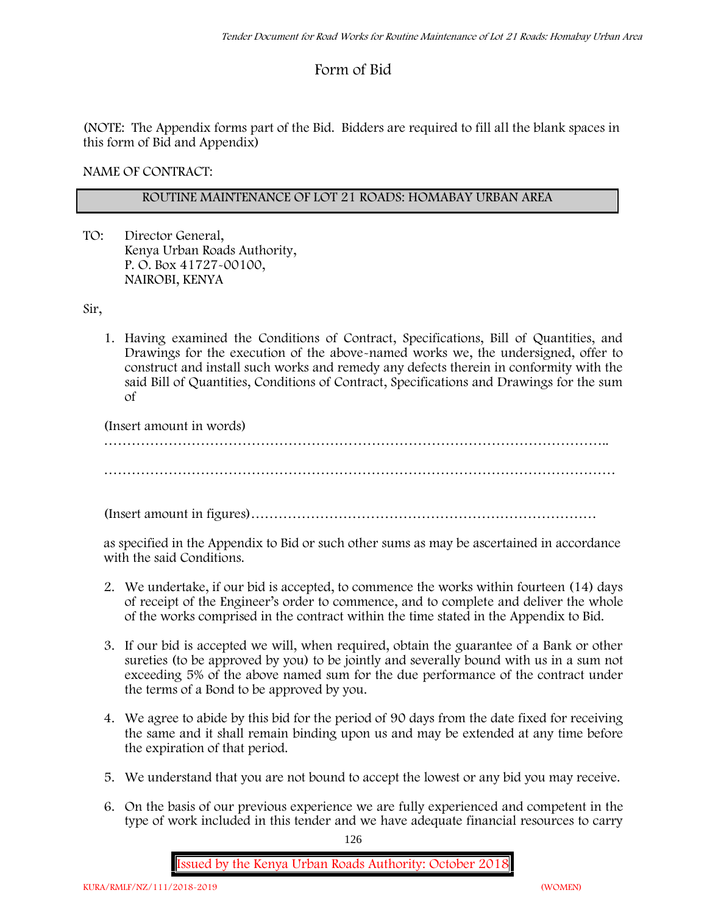# Form of Bid

(NOTE: The Appendix forms part of the Bid. Bidders are required to fill all the blank spaces in this form of Bid and Appendix)

NAME OF CONTRACT:

| ROUTINE MAINTENANCE OF LOT 21 ROADS: HOMABAY URBAN AREA |
|---|

TO: Director General,
Kenya Urban Roads Authority,
P. O. Box 41727-00100,
NAIROBI, KENYA

Sir,

1. Having examined the Conditions of Contract, Specifications, Bill of Quantities, and Drawings for the execution of the above-named works we, the undersigned, offer to construct and install such works and remedy any defects therein in conformity with the said Bill of Quantities, Conditions of Contract, Specifications and Drawings for the sum of

   (Insert amount in words)
   …………………………………………………………………………………………………..

   ………………………………………………………………………………………………………

   (Insert amount in figures)…………………………………………………………………

   as specified in the Appendix to Bid or such other sums as may be ascertained in accordance with the said Conditions.

2. We undertake, if our bid is accepted, to commence the works within fourteen (14) days of receipt of the Engineer's order to commence, and to complete and deliver the whole of the works comprised in the contract within the time stated in the Appendix to Bid.

3. If our bid is accepted we will, when required, obtain the guarantee of a Bank or other sureties (to be approved by you) to be jointly and severally bound with us in a sum not exceeding 5% of the above named sum for the due performance of the contract under the terms of a Bond to be approved by you.

4. We agree to abide by this bid for the period of 90 days from the date fixed for receiving the same and it shall remain binding upon us and may be extended at any time before the expiration of that period.

5. We understand that you are not bound to accept the lowest or any bid you may receive.

6. On the basis of our previous experience we are fully experienced and competent in the type of work included in this tender and we have adequate financial resources to carry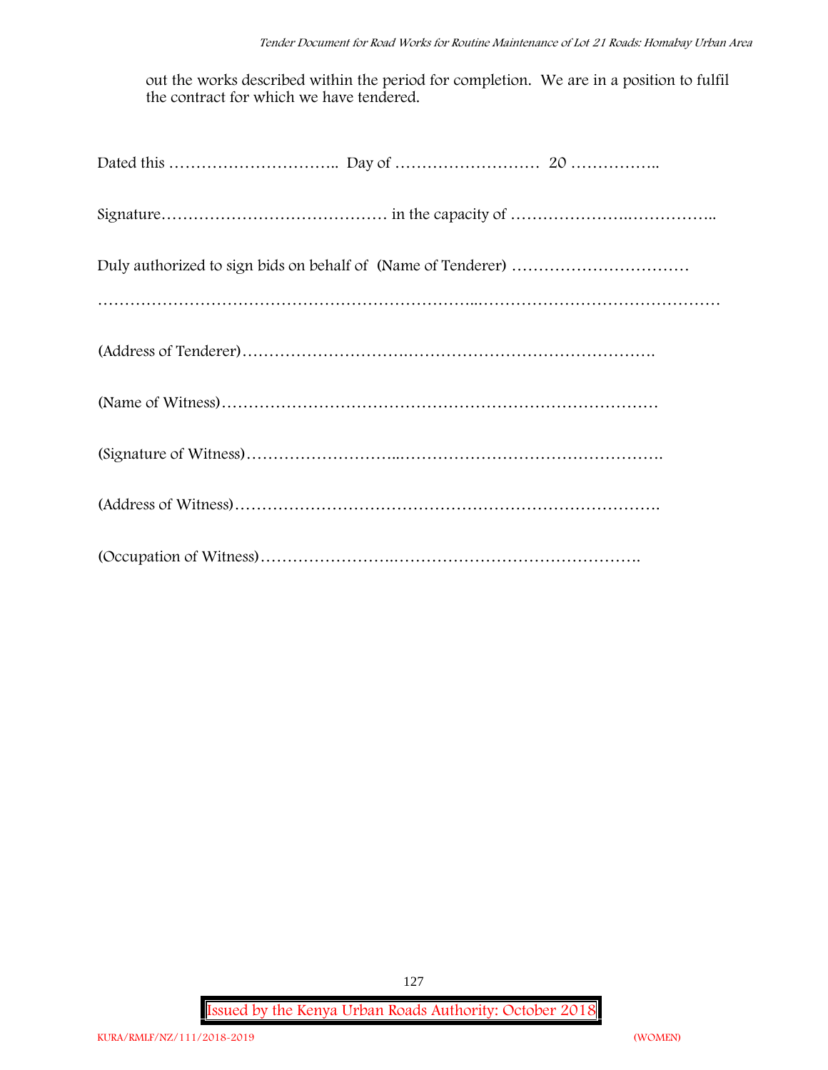out the works described within the period for completion. We are in a position to fulfil the contract for which we have tendered.

Dated this ………………………….. Day of ……………………… 20 ……………..

Signature…………………………………… in the capacity of …………………..……………..

Duly authorized to sign bids on behalf of (Name of Tenderer) ……………………………

……………………………………………………………..………………………………………

(Address of Tenderer)……………………….……………………………………….

(Name of Witness)……………………………………………………………………

(Signature of Witness)………………………..………………………………………….

(Address of Witness)…………………………………………………………………….

(Occupation of Witness)…………………….……………………………………..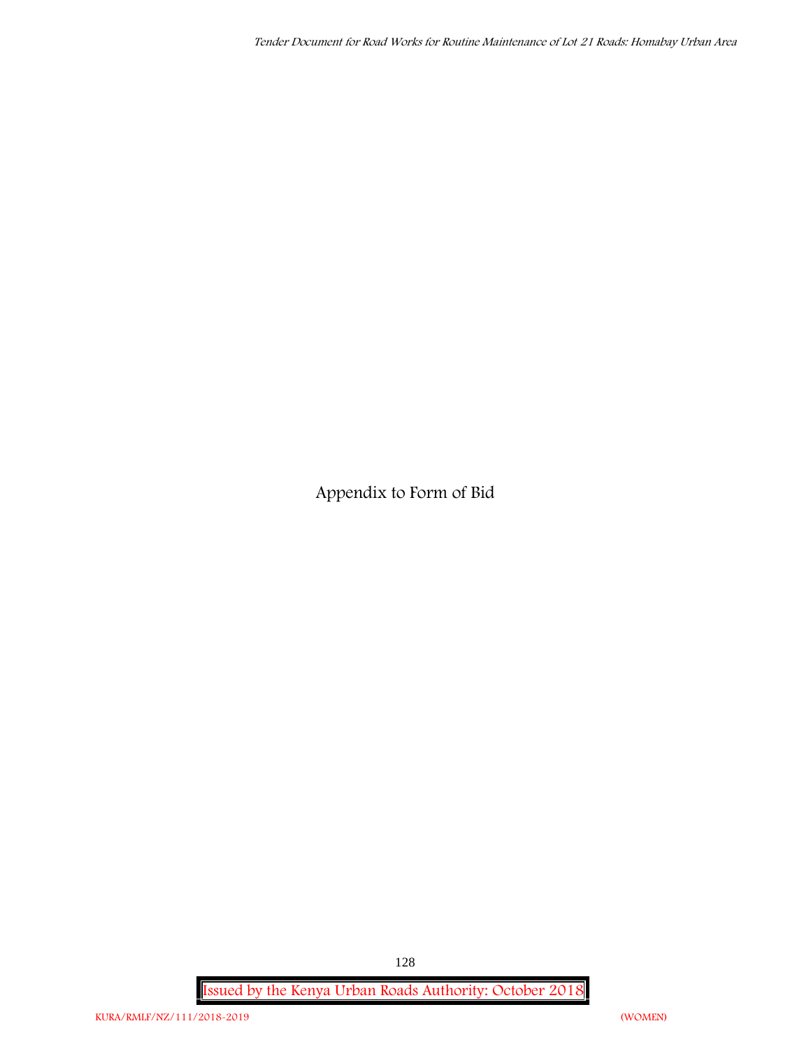# Appendix to Form of Bid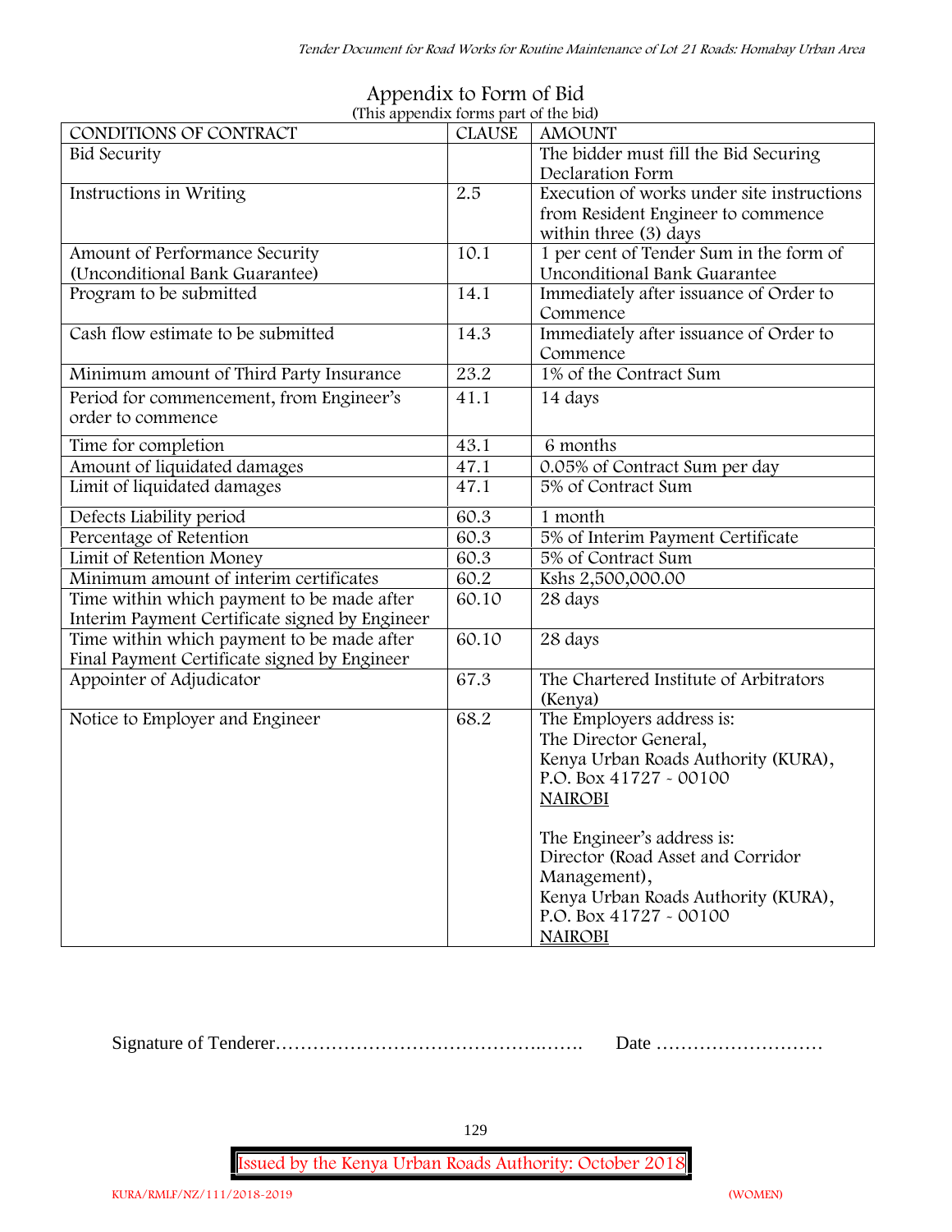# Appendix to Form of Bid

(This appendix forms part of the bid)

| CONDITIONS OF CONTRACT | CLAUSE | AMOUNT |
|---|---|---|
| Bid Security | | The bidder must fill the Bid Securing Declaration Form |
| Instructions in Writing | 2.5 | Execution of works under site instructions from Resident Engineer to commence within three (3) days |
| Amount of Performance Security (Unconditional Bank Guarantee) | 10.1 | 1 per cent of Tender Sum in the form of Unconditional Bank Guarantee |
| Program to be submitted | 14.1 | Immediately after issuance of Order to Commence |
| Cash flow estimate to be submitted | 14.3 | Immediately after issuance of Order to Commence |
| Minimum amount of Third Party Insurance | 23.2 | 1% of the Contract Sum |
| Period for commencement, from Engineer's order to commence | 41.1 | 14 days |
| Time for completion | 43.1 | 6 months |
| Amount of liquidated damages | 47.1 | 0.05% of Contract Sum per day |
| Limit of liquidated damages | 47.1 | 5% of Contract Sum |
| Defects Liability period | 60.3 | 1 month |
| Percentage of Retention | 60.3 | 5% of Interim Payment Certificate |
| Limit of Retention Money | 60.3 | 5% of Contract Sum |
| Minimum amount of interim certificates | 60.2 | Kshs 2,500,000.00 |
| Time within which payment to be made after Interim Payment Certificate signed by Engineer | 60.10 | 28 days |
| Time within which payment to be made after Final Payment Certificate signed by Engineer | 60.10 | 28 days |
| Appointer of Adjudicator | 67.3 | The Chartered Institute of Arbitrators (Kenya) |
| Notice to Employer and Engineer | 68.2 | The Employers address is:<br>The Director General,<br>Kenya Urban Roads Authority (KURA),<br>P.O. Box 41727 - 00100<br>NAIROBI<br><br>The Engineer's address is:<br>Director (Road Asset and Corridor Management),<br>Kenya Urban Roads Authority (KURA),<br>P.O. Box 41727 - 00100<br>NAIROBI |

Signature of Tenderer…………………………………….……. Date ………………………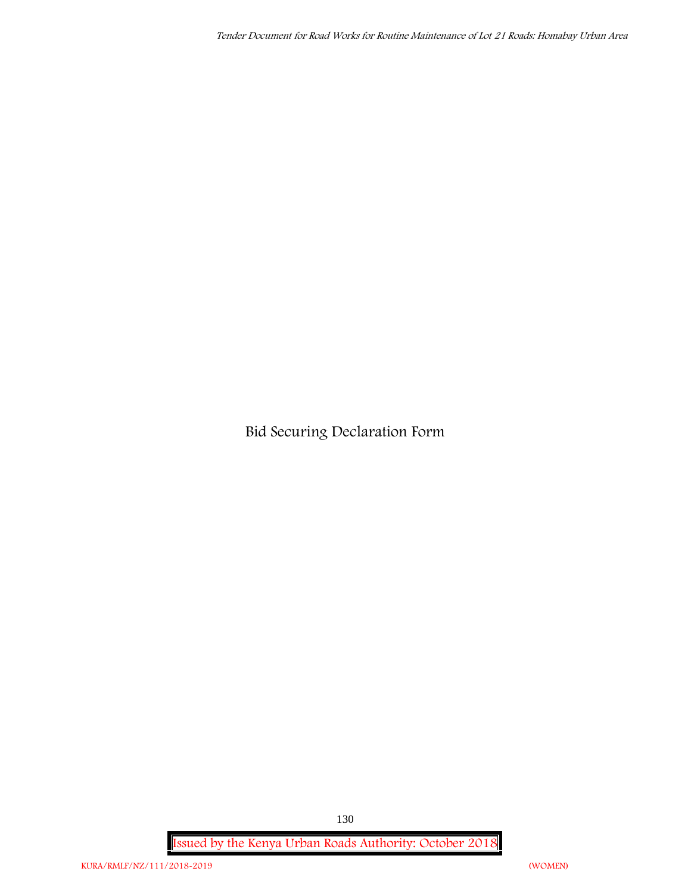# Bid Securing Declaration Form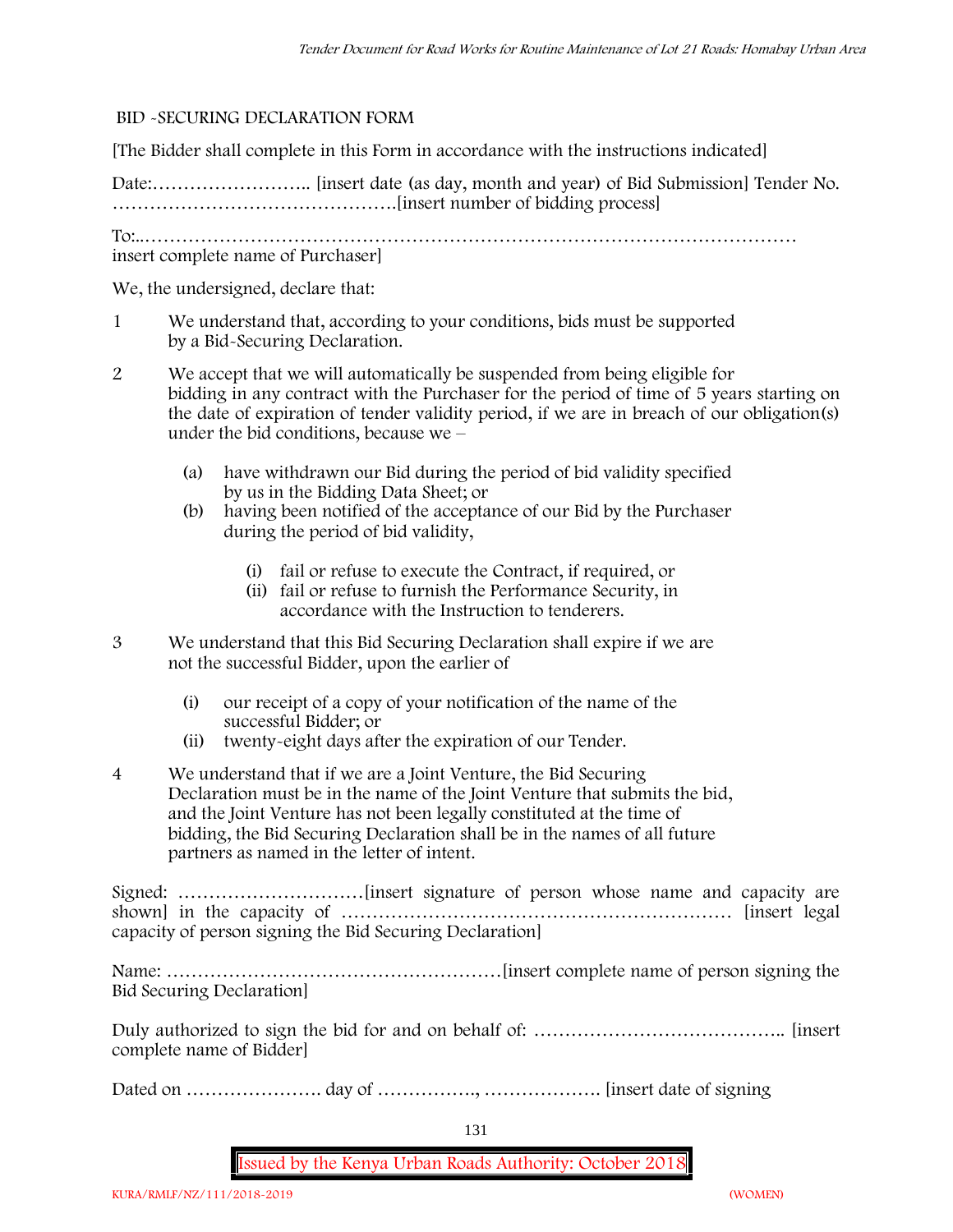BID -SECURING DECLARATION FORM

[The Bidder shall complete in this Form in accordance with the instructions indicated]

Date:…………………….. [insert date (as day, month and year) of Bid Submission] Tender No. ……………………………………….[insert number of bidding process]

To:..…………………………………………………………………………………………… insert complete name of Purchaser]

We, the undersigned, declare that:

1. We understand that, according to your conditions, bids must be supported by a Bid-Securing Declaration.
2. We accept that we will automatically be suspended from being eligible for bidding in any contract with the Purchaser for the period of time of 5 years starting on the date of expiration of tender validity period, if we are in breach of our obligation(s) under the bid conditions, because we –
   - (a) have withdrawn our Bid during the period of bid validity specified by us in the Bidding Data Sheet; or
   - (b) having been notified of the acceptance of our Bid by the Purchaser during the period of bid validity,
     - (i) fail or refuse to execute the Contract, if required, or
     - (ii) fail or refuse to furnish the Performance Security, in accordance with the Instruction to tenderers.
3. We understand that this Bid Securing Declaration shall expire if we are not the successful Bidder, upon the earlier of
   - (i) our receipt of a copy of your notification of the name of the successful Bidder; or
   - (ii) twenty-eight days after the expiration of our Tender.
4. We understand that if we are a Joint Venture, the Bid Securing Declaration must be in the name of the Joint Venture that submits the bid, and the Joint Venture has not been legally constituted at the time of bidding, the Bid Securing Declaration shall be in the names of all future partners as named in the letter of intent.

Signed: …………………………[insert signature of person whose name and capacity are shown] in the capacity of ……………………………………………………… [insert legal capacity of person signing the Bid Securing Declaration]

Name: ………………………………………………[insert complete name of person signing the Bid Securing Declaration]

Duly authorized to sign the bid for and on behalf of: ………………………………….. [insert complete name of Bidder]

Dated on …………………. day of ……………., ………………. [insert date of signing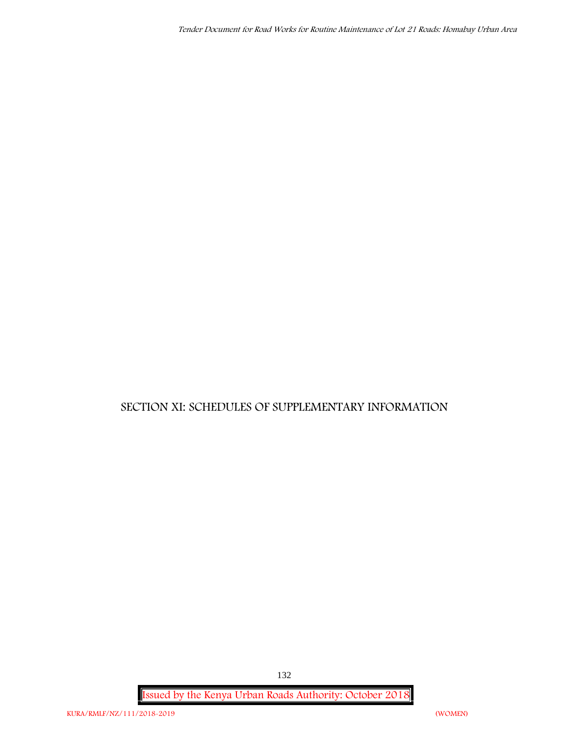# SECTION XI: SCHEDULES OF SUPPLEMENTARY INFORMATION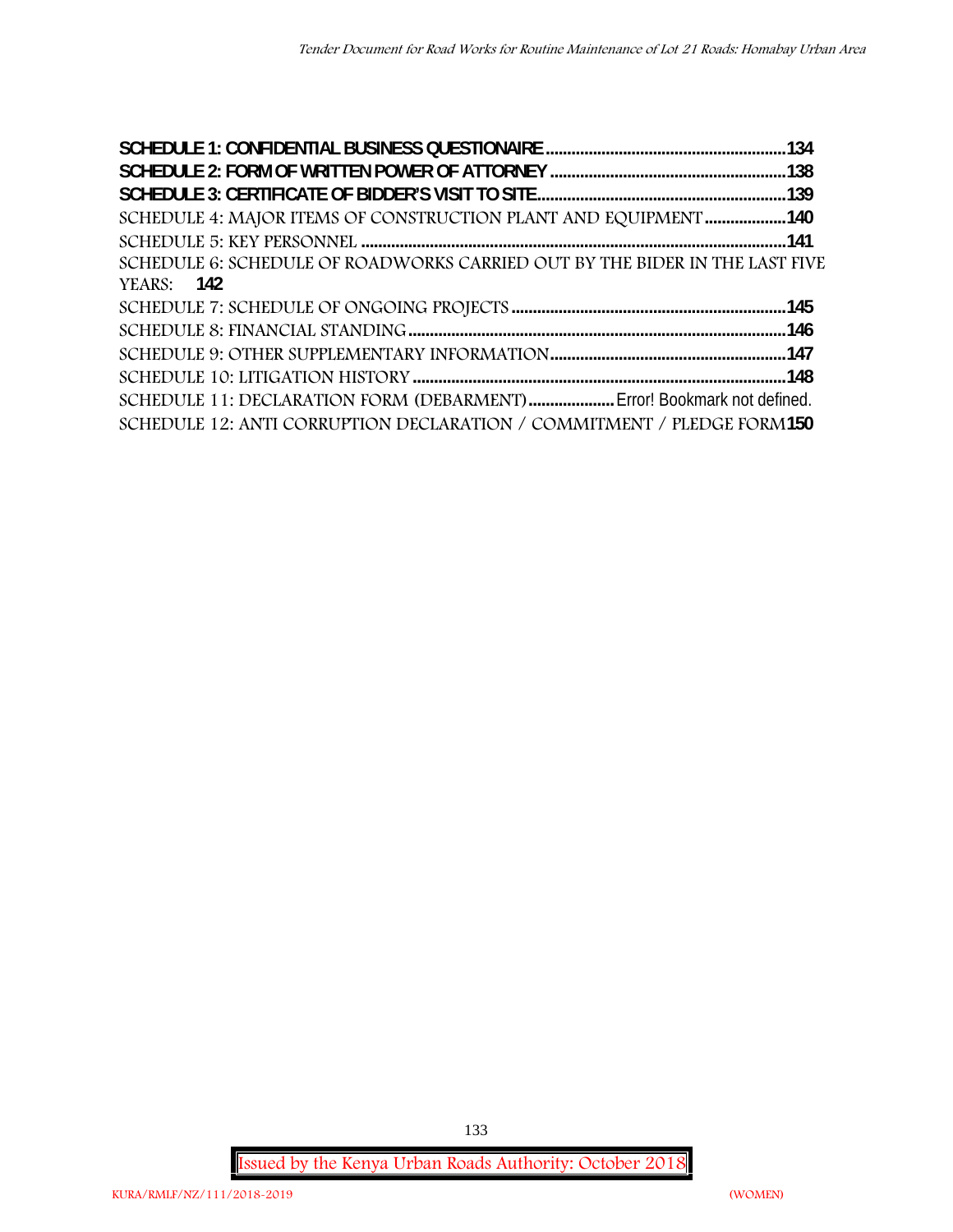**SCHEDULE 1: CONFIDENTIAL BUSINESS QUESTIONAIRE .......................................................134**
**SCHEDULE 2: FORM OF WRITTEN POWER OF ATTORNEY ......................................................138**
**SCHEDULE 3: CERTIFICATE OF BIDDER'S VISIT TO SITE.........................................................139**
SCHEDULE 4: MAJOR ITEMS OF CONSTRUCTION PLANT AND EQUIPMENT ...................**140**
SCHEDULE 5: KEY PERSONNEL .................................................................................................**141**
SCHEDULE 6: SCHEDULE OF ROADWORKS CARRIED OUT BY THE BIDER IN THE LAST FIVE YEARS: **142**
SCHEDULE 7: SCHEDULE OF ONGOING PROJECTS ...............................................................**145**
SCHEDULE 8: FINANCIAL STANDING......................................................................................**146**
SCHEDULE 9: OTHER SUPPLEMENTARY INFORMATION......................................................**147**
SCHEDULE 10: LITIGATION HISTORY .....................................................................................**148**
SCHEDULE 11: DECLARATION FORM (DEBARMENT).................... Error! Bookmark not defined.
SCHEDULE 12: ANTI CORRUPTION DECLARATION / COMMITMENT / PLEDGE FORM**150**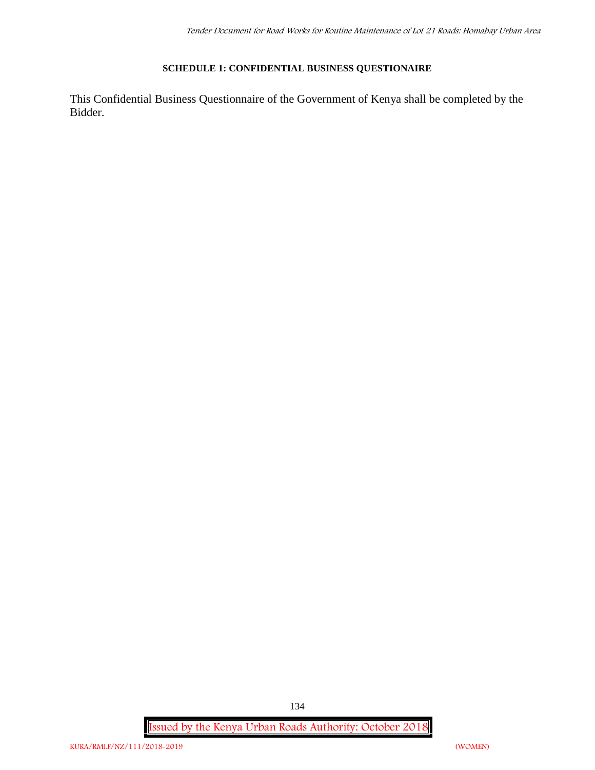**SCHEDULE 1: CONFIDENTIAL BUSINESS QUESTIONAIRE**

This Confidential Business Questionnaire of the Government of Kenya shall be completed by the Bidder.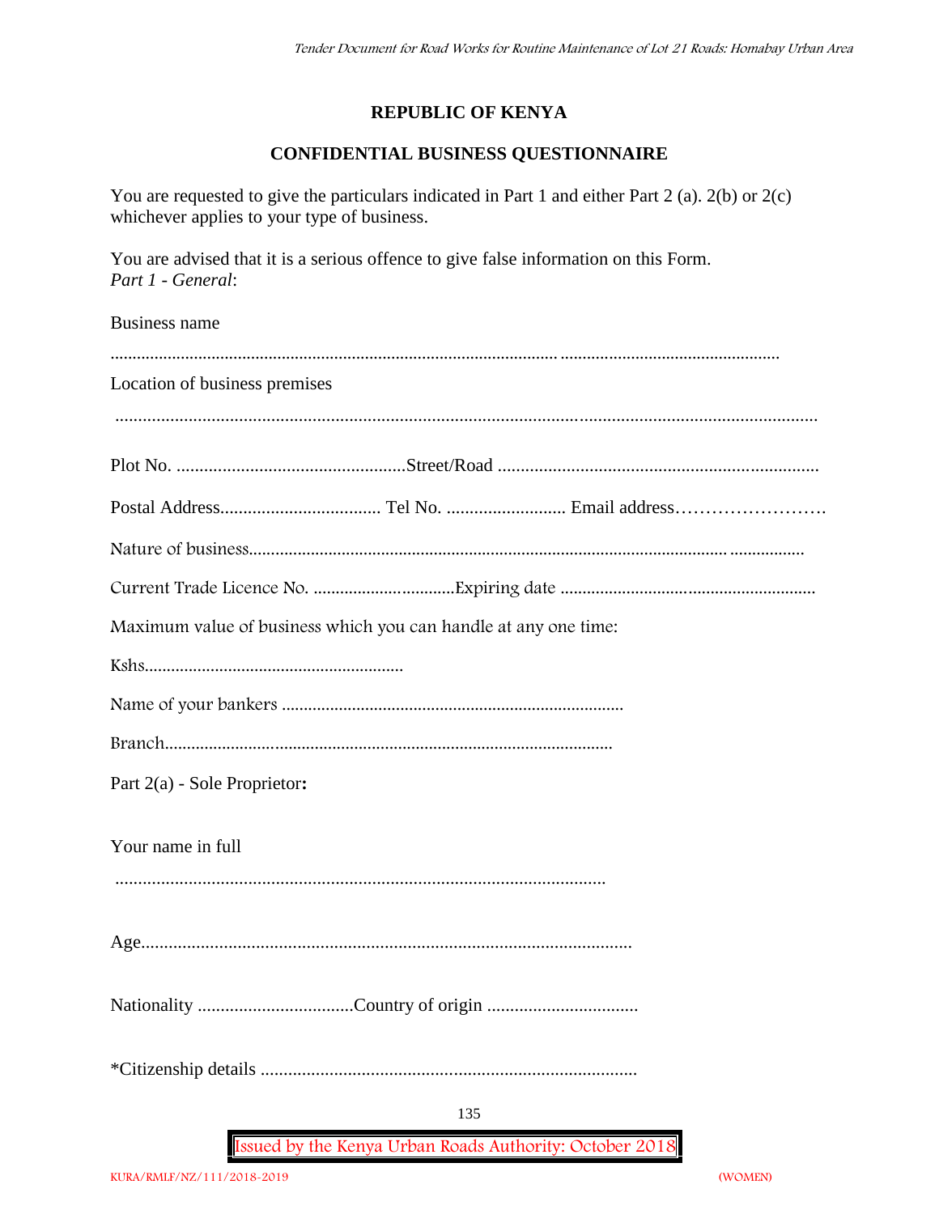**REPUBLIC OF KENYA**

**CONFIDENTIAL BUSINESS QUESTIONNAIRE**

You are requested to give the particulars indicated in Part 1 and either Part 2 (a). 2(b) or 2(c) whichever applies to your type of business.

You are advised that it is a serious offence to give false information on this Form.
*Part 1 - General*:

Business name

.......................................................................................................................................................

Location of business premises

.......................................................................................................................................................

Plot No. .................................................Street/Road .....................................................................

Postal Address.................................. Tel No. ......................... Email address……………………

Nature of business........................................................................................................................

Current Trade Licence No. ...............................Expiring date ........................................................

Maximum value of business which you can handle at any one time:

Kshs..........................................................

Name of your bankers ...........................................................................

Branch....................................................................................................

Part 2(a) - Sole Proprietor**:**

Your name in full

...........................................................................................................

Age..........................................................................................................

Nationality .................................Country of origin ................................

*Citizenship details .................................................................................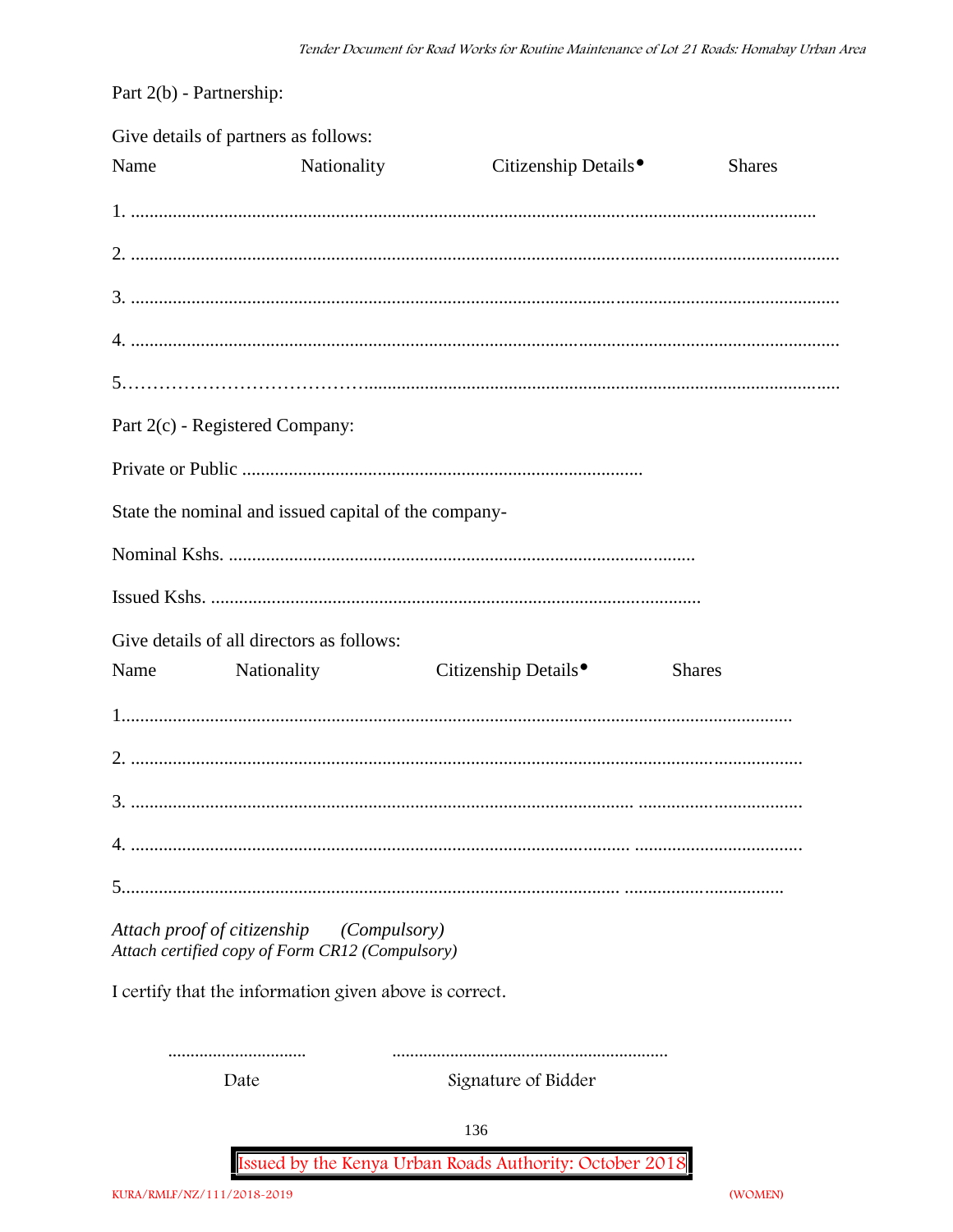Part 2(b) - Partnership:

Give details of partners as follows:

Name Nationality Citizenship Details• Shares

1. ...................................................................................................................................................

2. .........................................................................................................................................................

3. .........................................................................................................................................................

4. .........................................................................................................................................................

5.……………………………….....................................................................................................................

Part 2(c) - Registered Company:

Private or Public .....................................................................................

State the nominal and issued capital of the company-

Nominal Kshs. ....................................................................................................

Issued Kshs. .........................................................................................................

Give details of all directors as follows:

Name Nationality Citizenship Details• Shares

1...............................................................................................................................................

2. ..............................................................................................................................................

3. .......................................................................................................... ..................................

4. ......................................................................................................... ...................................

5.......................................................................................................... .................................

*Attach proof of citizenship (Compulsory)*
*Attach certified copy of Form CR12 (Compulsory)*

I certify that the information given above is correct.

............................... .............................................................

Date Signature of Bidder

Issued by the Kenya Urban Roads Authority: October 2018

KURA/RMLF/NZ/111/2018-2019 (WOMEN)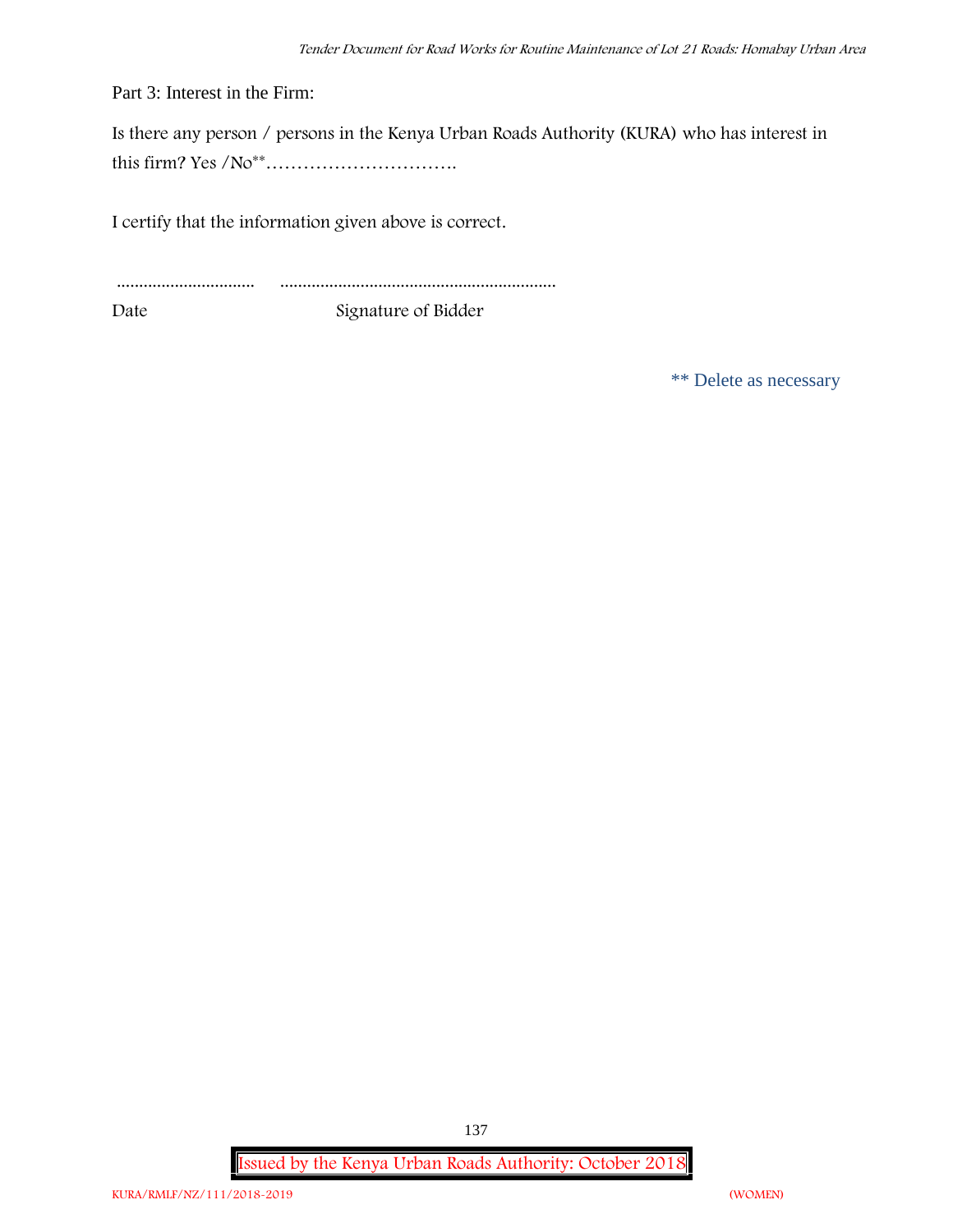Part 3: Interest in the Firm:

Is there any person / persons in the Kenya Urban Roads Authority (KURA) who has interest in this firm? Yes /No** ………………………….

I certify that the information given above is correct.

............................... .............................................................

Date Signature of Bidder

** Delete as necessary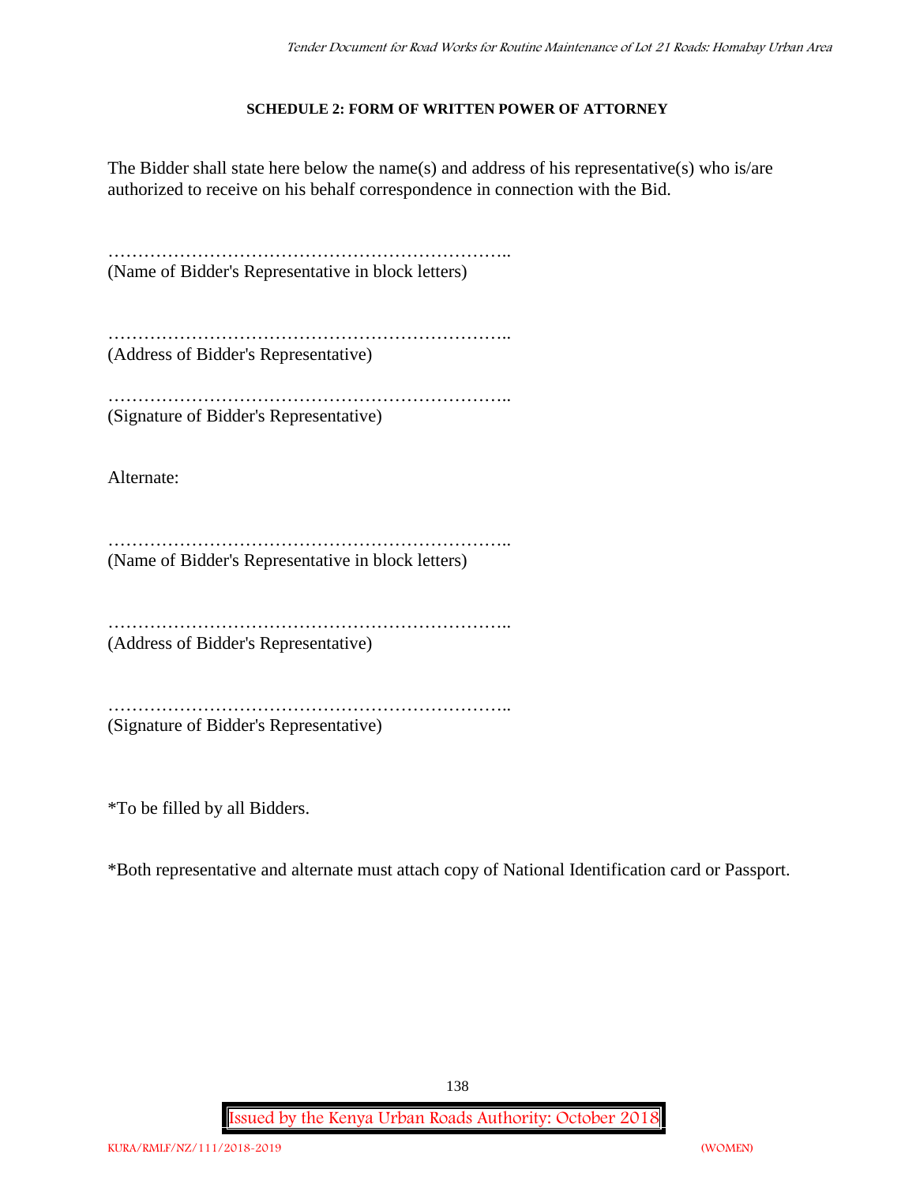**SCHEDULE 2: FORM OF WRITTEN POWER OF ATTORNEY**

The Bidder shall state here below the name(s) and address of his representative(s) who is/are authorized to receive on his behalf correspondence in connection with the Bid.

…………………………………………………………..
(Name of Bidder's Representative in block letters)

…………………………………………………………..
(Address of Bidder's Representative)

…………………………………………………………..
(Signature of Bidder's Representative)

Alternate:

…………………………………………………………..
(Name of Bidder's Representative in block letters)

…………………………………………………………..
(Address of Bidder's Representative)

…………………………………………………………..
(Signature of Bidder's Representative)

*To be filled by all Bidders.

*Both representative and alternate must attach copy of National Identification card or Passport.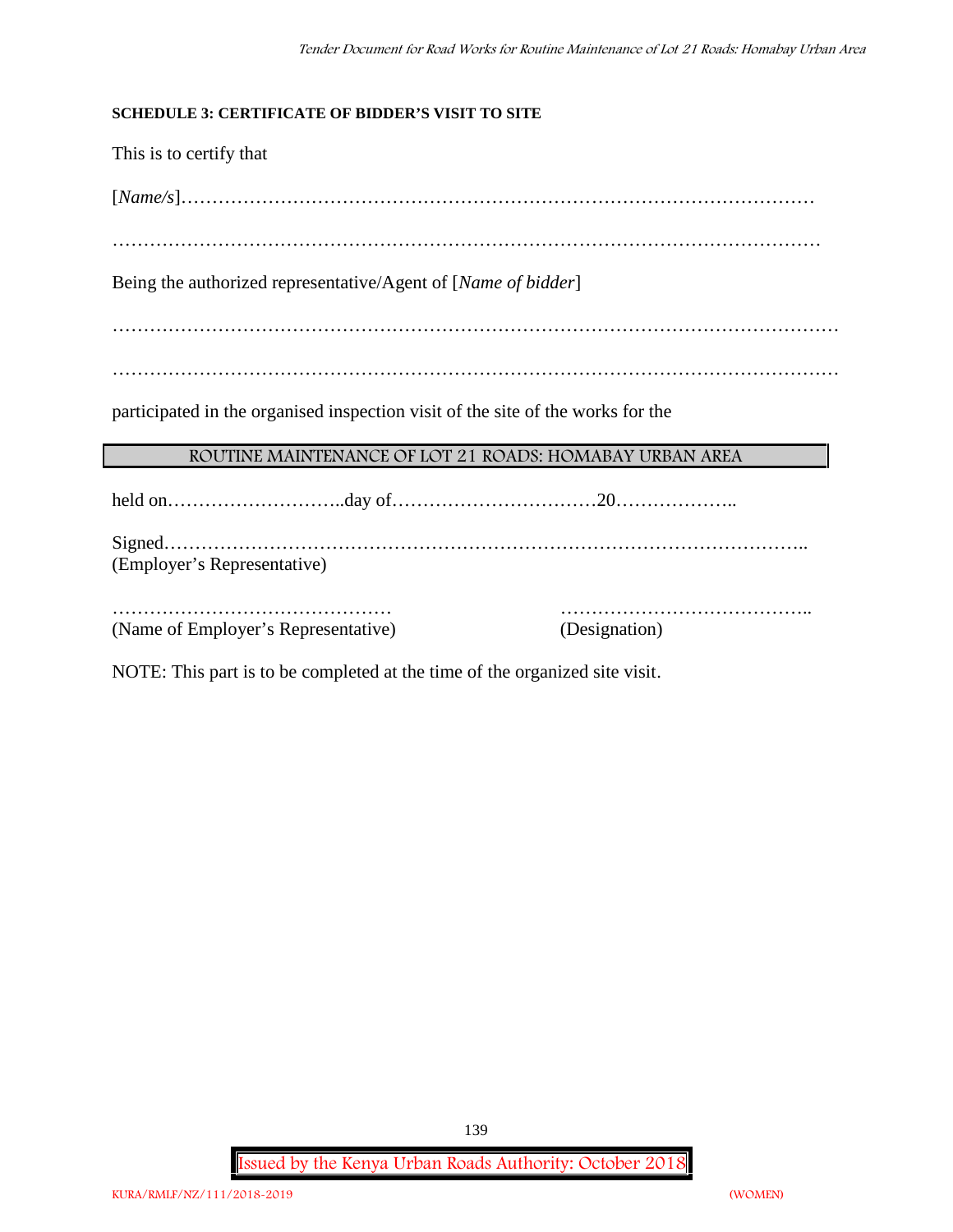**SCHEDULE 3: CERTIFICATE OF BIDDER'S VISIT TO SITE**

This is to certify that

[*Name/s*]………………………………………………………………………………………

…………………………………………………………………………………………………

Being the authorized representative/Agent of [*Name of bidder*]

……………………………………………………………………………………………………

……………………………………………………………………………………………………

participated in the organised inspection visit of the site of the works for the

ROUTINE MAINTENANCE OF LOT 21 ROADS: HOMABAY URBAN AREA

held on………………………..day of……………………………20………………..

Signed……………………………………………………………………………………..
(Employer's Representative)

……………………………………… …………………………………..
(Name of Employer's Representative) (Designation)

NOTE: This part is to be completed at the time of the organized site visit.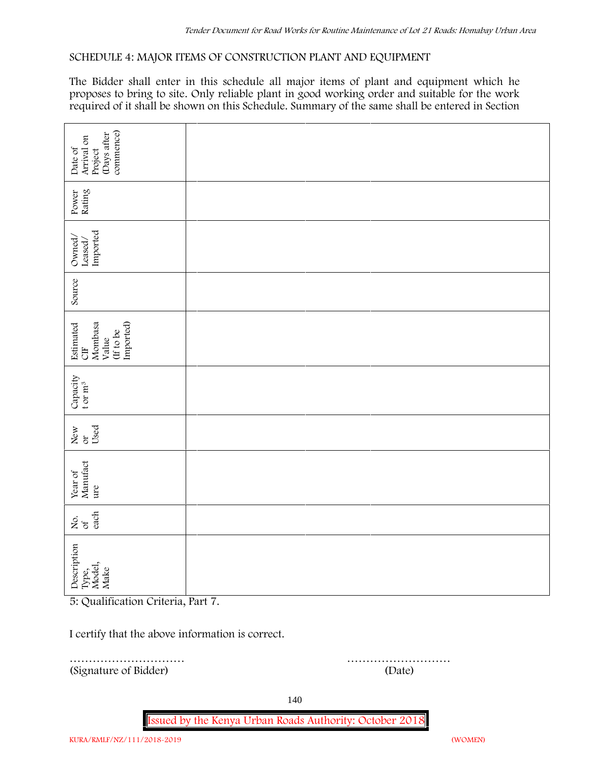SCHEDULE 4: MAJOR ITEMS OF CONSTRUCTION PLANT AND EQUIPMENT

The Bidder shall enter in this schedule all major items of plant and equipment which he proposes to bring to site. Only reliable plant in good working order and suitable for the work required of it shall be shown on this Schedule. Summary of the same shall be entered in Section 5: Qualification Criteria, Part 7.

| Description Type, Model, Make | No. of each | Year of Manufacture | New or Used | Capacity t or m³ | Estimated CIF Mombasa Value (If to be Imported) | Source | Owned/ Leased/ Imported | Power Rating | Date of Arrival on Project (Days after commence) |
|---|---|---|---|---|---|---|---|---|---|
| | | | | | | | | | |
| | | | | | | | | | |
| | | | | | | | | | |

I certify that the above information is correct.

………………………… (Signature of Bidder)

……………………… (Date)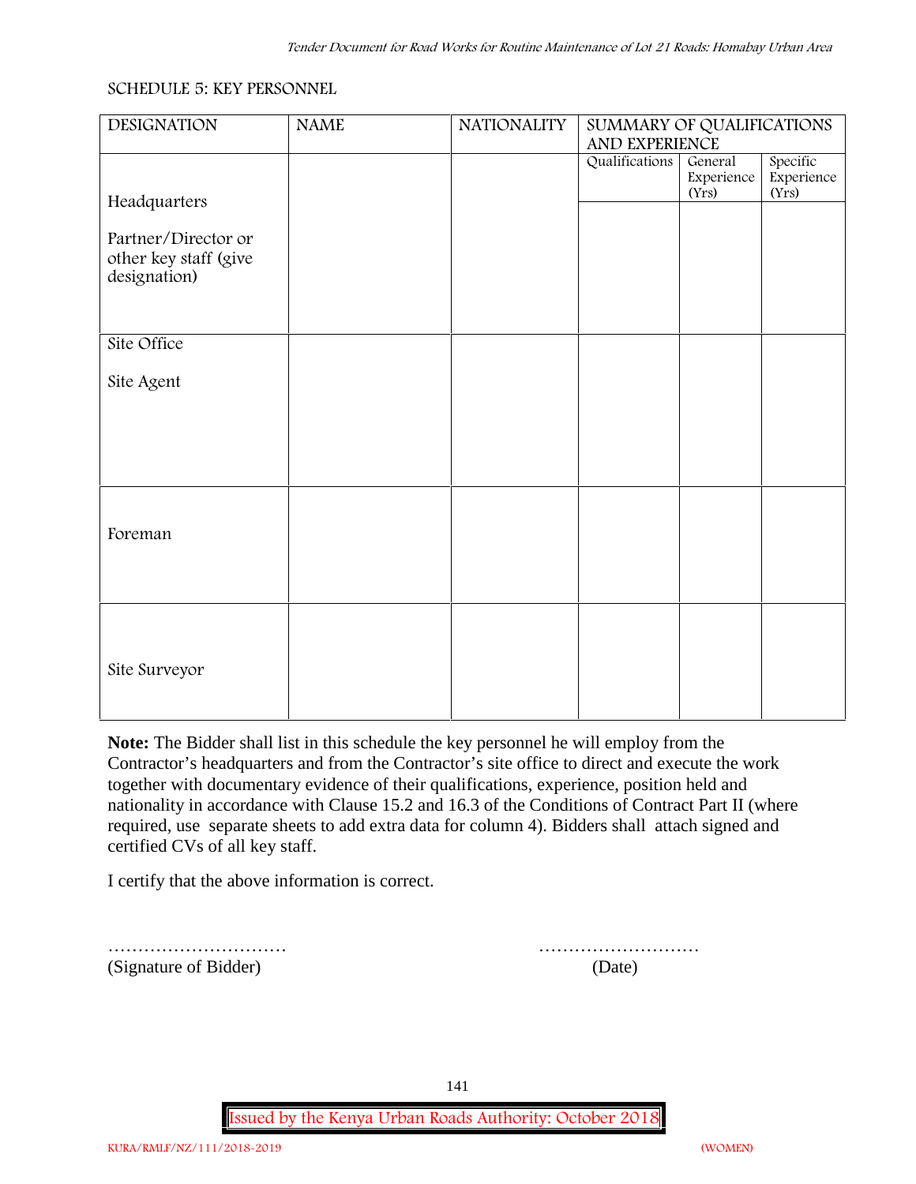SCHEDULE 5: KEY PERSONNEL

| DESIGNATION | NAME | NATIONALITY | SUMMARY OF QUALIFICATIONS AND EXPERIENCE | | |
|---|---|---|---|---|---|
| | | | Qualifications | General Experience (Yrs) | Specific Experience (Yrs) |
| Headquarters<br><br>Partner/Director or other key staff (give designation) | | | | | |
| Site Office<br><br>Site Agent | | | | | |
| Foreman | | | | | |
| Site Surveyor | | | | | |

**Note:** The Bidder shall list in this schedule the key personnel he will employ from the Contractor's headquarters and from the Contractor's site office to direct and execute the work together with documentary evidence of their qualifications, experience, position held and nationality in accordance with Clause 15.2 and 16.3 of the Conditions of Contract Part II (where required, use separate sheets to add extra data for column 4). Bidders shall attach signed and certified CVs of all key staff.

I certify that the above information is correct.

………………………… ………………………

(Signature of Bidder) (Date)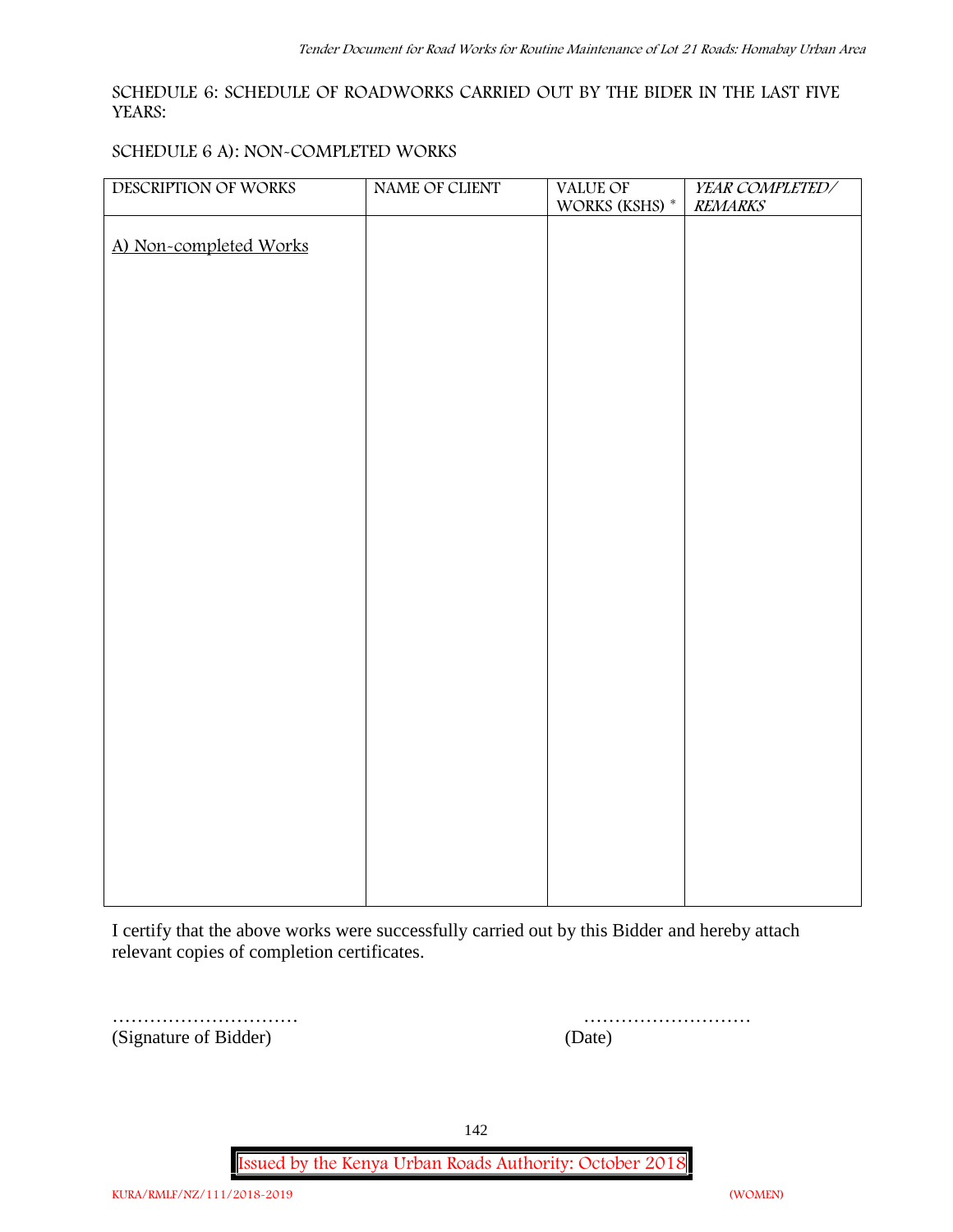SCHEDULE 6: SCHEDULE OF ROADWORKS CARRIED OUT BY THE BIDER IN THE LAST FIVE YEARS:

SCHEDULE 6 A): NON-COMPLETED WORKS

| DESCRIPTION OF WORKS | NAME OF CLIENT | VALUE OF WORKS (KSHS) * | *YEAR COMPLETED/ REMARKS* |
|---|---|---|---|
| A) Non-completed Works | | | |

I certify that the above works were successfully carried out by this Bidder and hereby attach relevant copies of completion certificates.

………………………… ………………………

(Signature of Bidder) (Date)

Issued by the Kenya Urban Roads Authority: October 2018

KURA/RMLF/NZ/111/2018-2019 (WOMEN)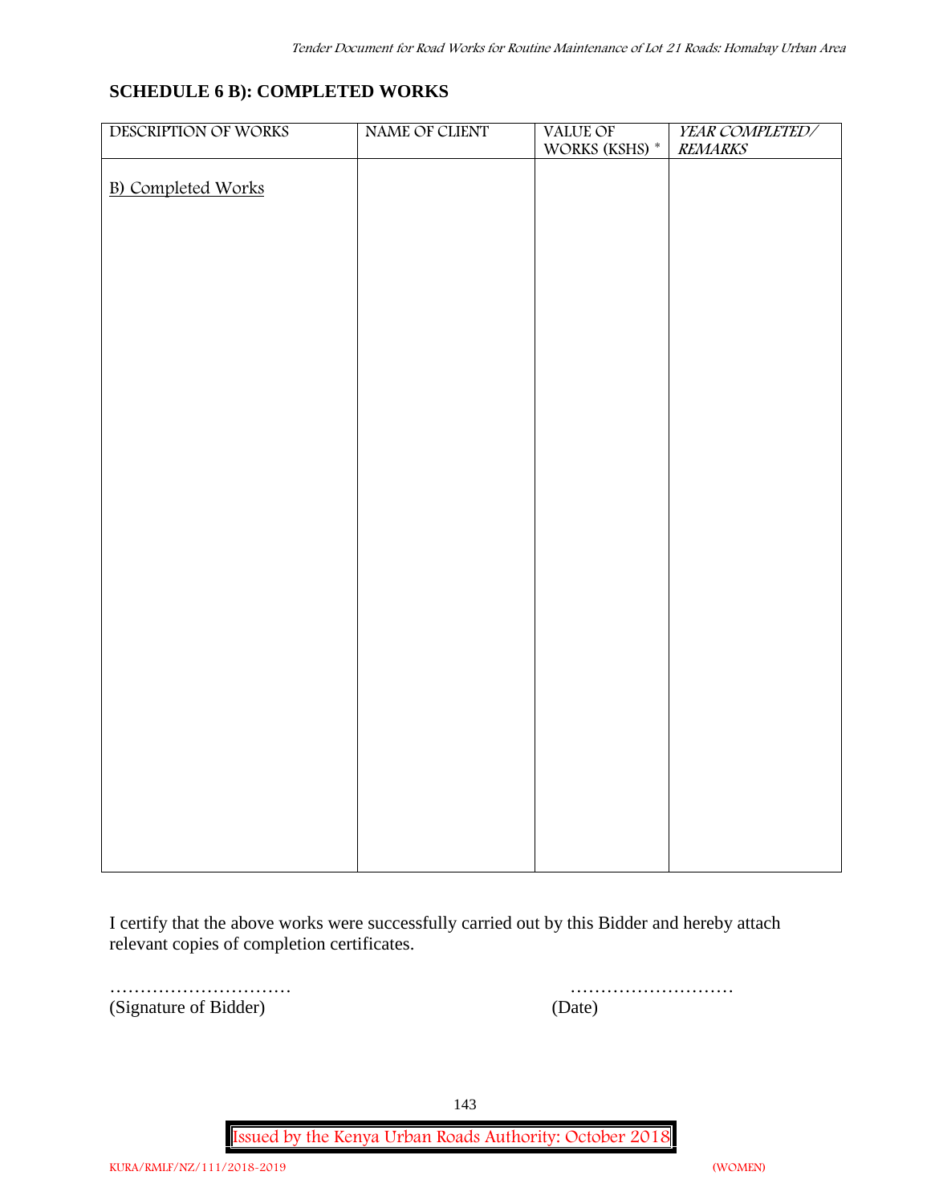## SCHEDULE 6 B): COMPLETED WORKS

| DESCRIPTION OF WORKS | NAME OF CLIENT | VALUE OF WORKS (KSHS) * | *YEAR COMPLETED/ REMARKS* |
|---|---|---|---|
| B) Completed Works | | | |

I certify that the above works were successfully carried out by this Bidder and hereby attach relevant copies of completion certificates.

…………………………  
(Signature of Bidder)

………………………  
(Date)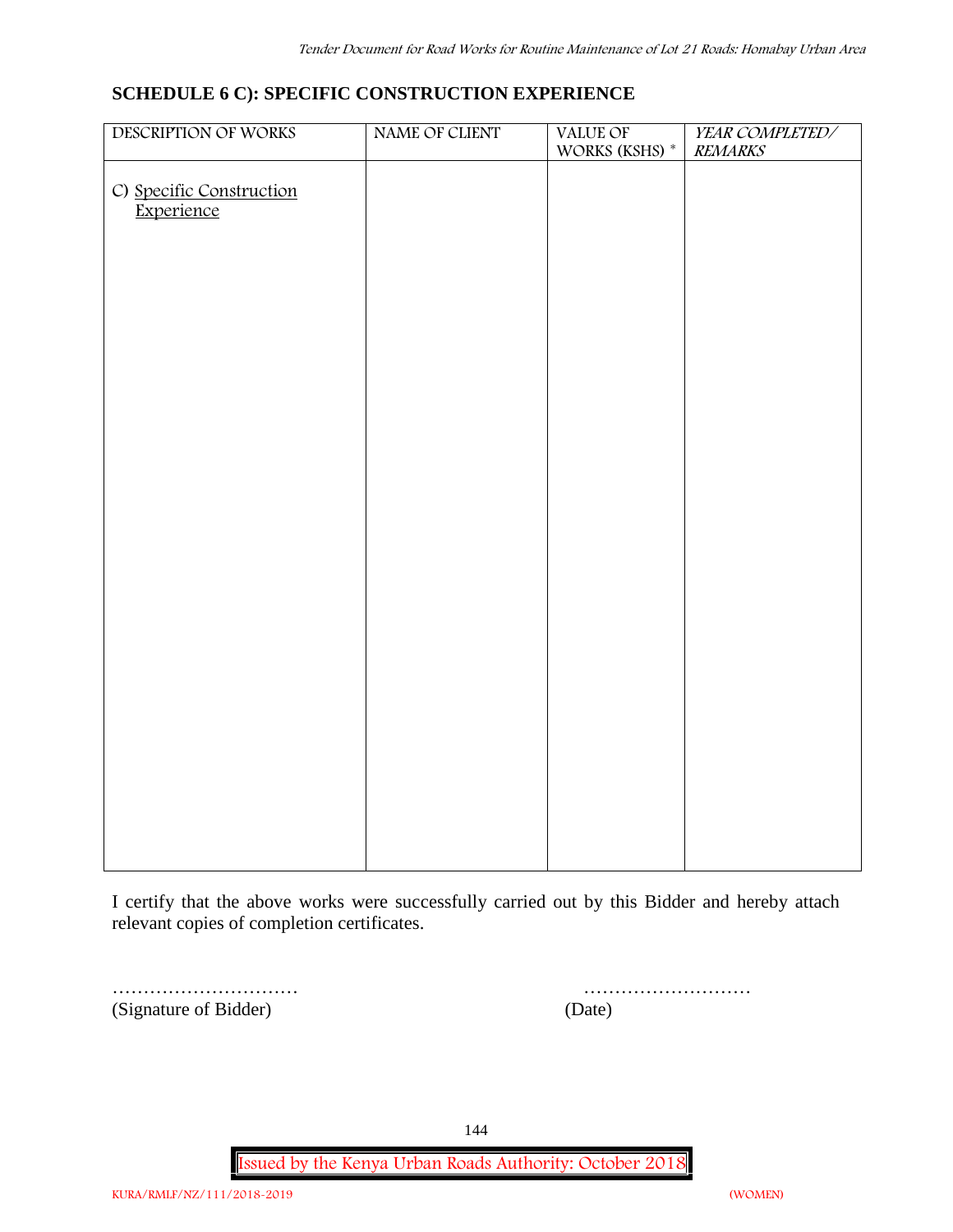## SCHEDULE 6 C): SPECIFIC CONSTRUCTION EXPERIENCE

| DESCRIPTION OF WORKS | NAME OF CLIENT | VALUE OF WORKS (KSHS) * | *YEAR COMPLETED/ REMARKS* |
|---|---|---|---|
| C) Specific Construction Experience | | | |

I certify that the above works were successfully carried out by this Bidder and hereby attach relevant copies of completion certificates.

………………………… ………………………
(Signature of Bidder) (Date)

Issued by the Kenya Urban Roads Authority: October 2018

KURA/RMLF/NZ/111/2018-2019 (WOMEN)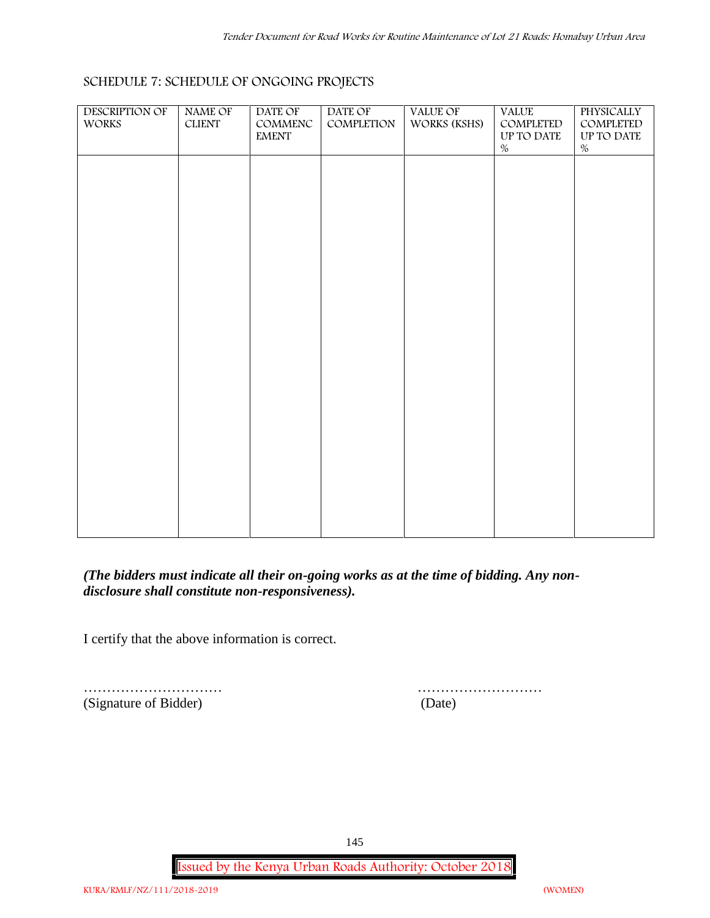## SCHEDULE 7: SCHEDULE OF ONGOING PROJECTS

| DESCRIPTION OF WORKS | NAME OF CLIENT | DATE OF COMMENCEMENT | DATE OF COMPLETION | VALUE OF WORKS (KSHS) | VALUE COMPLETED UP TO DATE % | PHYSICALLY COMPLETED UP TO DATE % |
|---|---|---|---|---|---|---|
| | | | | | | |

***(The bidders must indicate all their on-going works as at the time of bidding. Any non-disclosure shall constitute non-responsiveness).***

I certify that the above information is correct.

…………………………  
(Signature of Bidder)

………………………  
(Date)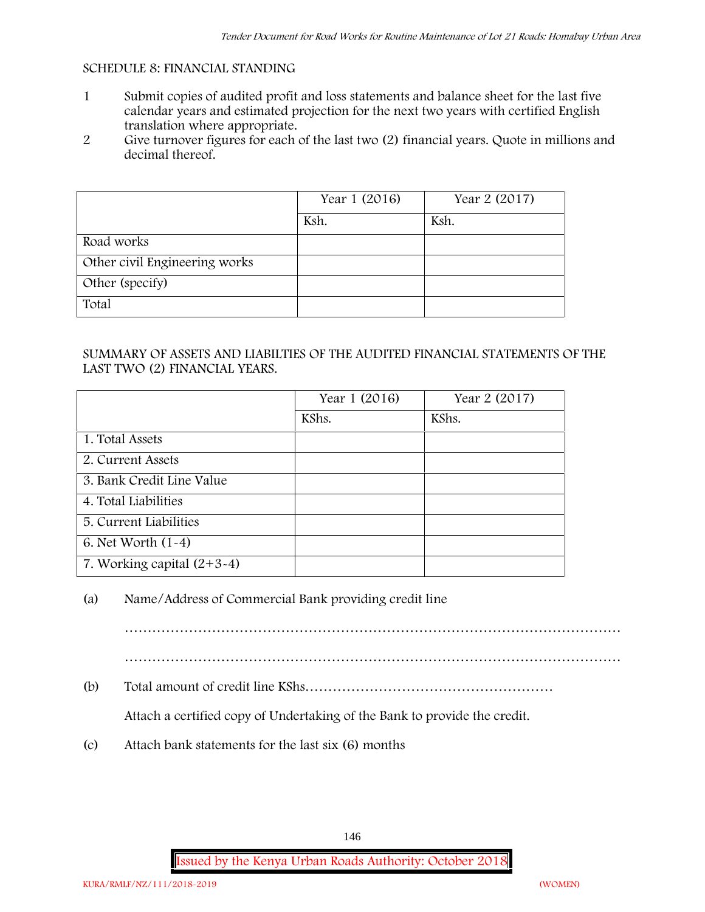SCHEDULE 8: FINANCIAL STANDING

1. Submit copies of audited profit and loss statements and balance sheet for the last five calendar years and estimated projection for the next two years with certified English translation where appropriate.
2. Give turnover figures for each of the last two (2) financial years. Quote in millions and decimal thereof.

| | Year 1 (2016) | Year 2 (2017) |
|---|---|---|
| | Ksh. | Ksh. |
| Road works | | |
| Other civil Engineering works | | |
| Other (specify) | | |
| Total | | |

SUMMARY OF ASSETS AND LIABILTIES OF THE AUDITED FINANCIAL STATEMENTS OF THE LAST TWO (2) FINANCIAL YEARS.

| | Year 1 (2016) | Year 2 (2017) |
|---|---|---|
| | KShs. | KShs. |
| 1. Total Assets | | |
| 2. Current Assets | | |
| 3. Bank Credit Line Value | | |
| 4. Total Liabilities | | |
| 5. Current Liabilities | | |
| 6. Net Worth (1-4) | | |
| 7. Working capital (2+3-4) | | |

(a) Name/Address of Commercial Bank providing credit line

……………………………………………………………………………………………

……………………………………………………………………………………………

(b) Total amount of credit line KShs………………………………………………

Attach a certified copy of Undertaking of the Bank to provide the credit.

(c) Attach bank statements for the last six (6) months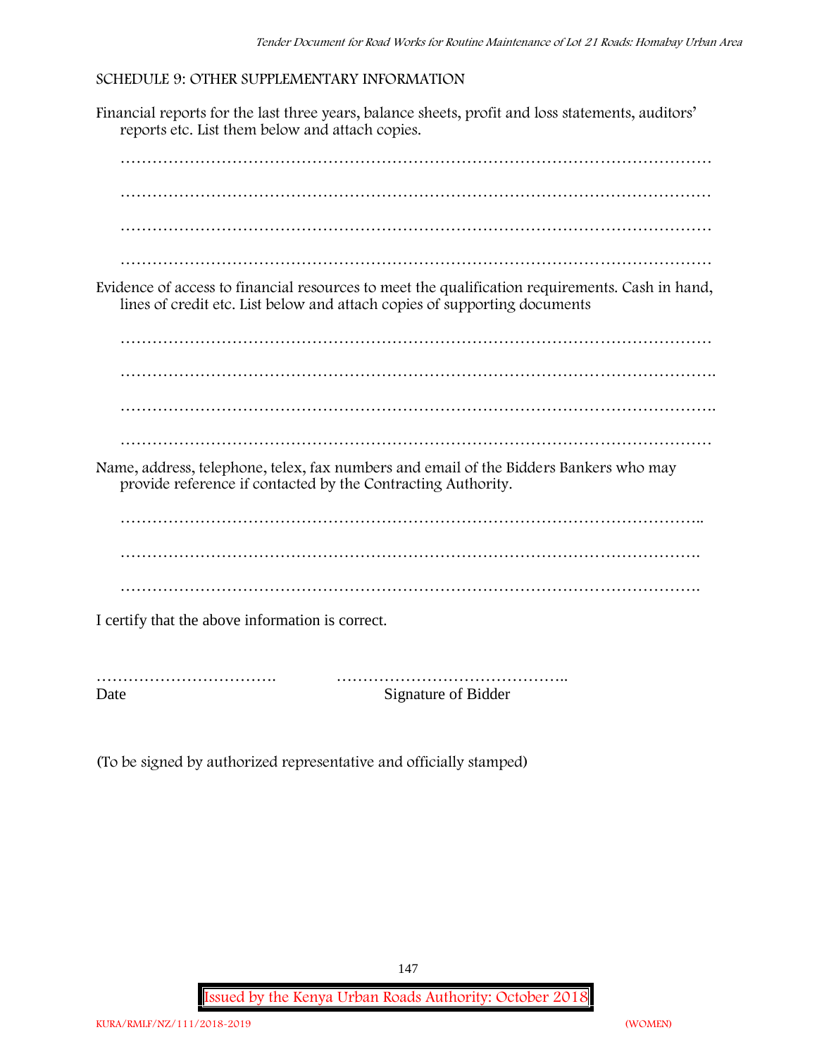SCHEDULE 9: OTHER SUPPLEMENTARY INFORMATION

Financial reports for the last three years, balance sheets, profit and loss statements, auditors' reports etc. List them below and attach copies.

…………………………………………………………………………………………………

…………………………………………………………………………………………………

…………………………………………………………………………………………………

…………………………………………………………………………………………………

Evidence of access to financial resources to meet the qualification requirements. Cash in hand, lines of credit etc. List below and attach copies of supporting documents

…………………………………………………………………………………………………

…………………………………………………………………………………………………..

………………………………………………………………………………………………….

…………………………………………………………………………………………………

Name, address, telephone, telex, fax numbers and email of the Bidders Bankers who may provide reference if contacted by the Contracting Authority.

………………………………………………………………………………………………..

……………………………………………………………………………………………….

……………………………………………………………………………………………….

I certify that the above information is correct.

……………………………. ……………………………………..

Date Signature of Bidder

(To be signed by authorized representative and officially stamped)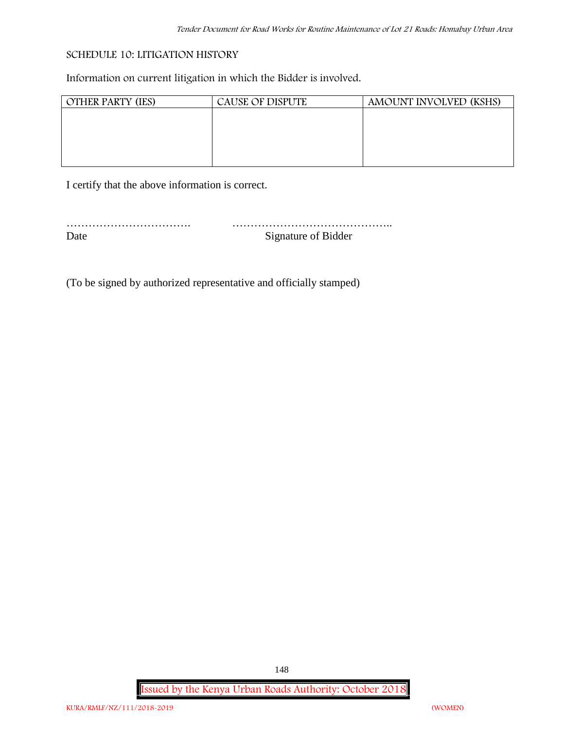## SCHEDULE 10: LITIGATION HISTORY

Information on current litigation in which the Bidder is involved.

| OTHER PARTY (IES) | CAUSE OF DISPUTE | AMOUNT INVOLVED (KSHS) |
|---|---|---|
| | | |

I certify that the above information is correct.

……………………………. ……………………………………..

Date Signature of Bidder

(To be signed by authorized representative and officially stamped)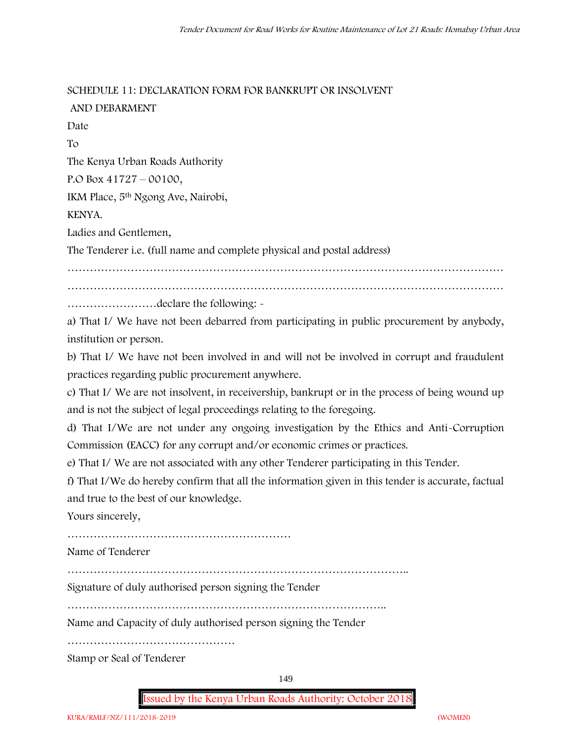SCHEDULE 11: DECLARATION FORM FOR BANKRUPT OR INSOLVENT AND DEBARMENT

Date

To

The Kenya Urban Roads Authority

P.O Box 41727 – 00100,

IKM Place, 5th Ngong Ave, Nairobi,

KENYA.

Ladies and Gentlemen,

The Tenderer i.e. (full name and complete physical and postal address)

……………………………………………………………………………………………………………

……………………………………………………………………………………………………………

……………………declare the following: -

a) That I/ We have not been debarred from participating in public procurement by anybody, institution or person.

b) That I/ We have not been involved in and will not be involved in corrupt and fraudulent practices regarding public procurement anywhere.

c) That I/ We are not insolvent, in receivership, bankrupt or in the process of being wound up and is not the subject of legal proceedings relating to the foregoing.

d) That I/We are not under any ongoing investigation by the Ethics and Anti-Corruption Commission (EACC) for any corrupt and/or economic crimes or practices.

e) That I/ We are not associated with any other Tenderer participating in this Tender.

f) That I/We do hereby confirm that all the information given in this tender is accurate, factual and true to the best of our knowledge.

Yours sincerely,

……………………………………………………

Name of Tenderer

………………………………………………………………………………..

Signature of duly authorised person signing the Tender

…………………………………………………………………………..

Name and Capacity of duly authorised person signing the Tender

………………………………………

Stamp or Seal of Tenderer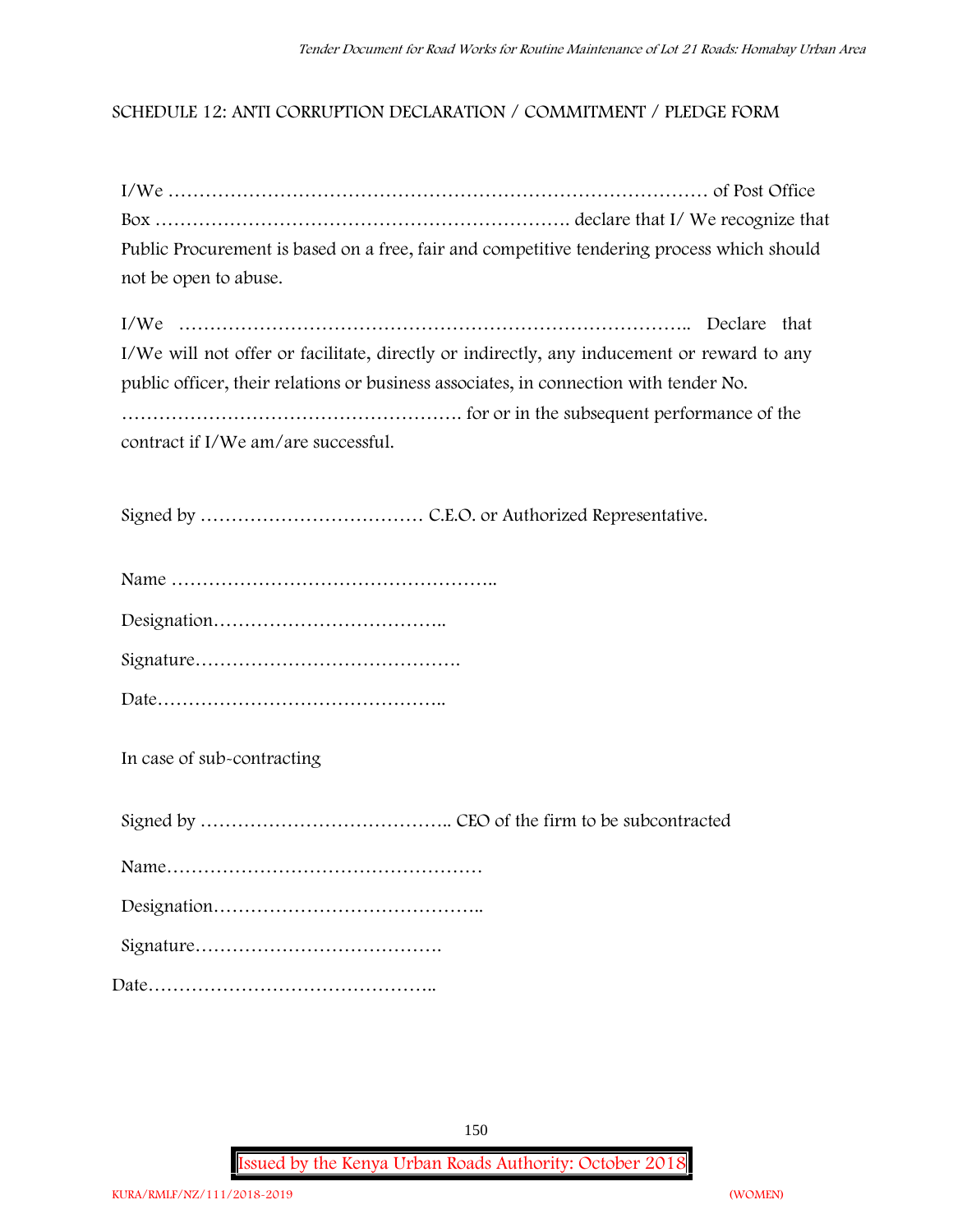## SCHEDULE 12: ANTI CORRUPTION DECLARATION / COMMITMENT / PLEDGE FORM

I/We ……………………………………………………………………………… of Post Office Box ………………………………………………………. declare that I/ We recognize that Public Procurement is based on a free, fair and competitive tendering process which should not be open to abuse.

I/We ……………………………………………………………………….. Declare that I/We will not offer or facilitate, directly or indirectly, any inducement or reward to any public officer, their relations or business associates, in connection with tender No. ………………………………………………. for or in the subsequent performance of the contract if I/We am/are successful.

Signed by ……………………………… C.E.O. or Authorized Representative.

Name ……………………………………………..

Designation………………………………..

Signature…………………………………….

Date………………………………………..

In case of sub-contracting

Signed by ………………………………….. CEO of the firm to be subcontracted

Name……………………………………………

Designation……………………………………..

Signature………………………………….

Date………………………………………..

Issued by the Kenya Urban Roads Authority: October 2018

KURA/RMLF/NZ/111/2018-2019 (WOMEN)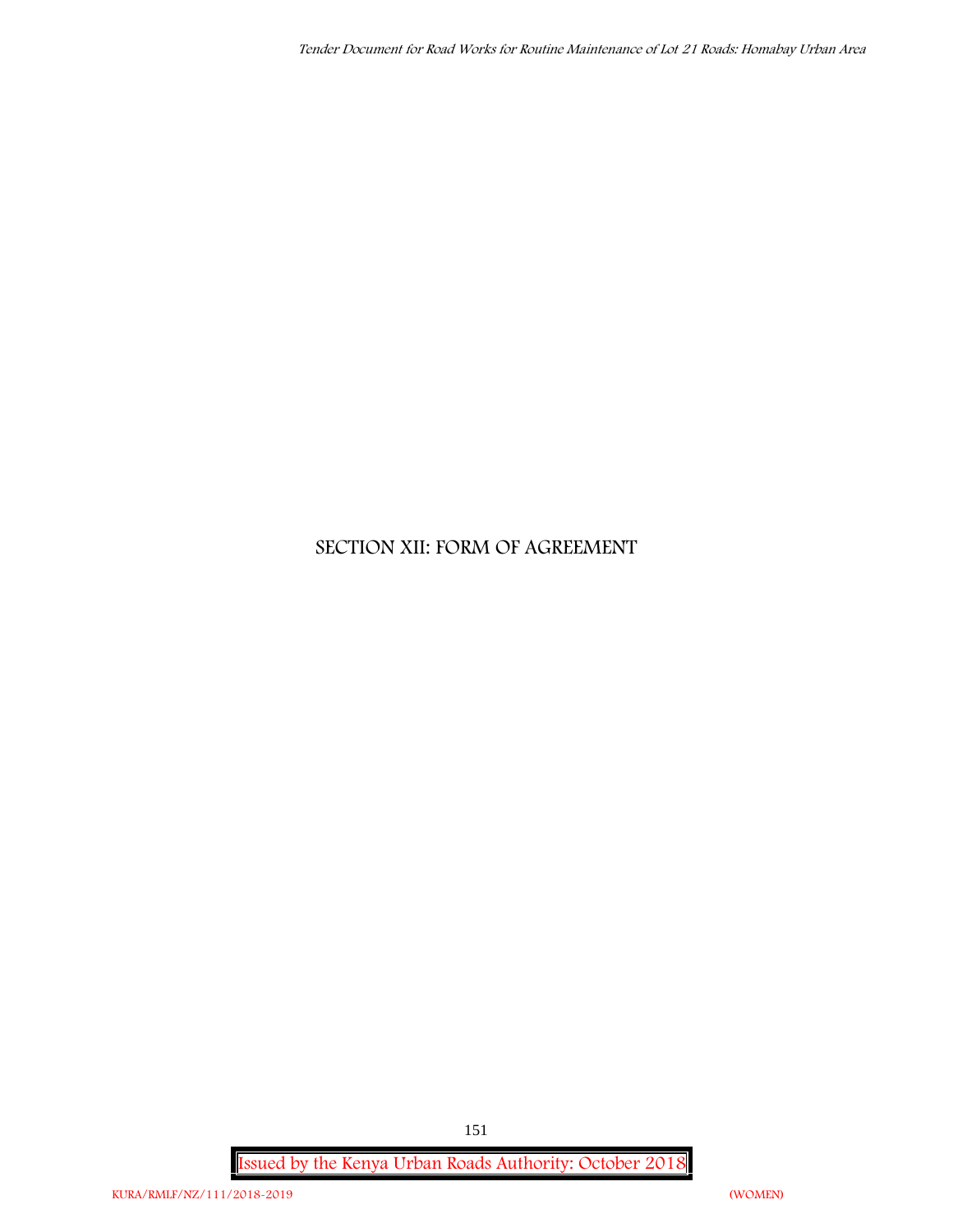# SECTION XII: FORM OF AGREEMENT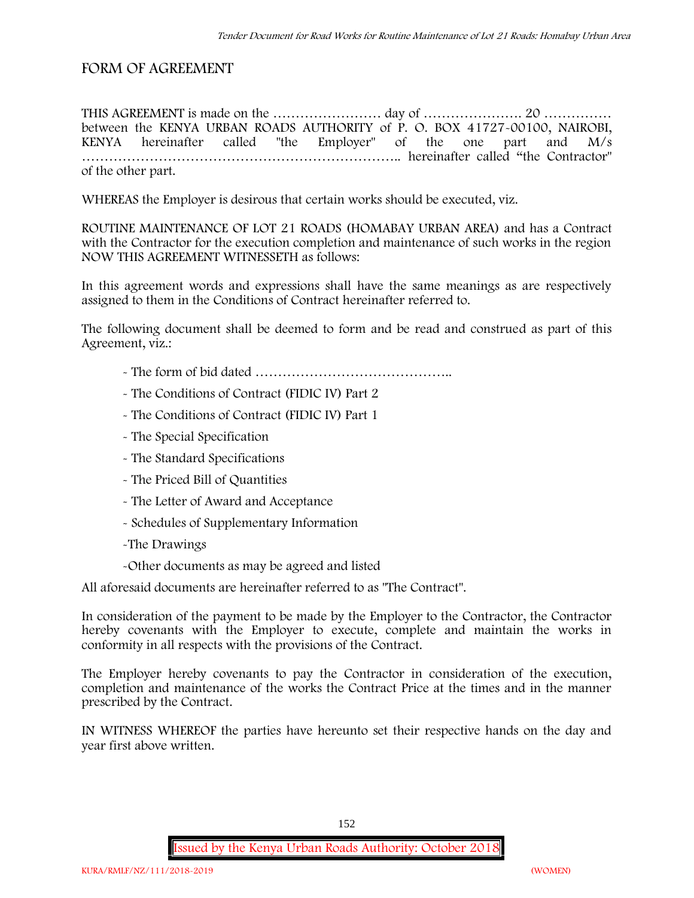## FORM OF AGREEMENT

THIS AGREEMENT is made on the …………………… day of …………………. 20 …………… between the KENYA URBAN ROADS AUTHORITY of P. O. BOX 41727-00100, NAIROBI, KENYA hereinafter called "the Employer" of the one part and M/s ………………………………………………………….. hereinafter called "the Contractor" of the other part.

WHEREAS the Employer is desirous that certain works should be executed, viz.

ROUTINE MAINTENANCE OF LOT 21 ROADS (HOMABAY URBAN AREA) and has a Contract with the Contractor for the execution completion and maintenance of such works in the region NOW THIS AGREEMENT WITNESSETH as follows:

In this agreement words and expressions shall have the same meanings as are respectively assigned to them in the Conditions of Contract hereinafter referred to.

The following document shall be deemed to form and be read and construed as part of this Agreement, viz.:

- The form of bid dated ……………………………………..
- The Conditions of Contract (FIDIC IV) Part 2
- The Conditions of Contract (FIDIC IV) Part 1
- The Special Specification
- The Standard Specifications
- The Priced Bill of Quantities
- The Letter of Award and Acceptance
- Schedules of Supplementary Information
- The Drawings
- Other documents as may be agreed and listed

All aforesaid documents are hereinafter referred to as "The Contract".

In consideration of the payment to be made by the Employer to the Contractor, the Contractor hereby covenants with the Employer to execute, complete and maintain the works in conformity in all respects with the provisions of the Contract.

The Employer hereby covenants to pay the Contractor in consideration of the execution, completion and maintenance of the works the Contract Price at the times and in the manner prescribed by the Contract.

IN WITNESS WHEREOF the parties have hereunto set their respective hands on the day and year first above written.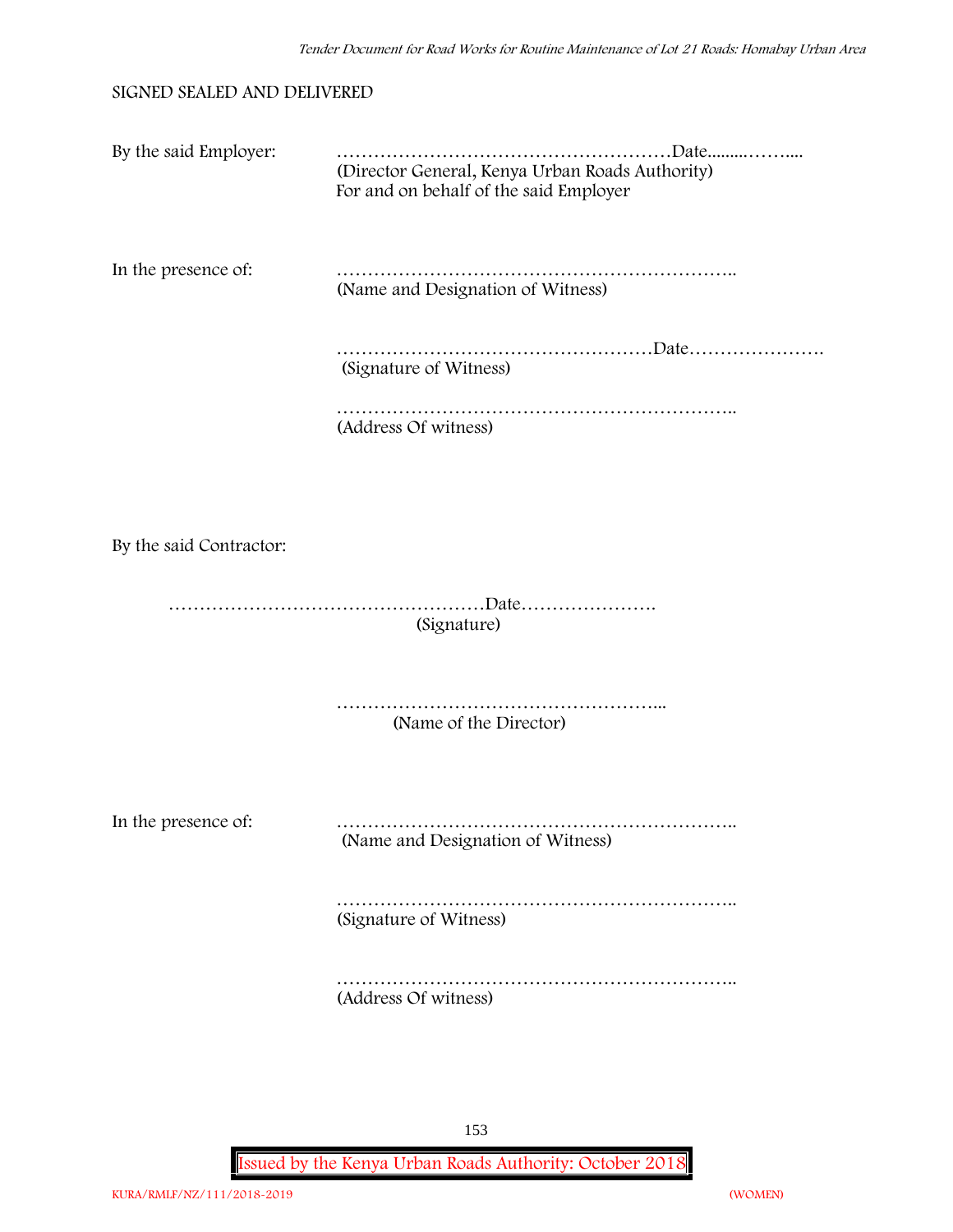SIGNED SEALED AND DELIVERED

By the said Employer: ………………………………………………Date.........……....
(Director General, Kenya Urban Roads Authority)
For and on behalf of the said Employer

In the presence of: ………………………………………………………..
(Name and Designation of Witness)

……………………………………………Date………………….
(Signature of Witness)

………………………………………………………..
(Address Of witness)

By the said Contractor:

……………………………………………Date………………….
(Signature)

……………………………………………...
(Name of the Director)

In the presence of: ………………………………………………………..
(Name and Designation of Witness)

………………………………………………………..
(Signature of Witness)

………………………………………………………..
(Address Of witness)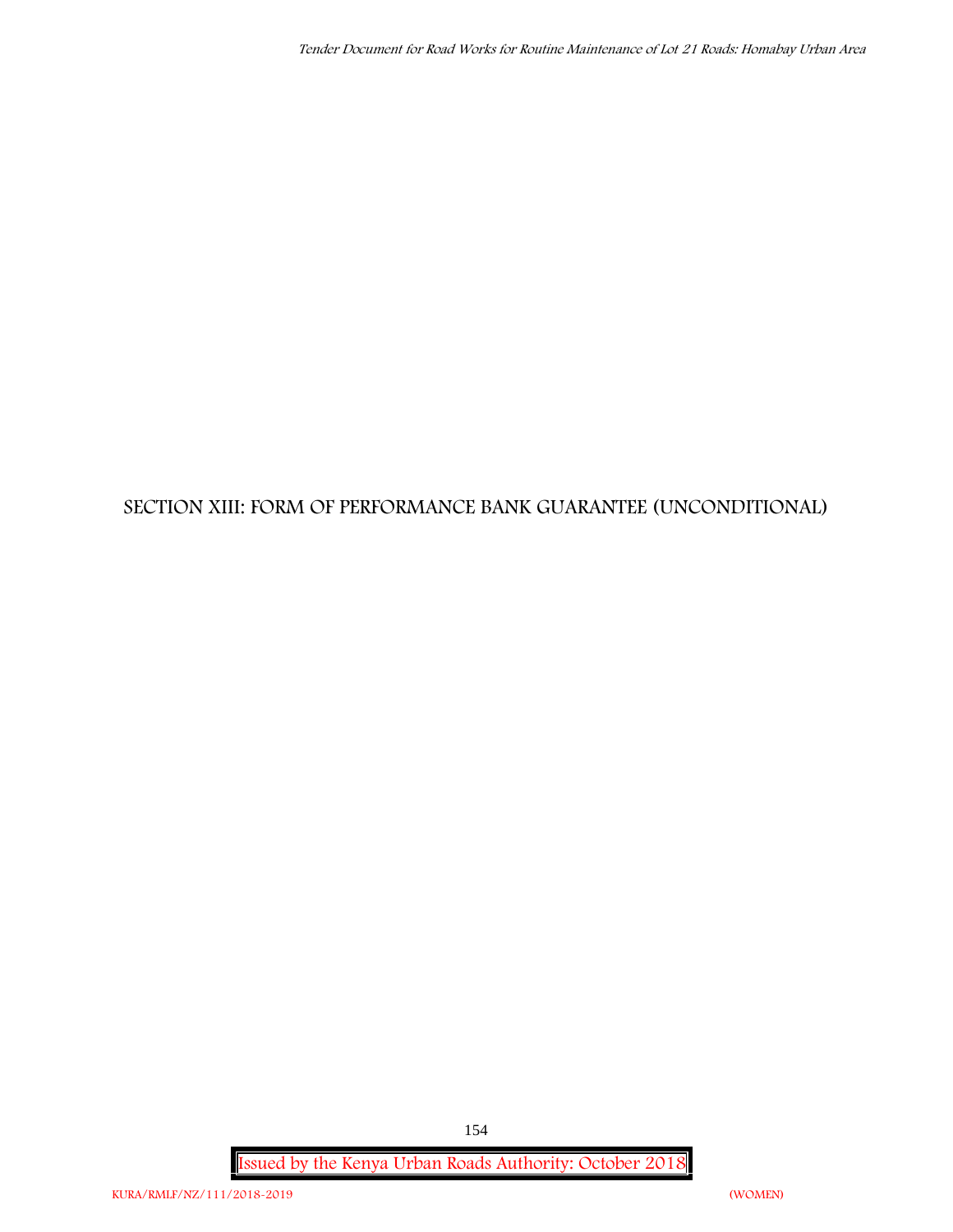# SECTION XIII: FORM OF PERFORMANCE BANK GUARANTEE (UNCONDITIONAL)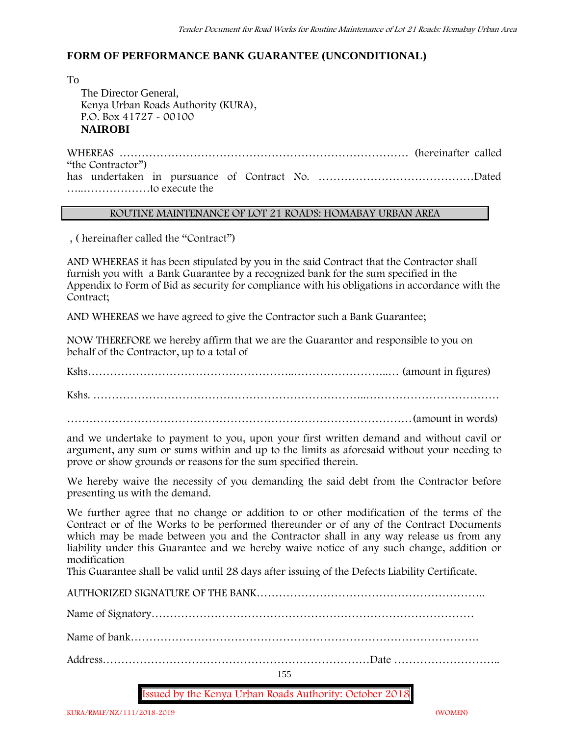## FORM OF PERFORMANCE BANK GUARANTEE (UNCONDITIONAL)

To

The Director General,
Kenya Urban Roads Authority (KURA),
P.O. Box 41727 - 00100
**NAIROBI**

WHEREAS ………………………………………………………………… (hereinafter called "the Contractor")
has undertaken in pursuance of Contract No. ……………………………………Dated …..………………to execute the

ROUTINE MAINTENANCE OF LOT 21 ROADS: HOMABAY URBAN AREA

, ( hereinafter called the "Contract")

AND WHEREAS it has been stipulated by you in the said Contract that the Contractor shall furnish you with a Bank Guarantee by a recognized bank for the sum specified in the Appendix to Form of Bid as security for compliance with his obligations in accordance with the Contract;

AND WHEREAS we have agreed to give the Contractor such a Bank Guarantee;

NOW THEREFORE we hereby affirm that we are the Guarantor and responsible to you on behalf of the Contractor, up to a total of

Kshs……………………………………………..……………………..… (amount in figures)

Kshs. ……………………………………………………………..………………………………

………………………………………………………………………………(amount in words)

and we undertake to payment to you, upon your first written demand and without cavil or argument, any sum or sums within and up to the limits as aforesaid without your needing to prove or show grounds or reasons for the sum specified therein.

We hereby waive the necessity of you demanding the said debt from the Contractor before presenting us with the demand.

We further agree that no change or addition to or other modification of the terms of the Contract or of the Works to be performed thereunder or of any of the Contract Documents which may be made between you and the Contractor shall in any way release us from any liability under this Guarantee and we hereby waive notice of any such change, addition or modification
This Guarantee shall be valid until 28 days after issuing of the Defects Liability Certificate.

AUTHORIZED SIGNATURE OF THE BANK……………………………………………………..

Name of Signatory…………………………………………………………………………

Name of bank……………………………………………………………………………….

Address……………………………………………………………Date ………………………..

Issued by the Kenya Urban Roads Authority: October 2018

KURA/RMLF/NZ/111/2018-2019 (WOMEN)